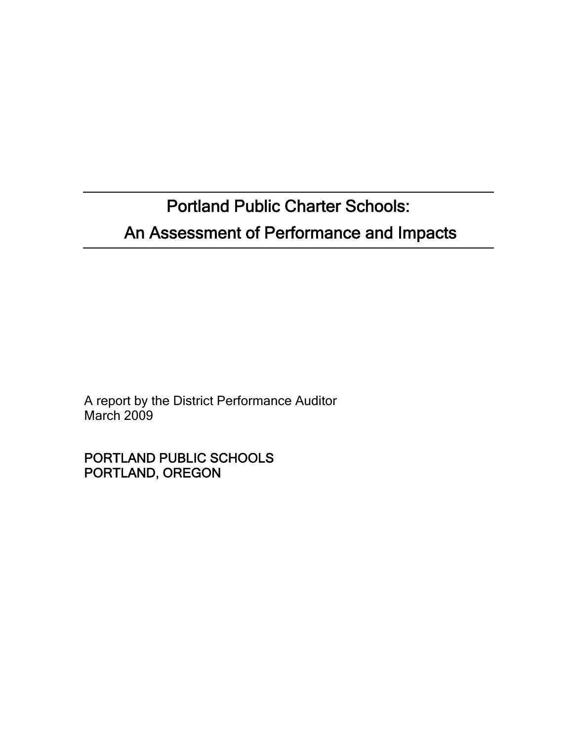# Portland Public Charter Schools:
# An Assessment of Performance and Impacts

A report by the District Performance Auditor
March 2009

PORTLAND PUBLIC SCHOOLS
PORTLAND, OREGON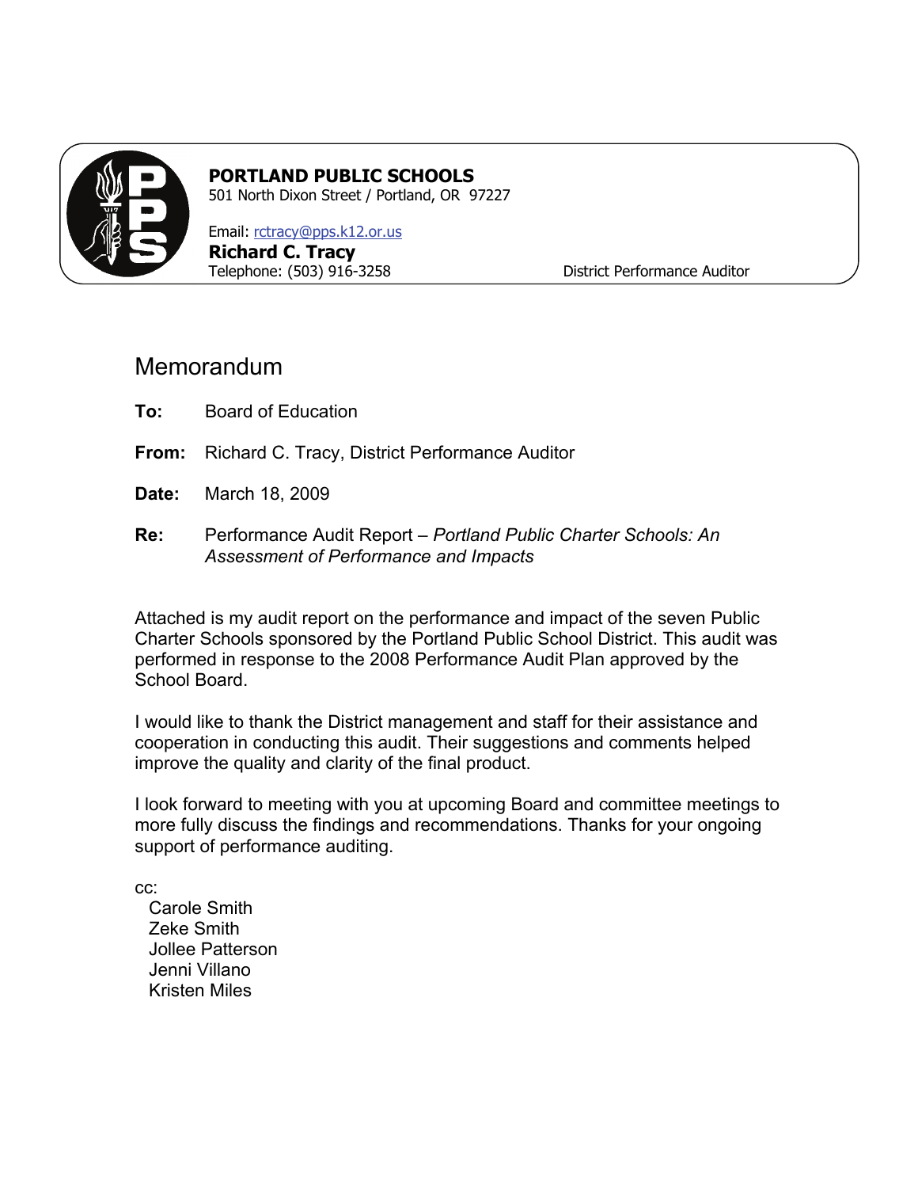**PORTLAND PUBLIC SCHOOLS**
501 North Dixon Street / Portland, OR 97227

Email: rctracy@pps.k12.or.us
**Richard C. Tracy**
Telephone: (503) 916-3258 District Performance Auditor

# Memorandum

**To:** Board of Education

**From:** Richard C. Tracy, District Performance Auditor

**Date:** March 18, 2009

**Re:** Performance Audit Report – *Portland Public Charter Schools: An Assessment of Performance and Impacts*

Attached is my audit report on the performance and impact of the seven Public Charter Schools sponsored by the Portland Public School District. This audit was performed in response to the 2008 Performance Audit Plan approved by the School Board.

I would like to thank the District management and staff for their assistance and cooperation in conducting this audit. Their suggestions and comments helped improve the quality and clarity of the final product.

I look forward to meeting with you at upcoming Board and committee meetings to more fully discuss the findings and recommendations. Thanks for your ongoing support of performance auditing.

cc:
Carole Smith
Zeke Smith
Jollee Patterson
Jenni Villano
Kristen Miles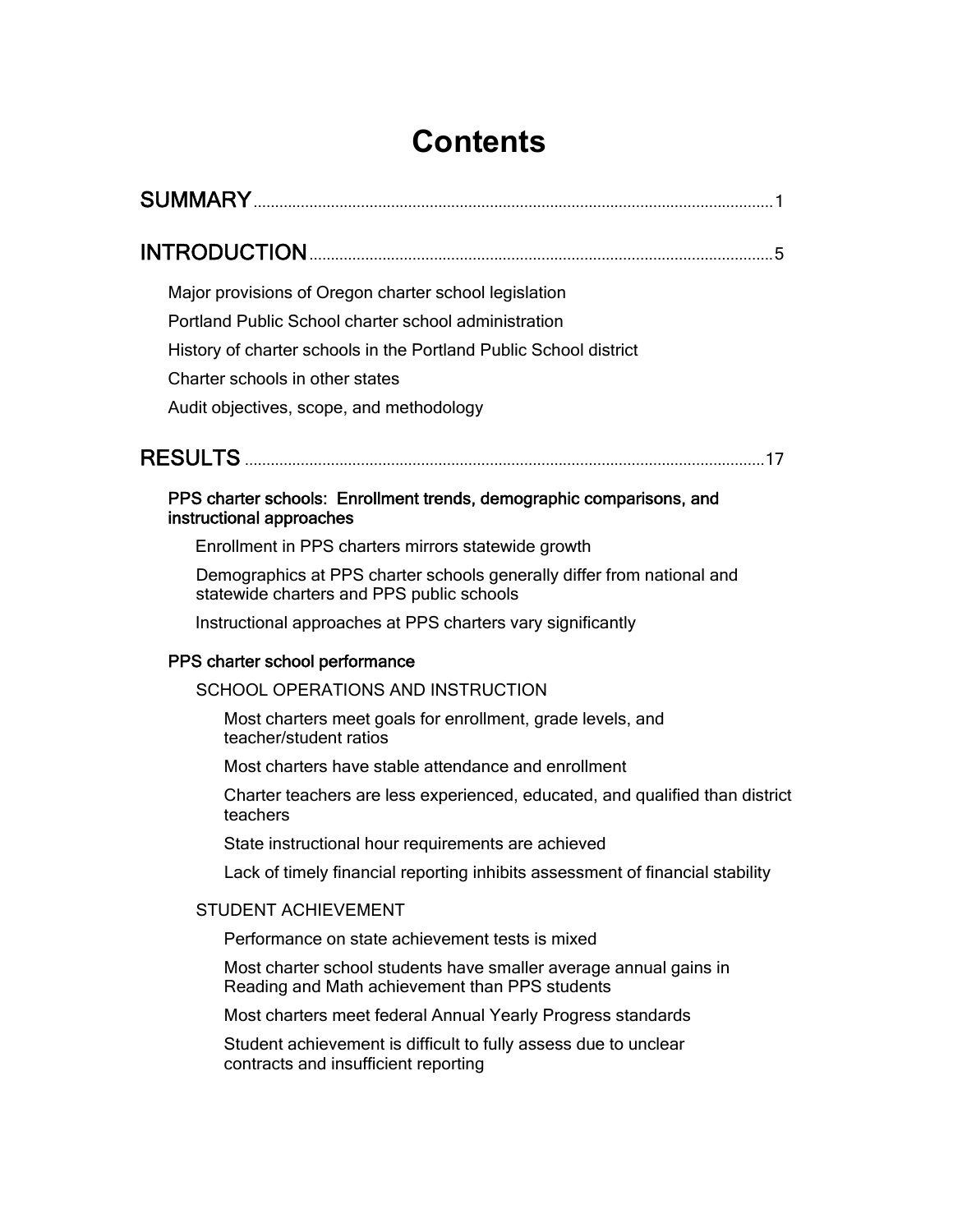# Contents

SUMMARY ........................................................................................................................ 1

INTRODUCTION ............................................................................................................ 5

Major provisions of Oregon charter school legislation

Portland Public School charter school administration

History of charter schools in the Portland Public School district

Charter schools in other states

Audit objectives, scope, and methodology

RESULTS ........................................................................................................................ 17

**PPS charter schools: Enrollment trends, demographic comparisons, and instructional approaches**

Enrollment in PPS charters mirrors statewide growth

Demographics at PPS charter schools generally differ from national and statewide charters and PPS public schools

Instructional approaches at PPS charters vary significantly

**PPS charter school performance**

SCHOOL OPERATIONS AND INSTRUCTION

Most charters meet goals for enrollment, grade levels, and teacher/student ratios

Most charters have stable attendance and enrollment

Charter teachers are less experienced, educated, and qualified than district teachers

State instructional hour requirements are achieved

Lack of timely financial reporting inhibits assessment of financial stability

STUDENT ACHIEVEMENT

Performance on state achievement tests is mixed

Most charter school students have smaller average annual gains in Reading and Math achievement than PPS students

Most charters meet federal Annual Yearly Progress standards

Student achievement is difficult to fully assess due to unclear contracts and insufficient reporting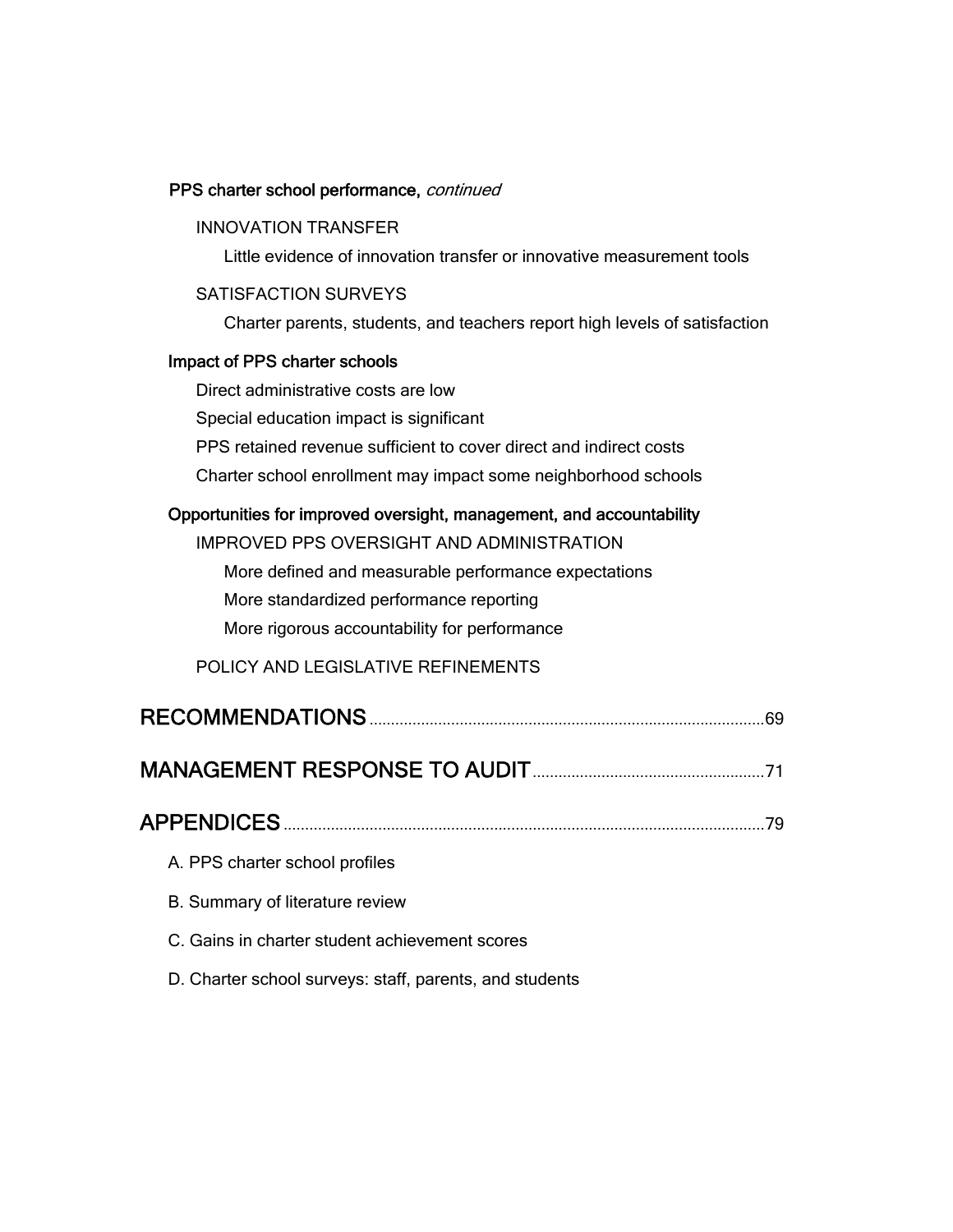**PPS charter school performance,** *continued*

INNOVATION TRANSFER

Little evidence of innovation transfer or innovative measurement tools

SATISFACTION SURVEYS

Charter parents, students, and teachers report high levels of satisfaction

**Impact of PPS charter schools**

Direct administrative costs are low

Special education impact is significant

PPS retained revenue sufficient to cover direct and indirect costs

Charter school enrollment may impact some neighborhood schools

**Opportunities for improved oversight, management, and accountability**

IMPROVED PPS OVERSIGHT AND ADMINISTRATION

More defined and measurable performance expectations

More standardized performance reporting

More rigorous accountability for performance

POLICY AND LEGISLATIVE REFINEMENTS

## RECOMMENDATIONS ........................................................ 69

## MANAGEMENT RESPONSE TO AUDIT ........................................................ 71

## APPENDICES ........................................................ 79

A. PPS charter school profiles

B. Summary of literature review

C. Gains in charter student achievement scores

D. Charter school surveys: staff, parents, and students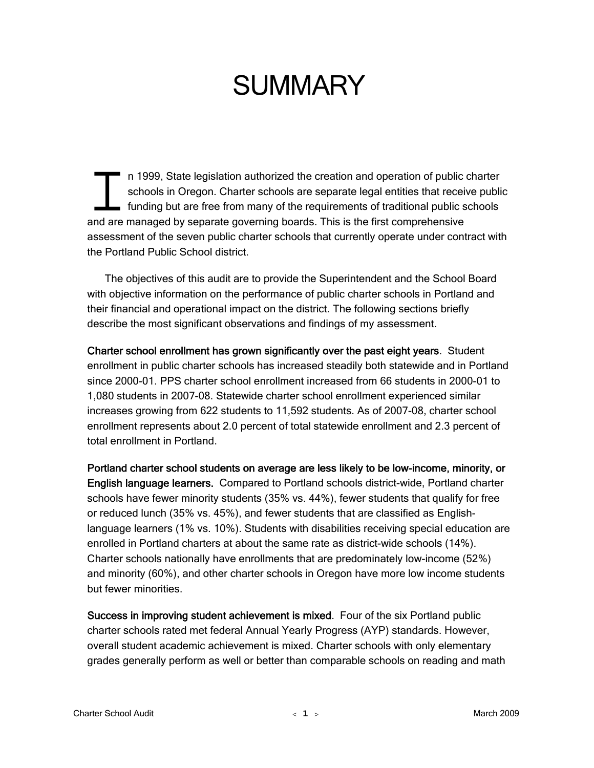# SUMMARY

In 1999, State legislation authorized the creation and operation of public charter schools in Oregon. Charter schools are separate legal entities that receive public funding but are free from many of the requirements of traditional public schools and are managed by separate governing boards. This is the first comprehensive assessment of the seven public charter schools that currently operate under contract with the Portland Public School district.

The objectives of this audit are to provide the Superintendent and the School Board with objective information on the performance of public charter schools in Portland and their financial and operational impact on the district. The following sections briefly describe the most significant observations and findings of my assessment.

**Charter school enrollment has grown significantly over the past eight years**. Student enrollment in public charter schools has increased steadily both statewide and in Portland since 2000-01. PPS charter school enrollment increased from 66 students in 2000-01 to 1,080 students in 2007-08. Statewide charter school enrollment experienced similar increases growing from 622 students to 11,592 students. As of 2007-08, charter school enrollment represents about 2.0 percent of total statewide enrollment and 2.3 percent of total enrollment in Portland.

**Portland charter school students on average are less likely to be low-income, minority, or English language learners.** Compared to Portland schools district-wide, Portland charter schools have fewer minority students (35% vs. 44%), fewer students that qualify for free or reduced lunch (35% vs. 45%), and fewer students that are classified as English-language learners (1% vs. 10%). Students with disabilities receiving special education are enrolled in Portland charters at about the same rate as district-wide schools (14%). Charter schools nationally have enrollments that are predominately low-income (52%) and minority (60%), and other charter schools in Oregon have more low income students but fewer minorities.

**Success in improving student achievement is mixed**. Four of the six Portland public charter schools rated met federal Annual Yearly Progress (AYP) standards. However, overall student academic achievement is mixed. Charter schools with only elementary grades generally perform as well or better than comparable schools on reading and math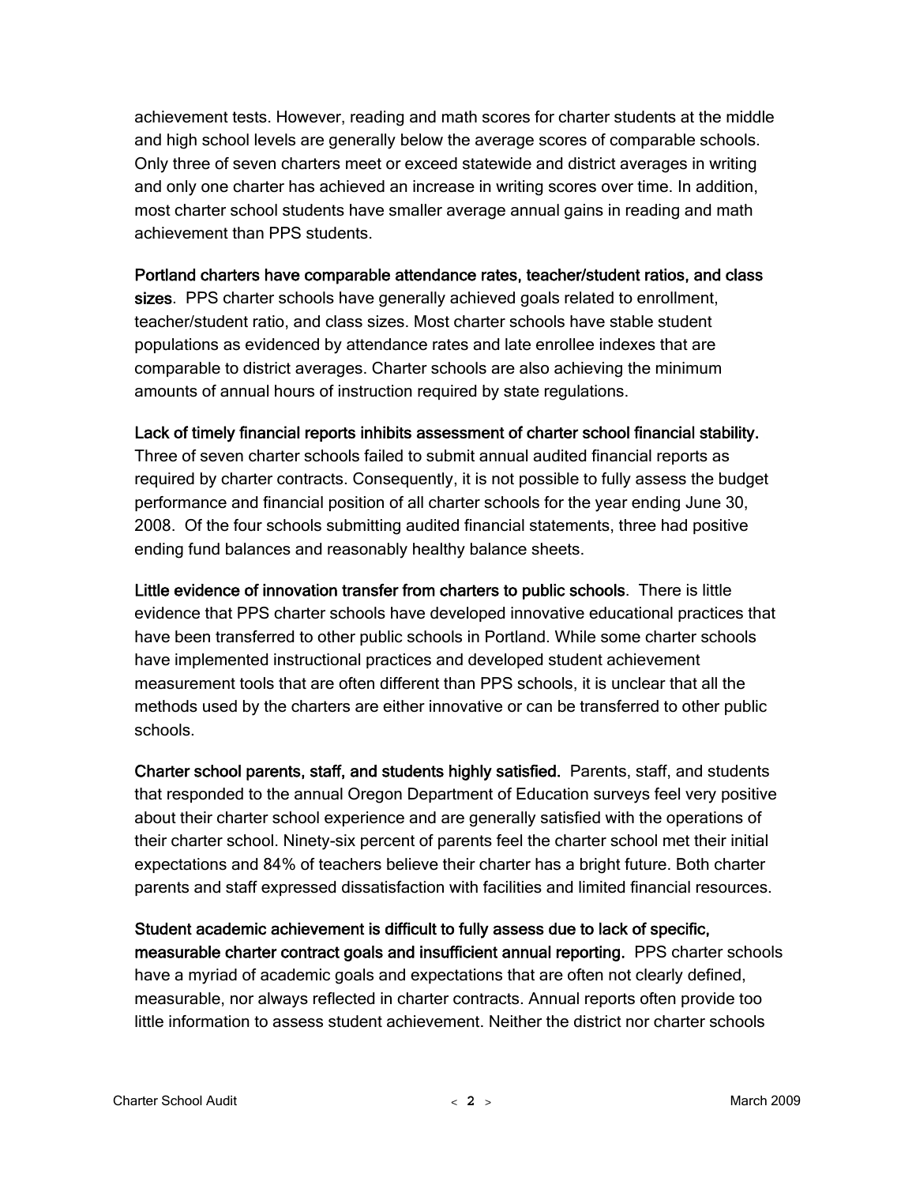achievement tests. However, reading and math scores for charter students at the middle and high school levels are generally below the average scores of comparable schools. Only three of seven charters meet or exceed statewide and district averages in writing and only one charter has achieved an increase in writing scores over time. In addition, most charter school students have smaller average annual gains in reading and math achievement than PPS students.

**Portland charters have comparable attendance rates, teacher/student ratios, and class sizes**. PPS charter schools have generally achieved goals related to enrollment, teacher/student ratio, and class sizes. Most charter schools have stable student populations as evidenced by attendance rates and late enrollee indexes that are comparable to district averages. Charter schools are also achieving the minimum amounts of annual hours of instruction required by state regulations.

**Lack of timely financial reports inhibits assessment of charter school financial stability.** Three of seven charter schools failed to submit annual audited financial reports as required by charter contracts. Consequently, it is not possible to fully assess the budget performance and financial position of all charter schools for the year ending June 30, 2008. Of the four schools submitting audited financial statements, three had positive ending fund balances and reasonably healthy balance sheets.

**Little evidence of innovation transfer from charters to public schools**. There is little evidence that PPS charter schools have developed innovative educational practices that have been transferred to other public schools in Portland. While some charter schools have implemented instructional practices and developed student achievement measurement tools that are often different than PPS schools, it is unclear that all the methods used by the charters are either innovative or can be transferred to other public schools.

**Charter school parents, staff, and students highly satisfied.** Parents, staff, and students that responded to the annual Oregon Department of Education surveys feel very positive about their charter school experience and are generally satisfied with the operations of their charter school. Ninety-six percent of parents feel the charter school met their initial expectations and 84% of teachers believe their charter has a bright future. Both charter parents and staff expressed dissatisfaction with facilities and limited financial resources.

**Student academic achievement is difficult to fully assess due to lack of specific, measurable charter contract goals and insufficient annual reporting.** PPS charter schools have a myriad of academic goals and expectations that are often not clearly defined, measurable, nor always reflected in charter contracts. Annual reports often provide too little information to assess student achievement. Neither the district nor charter schools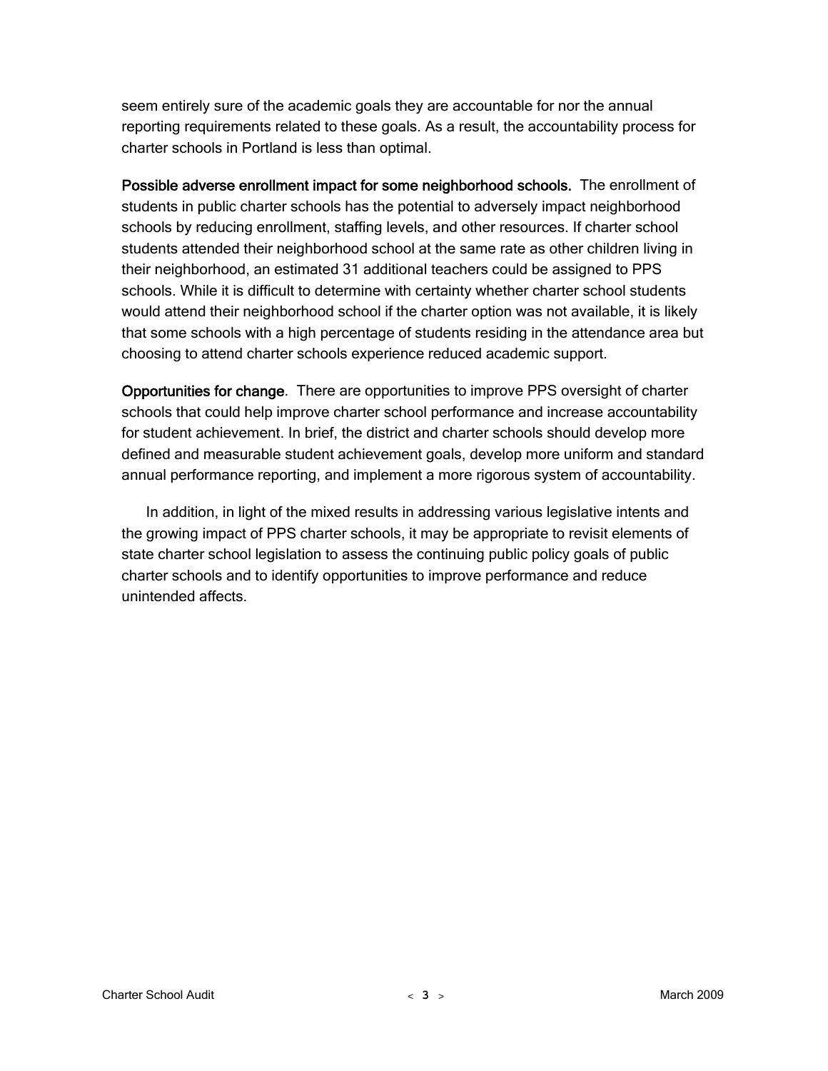seem entirely sure of the academic goals they are accountable for nor the annual reporting requirements related to these goals. As a result, the accountability process for charter schools in Portland is less than optimal.

**Possible adverse enrollment impact for some neighborhood schools.** The enrollment of students in public charter schools has the potential to adversely impact neighborhood schools by reducing enrollment, staffing levels, and other resources. If charter school students attended their neighborhood school at the same rate as other children living in their neighborhood, an estimated 31 additional teachers could be assigned to PPS schools. While it is difficult to determine with certainty whether charter school students would attend their neighborhood school if the charter option was not available, it is likely that some schools with a high percentage of students residing in the attendance area but choosing to attend charter schools experience reduced academic support.

**Opportunities for change**. There are opportunities to improve PPS oversight of charter schools that could help improve charter school performance and increase accountability for student achievement. In brief, the district and charter schools should develop more defined and measurable student achievement goals, develop more uniform and standard annual performance reporting, and implement a more rigorous system of accountability.

In addition, in light of the mixed results in addressing various legislative intents and the growing impact of PPS charter schools, it may be appropriate to revisit elements of state charter school legislation to assess the continuing public policy goals of public charter schools and to identify opportunities to improve performance and reduce unintended affects.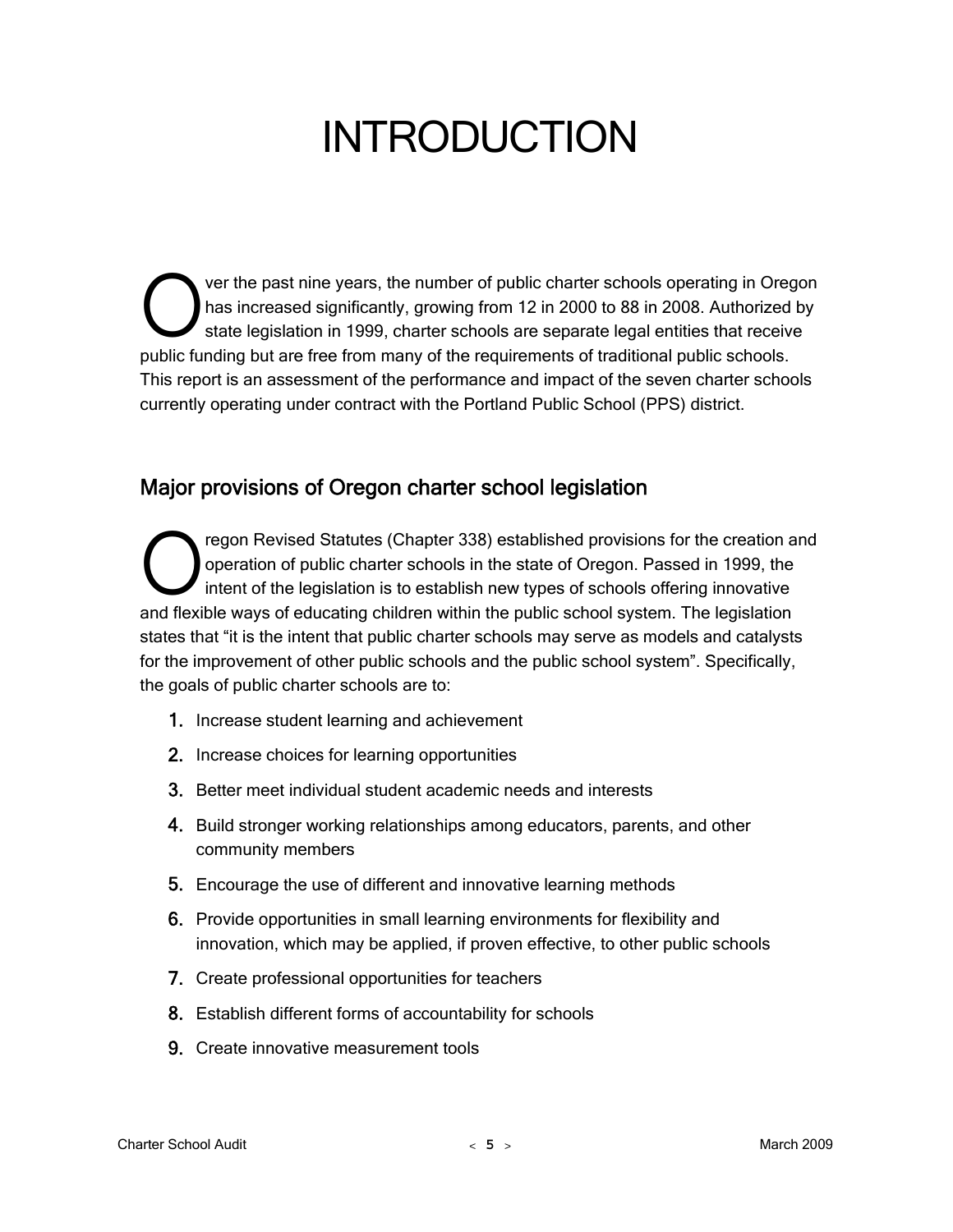# INTRODUCTION

Over the past nine years, the number of public charter schools operating in Oregon has increased significantly, growing from 12 in 2000 to 88 in 2008. Authorized by state legislation in 1999, charter schools are separate legal entities that receive public funding but are free from many of the requirements of traditional public schools. This report is an assessment of the performance and impact of the seven charter schools currently operating under contract with the Portland Public School (PPS) district.

## Major provisions of Oregon charter school legislation

Oregon Revised Statutes (Chapter 338) established provisions for the creation and operation of public charter schools in the state of Oregon. Passed in 1999, the intent of the legislation is to establish new types of schools offering innovative and flexible ways of educating children within the public school system. The legislation states that "it is the intent that public charter schools may serve as models and catalysts for the improvement of other public schools and the public school system". Specifically, the goals of public charter schools are to:

1. Increase student learning and achievement
2. Increase choices for learning opportunities
3. Better meet individual student academic needs and interests
4. Build stronger working relationships among educators, parents, and other community members
5. Encourage the use of different and innovative learning methods
6. Provide opportunities in small learning environments for flexibility and innovation, which may be applied, if proven effective, to other public schools
7. Create professional opportunities for teachers
8. Establish different forms of accountability for schools
9. Create innovative measurement tools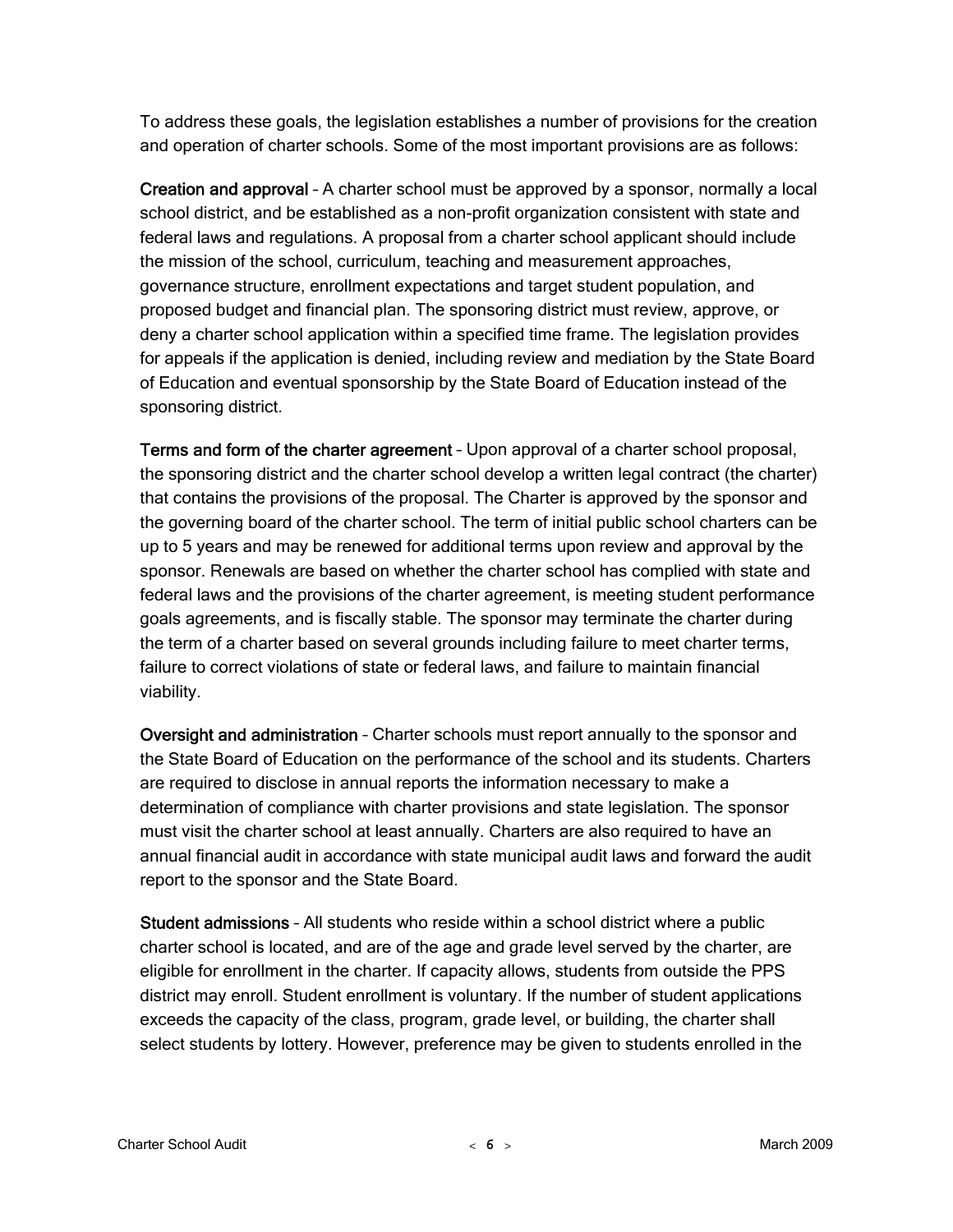To address these goals, the legislation establishes a number of provisions for the creation and operation of charter schools. Some of the most important provisions are as follows:

**Creation and approval** – A charter school must be approved by a sponsor, normally a local school district, and be established as a non-profit organization consistent with state and federal laws and regulations. A proposal from a charter school applicant should include the mission of the school, curriculum, teaching and measurement approaches, governance structure, enrollment expectations and target student population, and proposed budget and financial plan. The sponsoring district must review, approve, or deny a charter school application within a specified time frame. The legislation provides for appeals if the application is denied, including review and mediation by the State Board of Education and eventual sponsorship by the State Board of Education instead of the sponsoring district.

**Terms and form of the charter agreement** – Upon approval of a charter school proposal, the sponsoring district and the charter school develop a written legal contract (the charter) that contains the provisions of the proposal. The Charter is approved by the sponsor and the governing board of the charter school. The term of initial public school charters can be up to 5 years and may be renewed for additional terms upon review and approval by the sponsor. Renewals are based on whether the charter school has complied with state and federal laws and the provisions of the charter agreement, is meeting student performance goals agreements, and is fiscally stable. The sponsor may terminate the charter during the term of a charter based on several grounds including failure to meet charter terms, failure to correct violations of state or federal laws, and failure to maintain financial viability.

**Oversight and administration** – Charter schools must report annually to the sponsor and the State Board of Education on the performance of the school and its students. Charters are required to disclose in annual reports the information necessary to make a determination of compliance with charter provisions and state legislation. The sponsor must visit the charter school at least annually. Charters are also required to have an annual financial audit in accordance with state municipal audit laws and forward the audit report to the sponsor and the State Board.

**Student admissions** – All students who reside within a school district where a public charter school is located, and are of the age and grade level served by the charter, are eligible for enrollment in the charter. If capacity allows, students from outside the PPS district may enroll. Student enrollment is voluntary. If the number of student applications exceeds the capacity of the class, program, grade level, or building, the charter shall select students by lottery. However, preference may be given to students enrolled in the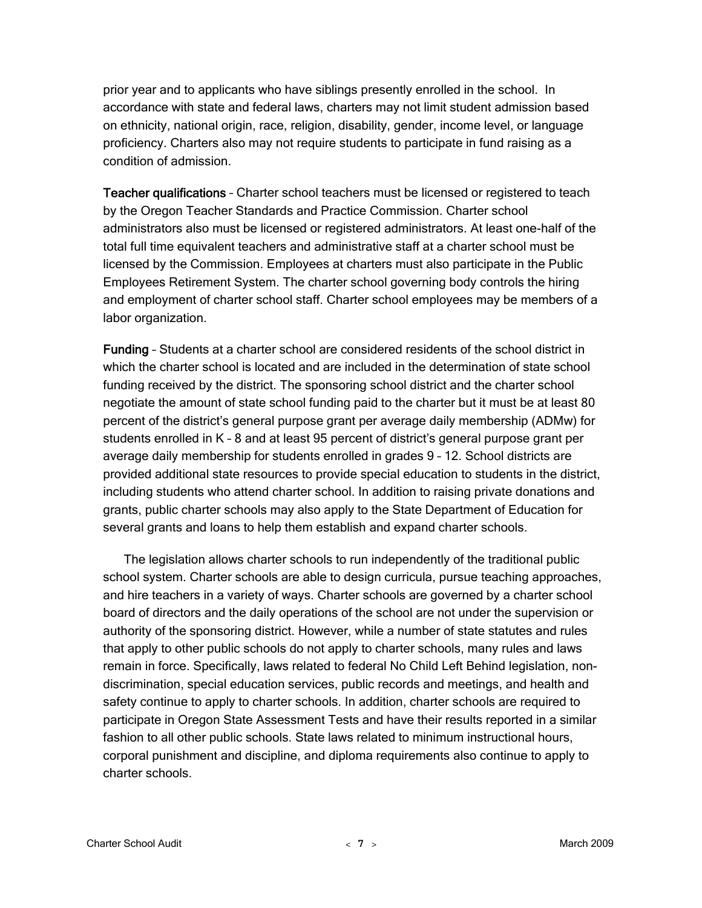prior year and to applicants who have siblings presently enrolled in the school. In accordance with state and federal laws, charters may not limit student admission based on ethnicity, national origin, race, religion, disability, gender, income level, or language proficiency. Charters also may not require students to participate in fund raising as a condition of admission.

**Teacher qualifications** – Charter school teachers must be licensed or registered to teach by the Oregon Teacher Standards and Practice Commission. Charter school administrators also must be licensed or registered administrators. At least one-half of the total full time equivalent teachers and administrative staff at a charter school must be licensed by the Commission. Employees at charters must also participate in the Public Employees Retirement System. The charter school governing body controls the hiring and employment of charter school staff. Charter school employees may be members of a labor organization.

**Funding** – Students at a charter school are considered residents of the school district in which the charter school is located and are included in the determination of state school funding received by the district. The sponsoring school district and the charter school negotiate the amount of state school funding paid to the charter but it must be at least 80 percent of the district's general purpose grant per average daily membership (ADMw) for students enrolled in K – 8 and at least 95 percent of district's general purpose grant per average daily membership for students enrolled in grades 9 – 12. School districts are provided additional state resources to provide special education to students in the district, including students who attend charter school. In addition to raising private donations and grants, public charter schools may also apply to the State Department of Education for several grants and loans to help them establish and expand charter schools.

The legislation allows charter schools to run independently of the traditional public school system. Charter schools are able to design curricula, pursue teaching approaches, and hire teachers in a variety of ways. Charter schools are governed by a charter school board of directors and the daily operations of the school are not under the supervision or authority of the sponsoring district. However, while a number of state statutes and rules that apply to other public schools do not apply to charter schools, many rules and laws remain in force. Specifically, laws related to federal No Child Left Behind legislation, non-discrimination, special education services, public records and meetings, and health and safety continue to apply to charter schools. In addition, charter schools are required to participate in Oregon State Assessment Tests and have their results reported in a similar fashion to all other public schools. State laws related to minimum instructional hours, corporal punishment and discipline, and diploma requirements also continue to apply to charter schools.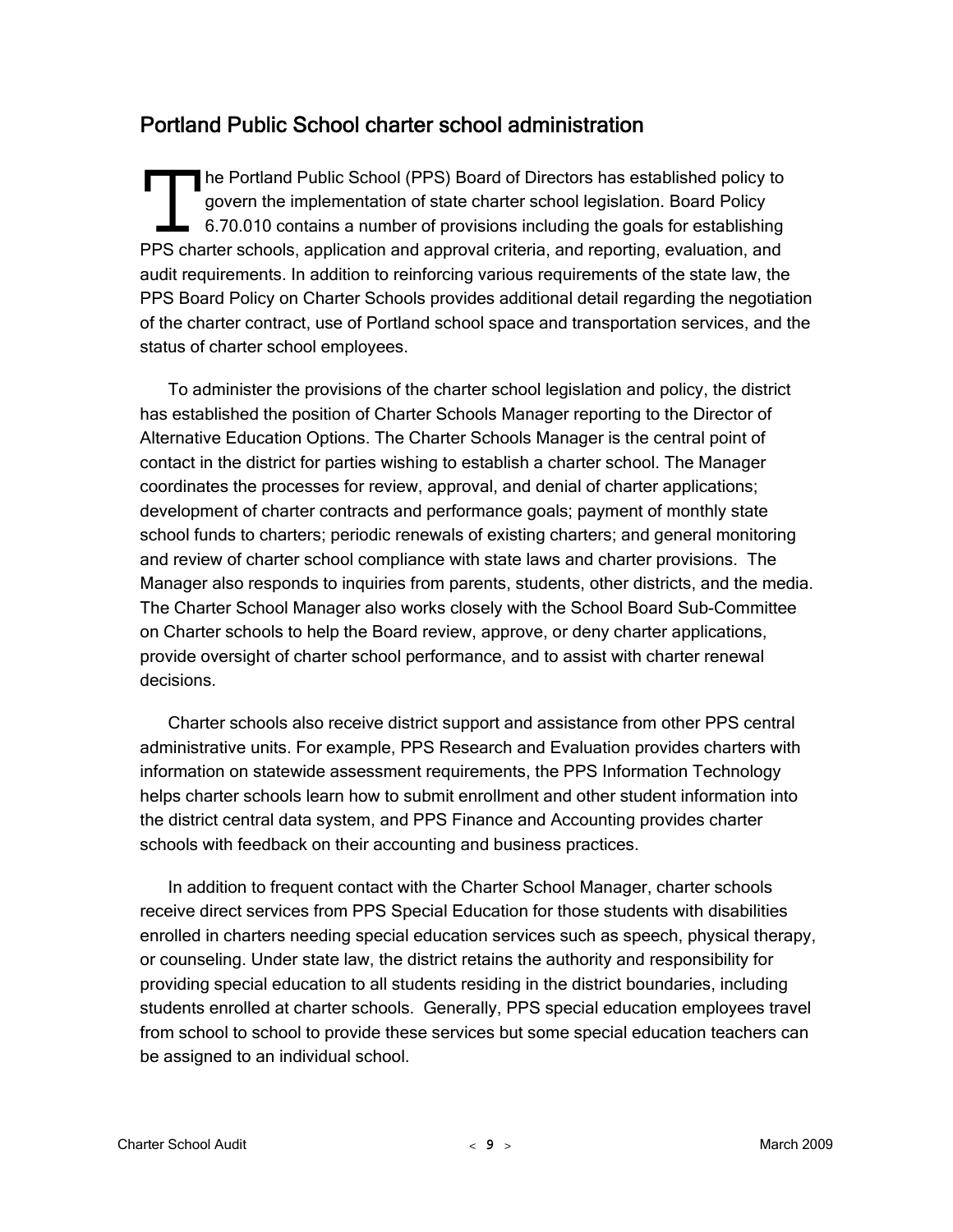## Portland Public School charter school administration

The Portland Public School (PPS) Board of Directors has established policy to govern the implementation of state charter school legislation. Board Policy 6.70.010 contains a number of provisions including the goals for establishing PPS charter schools, application and approval criteria, and reporting, evaluation, and audit requirements. In addition to reinforcing various requirements of the state law, the PPS Board Policy on Charter Schools provides additional detail regarding the negotiation of the charter contract, use of Portland school space and transportation services, and the status of charter school employees.

To administer the provisions of the charter school legislation and policy, the district has established the position of Charter Schools Manager reporting to the Director of Alternative Education Options. The Charter Schools Manager is the central point of contact in the district for parties wishing to establish a charter school. The Manager coordinates the processes for review, approval, and denial of charter applications; development of charter contracts and performance goals; payment of monthly state school funds to charters; periodic renewals of existing charters; and general monitoring and review of charter school compliance with state laws and charter provisions. The Manager also responds to inquiries from parents, students, other districts, and the media. The Charter School Manager also works closely with the School Board Sub-Committee on Charter schools to help the Board review, approve, or deny charter applications, provide oversight of charter school performance, and to assist with charter renewal decisions.

Charter schools also receive district support and assistance from other PPS central administrative units. For example, PPS Research and Evaluation provides charters with information on statewide assessment requirements, the PPS Information Technology helps charter schools learn how to submit enrollment and other student information into the district central data system, and PPS Finance and Accounting provides charter schools with feedback on their accounting and business practices.

In addition to frequent contact with the Charter School Manager, charter schools receive direct services from PPS Special Education for those students with disabilities enrolled in charters needing special education services such as speech, physical therapy, or counseling. Under state law, the district retains the authority and responsibility for providing special education to all students residing in the district boundaries, including students enrolled at charter schools. Generally, PPS special education employees travel from school to school to provide these services but some special education teachers can be assigned to an individual school.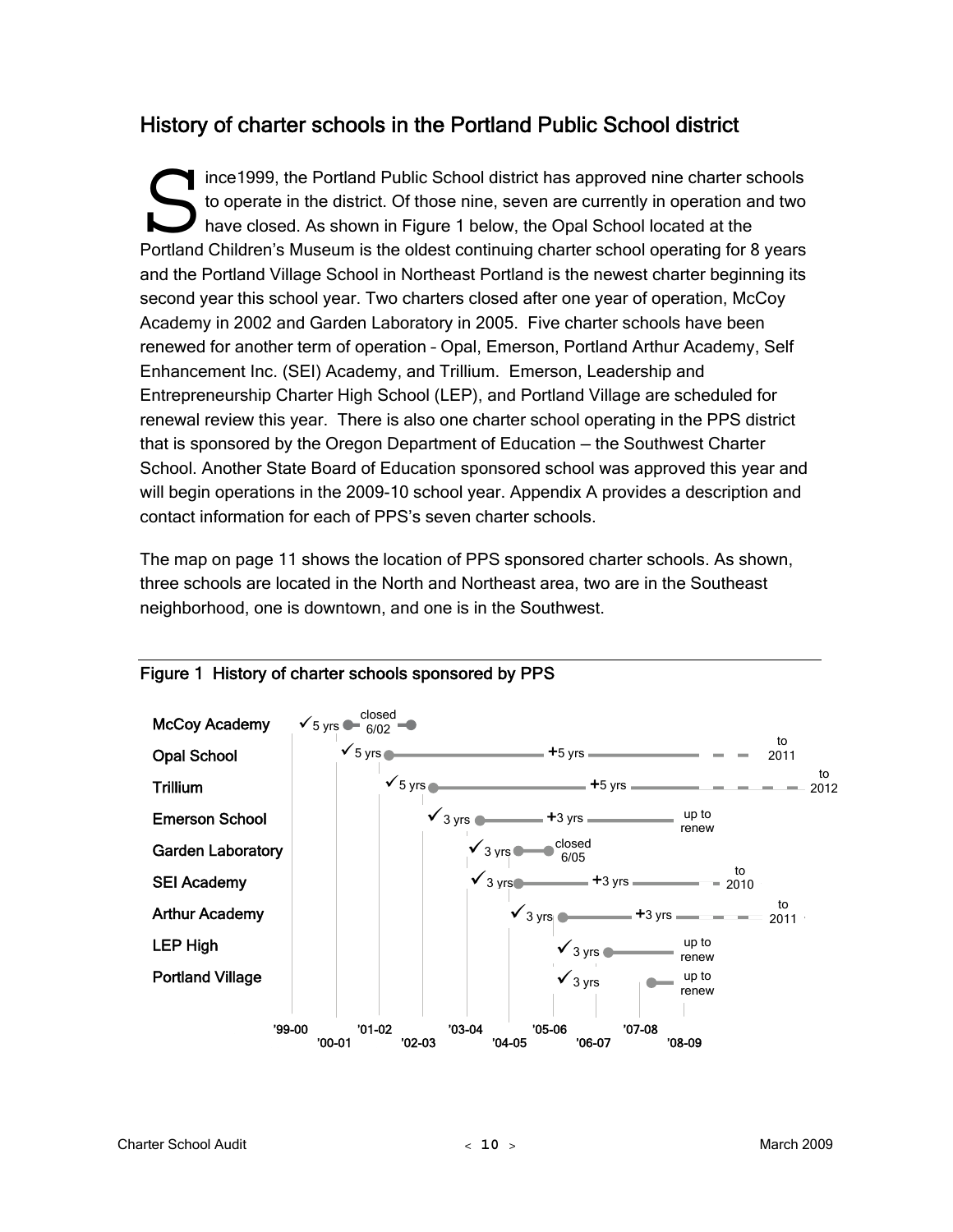## History of charter schools in the Portland Public School district

Since1999, the Portland Public School district has approved nine charter schools to operate in the district. Of those nine, seven are currently in operation and two have closed. As shown in Figure 1 below, the Opal School located at the Portland Children's Museum is the oldest continuing charter school operating for 8 years and the Portland Village School in Northeast Portland is the newest charter beginning its second year this school year. Two charters closed after one year of operation, McCoy Academy in 2002 and Garden Laboratory in 2005. Five charter schools have been renewed for another term of operation – Opal, Emerson, Portland Arthur Academy, Self Enhancement Inc. (SEI) Academy, and Trillium. Emerson, Leadership and Entrepreneurship Charter High School (LEP), and Portland Village are scheduled for renewal review this year. There is also one charter school operating in the PPS district that is sponsored by the Oregon Department of Education — the Southwest Charter School. Another State Board of Education sponsored school was approved this year and will begin operations in the 2009-10 school year. Appendix A provides a description and contact information for each of PPS's seven charter schools.

The map on page 11 shows the location of PPS sponsored charter schools. As shown, three schools are located in the North and Northeast area, two are in the Southeast neighborhood, one is downtown, and one is in the Southwest.

**Figure 1 History of charter schools sponsored by PPS**

| School | Approved | Initial term | Renewal | End |
|---|---|---|---|---|
| McCoy Academy | ✓ | 5 yrs | | closed 6/02 |
| Opal School | ✓ | 5 yrs | +5 yrs | to 2011 |
| Trillium | ✓ | 5 yrs | +5 yrs | to 2012 |
| Emerson School | ✓ | 3 yrs | +3 yrs | up to renew |
| Garden Laboratory | ✓ | 3 yrs | | closed 6/05 |
| SEI Academy | ✓ | 3 yrs | +3 yrs | to 2010 |
| Arthur Academy | ✓ | 3 yrs | +3 yrs | to 2011 |
| LEP High | ✓ | 3 yrs | | up to renew |
| Portland Village | ✓ | 3 yrs | | up to renew |

School years shown: '99-00, '00-01, '01-02, '02-03, '03-04, '04-05, '05-06, '06-07, '07-08, '08-09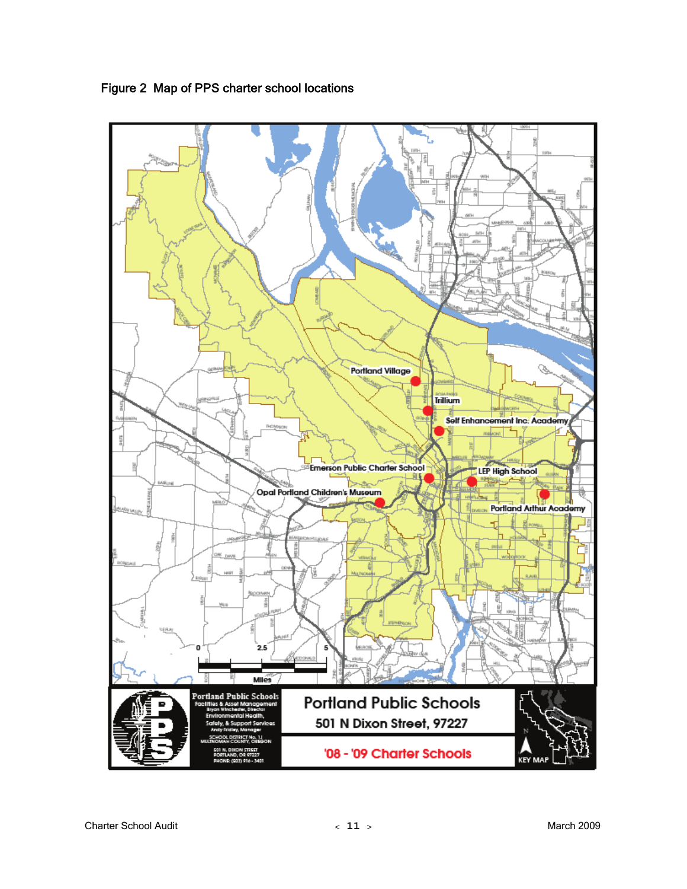Figure 2  Map of PPS charter school locations

Portland Village

Trillium

Self Enhancement Inc. Academy

Emerson Public Charter School

LEP High School

Opal Portland Children's Museum

Portland Arthur Academy

0 2.5 5

Miles

Portland Public Schools
Facilities & Asset Management
Bryan Winchester, Director
Environmental Health, Safety, & Support Services
Andy Fridley, Manager
SCHOOL DISTRICT No. 1J
MULTNOMAH COUNTY, OREGON
501 N. DIXON STREET
PORTLAND, OR 97227
PHONE: (503) 916 - 3401

Portland Public Schools
501 N Dixon Street, 97227

'08 - '09 Charter Schools

KEY MAP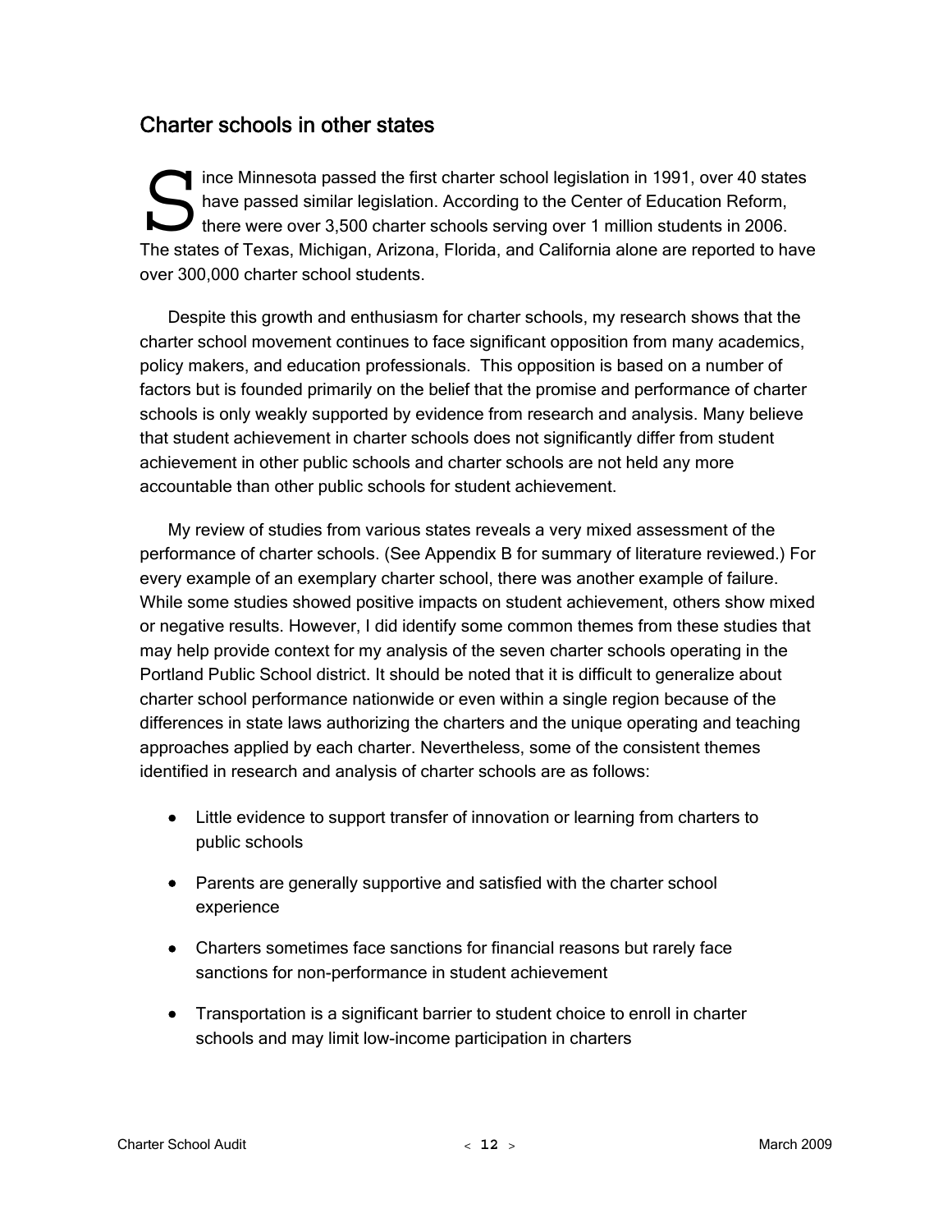## Charter schools in other states

Since Minnesota passed the first charter school legislation in 1991, over 40 states have passed similar legislation. According to the Center of Education Reform, there were over 3,500 charter schools serving over 1 million students in 2006. The states of Texas, Michigan, Arizona, Florida, and California alone are reported to have over 300,000 charter school students.

Despite this growth and enthusiasm for charter schools, my research shows that the charter school movement continues to face significant opposition from many academics, policy makers, and education professionals. This opposition is based on a number of factors but is founded primarily on the belief that the promise and performance of charter schools is only weakly supported by evidence from research and analysis. Many believe that student achievement in charter schools does not significantly differ from student achievement in other public schools and charter schools are not held any more accountable than other public schools for student achievement.

My review of studies from various states reveals a very mixed assessment of the performance of charter schools. (See Appendix B for summary of literature reviewed.) For every example of an exemplary charter school, there was another example of failure. While some studies showed positive impacts on student achievement, others show mixed or negative results. However, I did identify some common themes from these studies that may help provide context for my analysis of the seven charter schools operating in the Portland Public School district. It should be noted that it is difficult to generalize about charter school performance nationwide or even within a single region because of the differences in state laws authorizing the charters and the unique operating and teaching approaches applied by each charter. Nevertheless, some of the consistent themes identified in research and analysis of charter schools are as follows:

- Little evidence to support transfer of innovation or learning from charters to public schools
- Parents are generally supportive and satisfied with the charter school experience
- Charters sometimes face sanctions for financial reasons but rarely face sanctions for non-performance in student achievement
- Transportation is a significant barrier to student choice to enroll in charter schools and may limit low-income participation in charters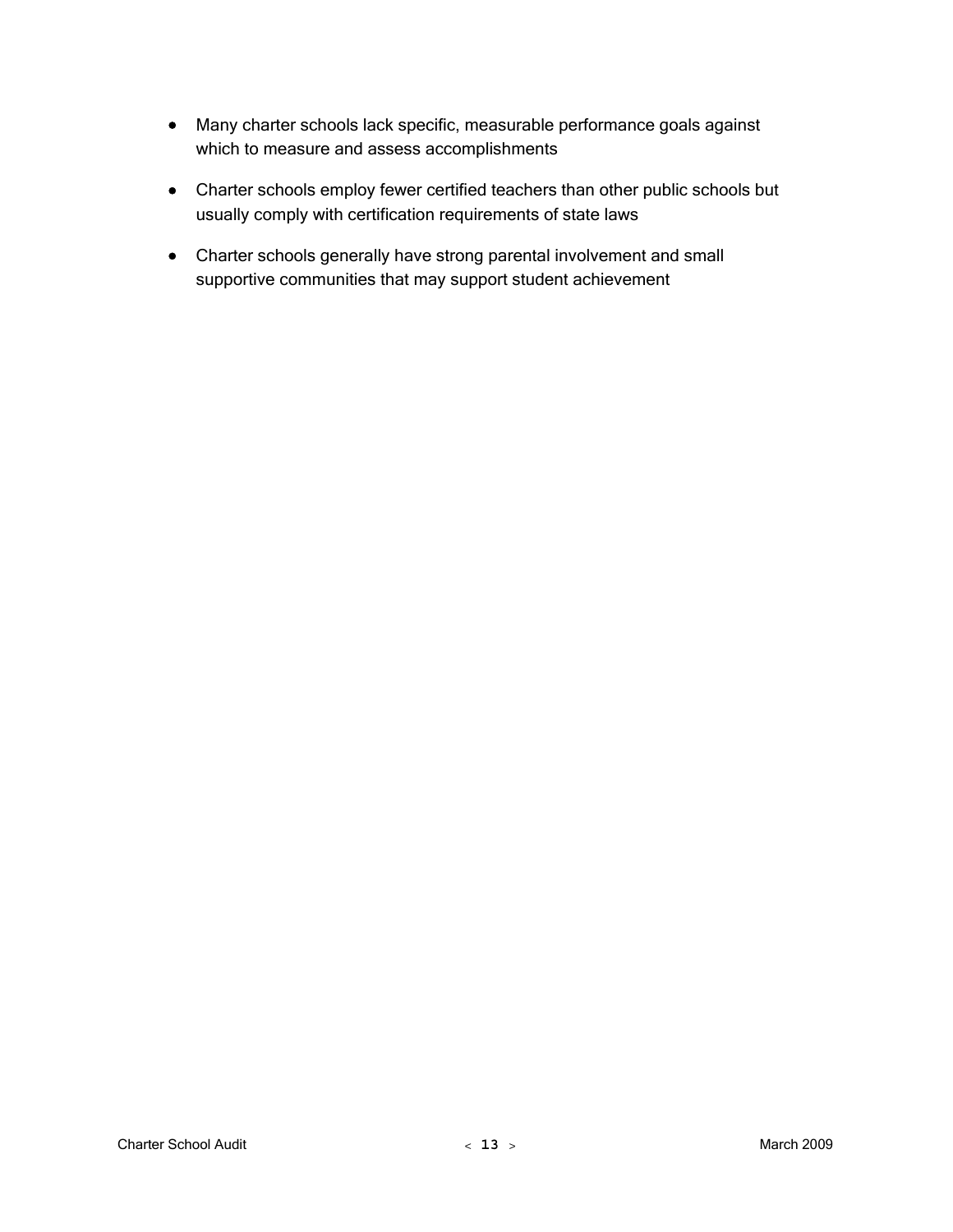- Many charter schools lack specific, measurable performance goals against which to measure and assess accomplishments
- Charter schools employ fewer certified teachers than other public schools but usually comply with certification requirements of state laws
- Charter schools generally have strong parental involvement and small supportive communities that may support student achievement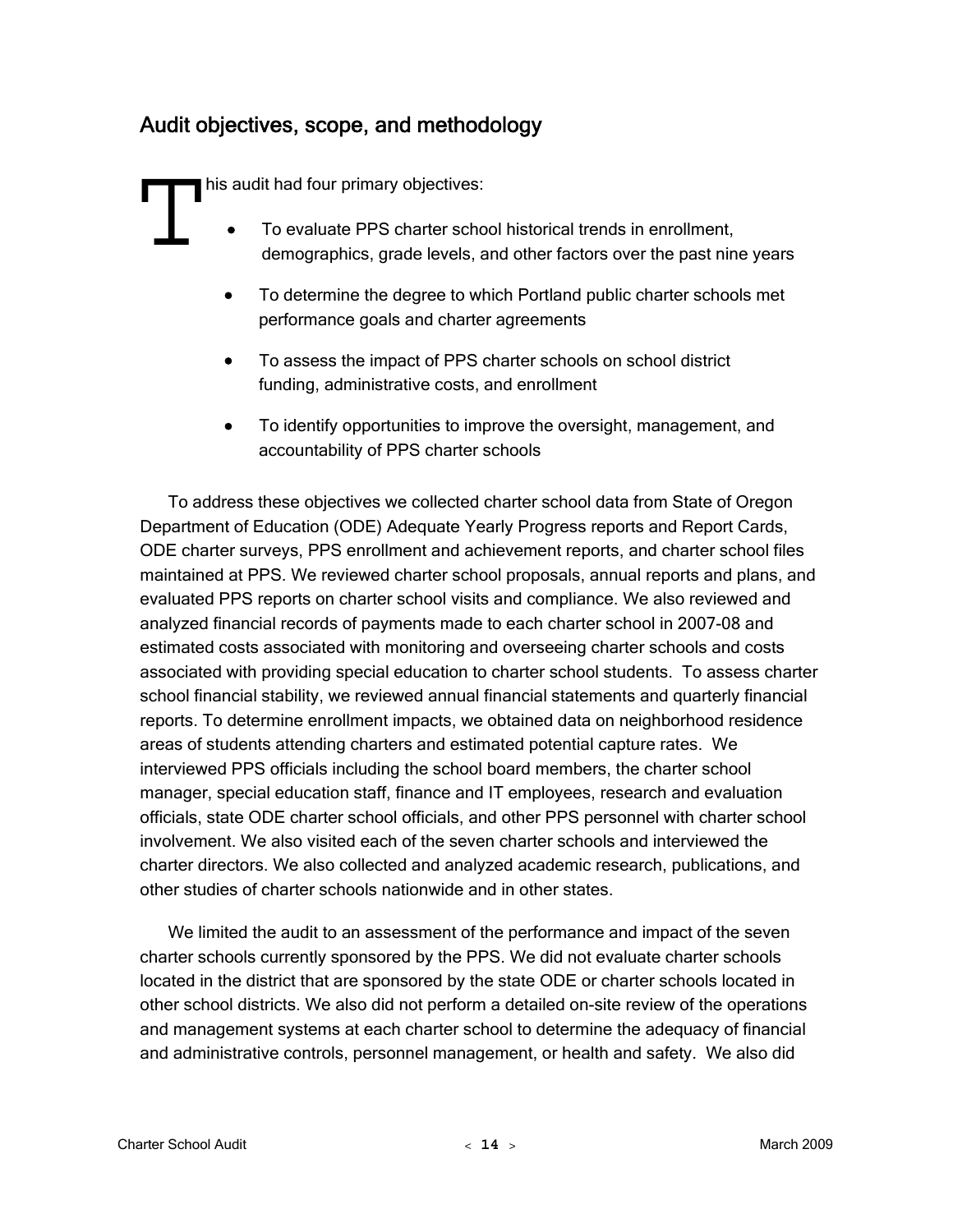## Audit objectives, scope, and methodology

This audit had four primary objectives:

- To evaluate PPS charter school historical trends in enrollment, demographics, grade levels, and other factors over the past nine years
- To determine the degree to which Portland public charter schools met performance goals and charter agreements
- To assess the impact of PPS charter schools on school district funding, administrative costs, and enrollment
- To identify opportunities to improve the oversight, management, and accountability of PPS charter schools

To address these objectives we collected charter school data from State of Oregon Department of Education (ODE) Adequate Yearly Progress reports and Report Cards, ODE charter surveys, PPS enrollment and achievement reports, and charter school files maintained at PPS. We reviewed charter school proposals, annual reports and plans, and evaluated PPS reports on charter school visits and compliance. We also reviewed and analyzed financial records of payments made to each charter school in 2007-08 and estimated costs associated with monitoring and overseeing charter schools and costs associated with providing special education to charter school students. To assess charter school financial stability, we reviewed annual financial statements and quarterly financial reports. To determine enrollment impacts, we obtained data on neighborhood residence areas of students attending charters and estimated potential capture rates. We interviewed PPS officials including the school board members, the charter school manager, special education staff, finance and IT employees, research and evaluation officials, state ODE charter school officials, and other PPS personnel with charter school involvement. We also visited each of the seven charter schools and interviewed the charter directors. We also collected and analyzed academic research, publications, and other studies of charter schools nationwide and in other states.

We limited the audit to an assessment of the performance and impact of the seven charter schools currently sponsored by the PPS. We did not evaluate charter schools located in the district that are sponsored by the state ODE or charter schools located in other school districts. We also did not perform a detailed on-site review of the operations and management systems at each charter school to determine the adequacy of financial and administrative controls, personnel management, or health and safety. We also did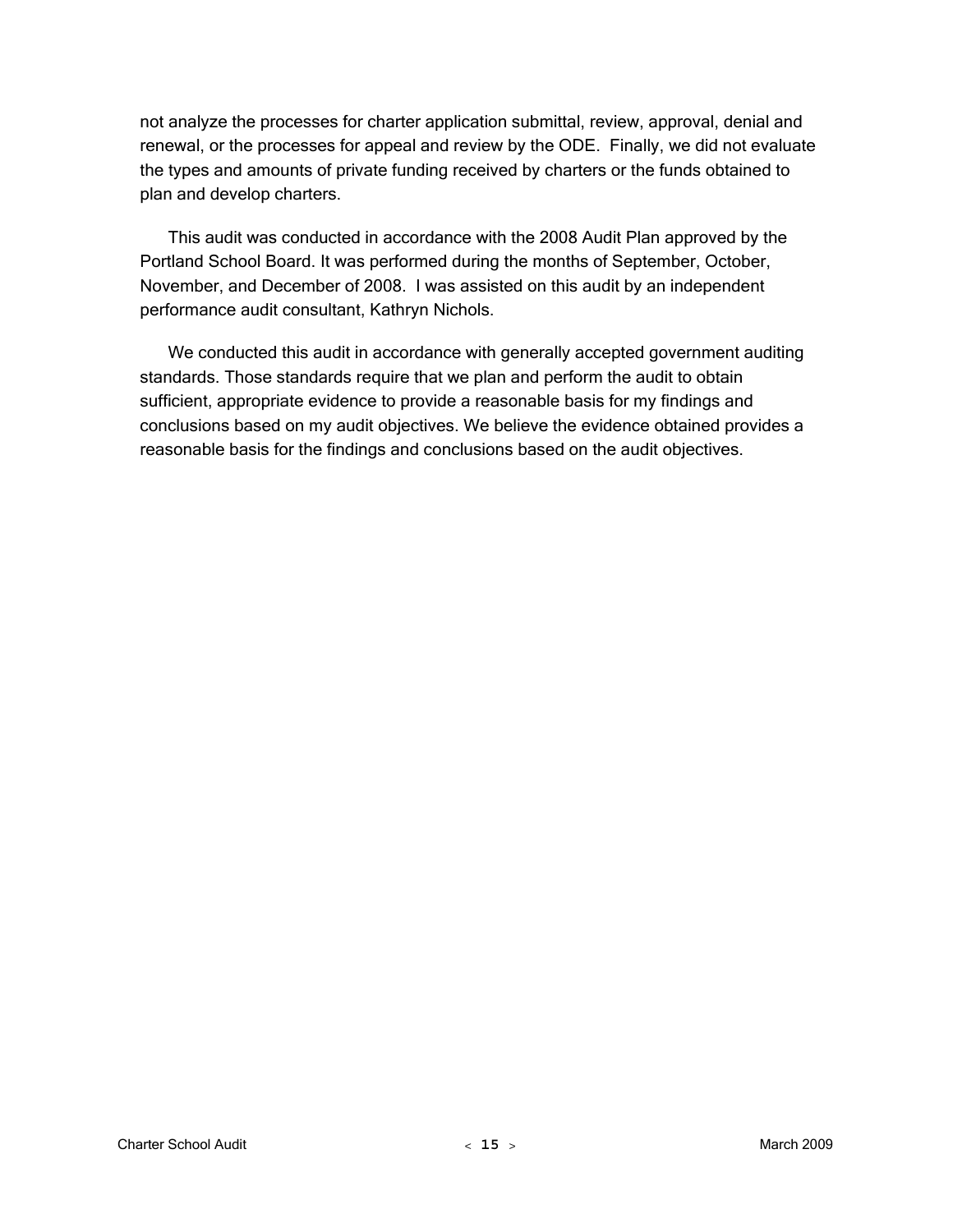not analyze the processes for charter application submittal, review, approval, denial and renewal, or the processes for appeal and review by the ODE.  Finally, we did not evaluate the types and amounts of private funding received by charters or the funds obtained to plan and develop charters.

This audit was conducted in accordance with the 2008 Audit Plan approved by the Portland School Board. It was performed during the months of September, October, November, and December of 2008.  I was assisted on this audit by an independent performance audit consultant, Kathryn Nichols.

We conducted this audit in accordance with generally accepted government auditing standards. Those standards require that we plan and perform the audit to obtain sufficient, appropriate evidence to provide a reasonable basis for my findings and conclusions based on my audit objectives. We believe the evidence obtained provides a reasonable basis for the findings and conclusions based on the audit objectives.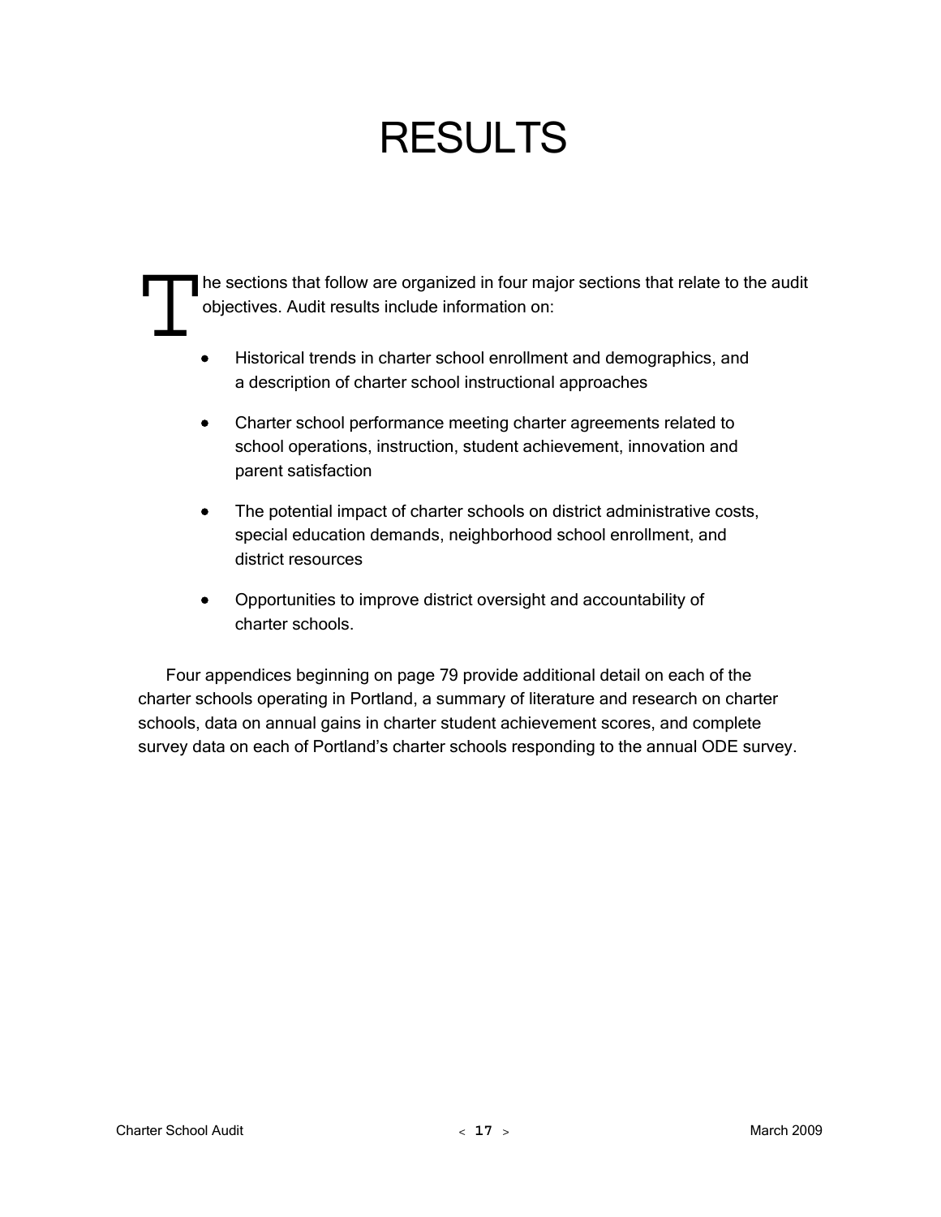# RESULTS

The sections that follow are organized in four major sections that relate to the audit objectives. Audit results include information on:

- Historical trends in charter school enrollment and demographics, and a description of charter school instructional approaches
- Charter school performance meeting charter agreements related to school operations, instruction, student achievement, innovation and parent satisfaction
- The potential impact of charter schools on district administrative costs, special education demands, neighborhood school enrollment, and district resources
- Opportunities to improve district oversight and accountability of charter schools.

Four appendices beginning on page 79 provide additional detail on each of the charter schools operating in Portland, a summary of literature and research on charter schools, data on annual gains in charter student achievement scores, and complete survey data on each of Portland's charter schools responding to the annual ODE survey.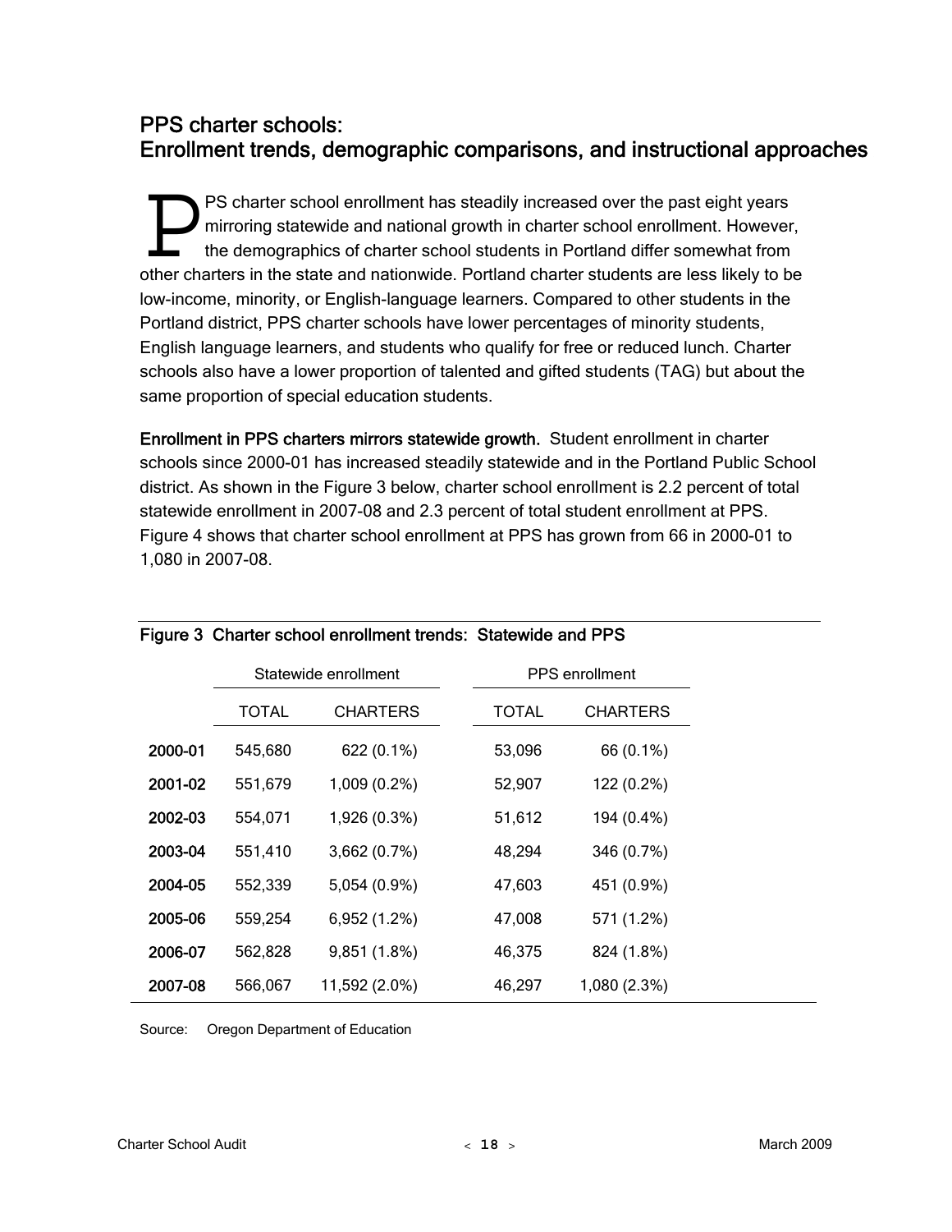## PPS charter schools: Enrollment trends, demographic comparisons, and instructional approaches

PPS charter school enrollment has steadily increased over the past eight years mirroring statewide and national growth in charter school enrollment. However, the demographics of charter school students in Portland differ somewhat from other charters in the state and nationwide. Portland charter students are less likely to be low-income, minority, or English-language learners. Compared to other students in the Portland district, PPS charter schools have lower percentages of minority students, English language learners, and students who qualify for free or reduced lunch. Charter schools also have a lower proportion of talented and gifted students (TAG) but about the same proportion of special education students.

**Enrollment in PPS charters mirrors statewide growth.** Student enrollment in charter schools since 2000-01 has increased steadily statewide and in the Portland Public School district. As shown in the Figure 3 below, charter school enrollment is 2.2 percent of total statewide enrollment in 2007-08 and 2.3 percent of total student enrollment at PPS. Figure 4 shows that charter school enrollment at PPS has grown from 66 in 2000-01 to 1,080 in 2007-08.

**Figure 3 Charter school enrollment trends: Statewide and PPS**

| | Statewide enrollment | | PPS enrollment | |
|---|---|---|---|---|
| | TOTAL | CHARTERS | TOTAL | CHARTERS |
| **2000-01** | 545,680 | 622 (0.1%) | 53,096 | 66 (0.1%) |
| **2001-02** | 551,679 | 1,009 (0.2%) | 52,907 | 122 (0.2%) |
| **2002-03** | 554,071 | 1,926 (0.3%) | 51,612 | 194 (0.4%) |
| **2003-04** | 551,410 | 3,662 (0.7%) | 48,294 | 346 (0.7%) |
| **2004-05** | 552,339 | 5,054 (0.9%) | 47,603 | 451 (0.9%) |
| **2005-06** | 559,254 | 6,952 (1.2%) | 47,008 | 571 (1.2%) |
| **2006-07** | 562,828 | 9,851 (1.8%) | 46,375 | 824 (1.8%) |
| **2007-08** | 566,067 | 11,592 (2.0%) | 46,297 | 1,080 (2.3%) |

Source: Oregon Department of Education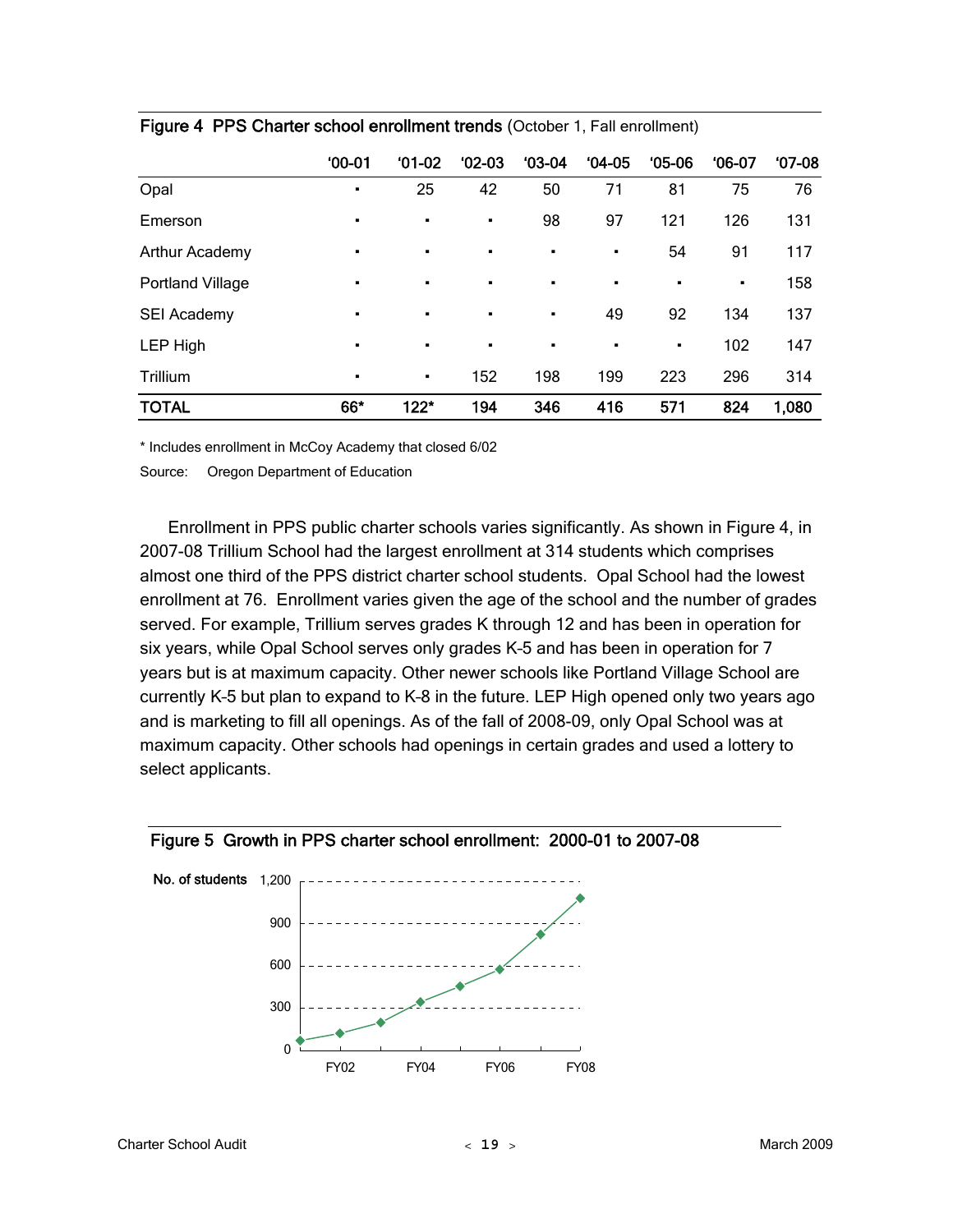**Figure 4 PPS Charter school enrollment trends** (October 1, Fall enrollment)

| | '00-01 | '01-02 | '02-03 | '03-04 | '04-05 | '05-06 | '06-07 | '07-08 |
|---|---|---|---|---|---|---|---|---|
| Opal | ▪ | 25 | 42 | 50 | 71 | 81 | 75 | 76 |
| Emerson | ▪ | ▪ | ▪ | 98 | 97 | 121 | 126 | 131 |
| Arthur Academy | ▪ | ▪ | ▪ | ▪ | ▪ | 54 | 91 | 117 |
| Portland Village | ▪ | ▪ | ▪ | ▪ | ▪ | ▪ | ▪ | 158 |
| SEI Academy | ▪ | ▪ | ▪ | ▪ | 49 | 92 | 134 | 137 |
| LEP High | ▪ | ▪ | ▪ | ▪ | ▪ | ▪ | 102 | 147 |
| Trillium | ▪ | ▪ | 152 | 198 | 199 | 223 | 296 | 314 |
| **TOTAL** | **66*** | **122*** | **194** | **346** | **416** | **571** | **824** | **1,080** |

* Includes enrollment in McCoy Academy that closed 6/02

Source: Oregon Department of Education

Enrollment in PPS public charter schools varies significantly. As shown in Figure 4, in 2007-08 Trillium School had the largest enrollment at 314 students which comprises almost one third of the PPS district charter school students. Opal School had the lowest enrollment at 76. Enrollment varies given the age of the school and the number of grades served. For example, Trillium serves grades K through 12 and has been in operation for six years, while Opal School serves only grades K-5 and has been in operation for 7 years but is at maximum capacity. Other newer schools like Portland Village School are currently K-5 but plan to expand to K-8 in the future. LEP High opened only two years ago and is marketing to fill all openings. As of the fall of 2008-09, only Opal School was at maximum capacity. Other schools had openings in certain grades and used a lottery to select applicants.

**Figure 5 Growth in PPS charter school enrollment: 2000-01 to 2007-08**

No. of students: 0, 300, 600, 900, 1,200

FY02, FY04, FY06, FY08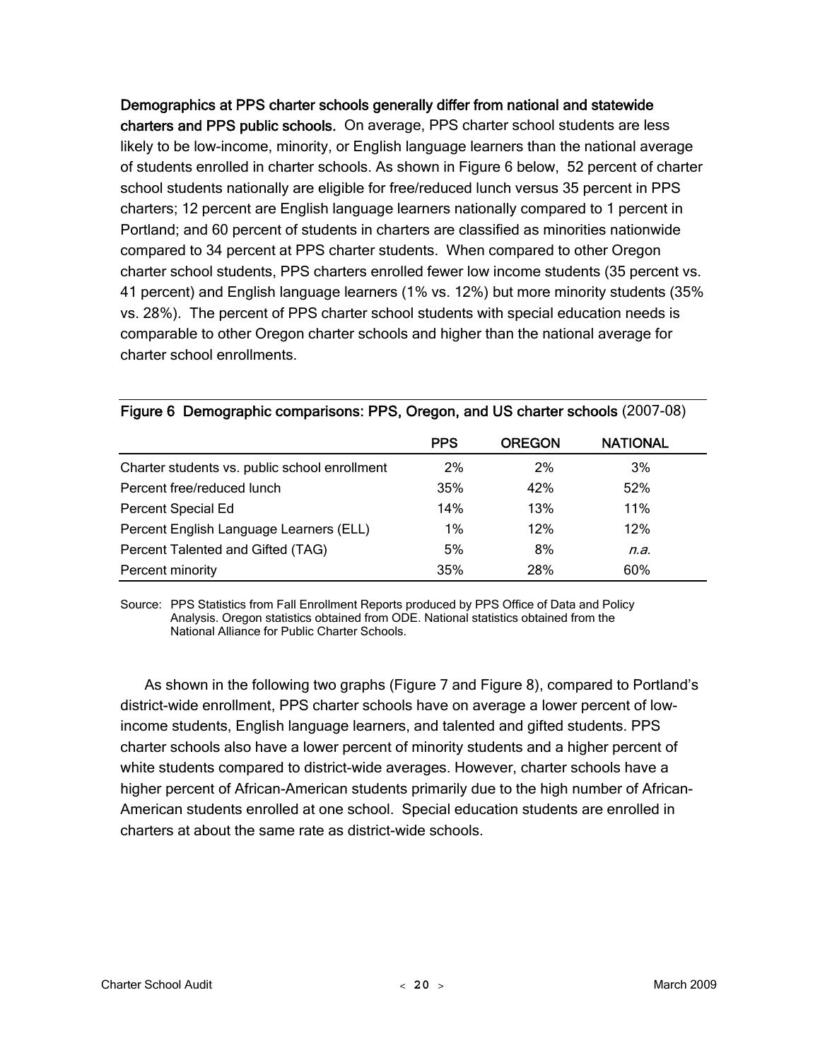**Demographics at PPS charter schools generally differ from national and statewide charters and PPS public schools.** On average, PPS charter school students are less likely to be low-income, minority, or English language learners than the national average of students enrolled in charter schools. As shown in Figure 6 below, 52 percent of charter school students nationally are eligible for free/reduced lunch versus 35 percent in PPS charters; 12 percent are English language learners nationally compared to 1 percent in Portland; and 60 percent of students in charters are classified as minorities nationwide compared to 34 percent at PPS charter students. When compared to other Oregon charter school students, PPS charters enrolled fewer low income students (35 percent vs. 41 percent) and English language learners (1% vs. 12%) but more minority students (35% vs. 28%). The percent of PPS charter school students with special education needs is comparable to other Oregon charter schools and higher than the national average for charter school enrollments.

**Figure 6 Demographic comparisons: PPS, Oregon, and US charter schools** (2007-08)

| | PPS | OREGON | NATIONAL |
|---|---|---|---|
| Charter students vs. public school enrollment | 2% | 2% | 3% |
| Percent free/reduced lunch | 35% | 42% | 52% |
| Percent Special Ed | 14% | 13% | 11% |
| Percent English Language Learners (ELL) | 1% | 12% | 12% |
| Percent Talented and Gifted (TAG) | 5% | 8% | *n.a.* |
| Percent minority | 35% | 28% | 60% |

Source: PPS Statistics from Fall Enrollment Reports produced by PPS Office of Data and Policy Analysis. Oregon statistics obtained from ODE. National statistics obtained from the National Alliance for Public Charter Schools.

As shown in the following two graphs (Figure 7 and Figure 8), compared to Portland's district-wide enrollment, PPS charter schools have on average a lower percent of low-income students, English language learners, and talented and gifted students. PPS charter schools also have a lower percent of minority students and a higher percent of white students compared to district-wide averages. However, charter schools have a higher percent of African-American students primarily due to the high number of African-American students enrolled at one school. Special education students are enrolled in charters at about the same rate as district-wide schools.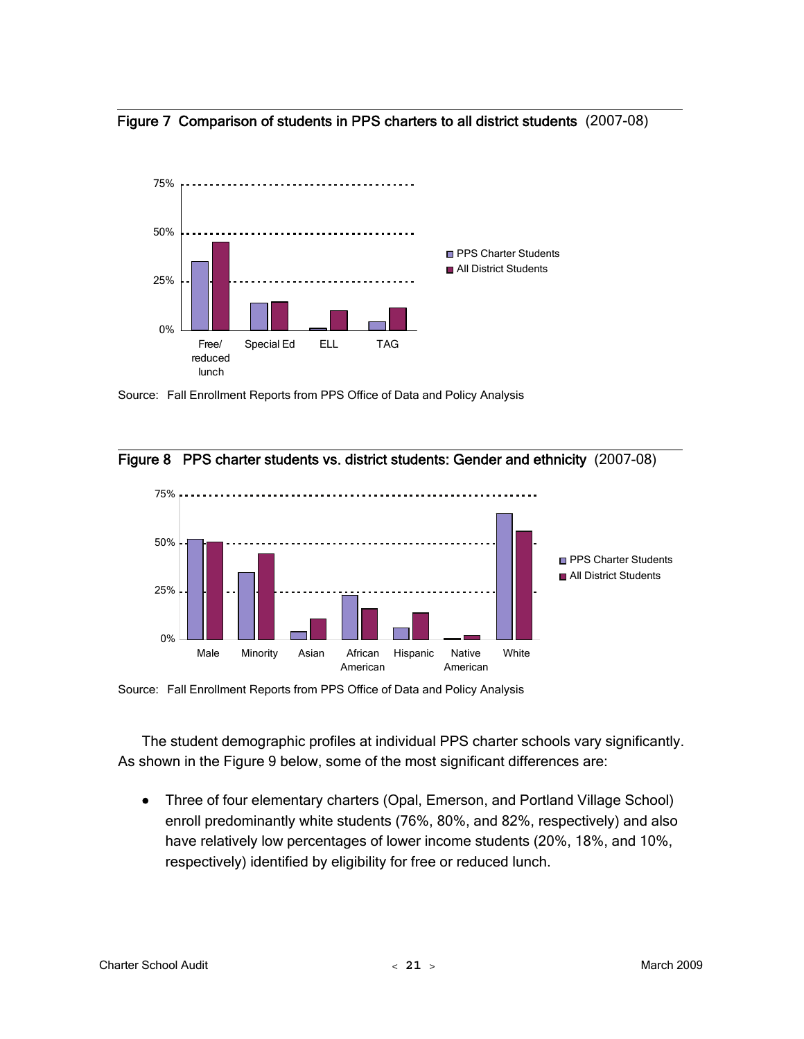**Figure 7 Comparison of students in PPS charters to all district students** (2007-08)

Source: Fall Enrollment Reports from PPS Office of Data and Policy Analysis

**Figure 8 PPS charter students vs. district students: Gender and ethnicity** (2007-08)

Source: Fall Enrollment Reports from PPS Office of Data and Policy Analysis

The student demographic profiles at individual PPS charter schools vary significantly. As shown in the Figure 9 below, some of the most significant differences are:

- Three of four elementary charters (Opal, Emerson, and Portland Village School) enroll predominantly white students (76%, 80%, and 82%, respectively) and also have relatively low percentages of lower income students (20%, 18%, and 10%, respectively) identified by eligibility for free or reduced lunch.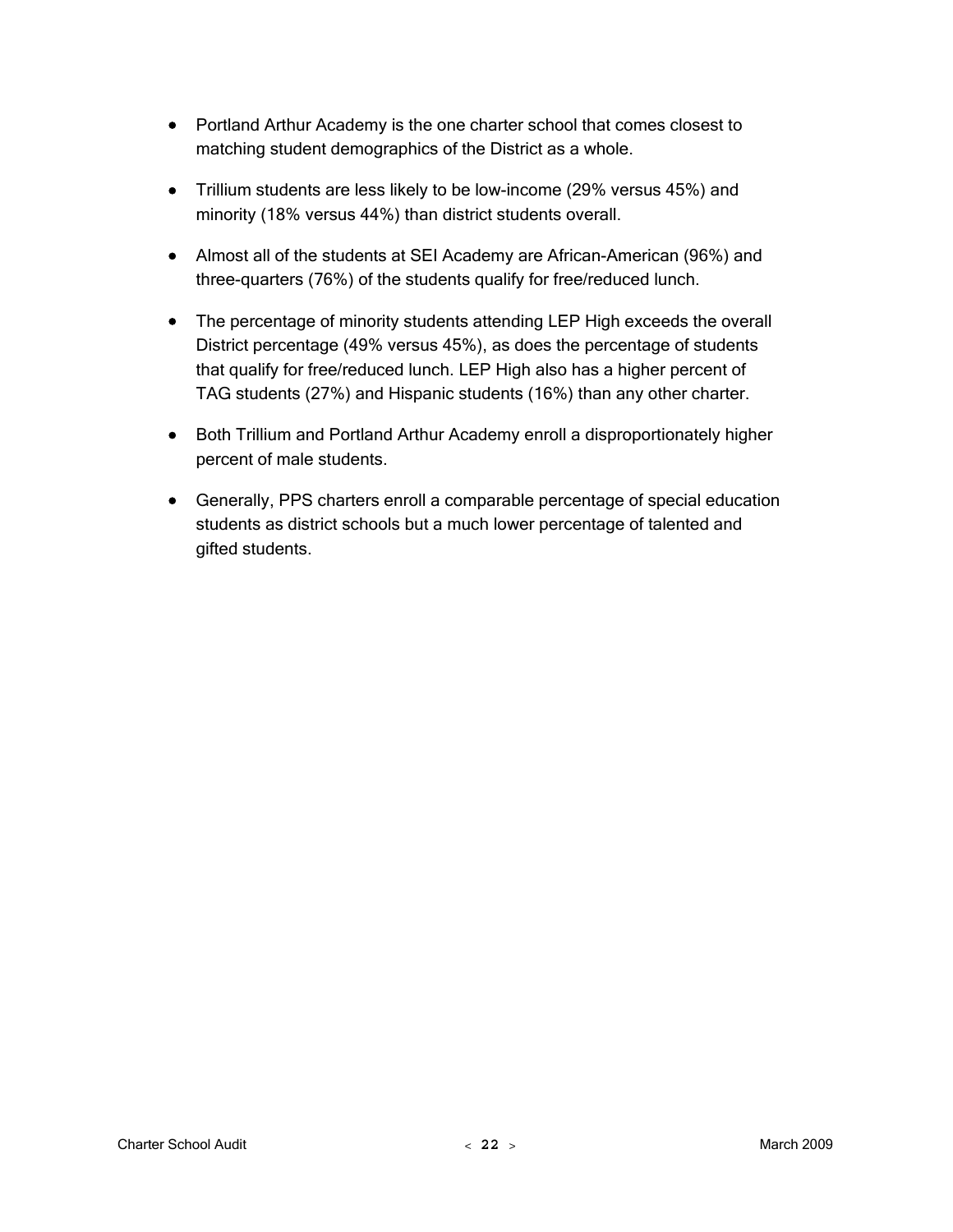- Portland Arthur Academy is the one charter school that comes closest to matching student demographics of the District as a whole.
- Trillium students are less likely to be low-income (29% versus 45%) and minority (18% versus 44%) than district students overall.
- Almost all of the students at SEI Academy are African-American (96%) and three-quarters (76%) of the students qualify for free/reduced lunch.
- The percentage of minority students attending LEP High exceeds the overall District percentage (49% versus 45%), as does the percentage of students that qualify for free/reduced lunch. LEP High also has a higher percent of TAG students (27%) and Hispanic students (16%) than any other charter.
- Both Trillium and Portland Arthur Academy enroll a disproportionately higher percent of male students.
- Generally, PPS charters enroll a comparable percentage of special education students as district schools but a much lower percentage of talented and gifted students.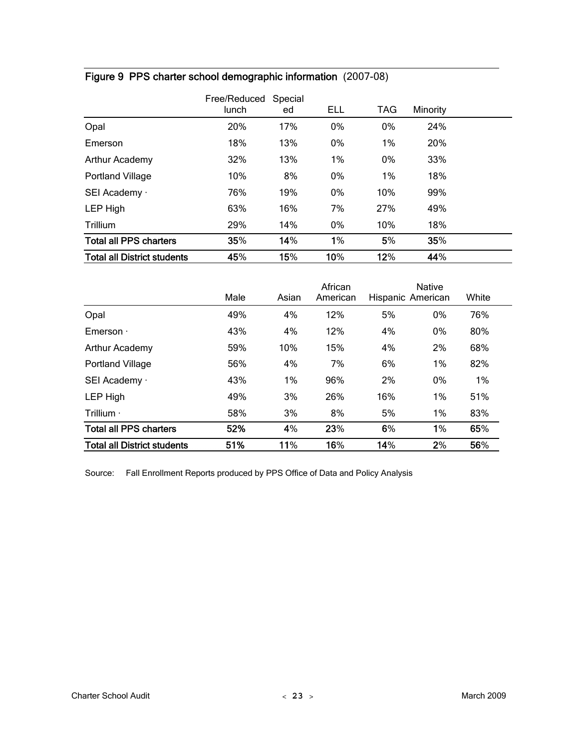## Figure 9 PPS charter school demographic information (2007-08)

| | Free/Reduced lunch | Special ed | ELL | TAG | Minority |
|---|---|---|---|---|---|
| Opal | 20% | 17% | 0% | 0% | 24% |
| Emerson | 18% | 13% | 0% | 1% | 20% |
| Arthur Academy | 32% | 13% | 1% | 0% | 33% |
| Portland Village | 10% | 8% | 0% | 1% | 18% |
| SEI Academy · | 76% | 19% | 0% | 10% | 99% |
| LEP High | 63% | 16% | 7% | 27% | 49% |
| Trillium | 29% | 14% | 0% | 10% | 18% |
| **Total all PPS charters** | **35%** | **14%** | **1%** | **5%** | **35%** |
| **Total all District students** | **45%** | **15%** | **10%** | **12%** | **44%** |

| | Male | Asian | African American | Hispanic | Native American | White |
|---|---|---|---|---|---|---|
| Opal | 49% | 4% | 12% | 5% | 0% | 76% |
| Emerson · | 43% | 4% | 12% | 4% | 0% | 80% |
| Arthur Academy | 59% | 10% | 15% | 4% | 2% | 68% |
| Portland Village | 56% | 4% | 7% | 6% | 1% | 82% |
| SEI Academy · | 43% | 1% | 96% | 2% | 0% | 1% |
| LEP High | 49% | 3% | 26% | 16% | 1% | 51% |
| Trillium · | 58% | 3% | 8% | 5% | 1% | 83% |
| **Total all PPS charters** | **52%** | **4%** | **23%** | **6%** | **1%** | **65%** |
| **Total all District students** | **51%** | **11%** | **16%** | **14%** | **2%** | **56%** |

Source: Fall Enrollment Reports produced by PPS Office of Data and Policy Analysis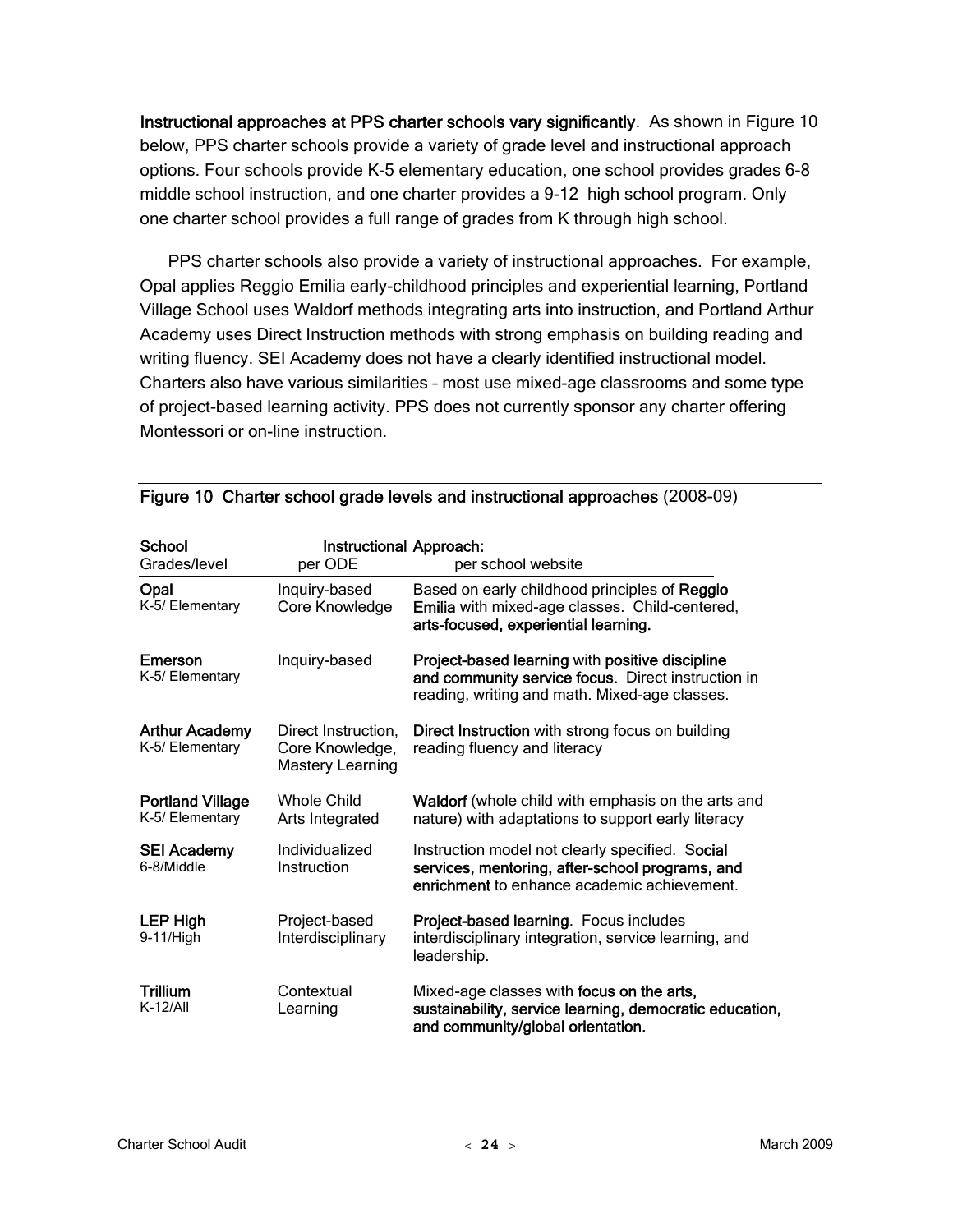**Instructional approaches at PPS charter schools vary significantly**. As shown in Figure 10 below, PPS charter schools provide a variety of grade level and instructional approach options. Four schools provide K-5 elementary education, one school provides grades 6-8 middle school instruction, and one charter provides a 9-12 high school program. Only one charter school provides a full range of grades from K through high school.

PPS charter schools also provide a variety of instructional approaches. For example, Opal applies Reggio Emilia early-childhood principles and experiential learning, Portland Village School uses Waldorf methods integrating arts into instruction, and Portland Arthur Academy uses Direct Instruction methods with strong emphasis on building reading and writing fluency. SEI Academy does not have a clearly identified instructional model. Charters also have various similarities – most use mixed-age classrooms and some type of project-based learning activity. PPS does not currently sponsor any charter offering Montessori or on-line instruction.

**Figure 10 Charter school grade levels and instructional approaches** (2008-09)

| **School** Grades/level | **Instructional Approach:** per ODE | per school website |
|---|---|---|
| **Opal** K-5/ Elementary | Inquiry-based Core Knowledge | Based on early childhood principles of **Reggio Emilia** with mixed-age classes. Child-centered, **arts-focused, experiential learning.** |
| **Emerson** K-5/ Elementary | Inquiry-based | **Project-based learning** with **positive discipline and community service focus.** Direct instruction in reading, writing and math. Mixed-age classes. |
| **Arthur Academy** K-5/ Elementary | Direct Instruction, Core Knowledge, Mastery Learning | **Direct Instruction** with strong focus on building reading fluency and literacy |
| **Portland Village** K-5/ Elementary | Whole Child Arts Integrated | **Waldorf** (whole child with emphasis on the arts and nature) with adaptations to support early literacy |
| **SEI Academy** 6-8/Middle | Individualized Instruction | Instruction model not clearly specified. S**ocial services, mentoring, after-school programs, and enrichment** to enhance academic achievement. |
| **LEP High** 9-11/High | Project-based Interdisciplinary | **Project-based learning**. Focus includes interdisciplinary integration, service learning, and leadership. |
| **Trillium** K-12/All | Contextual Learning | Mixed-age classes with **focus on the arts, sustainability, service learning, democratic education, and community/global orientation.** |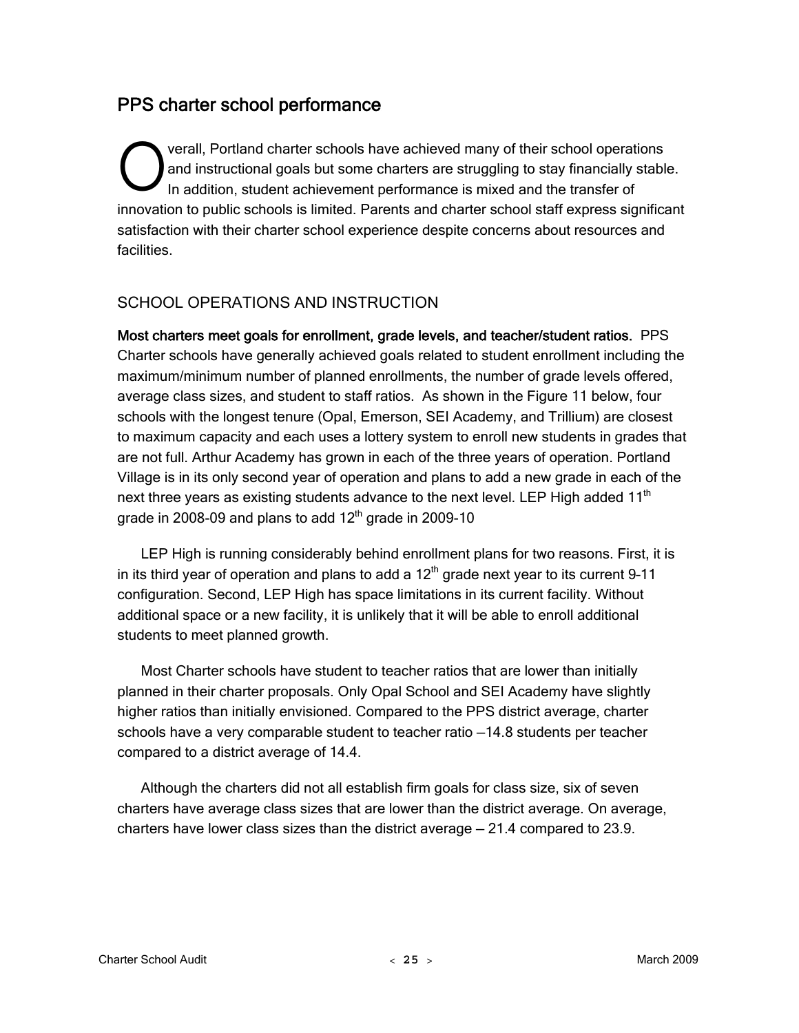## PPS charter school performance

Overall, Portland charter schools have achieved many of their school operations and instructional goals but some charters are struggling to stay financially stable. In addition, student achievement performance is mixed and the transfer of innovation to public schools is limited. Parents and charter school staff express significant satisfaction with their charter school experience despite concerns about resources and facilities.

### SCHOOL OPERATIONS AND INSTRUCTION

**Most charters meet goals for enrollment, grade levels, and teacher/student ratios.** PPS Charter schools have generally achieved goals related to student enrollment including the maximum/minimum number of planned enrollments, the number of grade levels offered, average class sizes, and student to staff ratios. As shown in the Figure 11 below, four schools with the longest tenure (Opal, Emerson, SEI Academy, and Trillium) are closest to maximum capacity and each uses a lottery system to enroll new students in grades that are not full. Arthur Academy has grown in each of the three years of operation. Portland Village is in its only second year of operation and plans to add a new grade in each of the next three years as existing students advance to the next level. LEP High added 11th grade in 2008-09 and plans to add 12th grade in 2009-10

LEP High is running considerably behind enrollment plans for two reasons. First, it is in its third year of operation and plans to add a 12th grade next year to its current 9-11 configuration. Second, LEP High has space limitations in its current facility. Without additional space or a new facility, it is unlikely that it will be able to enroll additional students to meet planned growth.

Most Charter schools have student to teacher ratios that are lower than initially planned in their charter proposals. Only Opal School and SEI Academy have slightly higher ratios than initially envisioned. Compared to the PPS district average, charter schools have a very comparable student to teacher ratio – 14.8 students per teacher compared to a district average of 14.4.

Although the charters did not all establish firm goals for class size, six of seven charters have average class sizes that are lower than the district average. On average, charters have lower class sizes than the district average – 21.4 compared to 23.9.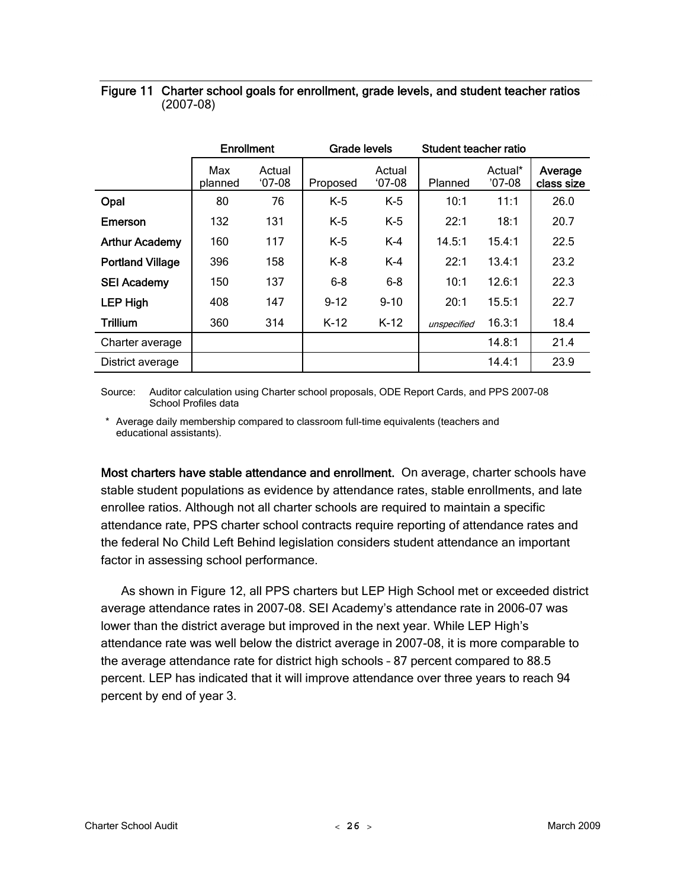**Figure 11 Charter school goals for enrollment, grade levels, and student teacher ratios** (2007-08)

| | Enrollment | | Grade levels | | Student teacher ratio | | |
|---|---|---|---|---|---|---|---|
| | Max planned | Actual '07-08 | Proposed | Actual '07-08 | Planned | Actual* '07-08 | Average class size |
| **Opal** | 80 | 76 | K-5 | K-5 | 10:1 | 11:1 | 26.0 |
| **Emerson** | 132 | 131 | K-5 | K-5 | 22:1 | 18:1 | 20.7 |
| **Arthur Academy** | 160 | 117 | K-5 | K-4 | 14.5:1 | 15.4:1 | 22.5 |
| **Portland Village** | 396 | 158 | K-8 | K-4 | 22:1 | 13.4:1 | 23.2 |
| **SEI Academy** | 150 | 137 | 6-8 | 6-8 | 10:1 | 12.6:1 | 22.3 |
| **LEP High** | 408 | 147 | 9-12 | 9-10 | 20:1 | 15.5:1 | 22.7 |
| **Trillium** | 360 | 314 | K-12 | K-12 | *unspecified* | 16.3:1 | 18.4 |
| Charter average | | | | | | 14.8:1 | 21.4 |
| District average | | | | | | 14.4:1 | 23.9 |

Source: Auditor calculation using Charter school proposals, ODE Report Cards, and PPS 2007-08 School Profiles data

\* Average daily membership compared to classroom full-time equivalents (teachers and educational assistants).

**Most charters have stable attendance and enrollment.** On average, charter schools have stable student populations as evidence by attendance rates, stable enrollments, and late enrollee ratios. Although not all charter schools are required to maintain a specific attendance rate, PPS charter school contracts require reporting of attendance rates and the federal No Child Left Behind legislation considers student attendance an important factor in assessing school performance.

As shown in Figure 12, all PPS charters but LEP High School met or exceeded district average attendance rates in 2007-08. SEI Academy's attendance rate in 2006-07 was lower than the district average but improved in the next year. While LEP High's attendance rate was well below the district average in 2007-08, it is more comparable to the average attendance rate for district high schools – 87 percent compared to 88.5 percent. LEP has indicated that it will improve attendance over three years to reach 94 percent by end of year 3.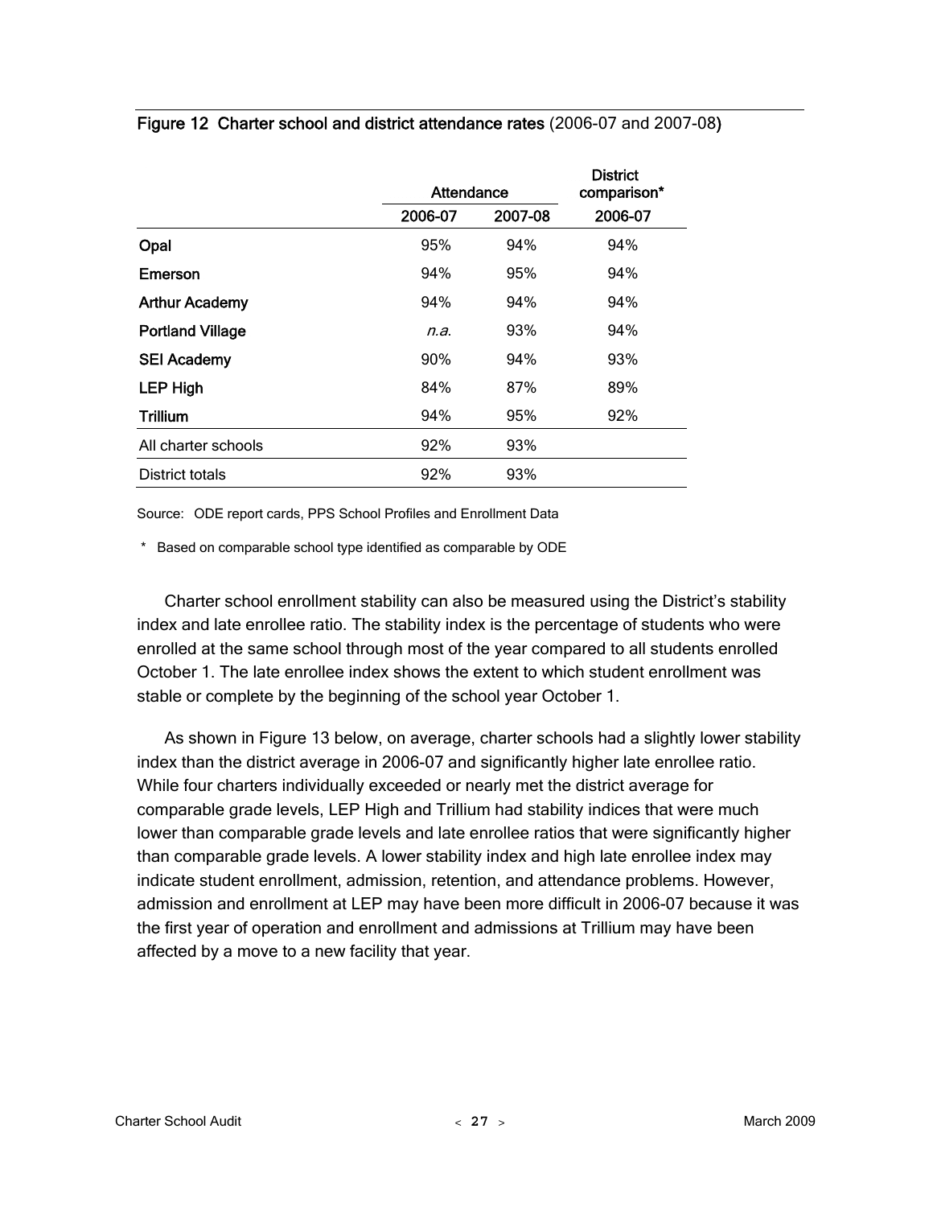**Figure 12 Charter school and district attendance rates** (2006-07 and 2007-08)

| | Attendance | | District comparison* |
|---|---|---|---|
| | 2006-07 | 2007-08 | 2006-07 |
| **Opal** | 95% | 94% | 94% |
| **Emerson** | 94% | 95% | 94% |
| **Arthur Academy** | 94% | 94% | 94% |
| **Portland Village** | *n.a.* | 93% | 94% |
| **SEI Academy** | 90% | 94% | 93% |
| **LEP High** | 84% | 87% | 89% |
| **Trillium** | 94% | 95% | 92% |
| All charter schools | 92% | 93% | |
| District totals | 92% | 93% | |

Source: ODE report cards, PPS School Profiles and Enrollment Data

\* Based on comparable school type identified as comparable by ODE

Charter school enrollment stability can also be measured using the District's stability index and late enrollee ratio. The stability index is the percentage of students who were enrolled at the same school through most of the year compared to all students enrolled October 1. The late enrollee index shows the extent to which student enrollment was stable or complete by the beginning of the school year October 1.

As shown in Figure 13 below, on average, charter schools had a slightly lower stability index than the district average in 2006-07 and significantly higher late enrollee ratio. While four charters individually exceeded or nearly met the district average for comparable grade levels, LEP High and Trillium had stability indices that were much lower than comparable grade levels and late enrollee ratios that were significantly higher than comparable grade levels. A lower stability index and high late enrollee index may indicate student enrollment, admission, retention, and attendance problems. However, admission and enrollment at LEP may have been more difficult in 2006-07 because it was the first year of operation and enrollment and admissions at Trillium may have been affected by a move to a new facility that year.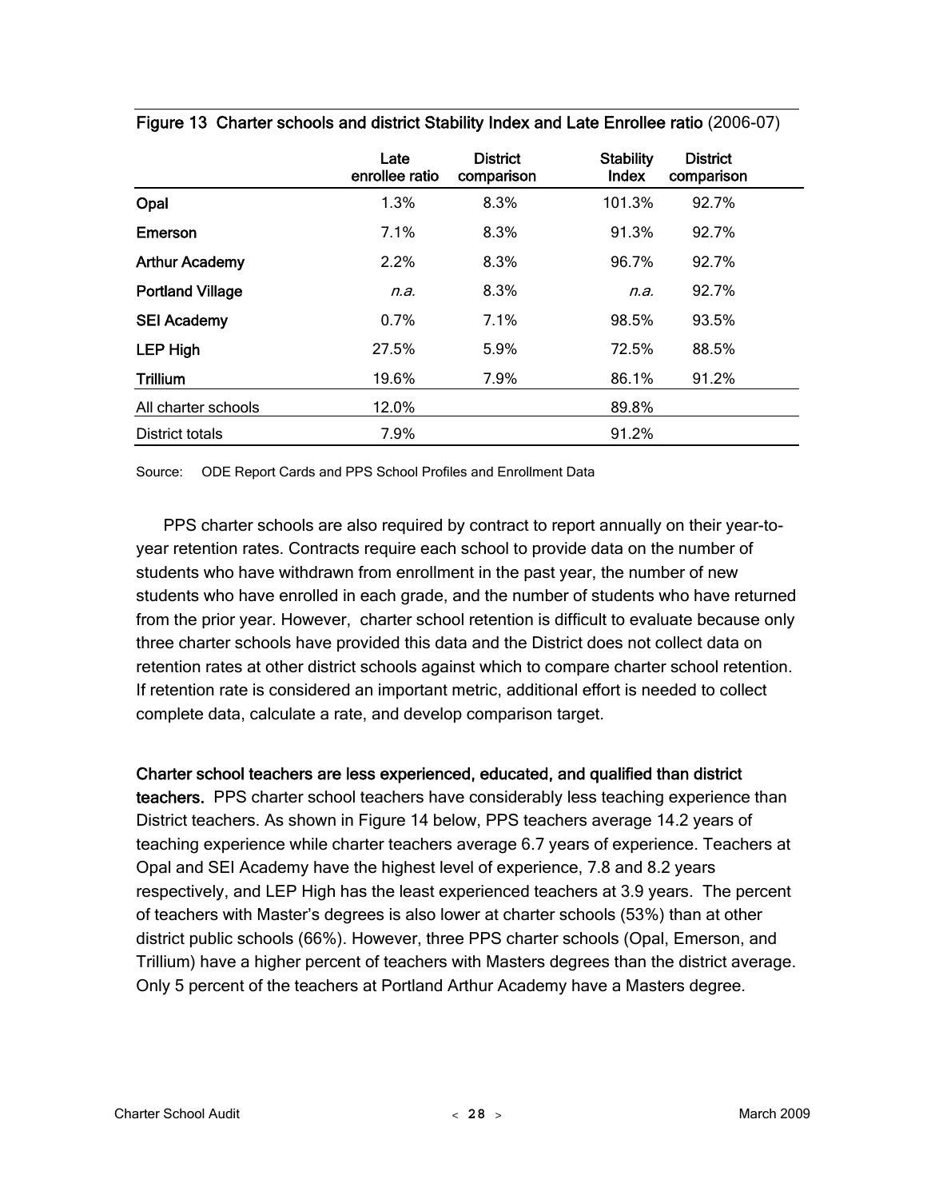**Figure 13 Charter schools and district Stability Index and Late Enrollee ratio** (2006-07)

| | Late enrollee ratio | District comparison | Stability Index | District comparison |
|---|---|---|---|---|
| **Opal** | 1.3% | 8.3% | 101.3% | 92.7% |
| **Emerson** | 7.1% | 8.3% | 91.3% | 92.7% |
| **Arthur Academy** | 2.2% | 8.3% | 96.7% | 92.7% |
| **Portland Village** | *n.a.* | 8.3% | *n.a.* | 92.7% |
| **SEI Academy** | 0.7% | 7.1% | 98.5% | 93.5% |
| **LEP High** | 27.5% | 5.9% | 72.5% | 88.5% |
| **Trillium** | 19.6% | 7.9% | 86.1% | 91.2% |
| All charter schools | 12.0% | | 89.8% | |
| District totals | 7.9% | | 91.2% | |

Source: ODE Report Cards and PPS School Profiles and Enrollment Data

PPS charter schools are also required by contract to report annually on their year-to-year retention rates. Contracts require each school to provide data on the number of students who have withdrawn from enrollment in the past year, the number of new students who have enrolled in each grade, and the number of students who have returned from the prior year. However, charter school retention is difficult to evaluate because only three charter schools have provided this data and the District does not collect data on retention rates at other district schools against which to compare charter school retention. If retention rate is considered an important metric, additional effort is needed to collect complete data, calculate a rate, and develop comparison target.

**Charter school teachers are less experienced, educated, and qualified than district teachers.** PPS charter school teachers have considerably less teaching experience than District teachers. As shown in Figure 14 below, PPS teachers average 14.2 years of teaching experience while charter teachers average 6.7 years of experience. Teachers at Opal and SEI Academy have the highest level of experience, 7.8 and 8.2 years respectively, and LEP High has the least experienced teachers at 3.9 years. The percent of teachers with Master's degrees is also lower at charter schools (53%) than at other district public schools (66%). However, three PPS charter schools (Opal, Emerson, and Trillium) have a higher percent of teachers with Masters degrees than the district average. Only 5 percent of the teachers at Portland Arthur Academy have a Masters degree.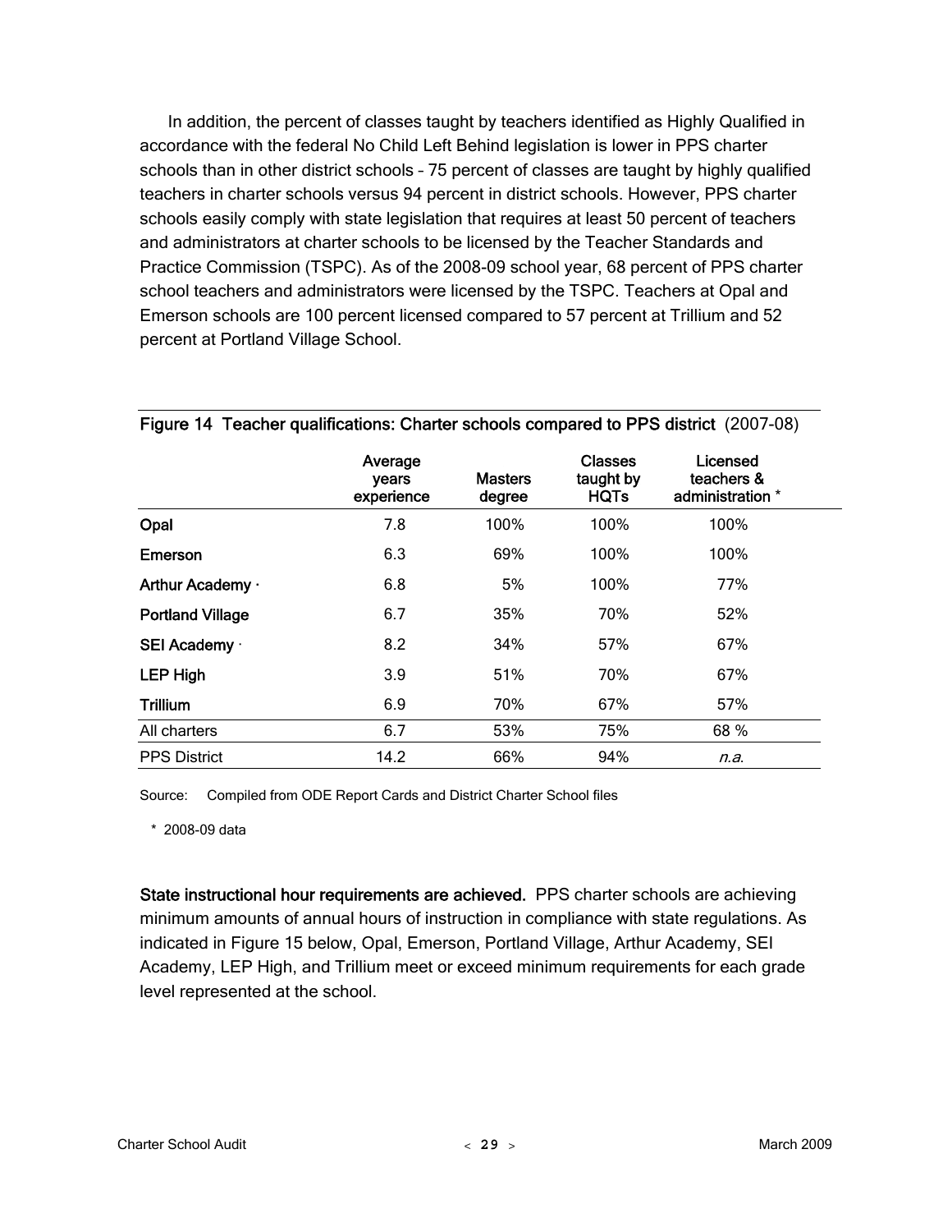In addition, the percent of classes taught by teachers identified as Highly Qualified in accordance with the federal No Child Left Behind legislation is lower in PPS charter schools than in other district schools – 75 percent of classes are taught by highly qualified teachers in charter schools versus 94 percent in district schools. However, PPS charter schools easily comply with state legislation that requires at least 50 percent of teachers and administrators at charter schools to be licensed by the Teacher Standards and Practice Commission (TSPC). As of the 2008-09 school year, 68 percent of PPS charter school teachers and administrators were licensed by the TSPC. Teachers at Opal and Emerson schools are 100 percent licensed compared to 57 percent at Trillium and 52 percent at Portland Village School.

**Figure 14 Teacher qualifications: Charter schools compared to PPS district** (2007-08)

| | Average years experience | Masters degree | Classes taught by HQTs | Licensed teachers & administration * |
|---|---|---|---|---|
| **Opal** | 7.8 | 100% | 100% | 100% |
| **Emerson** | 6.3 | 69% | 100% | 100% |
| **Arthur Academy ·** | 6.8 | 5% | 100% | 77% |
| **Portland Village** | 6.7 | 35% | 70% | 52% |
| **SEI Academy ·** | 8.2 | 34% | 57% | 67% |
| **LEP High** | 3.9 | 51% | 70% | 67% |
| **Trillium** | 6.9 | 70% | 67% | 57% |
| All charters | 6.7 | 53% | 75% | 68 % |
| PPS District | 14.2 | 66% | 94% | *n.a.* |

Source: Compiled from ODE Report Cards and District Charter School files

\* 2008-09 data

**State instructional hour requirements are achieved.** PPS charter schools are achieving minimum amounts of annual hours of instruction in compliance with state regulations. As indicated in Figure 15 below, Opal, Emerson, Portland Village, Arthur Academy, SEI Academy, LEP High, and Trillium meet or exceed minimum requirements for each grade level represented at the school.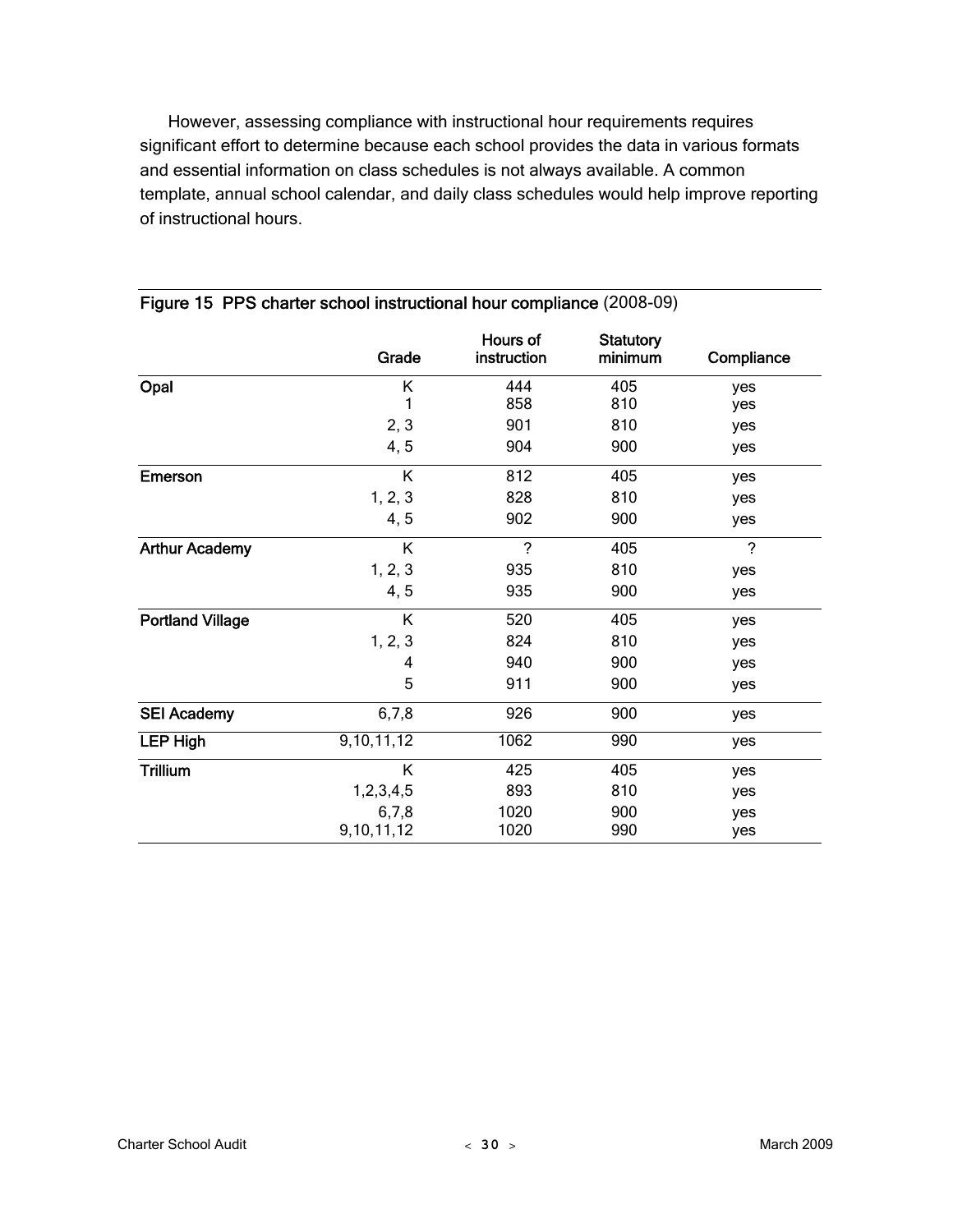However, assessing compliance with instructional hour requirements requires significant effort to determine because each school provides the data in various formats and essential information on class schedules is not always available. A common template, annual school calendar, and daily class schedules would help improve reporting of instructional hours.

**Figure 15 PPS charter school instructional hour compliance** (2008-09)

| | Grade | Hours of instruction | Statutory minimum | Compliance |
|---|---|---|---|---|
| **Opal** | K | 444 | 405 | yes |
| | 1 | 858 | 810 | yes |
| | 2, 3 | 901 | 810 | yes |
| | 4, 5 | 904 | 900 | yes |
| **Emerson** | K | 812 | 405 | yes |
| | 1, 2, 3 | 828 | 810 | yes |
| | 4, 5 | 902 | 900 | yes |
| **Arthur Academy** | K | ? | 405 | ? |
| | 1, 2, 3 | 935 | 810 | yes |
| | 4, 5 | 935 | 900 | yes |
| **Portland Village** | K | 520 | 405 | yes |
| | 1, 2, 3 | 824 | 810 | yes |
| | 4 | 940 | 900 | yes |
| | 5 | 911 | 900 | yes |
| **SEI Academy** | 6,7,8 | 926 | 900 | yes |
| **LEP High** | 9,10,11,12 | 1062 | 990 | yes |
| **Trillium** | K | 425 | 405 | yes |
| | 1,2,3,4,5 | 893 | 810 | yes |
| | 6,7,8 | 1020 | 900 | yes |
| | 9,10,11,12 | 1020 | 990 | yes |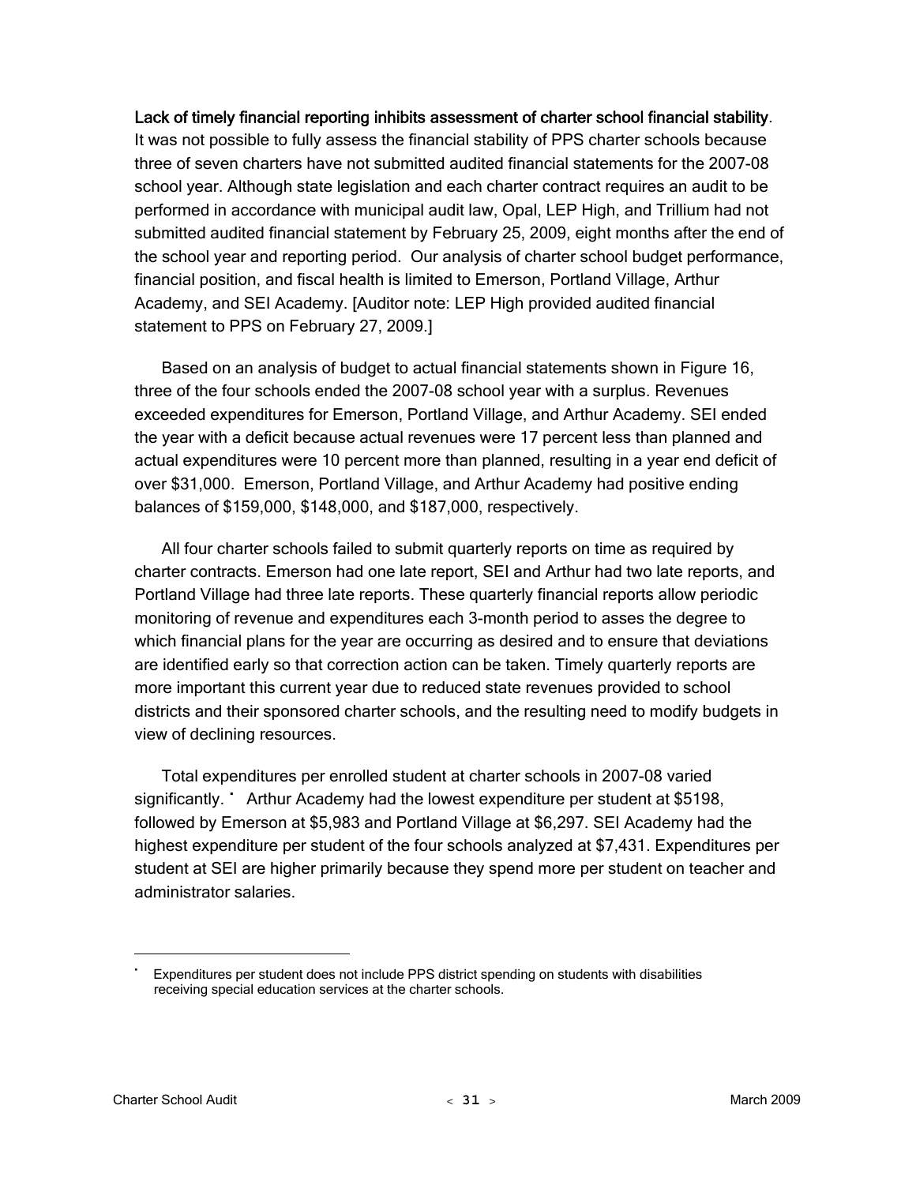**Lack of timely financial reporting inhibits assessment of charter school financial stability**. It was not possible to fully assess the financial stability of PPS charter schools because three of seven charters have not submitted audited financial statements for the 2007-08 school year. Although state legislation and each charter contract requires an audit to be performed in accordance with municipal audit law, Opal, LEP High, and Trillium had not submitted audited financial statement by February 25, 2009, eight months after the end of the school year and reporting period. Our analysis of charter school budget performance, financial position, and fiscal health is limited to Emerson, Portland Village, Arthur Academy, and SEI Academy. [Auditor note: LEP High provided audited financial statement to PPS on February 27, 2009.]

Based on an analysis of budget to actual financial statements shown in Figure 16, three of the four schools ended the 2007-08 school year with a surplus. Revenues exceeded expenditures for Emerson, Portland Village, and Arthur Academy. SEI ended the year with a deficit because actual revenues were 17 percent less than planned and actual expenditures were 10 percent more than planned, resulting in a year end deficit of over $31,000. Emerson, Portland Village, and Arthur Academy had positive ending balances of $159,000, $148,000, and $187,000, respectively.

All four charter schools failed to submit quarterly reports on time as required by charter contracts. Emerson had one late report, SEI and Arthur had two late reports, and Portland Village had three late reports. These quarterly financial reports allow periodic monitoring of revenue and expenditures each 3-month period to asses the degree to which financial plans for the year are occurring as desired and to ensure that deviations are identified early so that correction action can be taken. Timely quarterly reports are more important this current year due to reduced state revenues provided to school districts and their sponsored charter schools, and the resulting need to modify budgets in view of declining resources.

Total expenditures per enrolled student at charter schools in 2007-08 varied significantly.[*] Arthur Academy had the lowest expenditure per student at $5198, followed by Emerson at $5,983 and Portland Village at $6,297. SEI Academy had the highest expenditure per student of the four schools analyzed at $7,431. Expenditures per student at SEI are higher primarily because they spend more per student on teacher and administrator salaries.

---

[*] Expenditures per student does not include PPS district spending on students with disabilities receiving special education services at the charter schools.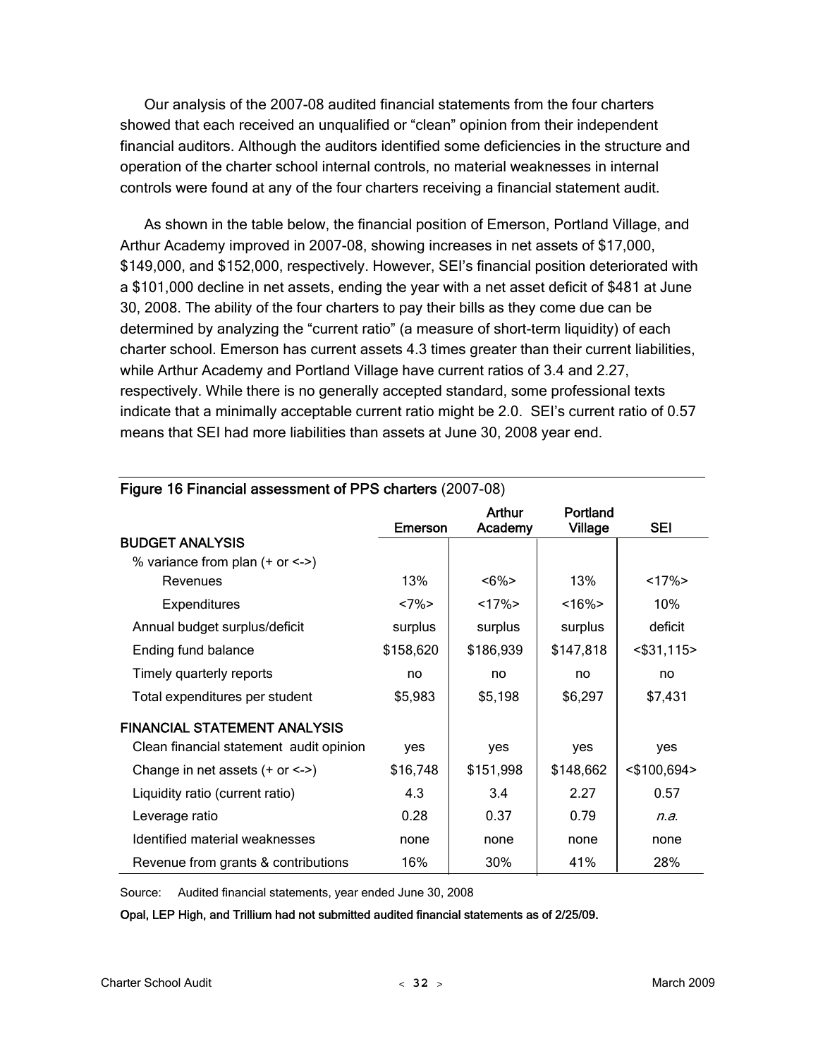Our analysis of the 2007-08 audited financial statements from the four charters showed that each received an unqualified or "clean" opinion from their independent financial auditors. Although the auditors identified some deficiencies in the structure and operation of the charter school internal controls, no material weaknesses in internal controls were found at any of the four charters receiving a financial statement audit.

As shown in the table below, the financial position of Emerson, Portland Village, and Arthur Academy improved in 2007-08, showing increases in net assets of $17,000, $149,000, and $152,000, respectively. However, SEI's financial position deteriorated with a $101,000 decline in net assets, ending the year with a net asset deficit of $481 at June 30, 2008. The ability of the four charters to pay their bills as they come due can be determined by analyzing the "current ratio" (a measure of short-term liquidity) of each charter school. Emerson has current assets 4.3 times greater than their current liabilities, while Arthur Academy and Portland Village have current ratios of 3.4 and 2.27, respectively. While there is no generally accepted standard, some professional texts indicate that a minimally acceptable current ratio might be 2.0. SEI's current ratio of 0.57 means that SEI had more liabilities than assets at June 30, 2008 year end.

**Figure 16 Financial assessment of PPS charters** (2007-08)

| | Emerson | Arthur Academy | Portland Village | SEI |
|---|---|---|---|---|
| **BUDGET ANALYSIS** | | | | |
| % variance from plan (+ or <->) | | | | |
| Revenues | 13% | <6%> | 13% | <17%> |
| Expenditures | <7%> | <17%> | <16%> | 10% |
| Annual budget surplus/deficit | surplus | surplus | surplus | deficit |
| Ending fund balance | $158,620 | $186,939 | $147,818 | <$31,115> |
| Timely quarterly reports | no | no | no | no |
| Total expenditures per student | $5,983 | $5,198 | $6,297 | $7,431 |
| **FINANCIAL STATEMENT ANALYSIS** | | | | |
| Clean financial statement audit opinion | yes | yes | yes | yes |
| Change in net assets (+ or <->) | $16,748 | $151,998 | $148,662 | <$100,694> |
| Liquidity ratio (current ratio) | 4.3 | 3.4 | 2.27 | 0.57 |
| Leverage ratio | 0.28 | 0.37 | 0.79 | *n.a.* |
| Identified material weaknesses | none | none | none | none |
| Revenue from grants & contributions | 16% | 30% | 41% | 28% |

Source: Audited financial statements, year ended June 30, 2008

**Opal, LEP High, and Trillium had not submitted audited financial statements as of 2/25/09.**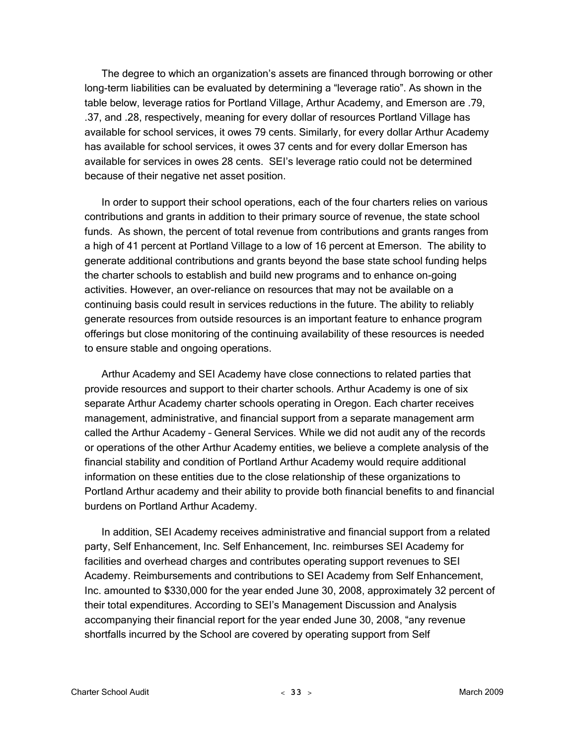The degree to which an organization's assets are financed through borrowing or other long-term liabilities can be evaluated by determining a "leverage ratio". As shown in the table below, leverage ratios for Portland Village, Arthur Academy, and Emerson are .79, .37, and .28, respectively, meaning for every dollar of resources Portland Village has available for school services, it owes 79 cents. Similarly, for every dollar Arthur Academy has available for school services, it owes 37 cents and for every dollar Emerson has available for services in owes 28 cents. SEI's leverage ratio could not be determined because of their negative net asset position.

In order to support their school operations, each of the four charters relies on various contributions and grants in addition to their primary source of revenue, the state school funds. As shown, the percent of total revenue from contributions and grants ranges from a high of 41 percent at Portland Village to a low of 16 percent at Emerson. The ability to generate additional contributions and grants beyond the base state school funding helps the charter schools to establish and build new programs and to enhance on-going activities. However, an over-reliance on resources that may not be available on a continuing basis could result in services reductions in the future. The ability to reliably generate resources from outside resources is an important feature to enhance program offerings but close monitoring of the continuing availability of these resources is needed to ensure stable and ongoing operations.

Arthur Academy and SEI Academy have close connections to related parties that provide resources and support to their charter schools. Arthur Academy is one of six separate Arthur Academy charter schools operating in Oregon. Each charter receives management, administrative, and financial support from a separate management arm called the Arthur Academy – General Services. While we did not audit any of the records or operations of the other Arthur Academy entities, we believe a complete analysis of the financial stability and condition of Portland Arthur Academy would require additional information on these entities due to the close relationship of these organizations to Portland Arthur academy and their ability to provide both financial benefits to and financial burdens on Portland Arthur Academy.

In addition, SEI Academy receives administrative and financial support from a related party, Self Enhancement, Inc. Self Enhancement, Inc. reimburses SEI Academy for facilities and overhead charges and contributes operating support revenues to SEI Academy. Reimbursements and contributions to SEI Academy from Self Enhancement, Inc. amounted to $330,000 for the year ended June 30, 2008, approximately 32 percent of their total expenditures. According to SEI's Management Discussion and Analysis accompanying their financial report for the year ended June 30, 2008, "any revenue shortfalls incurred by the School are covered by operating support from Self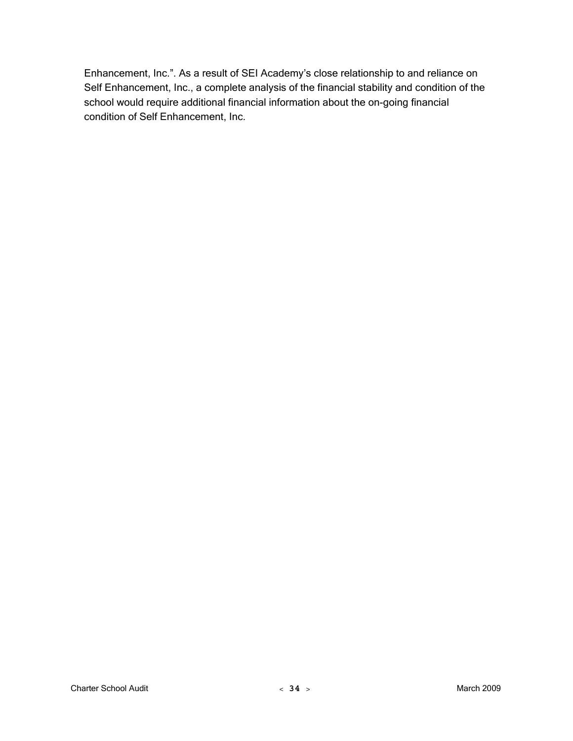Enhancement, Inc.". As a result of SEI Academy's close relationship to and reliance on Self Enhancement, Inc., a complete analysis of the financial stability and condition of the school would require additional financial information about the on-going financial condition of Self Enhancement, Inc.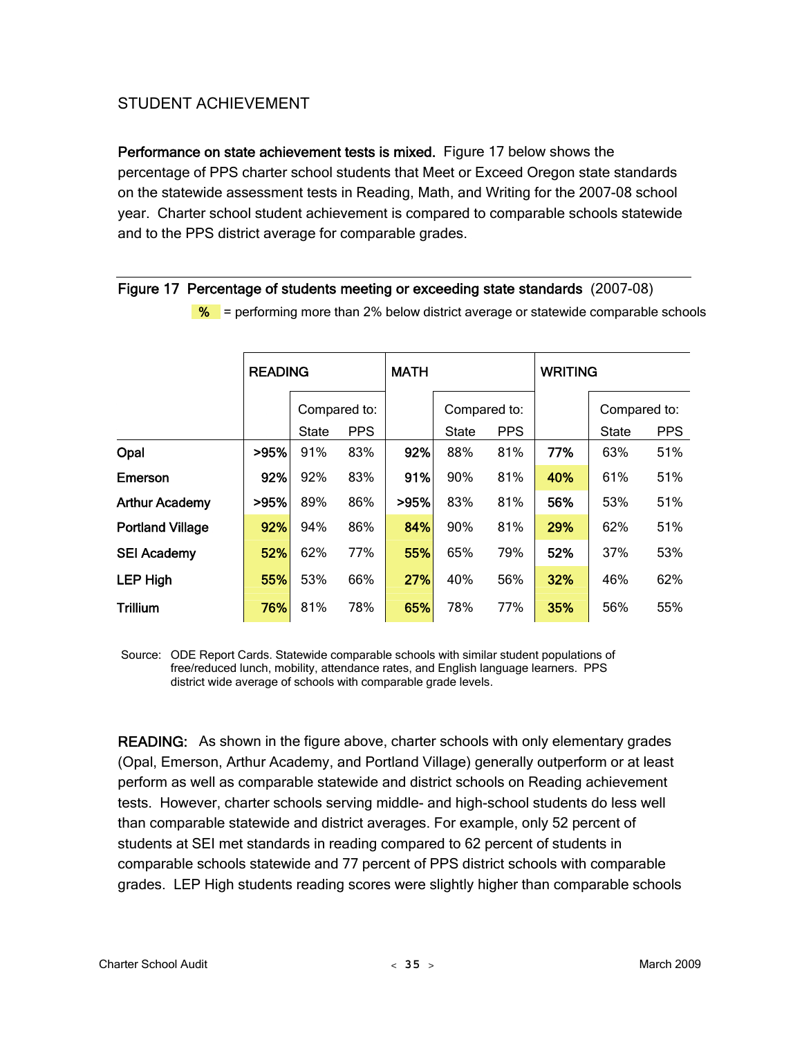## STUDENT ACHIEVEMENT

**Performance on state achievement tests is mixed.** Figure 17 below shows the percentage of PPS charter school students that Meet or Exceed Oregon state standards on the statewide assessment tests in Reading, Math, and Writing for the 2007-08 school year. Charter school student achievement is compared to comparable schools statewide and to the PPS district average for comparable grades.

**Figure 17 Percentage of students meeting or exceeding state standards** (2007-08)

% = performing more than 2% below district average or statewide comparable schools

| | READING | | | MATH | | | WRITING | | |
|---|---|---|---|---|---|---|---|---|---|
| | | Compared to: | | | Compared to: | | | Compared to: | |
| | | State | PPS | | State | PPS | | State | PPS |
| **Opal** | **>95%** | 91% | 83% | **92%** | 88% | 81% | **77%** | 63% | 51% |
| **Emerson** | **92%** | 92% | 83% | **91%** | 90% | 81% | **40%** | 61% | 51% |
| **Arthur Academy** | **>95%** | 89% | 86% | **>95%** | 83% | 81% | **56%** | 53% | 51% |
| **Portland Village** | **92%** | 94% | 86% | **84%** | 90% | 81% | **29%** | 62% | 51% |
| **SEI Academy** | **52%** | 62% | 77% | **55%** | 65% | 79% | **52%** | 37% | 53% |
| **LEP High** | **55%** | 53% | 66% | **27%** | 40% | 56% | **32%** | 46% | 62% |
| **Trillium** | **76%** | 81% | 78% | **65%** | 78% | 77% | **35%** | 56% | 55% |

Source: ODE Report Cards. Statewide comparable schools with similar student populations of free/reduced lunch, mobility, attendance rates, and English language learners. PPS district wide average of schools with comparable grade levels.

**READING:** As shown in the figure above, charter schools with only elementary grades (Opal, Emerson, Arthur Academy, and Portland Village) generally outperform or at least perform as well as comparable statewide and district schools on Reading achievement tests. However, charter schools serving middle- and high-school students do less well than comparable statewide and district averages. For example, only 52 percent of students at SEI met standards in reading compared to 62 percent of students in comparable schools statewide and 77 percent of PPS district schools with comparable grades. LEP High students reading scores were slightly higher than comparable schools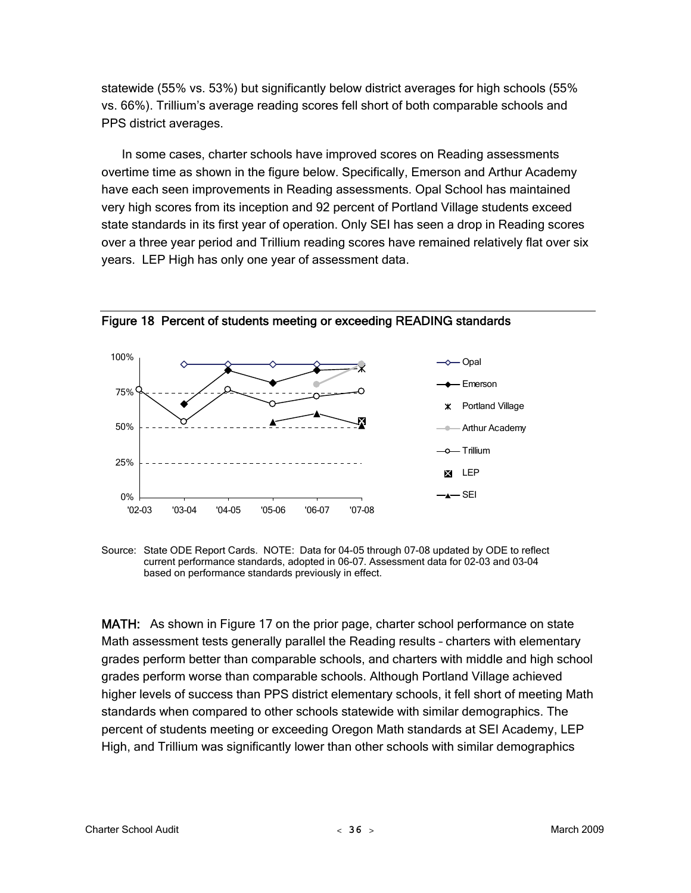statewide (55% vs. 53%) but significantly below district averages for high schools (55% vs. 66%). Trillium's average reading scores fell short of both comparable schools and PPS district averages.

In some cases, charter schools have improved scores on Reading assessments overtime time as shown in the figure below. Specifically, Emerson and Arthur Academy have each seen improvements in Reading assessments. Opal School has maintained very high scores from its inception and 92 percent of Portland Village students exceed state standards in its first year of operation. Only SEI has seen a drop in Reading scores over a three year period and Trillium reading scores have remained relatively flat over six years. LEP High has only one year of assessment data.

**Figure 18 Percent of students meeting or exceeding READING standards**

Source: State ODE Report Cards. NOTE: Data for 04-05 through 07-08 updated by ODE to reflect current performance standards, adopted in 06-07. Assessment data for 02-03 and 03-04 based on performance standards previously in effect.

**MATH:** As shown in Figure 17 on the prior page, charter school performance on state Math assessment tests generally parallel the Reading results – charters with elementary grades perform better than comparable schools, and charters with middle and high school grades perform worse than comparable schools. Although Portland Village achieved higher levels of success than PPS district elementary schools, it fell short of meeting Math standards when compared to other schools statewide with similar demographics. The percent of students meeting or exceeding Oregon Math standards at SEI Academy, LEP High, and Trillium was significantly lower than other schools with similar demographics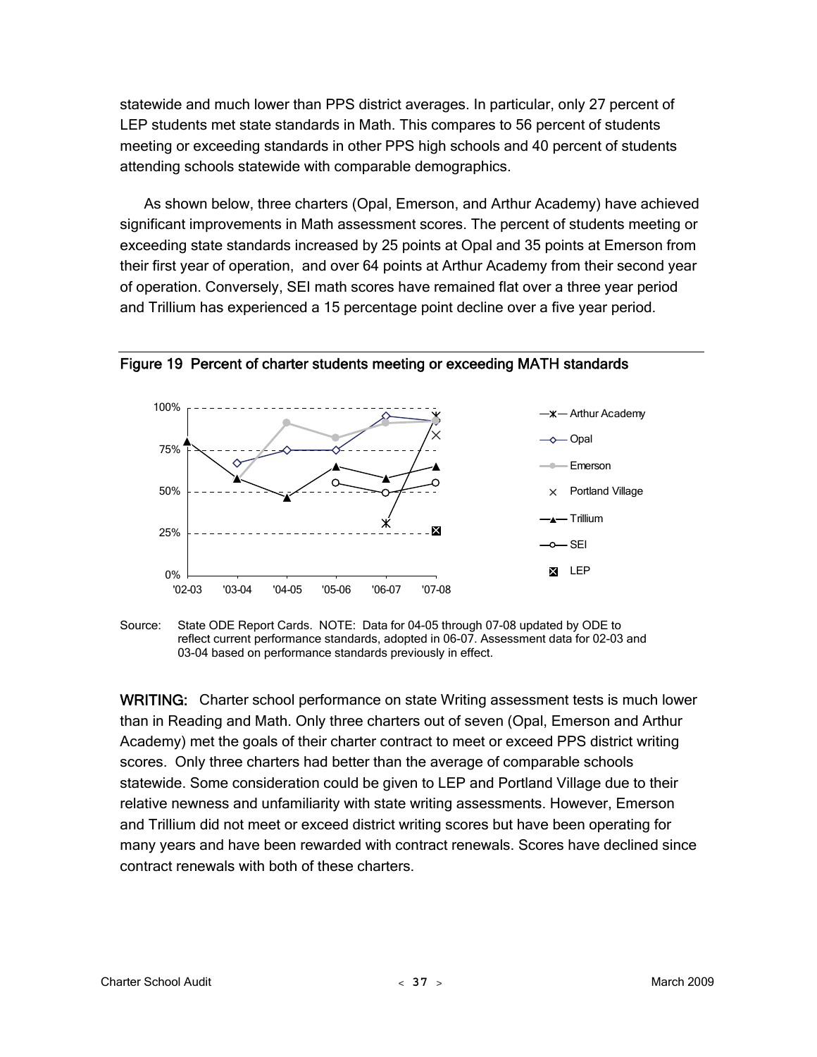statewide and much lower than PPS district averages. In particular, only 27 percent of LEP students met state standards in Math. This compares to 56 percent of students meeting or exceeding standards in other PPS high schools and 40 percent of students attending schools statewide with comparable demographics.

As shown below, three charters (Opal, Emerson, and Arthur Academy) have achieved significant improvements in Math assessment scores. The percent of students meeting or exceeding state standards increased by 25 points at Opal and 35 points at Emerson from their first year of operation, and over 64 points at Arthur Academy from their second year of operation. Conversely, SEI math scores have remained flat over a three year period and Trillium has experienced a 15 percentage point decline over a five year period.

**Figure 19 Percent of charter students meeting or exceeding MATH standards**

Source: State ODE Report Cards. NOTE: Data for 04-05 through 07-08 updated by ODE to reflect current performance standards, adopted in 06-07. Assessment data for 02-03 and 03-04 based on performance standards previously in effect.

**WRITING:** Charter school performance on state Writing assessment tests is much lower than in Reading and Math. Only three charters out of seven (Opal, Emerson and Arthur Academy) met the goals of their charter contract to meet or exceed PPS district writing scores. Only three charters had better than the average of comparable schools statewide. Some consideration could be given to LEP and Portland Village due to their relative newness and unfamiliarity with state writing assessments. However, Emerson and Trillium did not meet or exceed district writing scores but have been operating for many years and have been rewarded with contract renewals. Scores have declined since contract renewals with both of these charters.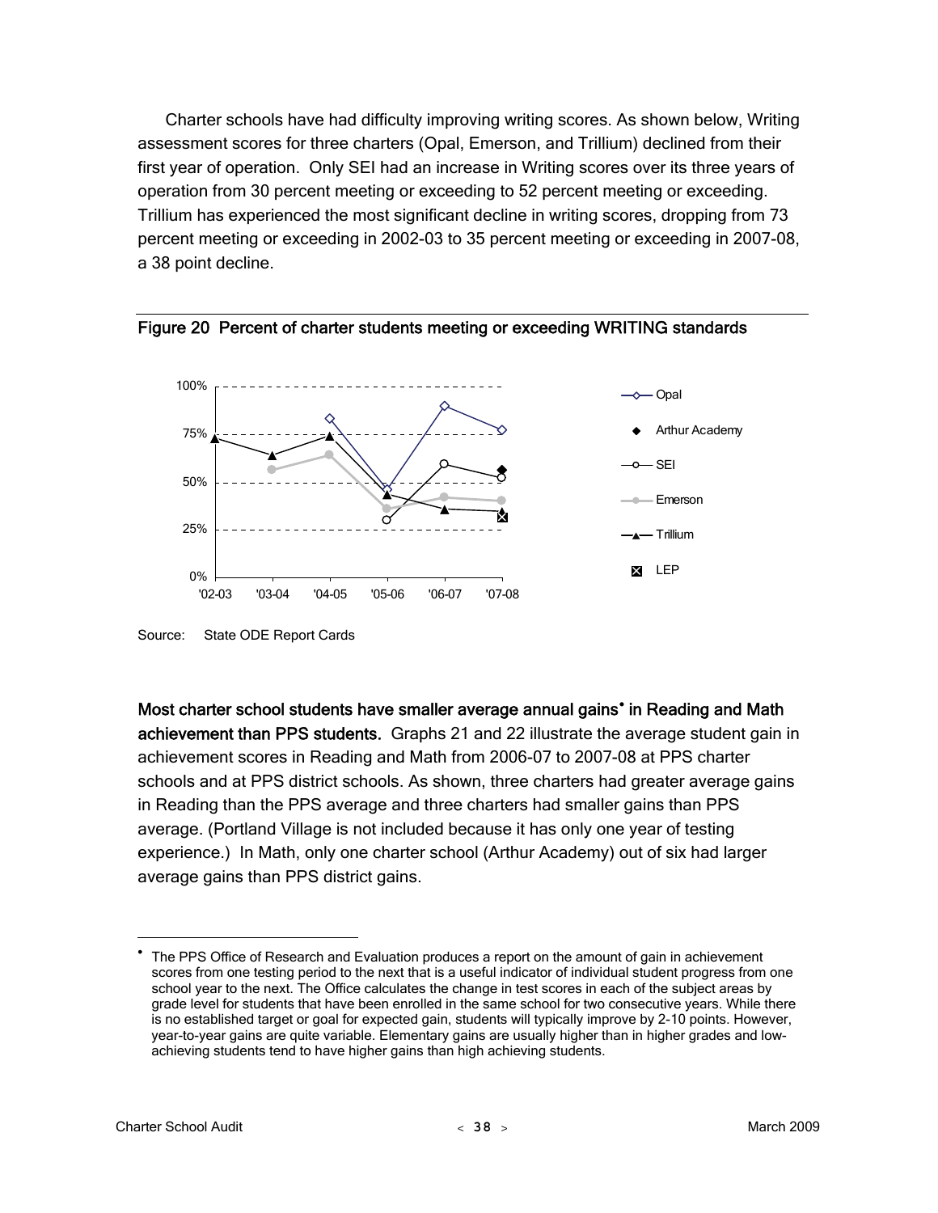Charter schools have had difficulty improving writing scores. As shown below, Writing assessment scores for three charters (Opal, Emerson, and Trillium) declined from their first year of operation. Only SEI had an increase in Writing scores over its three years of operation from 30 percent meeting or exceeding to 52 percent meeting or exceeding. Trillium has experienced the most significant decline in writing scores, dropping from 73 percent meeting or exceeding in 2002-03 to 35 percent meeting or exceeding in 2007-08, a 38 point decline.

**Figure 20 Percent of charter students meeting or exceeding WRITING standards**

Source: State ODE Report Cards

**Most charter school students have smaller average annual gains• in Reading and Math achievement than PPS students.** Graphs 21 and 22 illustrate the average student gain in achievement scores in Reading and Math from 2006-07 to 2007-08 at PPS charter schools and at PPS district schools. As shown, three charters had greater average gains in Reading than the PPS average and three charters had smaller gains than PPS average. (Portland Village is not included because it has only one year of testing experience.) In Math, only one charter school (Arthur Academy) out of six had larger average gains than PPS district gains.

• The PPS Office of Research and Evaluation produces a report on the amount of gain in achievement scores from one testing period to the next that is a useful indicator of individual student progress from one school year to the next. The Office calculates the change in test scores in each of the subject areas by grade level for students that have been enrolled in the same school for two consecutive years. While there is no established target or goal for expected gain, students will typically improve by 2-10 points. However, year-to-year gains are quite variable. Elementary gains are usually higher than in higher grades and low-achieving students tend to have higher gains than high achieving students.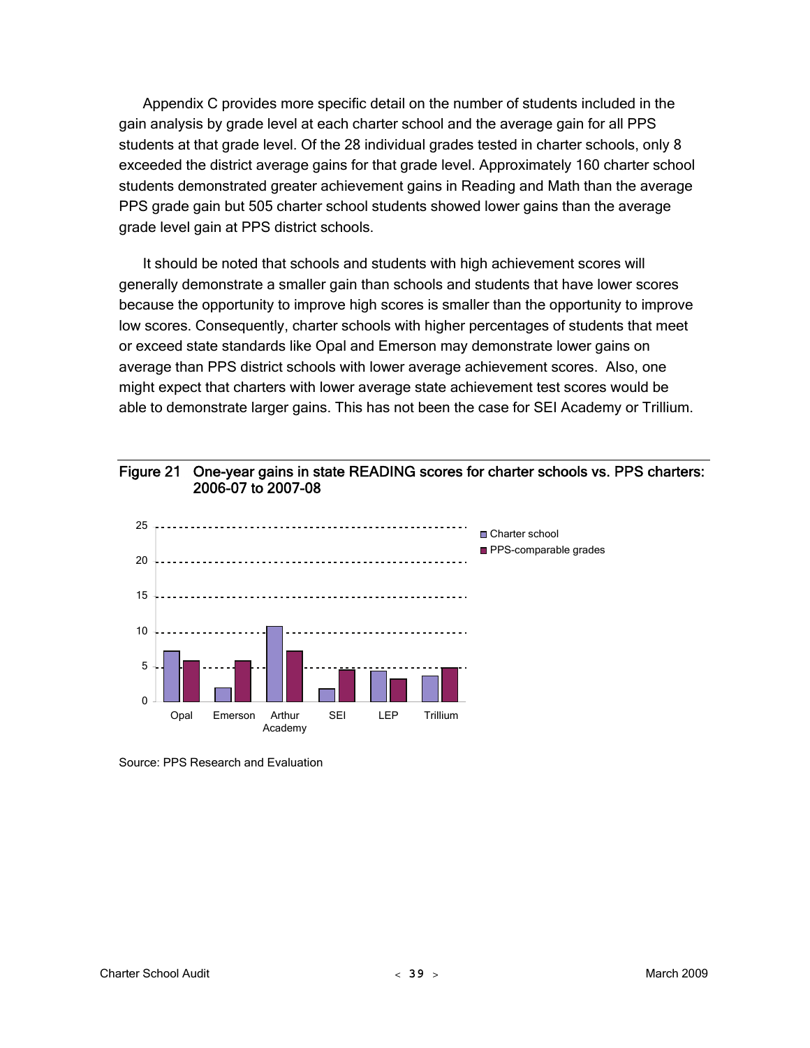Appendix C provides more specific detail on the number of students included in the gain analysis by grade level at each charter school and the average gain for all PPS students at that grade level. Of the 28 individual grades tested in charter schools, only 8 exceeded the district average gains for that grade level. Approximately 160 charter school students demonstrated greater achievement gains in Reading and Math than the average PPS grade gain but 505 charter school students showed lower gains than the average grade level gain at PPS district schools.

It should be noted that schools and students with high achievement scores will generally demonstrate a smaller gain than schools and students that have lower scores because the opportunity to improve high scores is smaller than the opportunity to improve low scores. Consequently, charter schools with higher percentages of students that meet or exceed state standards like Opal and Emerson may demonstrate lower gains on average than PPS district schools with lower average achievement scores. Also, one might expect that charters with lower average state achievement test scores would be able to demonstrate larger gains. This has not been the case for SEI Academy or Trillium.

**Figure 21 One-year gains in state READING scores for charter schools vs. PPS charters: 2006-07 to 2007-08**

Source: PPS Research and Evaluation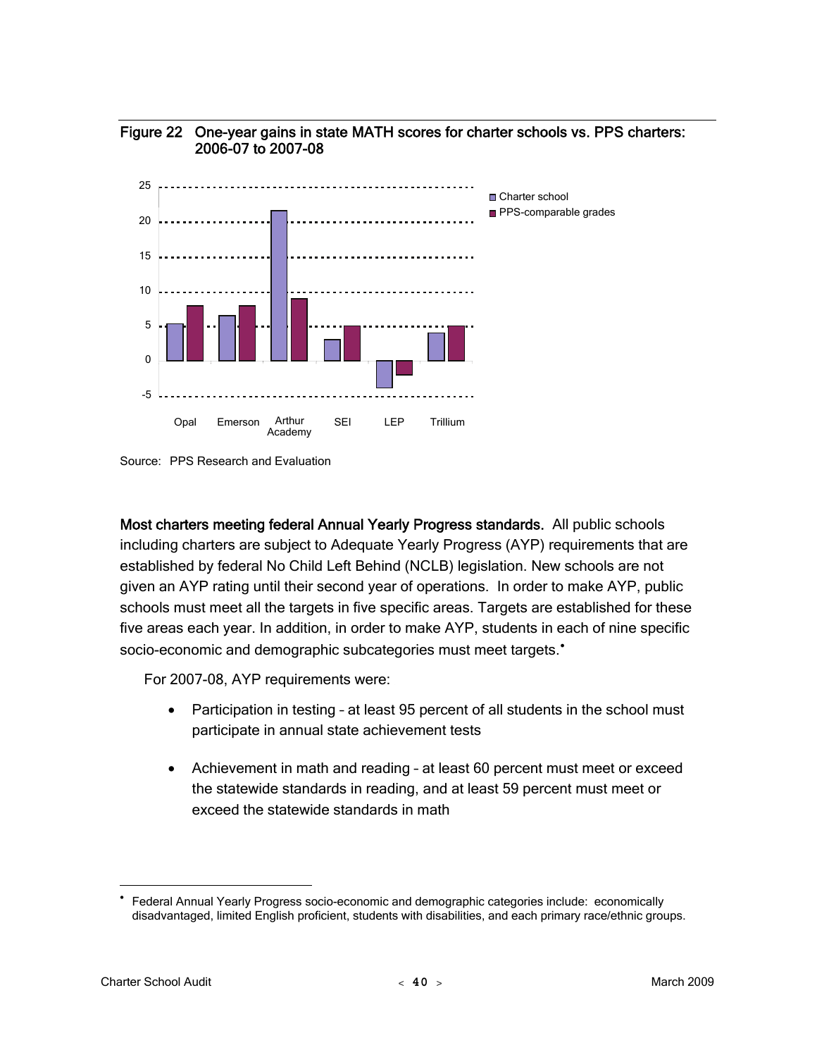Figure 22 One-year gains in state MATH scores for charter schools vs. PPS charters: 2006-07 to 2007-08

Source: PPS Research and Evaluation

**Most charters meeting federal Annual Yearly Progress standards.** All public schools including charters are subject to Adequate Yearly Progress (AYP) requirements that are established by federal No Child Left Behind (NCLB) legislation. New schools are not given an AYP rating until their second year of operations. In order to make AYP, public schools must meet all the targets in five specific areas. Targets are established for these five areas each year. In addition, in order to make AYP, students in each of nine specific socio-economic and demographic subcategories must meet targets.[•]

For 2007-08, AYP requirements were:

- Participation in testing – at least 95 percent of all students in the school must participate in annual state achievement tests
- Achievement in math and reading – at least 60 percent must meet or exceed the statewide standards in reading, and at least 59 percent must meet or exceed the statewide standards in math

[•] Federal Annual Yearly Progress socio-economic and demographic categories include: economically disadvantaged, limited English proficient, students with disabilities, and each primary race/ethnic groups.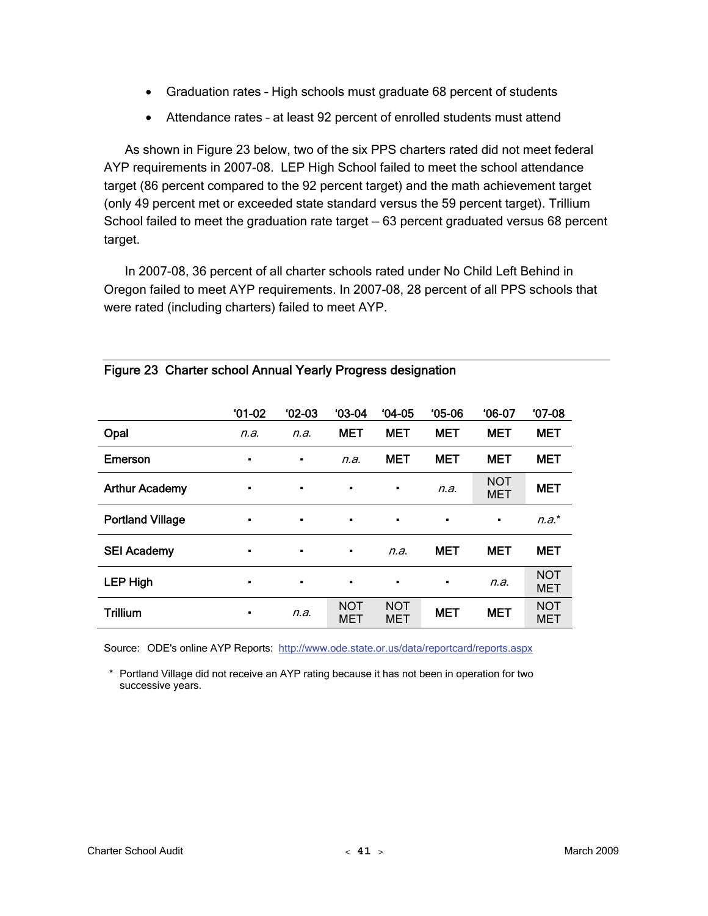- Graduation rates – High schools must graduate 68 percent of students
- Attendance rates – at least 92 percent of enrolled students must attend

As shown in Figure 23 below, two of the six PPS charters rated did not meet federal AYP requirements in 2007-08. LEP High School failed to meet the school attendance target (86 percent compared to the 92 percent target) and the math achievement target (only 49 percent met or exceeded state standard versus the 59 percent target). Trillium School failed to meet the graduation rate target – 63 percent graduated versus 68 percent target.

In 2007-08, 36 percent of all charter schools rated under No Child Left Behind in Oregon failed to meet AYP requirements. In 2007-08, 28 percent of all PPS schools that were rated (including charters) failed to meet AYP.

**Figure 23 Charter school Annual Yearly Progress designation**

| | '01-02 | '02-03 | '03-04 | '04-05 | '05-06 | '06-07 | '07-08 |
|---|---|---|---|---|---|---|---|
| Opal | *n.a.* | *n.a.* | MET | MET | MET | MET | MET |
| Emerson | ▪ | ▪ | *n.a.* | MET | MET | MET | MET |
| Arthur Academy | ▪ | ▪ | ▪ | ▪ | *n.a.* | NOT MET | MET |
| Portland Village | ▪ | ▪ | ▪ | ▪ | ▪ | ▪ | *n.a.** |
| SEI Academy | ▪ | ▪ | ▪ | *n.a.* | MET | MET | MET |
| LEP High | ▪ | ▪ | ▪ | ▪ | ▪ | *n.a.* | NOT MET |
| Trillium | ▪ | *n.a.* | NOT MET | NOT MET | MET | MET | NOT MET |

Source: ODE's online AYP Reports: http://www.ode.state.or.us/data/reportcard/reports.aspx

\* Portland Village did not receive an AYP rating because it has not been in operation for two successive years.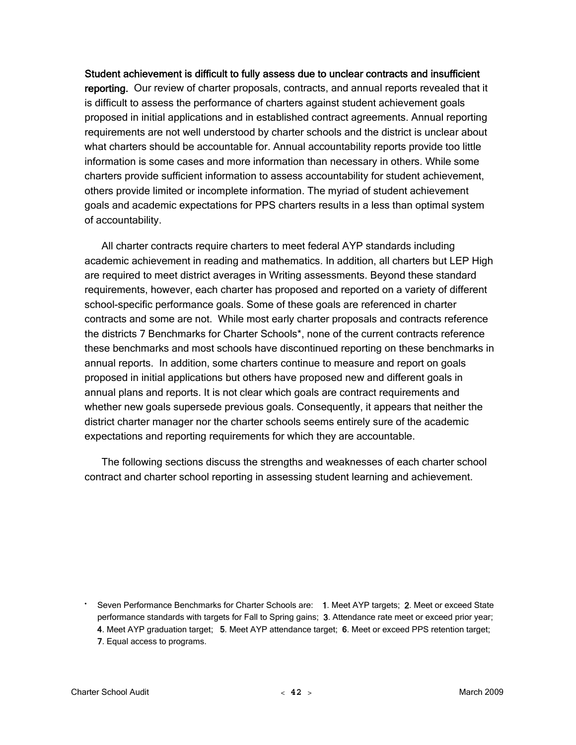**Student achievement is difficult to fully assess due to unclear contracts and insufficient reporting.** Our review of charter proposals, contracts, and annual reports revealed that it is difficult to assess the performance of charters against student achievement goals proposed in initial applications and in established contract agreements. Annual reporting requirements are not well understood by charter schools and the district is unclear about what charters should be accountable for. Annual accountability reports provide too little information is some cases and more information than necessary in others. While some charters provide sufficient information to assess accountability for student achievement, others provide limited or incomplete information. The myriad of student achievement goals and academic expectations for PPS charters results in a less than optimal system of accountability.

All charter contracts require charters to meet federal AYP standards including academic achievement in reading and mathematics. In addition, all charters but LEP High are required to meet district averages in Writing assessments. Beyond these standard requirements, however, each charter has proposed and reported on a variety of different school-specific performance goals. Some of these goals are referenced in charter contracts and some are not. While most early charter proposals and contracts reference the districts 7 Benchmarks for Charter Schools*, none of the current contracts reference these benchmarks and most schools have discontinued reporting on these benchmarks in annual reports. In addition, some charters continue to measure and report on goals proposed in initial applications but others have proposed new and different goals in annual plans and reports. It is not clear which goals are contract requirements and whether new goals supersede previous goals. Consequently, it appears that neither the district charter manager nor the charter schools seems entirely sure of the academic expectations and reporting requirements for which they are accountable.

The following sections discuss the strengths and weaknesses of each charter school contract and charter school reporting in assessing student learning and achievement.

* Seven Performance Benchmarks for Charter Schools are: **1**. Meet AYP targets; **2**. Meet or exceed State performance standards with targets for Fall to Spring gains; **3**. Attendance rate meet or exceed prior year; **4**. Meet AYP graduation target; **5**. Meet AYP attendance target; **6**. Meet or exceed PPS retention target; **7**. Equal access to programs.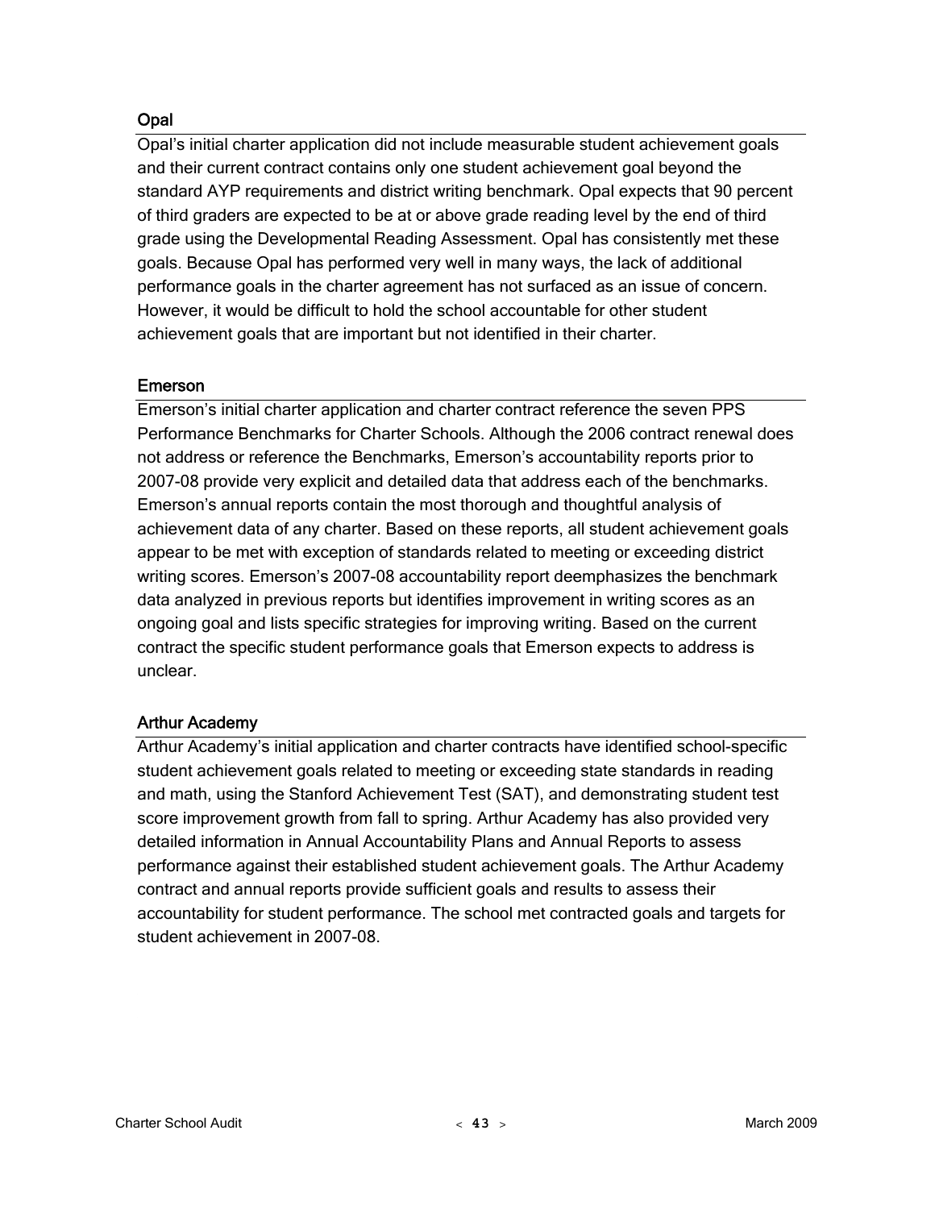### Opal

Opal's initial charter application did not include measurable student achievement goals and their current contract contains only one student achievement goal beyond the standard AYP requirements and district writing benchmark. Opal expects that 90 percent of third graders are expected to be at or above grade reading level by the end of third grade using the Developmental Reading Assessment. Opal has consistently met these goals. Because Opal has performed very well in many ways, the lack of additional performance goals in the charter agreement has not surfaced as an issue of concern. However, it would be difficult to hold the school accountable for other student achievement goals that are important but not identified in their charter.

### Emerson

Emerson's initial charter application and charter contract reference the seven PPS Performance Benchmarks for Charter Schools. Although the 2006 contract renewal does not address or reference the Benchmarks, Emerson's accountability reports prior to 2007-08 provide very explicit and detailed data that address each of the benchmarks. Emerson's annual reports contain the most thorough and thoughtful analysis of achievement data of any charter. Based on these reports, all student achievement goals appear to be met with exception of standards related to meeting or exceeding district writing scores. Emerson's 2007-08 accountability report deemphasizes the benchmark data analyzed in previous reports but identifies improvement in writing scores as an ongoing goal and lists specific strategies for improving writing. Based on the current contract the specific student performance goals that Emerson expects to address is unclear.

### Arthur Academy

Arthur Academy's initial application and charter contracts have identified school-specific student achievement goals related to meeting or exceeding state standards in reading and math, using the Stanford Achievement Test (SAT), and demonstrating student test score improvement growth from fall to spring. Arthur Academy has also provided very detailed information in Annual Accountability Plans and Annual Reports to assess performance against their established student achievement goals. The Arthur Academy contract and annual reports provide sufficient goals and results to assess their accountability for student performance. The school met contracted goals and targets for student achievement in 2007-08.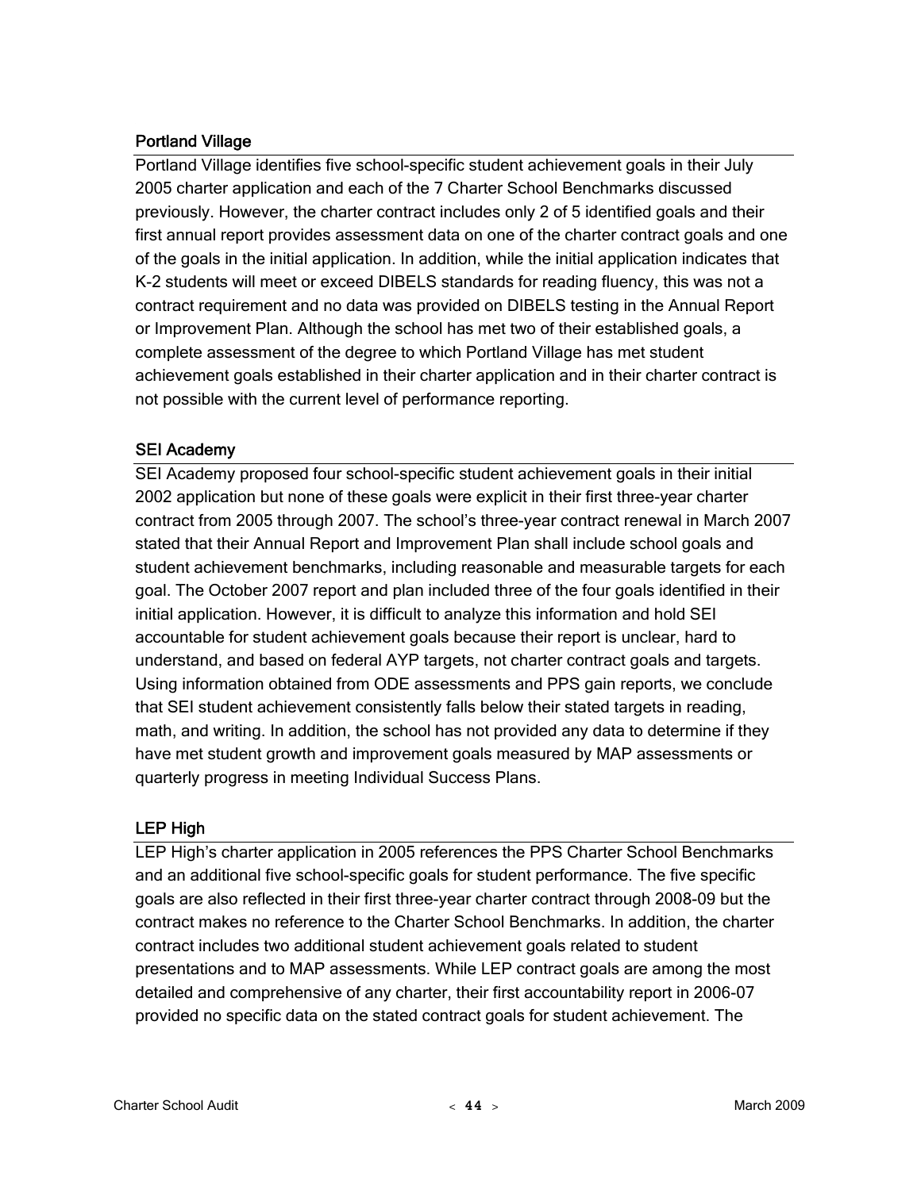### Portland Village

Portland Village identifies five school-specific student achievement goals in their July 2005 charter application and each of the 7 Charter School Benchmarks discussed previously. However, the charter contract includes only 2 of 5 identified goals and their first annual report provides assessment data on one of the charter contract goals and one of the goals in the initial application. In addition, while the initial application indicates that K-2 students will meet or exceed DIBELS standards for reading fluency, this was not a contract requirement and no data was provided on DIBELS testing in the Annual Report or Improvement Plan. Although the school has met two of their established goals, a complete assessment of the degree to which Portland Village has met student achievement goals established in their charter application and in their charter contract is not possible with the current level of performance reporting.

### SEI Academy

SEI Academy proposed four school-specific student achievement goals in their initial 2002 application but none of these goals were explicit in their first three-year charter contract from 2005 through 2007. The school's three-year contract renewal in March 2007 stated that their Annual Report and Improvement Plan shall include school goals and student achievement benchmarks, including reasonable and measurable targets for each goal. The October 2007 report and plan included three of the four goals identified in their initial application. However, it is difficult to analyze this information and hold SEI accountable for student achievement goals because their report is unclear, hard to understand, and based on federal AYP targets, not charter contract goals and targets. Using information obtained from ODE assessments and PPS gain reports, we conclude that SEI student achievement consistently falls below their stated targets in reading, math, and writing. In addition, the school has not provided any data to determine if they have met student growth and improvement goals measured by MAP assessments or quarterly progress in meeting Individual Success Plans.

### LEP High

LEP High's charter application in 2005 references the PPS Charter School Benchmarks and an additional five school-specific goals for student performance. The five specific goals are also reflected in their first three-year charter contract through 2008-09 but the contract makes no reference to the Charter School Benchmarks. In addition, the charter contract includes two additional student achievement goals related to student presentations and to MAP assessments. While LEP contract goals are among the most detailed and comprehensive of any charter, their first accountability report in 2006-07 provided no specific data on the stated contract goals for student achievement. The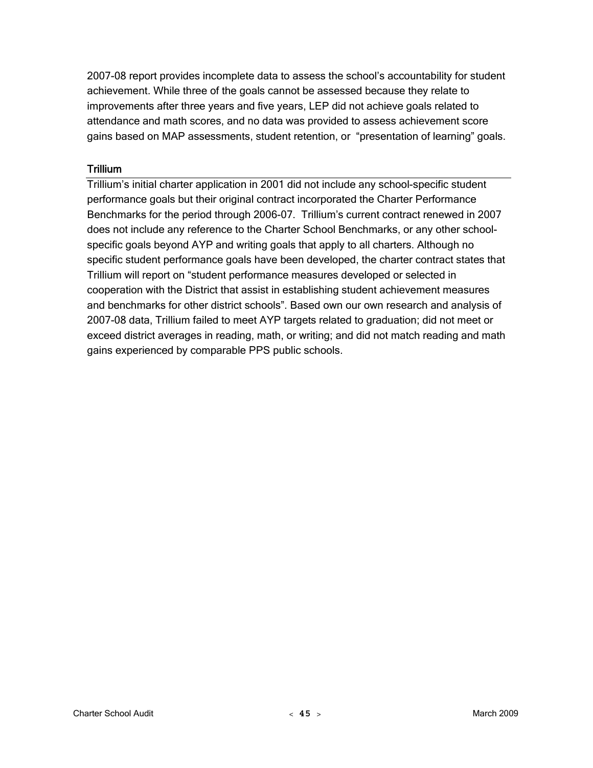2007-08 report provides incomplete data to assess the school's accountability for student achievement. While three of the goals cannot be assessed because they relate to improvements after three years and five years, LEP did not achieve goals related to attendance and math scores, and no data was provided to assess achievement score gains based on MAP assessments, student retention, or "presentation of learning" goals.

### Trillium

Trillium's initial charter application in 2001 did not include any school-specific student performance goals but their original contract incorporated the Charter Performance Benchmarks for the period through 2006-07. Trillium's current contract renewed in 2007 does not include any reference to the Charter School Benchmarks, or any other school-specific goals beyond AYP and writing goals that apply to all charters. Although no specific student performance goals have been developed, the charter contract states that Trillium will report on "student performance measures developed or selected in cooperation with the District that assist in establishing student achievement measures and benchmarks for other district schools". Based own our own research and analysis of 2007-08 data, Trillium failed to meet AYP targets related to graduation; did not meet or exceed district averages in reading, math, or writing; and did not match reading and math gains experienced by comparable PPS public schools.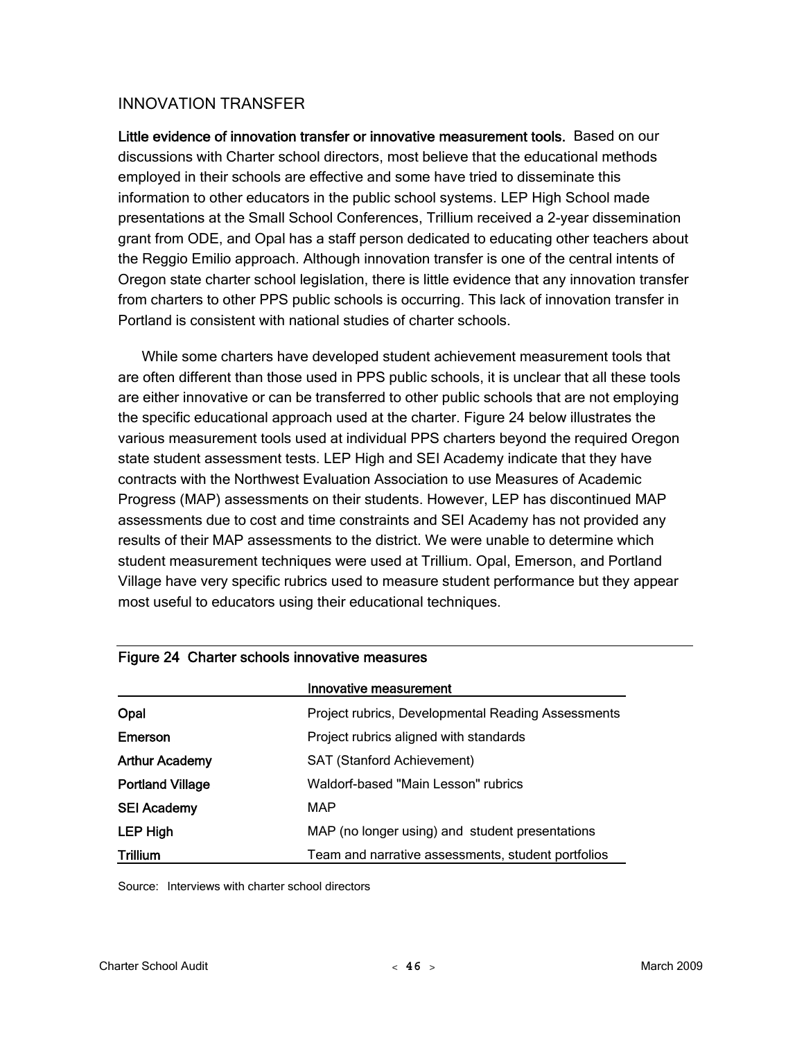## INNOVATION TRANSFER

**Little evidence of innovation transfer or innovative measurement tools.** Based on our discussions with Charter school directors, most believe that the educational methods employed in their schools are effective and some have tried to disseminate this information to other educators in the public school systems. LEP High School made presentations at the Small School Conferences, Trillium received a 2-year dissemination grant from ODE, and Opal has a staff person dedicated to educating other teachers about the Reggio Emilio approach. Although innovation transfer is one of the central intents of Oregon state charter school legislation, there is little evidence that any innovation transfer from charters to other PPS public schools is occurring. This lack of innovation transfer in Portland is consistent with national studies of charter schools.

While some charters have developed student achievement measurement tools that are often different than those used in PPS public schools, it is unclear that all these tools are either innovative or can be transferred to other public schools that are not employing the specific educational approach used at the charter. Figure 24 below illustrates the various measurement tools used at individual PPS charters beyond the required Oregon state student assessment tests. LEP High and SEI Academy indicate that they have contracts with the Northwest Evaluation Association to use Measures of Academic Progress (MAP) assessments on their students. However, LEP has discontinued MAP assessments due to cost and time constraints and SEI Academy has not provided any results of their MAP assessments to the district. We were unable to determine which student measurement techniques were used at Trillium. Opal, Emerson, and Portland Village have very specific rubrics used to measure student performance but they appear most useful to educators using their educational techniques.

**Figure 24 Charter schools innovative measures**

| | Innovative measurement |
|---|---|
| **Opal** | Project rubrics, Developmental Reading Assessments |
| **Emerson** | Project rubrics aligned with standards |
| **Arthur Academy** | SAT (Stanford Achievement) |
| **Portland Village** | Waldorf-based "Main Lesson" rubrics |
| **SEI Academy** | MAP |
| **LEP High** | MAP (no longer using) and student presentations |
| **Trillium** | Team and narrative assessments, student portfolios |

Source: Interviews with charter school directors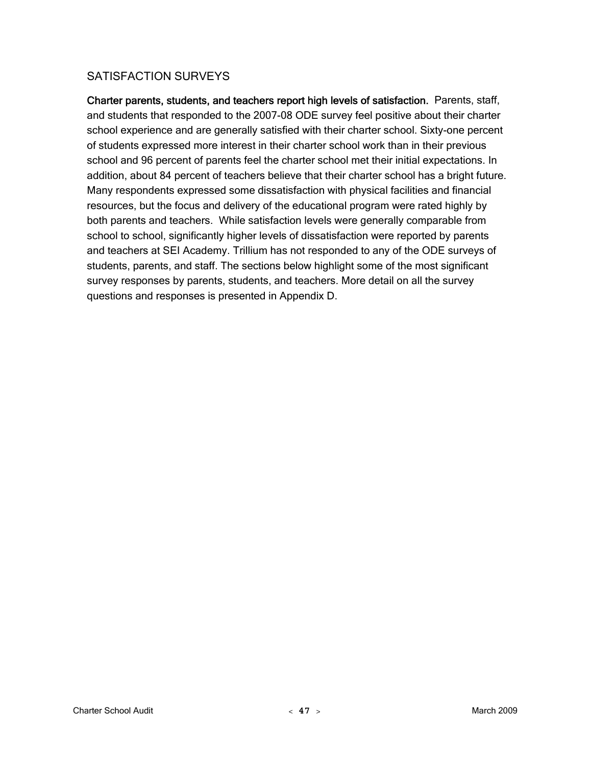## SATISFACTION SURVEYS

**Charter parents, students, and teachers report high levels of satisfaction.** Parents, staff, and students that responded to the 2007-08 ODE survey feel positive about their charter school experience and are generally satisfied with their charter school. Sixty-one percent of students expressed more interest in their charter school work than in their previous school and 96 percent of parents feel the charter school met their initial expectations. In addition, about 84 percent of teachers believe that their charter school has a bright future. Many respondents expressed some dissatisfaction with physical facilities and financial resources, but the focus and delivery of the educational program were rated highly by both parents and teachers. While satisfaction levels were generally comparable from school to school, significantly higher levels of dissatisfaction were reported by parents and teachers at SEI Academy. Trillium has not responded to any of the ODE surveys of students, parents, and staff. The sections below highlight some of the most significant survey responses by parents, students, and teachers. More detail on all the survey questions and responses is presented in Appendix D.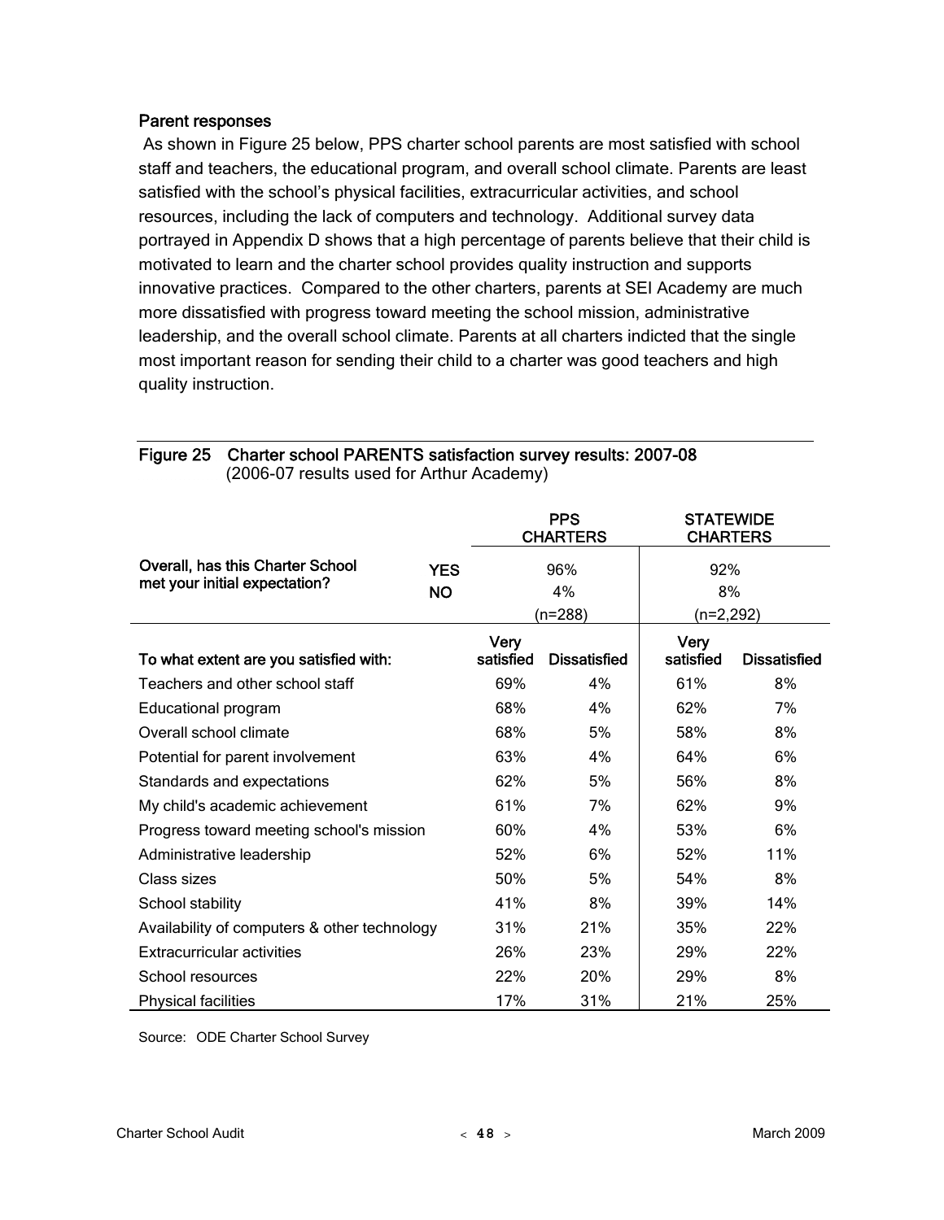### Parent responses

As shown in Figure 25 below, PPS charter school parents are most satisfied with school staff and teachers, the educational program, and overall school climate. Parents are least satisfied with the school's physical facilities, extracurricular activities, and school resources, including the lack of computers and technology. Additional survey data portrayed in Appendix D shows that a high percentage of parents believe that their child is motivated to learn and the charter school provides quality instruction and supports innovative practices. Compared to the other charters, parents at SEI Academy are much more dissatisfied with progress toward meeting the school mission, administrative leadership, and the overall school climate. Parents at all charters indicted that the single most important reason for sending their child to a charter was good teachers and high quality instruction.

**Figure 25 Charter school PARENTS satisfaction survey results: 2007-08**
(2006-07 results used for Arthur Academy)

| | | PPS CHARTERS | | STATEWIDE CHARTERS | |
|---|---|---|---|---|---|
| **Overall, has this Charter School met your initial expectation?** | **YES** | 96% | | 92% | |
| | **NO** | 4% | | 8% | |
| | | (n=288) | | (n=2,292) | |
| **To what extent are you satisfied with:** | | **Very satisfied** | **Dissatisfied** | **Very satisfied** | **Dissatisfied** |
| Teachers and other school staff | | 69% | 4% | 61% | 8% |
| Educational program | | 68% | 4% | 62% | 7% |
| Overall school climate | | 68% | 5% | 58% | 8% |
| Potential for parent involvement | | 63% | 4% | 64% | 6% |
| Standards and expectations | | 62% | 5% | 56% | 8% |
| My child's academic achievement | | 61% | 7% | 62% | 9% |
| Progress toward meeting school's mission | | 60% | 4% | 53% | 6% |
| Administrative leadership | | 52% | 6% | 52% | 11% |
| Class sizes | | 50% | 5% | 54% | 8% |
| School stability | | 41% | 8% | 39% | 14% |
| Availability of computers & other technology | | 31% | 21% | 35% | 22% |
| Extracurricular activities | | 26% | 23% | 29% | 22% |
| School resources | | 22% | 20% | 29% | 8% |
| Physical facilities | | 17% | 31% | 21% | 25% |

Source: ODE Charter School Survey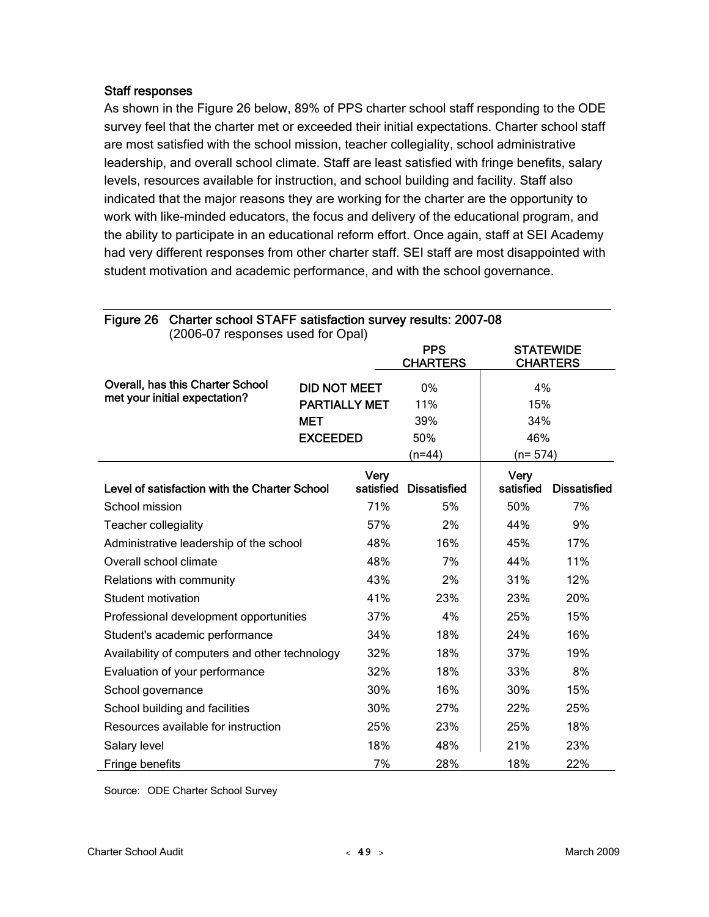### Staff responses

As shown in the Figure 26 below, 89% of PPS charter school staff responding to the ODE survey feel that the charter met or exceeded their initial expectations. Charter school staff are most satisfied with the school mission, teacher collegiality, school administrative leadership, and overall school climate. Staff are least satisfied with fringe benefits, salary levels, resources available for instruction, and school building and facility. Staff also indicated that the major reasons they are working for the charter are the opportunity to work with like-minded educators, the focus and delivery of the educational program, and the ability to participate in an educational reform effort. Once again, staff at SEI Academy had very different responses from other charter staff. SEI staff are most disappointed with student motivation and academic performance, and with the school governance.

**Figure 26 Charter school STAFF satisfaction survey results: 2007-08**
(2006-07 responses used for Opal)

| | | PPS CHARTERS | STATEWIDE CHARTERS |
|---|---|---|---|
| **Overall, has this Charter School met your initial expectation?** | **DID NOT MEET** | 0% | 4% |
| | **PARTIALLY MET** | 11% | 15% |
| | **MET** | 39% | 34% |
| | **EXCEEDED** | 50% | 46% |
| | | (n=44) | (n= 574) |

| **Level of satisfaction with the Charter School** | PPS Very satisfied | PPS Dissatisfied | Statewide Very satisfied | Statewide Dissatisfied |
|---|---|---|---|---|
| School mission | 71% | 5% | 50% | 7% |
| Teacher collegiality | 57% | 2% | 44% | 9% |
| Administrative leadership of the school | 48% | 16% | 45% | 17% |
| Overall school climate | 48% | 7% | 44% | 11% |
| Relations with community | 43% | 2% | 31% | 12% |
| Student motivation | 41% | 23% | 23% | 20% |
| Professional development opportunities | 37% | 4% | 25% | 15% |
| Student's academic performance | 34% | 18% | 24% | 16% |
| Availability of computers and other technology | 32% | 18% | 37% | 19% |
| Evaluation of your performance | 32% | 18% | 33% | 8% |
| School governance | 30% | 16% | 30% | 15% |
| School building and facilities | 30% | 27% | 22% | 25% |
| Resources available for instruction | 25% | 23% | 25% | 18% |
| Salary level | 18% | 48% | 21% | 23% |
| Fringe benefits | 7% | 28% | 18% | 22% |

Source: ODE Charter School Survey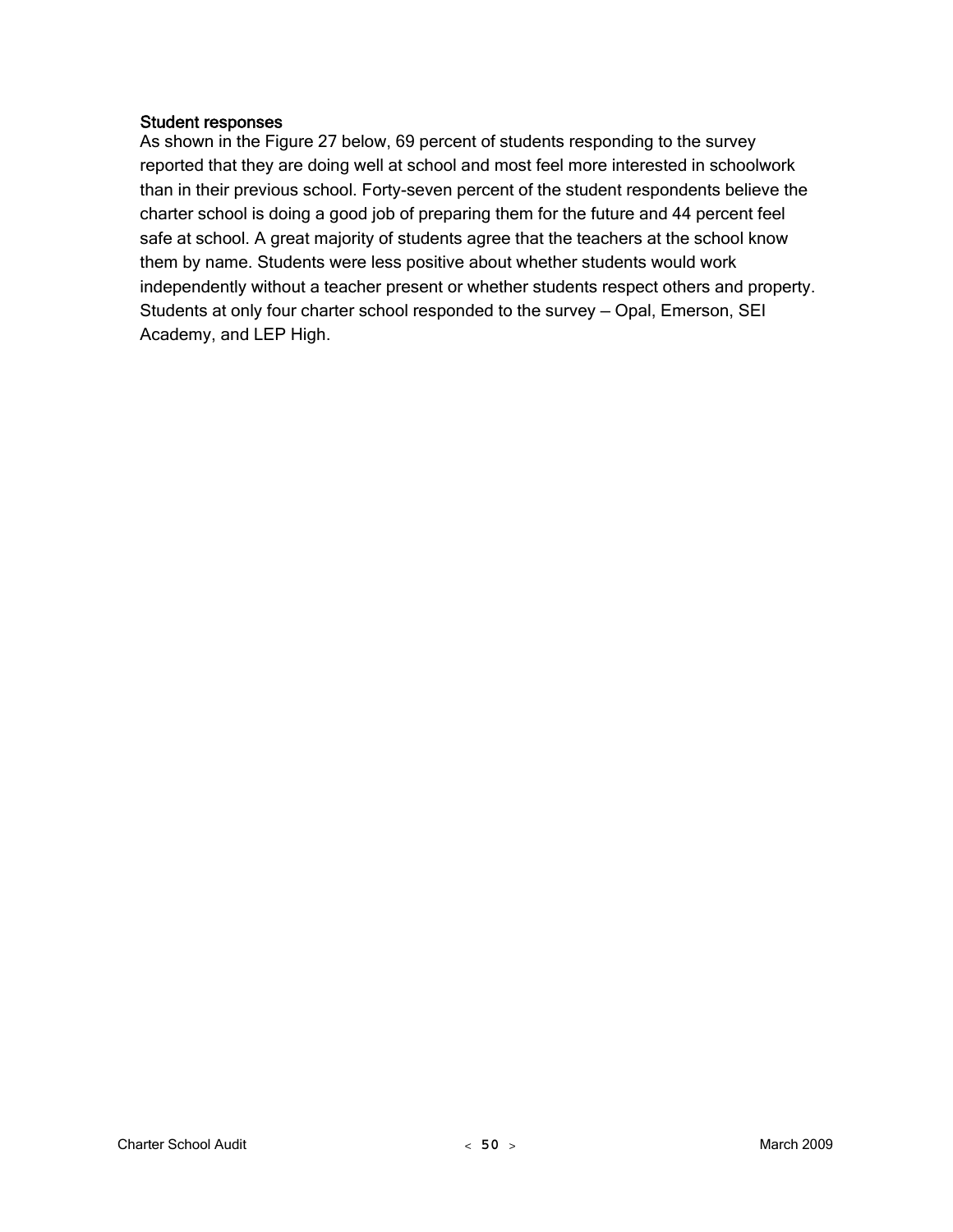### Student responses

As shown in the Figure 27 below, 69 percent of students responding to the survey reported that they are doing well at school and most feel more interested in schoolwork than in their previous school. Forty-seven percent of the student respondents believe the charter school is doing a good job of preparing them for the future and 44 percent feel safe at school. A great majority of students agree that the teachers at the school know them by name. Students were less positive about whether students would work independently without a teacher present or whether students respect others and property. Students at only four charter school responded to the survey — Opal, Emerson, SEI Academy, and LEP High.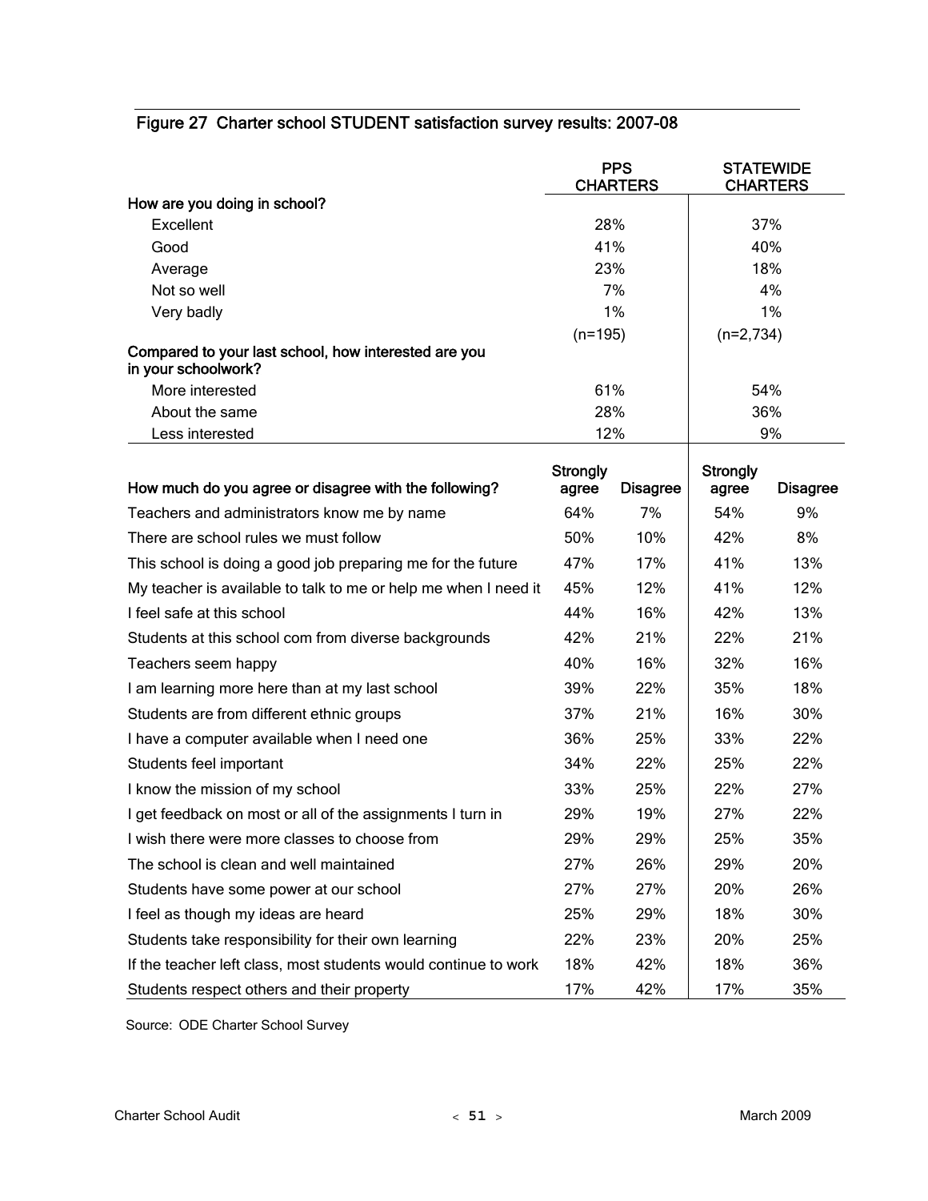## Figure 27 Charter school STUDENT satisfaction survey results: 2007-08

| | PPS CHARTERS | | STATEWIDE CHARTERS | |
|---|---|---|---|---|
| **How are you doing in school?** | | | | |
| Excellent | 28% | | 37% | |
| Good | 41% | | 40% | |
| Average | 23% | | 18% | |
| Not so well | 7% | | 4% | |
| Very badly | 1% | | 1% | |
| | (n=195) | | (n=2,734) | |
| **Compared to your last school, how interested are you in your schoolwork?** | | | | |
| More interested | 61% | | 54% | |
| About the same | 28% | | 36% | |
| Less interested | 12% | | 9% | |
| **How much do you agree or disagree with the following?** | **Strongly agree** | **Disagree** | **Strongly agree** | **Disagree** |
| Teachers and administrators know me by name | 64% | 7% | 54% | 9% |
| There are school rules we must follow | 50% | 10% | 42% | 8% |
| This school is doing a good job preparing me for the future | 47% | 17% | 41% | 13% |
| My teacher is available to talk to me or help me when I need it | 45% | 12% | 41% | 12% |
| I feel safe at this school | 44% | 16% | 42% | 13% |
| Students at this school com from diverse backgrounds | 42% | 21% | 22% | 21% |
| Teachers seem happy | 40% | 16% | 32% | 16% |
| I am learning more here than at my last school | 39% | 22% | 35% | 18% |
| Students are from different ethnic groups | 37% | 21% | 16% | 30% |
| I have a computer available when I need one | 36% | 25% | 33% | 22% |
| Students feel important | 34% | 22% | 25% | 22% |
| I know the mission of my school | 33% | 25% | 22% | 27% |
| I get feedback on most or all of the assignments I turn in | 29% | 19% | 27% | 22% |
| I wish there were more classes to choose from | 29% | 29% | 25% | 35% |
| The school is clean and well maintained | 27% | 26% | 29% | 20% |
| Students have some power at our school | 27% | 27% | 20% | 26% |
| I feel as though my ideas are heard | 25% | 29% | 18% | 30% |
| Students take responsibility for their own learning | 22% | 23% | 20% | 25% |
| If the teacher left class, most students would continue to work | 18% | 42% | 18% | 36% |
| Students respect others and their property | 17% | 42% | 17% | 35% |

Source: ODE Charter School Survey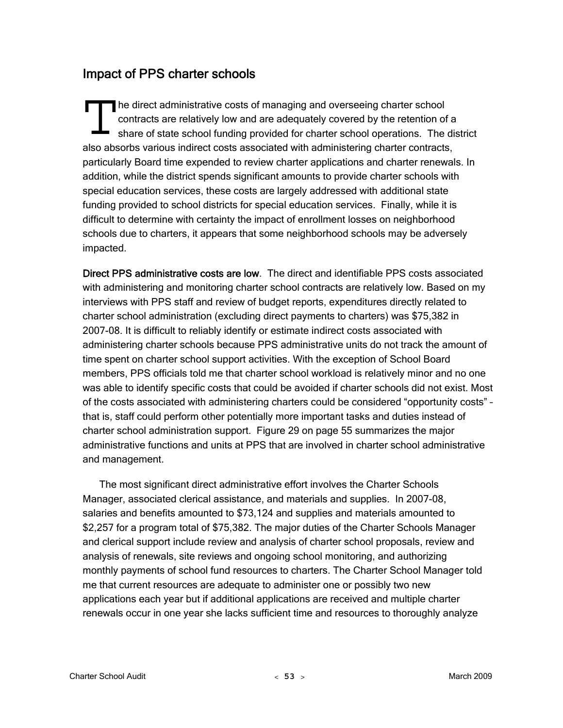## Impact of PPS charter schools

The direct administrative costs of managing and overseeing charter school contracts are relatively low and are adequately covered by the retention of a share of state school funding provided for charter school operations. The district also absorbs various indirect costs associated with administering charter contracts, particularly Board time expended to review charter applications and charter renewals. In addition, while the district spends significant amounts to provide charter schools with special education services, these costs are largely addressed with additional state funding provided to school districts for special education services. Finally, while it is difficult to determine with certainty the impact of enrollment losses on neighborhood schools due to charters, it appears that some neighborhood schools may be adversely impacted.

**Direct PPS administrative costs are low**. The direct and identifiable PPS costs associated with administering and monitoring charter school contracts are relatively low. Based on my interviews with PPS staff and review of budget reports, expenditures directly related to charter school administration (excluding direct payments to charters) was $75,382 in 2007-08. It is difficult to reliably identify or estimate indirect costs associated with administering charter schools because PPS administrative units do not track the amount of time spent on charter school support activities. With the exception of School Board members, PPS officials told me that charter school workload is relatively minor and no one was able to identify specific costs that could be avoided if charter schools did not exist. Most of the costs associated with administering charters could be considered "opportunity costs" – that is, staff could perform other potentially more important tasks and duties instead of charter school administration support. Figure 29 on page 55 summarizes the major administrative functions and units at PPS that are involved in charter school administrative and management.

The most significant direct administrative effort involves the Charter Schools Manager, associated clerical assistance, and materials and supplies. In 2007-08, salaries and benefits amounted to $73,124 and supplies and materials amounted to $2,257 for a program total of $75,382. The major duties of the Charter Schools Manager and clerical support include review and analysis of charter school proposals, review and analysis of renewals, site reviews and ongoing school monitoring, and authorizing monthly payments of school fund resources to charters. The Charter School Manager told me that current resources are adequate to administer one or possibly two new applications each year but if additional applications are received and multiple charter renewals occur in one year she lacks sufficient time and resources to thoroughly analyze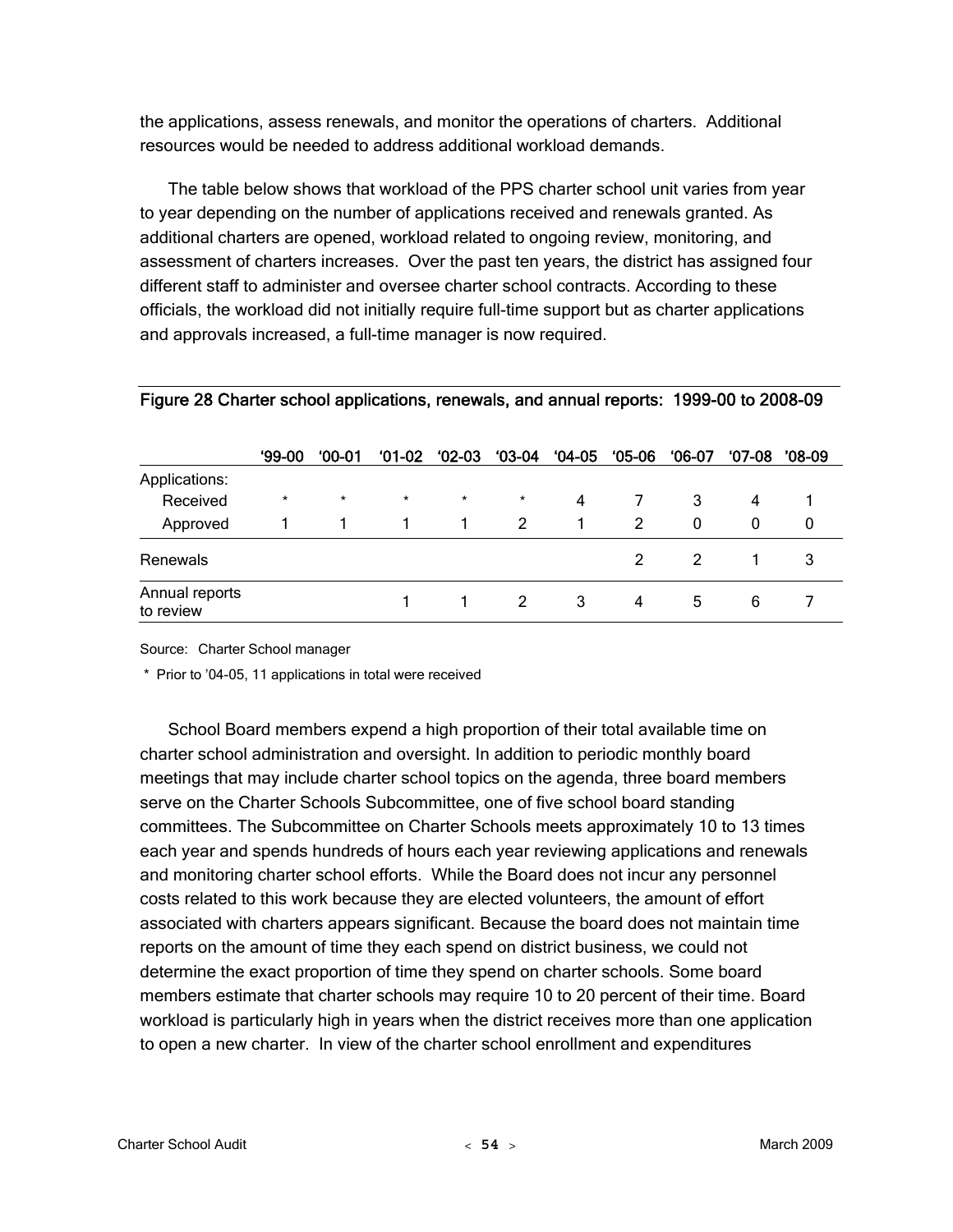the applications, assess renewals, and monitor the operations of charters. Additional resources would be needed to address additional workload demands.

The table below shows that workload of the PPS charter school unit varies from year to year depending on the number of applications received and renewals granted. As additional charters are opened, workload related to ongoing review, monitoring, and assessment of charters increases. Over the past ten years, the district has assigned four different staff to administer and oversee charter school contracts. According to these officials, the workload did not initially require full-time support but as charter applications and approvals increased, a full-time manager is now required.

**Figure 28 Charter school applications, renewals, and annual reports: 1999-00 to 2008-09**

| | '99-00 | '00-01 | '01-02 | '02-03 | '03-04 | '04-05 | '05-06 | '06-07 | '07-08 | '08-09 |
|---|---|---|---|---|---|---|---|---|---|---|
| Applications: | | | | | | | | | | |
| Received | * | * | * | * | * | 4 | 7 | 3 | 4 | 1 |
| Approved | 1 | 1 | 1 | 1 | 2 | 1 | 2 | 0 | 0 | 0 |
| Renewals | | | | | | | 2 | 2 | 1 | 3 |
| Annual reports to review | | | 1 | 1 | 2 | 3 | 4 | 5 | 6 | 7 |

Source: Charter School manager

\* Prior to '04-05, 11 applications in total were received

School Board members expend a high proportion of their total available time on charter school administration and oversight. In addition to periodic monthly board meetings that may include charter school topics on the agenda, three board members serve on the Charter Schools Subcommittee, one of five school board standing committees. The Subcommittee on Charter Schools meets approximately 10 to 13 times each year and spends hundreds of hours each year reviewing applications and renewals and monitoring charter school efforts. While the Board does not incur any personnel costs related to this work because they are elected volunteers, the amount of effort associated with charters appears significant. Because the board does not maintain time reports on the amount of time they each spend on district business, we could not determine the exact proportion of time they spend on charter schools. Some board members estimate that charter schools may require 10 to 20 percent of their time. Board workload is particularly high in years when the district receives more than one application to open a new charter. In view of the charter school enrollment and expenditures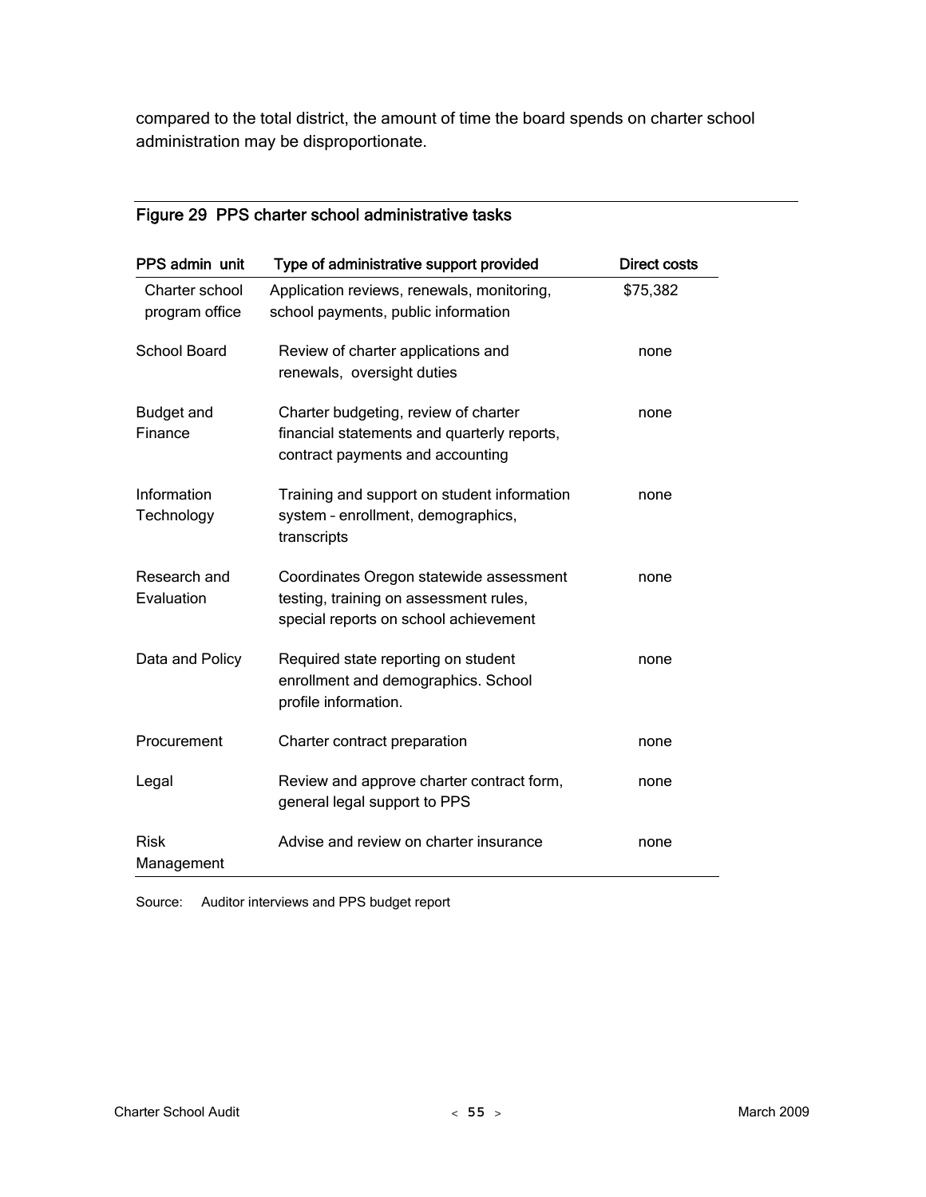compared to the total district, the amount of time the board spends on charter school administration may be disproportionate.

## Figure 29 PPS charter school administrative tasks

| PPS admin unit | Type of administrative support provided | Direct costs |
|---|---|---|
| Charter school program office | Application reviews, renewals, monitoring, school payments, public information | $75,382 |
| School Board | Review of charter applications and renewals, oversight duties | none |
| Budget and Finance | Charter budgeting, review of charter financial statements and quarterly reports, contract payments and accounting | none |
| Information Technology | Training and support on student information system – enrollment, demographics, transcripts | none |
| Research and Evaluation | Coordinates Oregon statewide assessment testing, training on assessment rules, special reports on school achievement | none |
| Data and Policy | Required state reporting on student enrollment and demographics. School profile information. | none |
| Procurement | Charter contract preparation | none |
| Legal | Review and approve charter contract form, general legal support to PPS | none |
| Risk Management | Advise and review on charter insurance | none |

Source: Auditor interviews and PPS budget report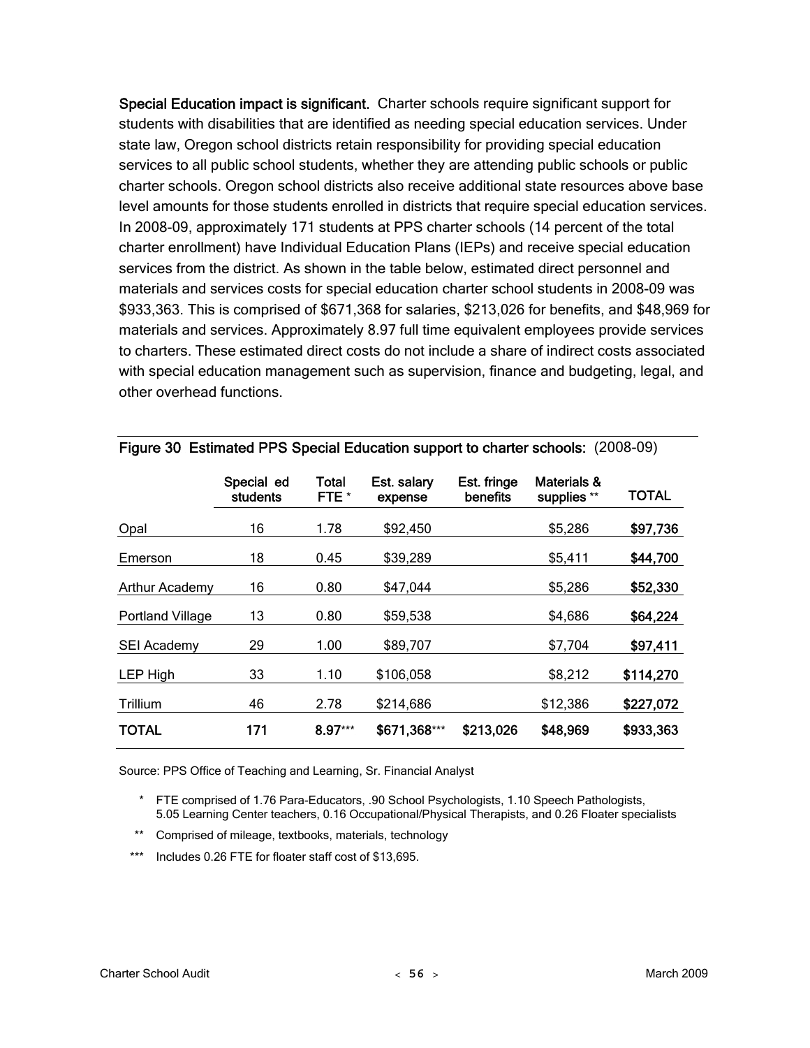**Special Education impact is significant.** Charter schools require significant support for students with disabilities that are identified as needing special education services. Under state law, Oregon school districts retain responsibility for providing special education services to all public school students, whether they are attending public schools or public charter schools. Oregon school districts also receive additional state resources above base level amounts for those students enrolled in districts that require special education services. In 2008-09, approximately 171 students at PPS charter schools (14 percent of the total charter enrollment) have Individual Education Plans (IEPs) and receive special education services from the district. As shown in the table below, estimated direct personnel and materials and services costs for special education charter school students in 2008-09 was $933,363. This is comprised of $671,368 for salaries, $213,026 for benefits, and $48,969 for materials and services. Approximately 8.97 full time equivalent employees provide services to charters. These estimated direct costs do not include a share of indirect costs associated with special education management such as supervision, finance and budgeting, legal, and other overhead functions.

**Figure 30 Estimated PPS Special Education support to charter schools:** (2008-09)

| | Special ed students | Total FTE * | Est. salary expense | Est. fringe benefits | Materials & supplies ** | TOTAL |
|---|---|---|---|---|---|---|
| Opal | 16 | 1.78 | $92,450 | | $5,286 | **$97,736** |
| Emerson | 18 | 0.45 | $39,289 | | $5,411 | **$44,700** |
| Arthur Academy | 16 | 0.80 | $47,044 | | $5,286 | **$52,330** |
| Portland Village | 13 | 0.80 | $59,538 | | $4,686 | **$64,224** |
| SEI Academy | 29 | 1.00 | $89,707 | | $7,704 | **$97,411** |
| LEP High | 33 | 1.10 | $106,058 | | $8,212 | **$114,270** |
| Trillium | 46 | 2.78 | $214,686 | | $12,386 | **$227,072** |
| **TOTAL** | **171** | **8.97*** ** | **$671,368*** ** | **$213,026** | **$48,969** | **$933,363** |

Source: PPS Office of Teaching and Learning, Sr. Financial Analyst

\* FTE comprised of 1.76 Para-Educators, .90 School Psychologists, 1.10 Speech Pathologists, 5.05 Learning Center teachers, 0.16 Occupational/Physical Therapists, and 0.26 Floater specialists

\** Comprised of mileage, textbooks, materials, technology

\*** Includes 0.26 FTE for floater staff cost of $13,695.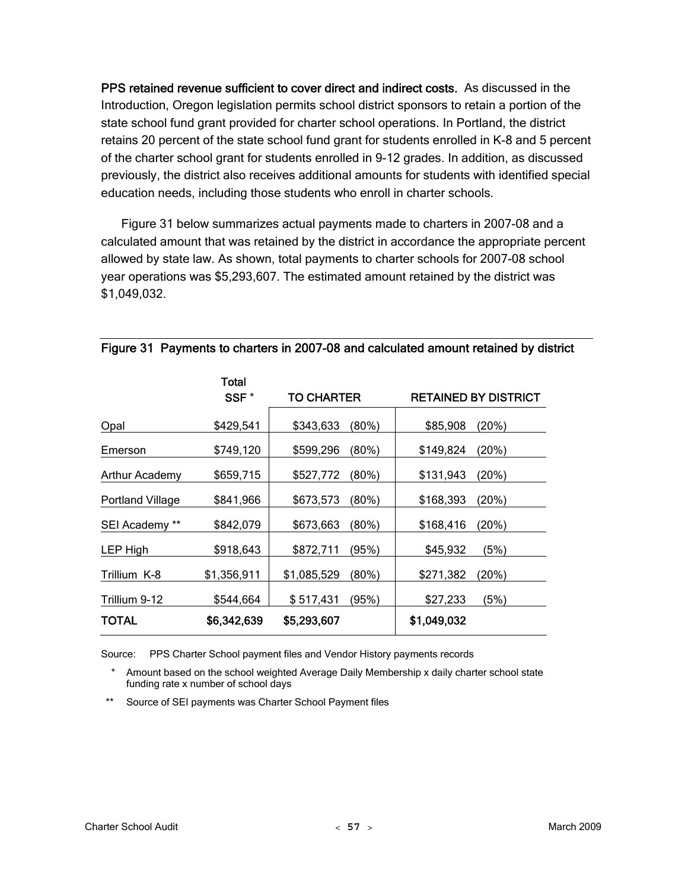**PPS retained revenue sufficient to cover direct and indirect costs.** As discussed in the Introduction, Oregon legislation permits school district sponsors to retain a portion of the state school fund grant provided for charter school operations. In Portland, the district retains 20 percent of the state school fund grant for students enrolled in K-8 and 5 percent of the charter school grant for students enrolled in 9-12 grades. In addition, as discussed previously, the district also receives additional amounts for students with identified special education needs, including those students who enroll in charter schools.

Figure 31 below summarizes actual payments made to charters in 2007-08 and a calculated amount that was retained by the district in accordance the appropriate percent allowed by state law. As shown, total payments to charter schools for 2007-08 school year operations was $5,293,607. The estimated amount retained by the district was $1,049,032.

**Figure 31 Payments to charters in 2007-08 and calculated amount retained by district**

| | Total SSF * | TO CHARTER | | RETAINED BY DISTRICT | |
|---|---|---|---|---|---|
| Opal | $429,541 | $343,633 | (80%) | $85,908 | (20%) |
| Emerson | $749,120 | $599,296 | (80%) | $149,824 | (20%) |
| Arthur Academy | $659,715 | $527,772 | (80%) | $131,943 | (20%) |
| Portland Village | $841,966 | $673,573 | (80%) | $168,393 | (20%) |
| SEI Academy ** | $842,079 | $673,663 | (80%) | $168,416 | (20%) |
| LEP High | $918,643 | $872,711 | (95%) | $45,932 | (5%) |
| Trillium K-8 | $1,356,911 | $1,085,529 | (80%) | $271,382 | (20%) |
| Trillium 9-12 | $544,664 | $ 517,431 | (95%) | $27,233 | (5%) |
| **TOTAL** | **$6,342,639** | **$5,293,607** | | **$1,049,032** | |

Source: PPS Charter School payment files and Vendor History payments records

\* Amount based on the school weighted Average Daily Membership x daily charter school state funding rate x number of school days

\*\* Source of SEI payments was Charter School Payment files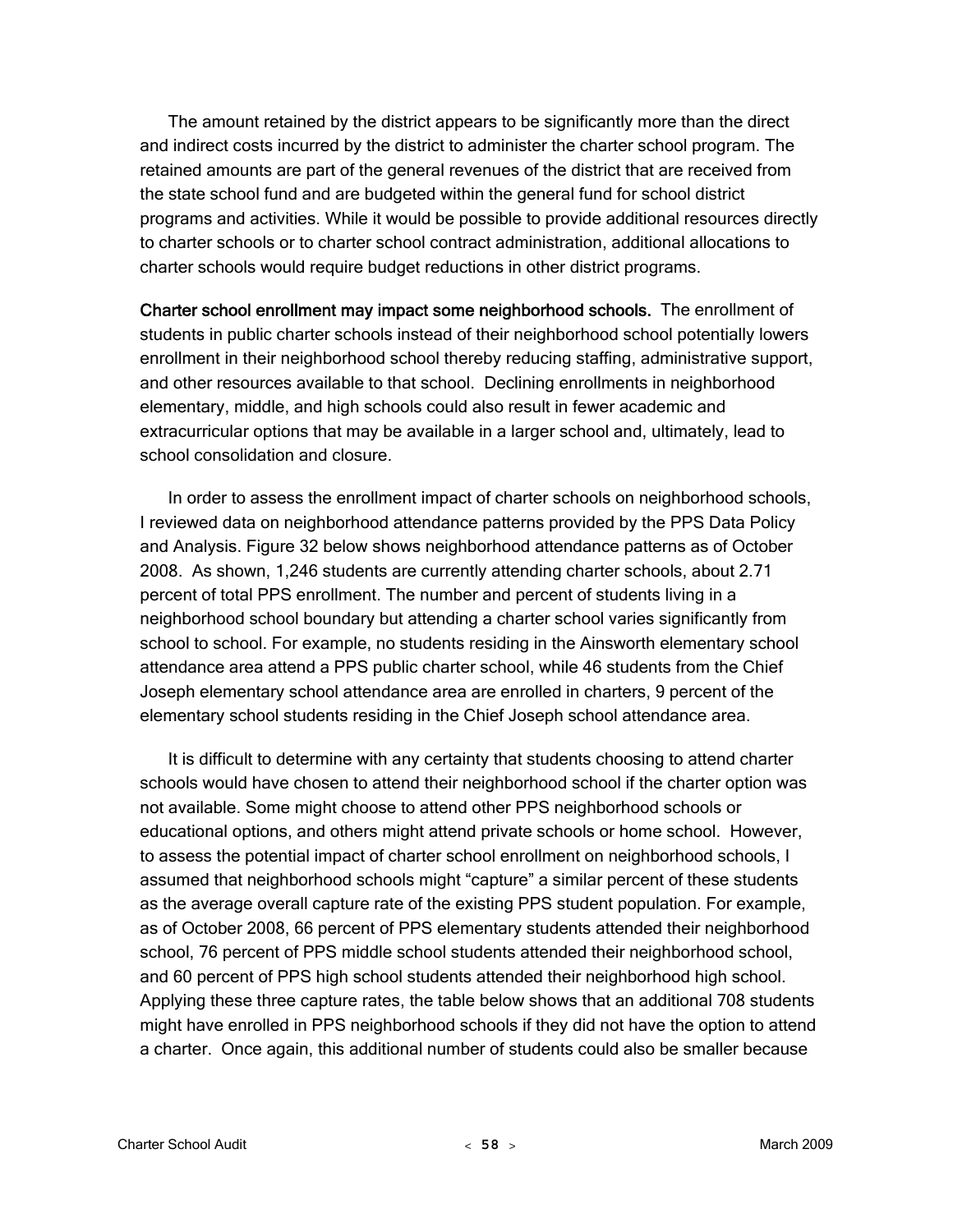The amount retained by the district appears to be significantly more than the direct and indirect costs incurred by the district to administer the charter school program. The retained amounts are part of the general revenues of the district that are received from the state school fund and are budgeted within the general fund for school district programs and activities. While it would be possible to provide additional resources directly to charter schools or to charter school contract administration, additional allocations to charter schools would require budget reductions in other district programs.

**Charter school enrollment may impact some neighborhood schools.** The enrollment of students in public charter schools instead of their neighborhood school potentially lowers enrollment in their neighborhood school thereby reducing staffing, administrative support, and other resources available to that school. Declining enrollments in neighborhood elementary, middle, and high schools could also result in fewer academic and extracurricular options that may be available in a larger school and, ultimately, lead to school consolidation and closure.

In order to assess the enrollment impact of charter schools on neighborhood schools, I reviewed data on neighborhood attendance patterns provided by the PPS Data Policy and Analysis. Figure 32 below shows neighborhood attendance patterns as of October 2008. As shown, 1,246 students are currently attending charter schools, about 2.71 percent of total PPS enrollment. The number and percent of students living in a neighborhood school boundary but attending a charter school varies significantly from school to school. For example, no students residing in the Ainsworth elementary school attendance area attend a PPS public charter school, while 46 students from the Chief Joseph elementary school attendance area are enrolled in charters, 9 percent of the elementary school students residing in the Chief Joseph school attendance area.

It is difficult to determine with any certainty that students choosing to attend charter schools would have chosen to attend their neighborhood school if the charter option was not available. Some might choose to attend other PPS neighborhood schools or educational options, and others might attend private schools or home school. However, to assess the potential impact of charter school enrollment on neighborhood schools, I assumed that neighborhood schools might "capture" a similar percent of these students as the average overall capture rate of the existing PPS student population. For example, as of October 2008, 66 percent of PPS elementary students attended their neighborhood school, 76 percent of PPS middle school students attended their neighborhood school, and 60 percent of PPS high school students attended their neighborhood high school. Applying these three capture rates, the table below shows that an additional 708 students might have enrolled in PPS neighborhood schools if they did not have the option to attend a charter. Once again, this additional number of students could also be smaller because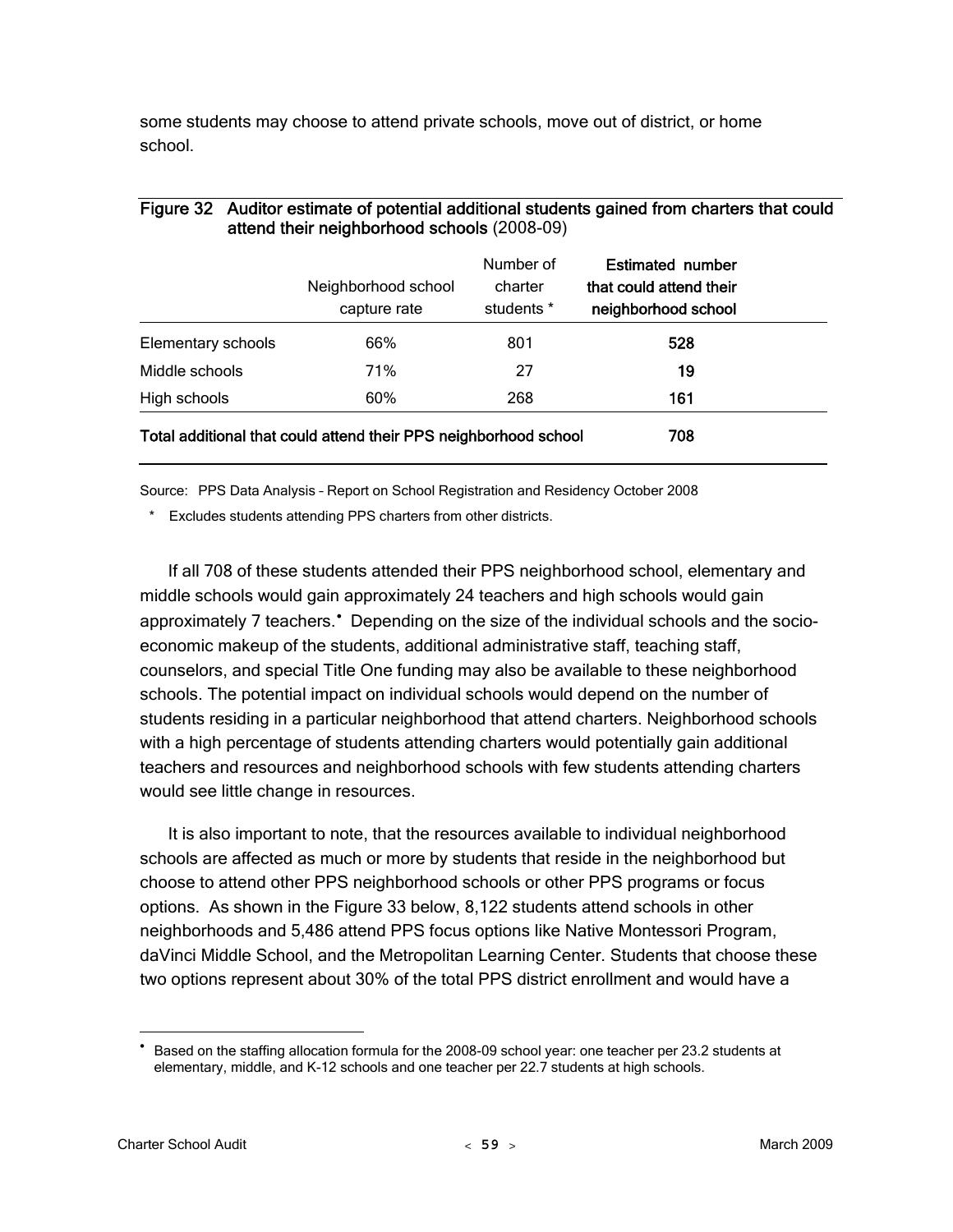some students may choose to attend private schools, move out of district, or home school.

**Figure 32 Auditor estimate of potential additional students gained from charters that could attend their neighborhood schools** (2008-09)

| | Neighborhood school capture rate | Number of charter students * | **Estimated number that could attend their neighborhood school** |
|---|---|---|---|
| Elementary schools | 66% | 801 | **528** |
| Middle schools | 71% | 27 | **19** |
| High schools | 60% | 268 | **161** |
| **Total additional that could attend their PPS neighborhood school** | | | **708** |

Source: PPS Data Analysis – Report on School Registration and Residency October 2008

\* Excludes students attending PPS charters from other districts.

If all 708 of these students attended their PPS neighborhood school, elementary and middle schools would gain approximately 24 teachers and high schools would gain approximately 7 teachers.[•] Depending on the size of the individual schools and the socio-economic makeup of the students, additional administrative staff, teaching staff, counselors, and special Title One funding may also be available to these neighborhood schools. The potential impact on individual schools would depend on the number of students residing in a particular neighborhood that attend charters. Neighborhood schools with a high percentage of students attending charters would potentially gain additional teachers and resources and neighborhood schools with few students attending charters would see little change in resources.

It is also important to note, that the resources available to individual neighborhood schools are affected as much or more by students that reside in the neighborhood but choose to attend other PPS neighborhood schools or other PPS programs or focus options. As shown in the Figure 33 below, 8,122 students attend schools in other neighborhoods and 5,486 attend PPS focus options like Native Montessori Program, daVinci Middle School, and the Metropolitan Learning Center. Students that choose these two options represent about 30% of the total PPS district enrollment and would have a

[•] Based on the staffing allocation formula for the 2008-09 school year: one teacher per 23.2 students at elementary, middle, and K-12 schools and one teacher per 22.7 students at high schools.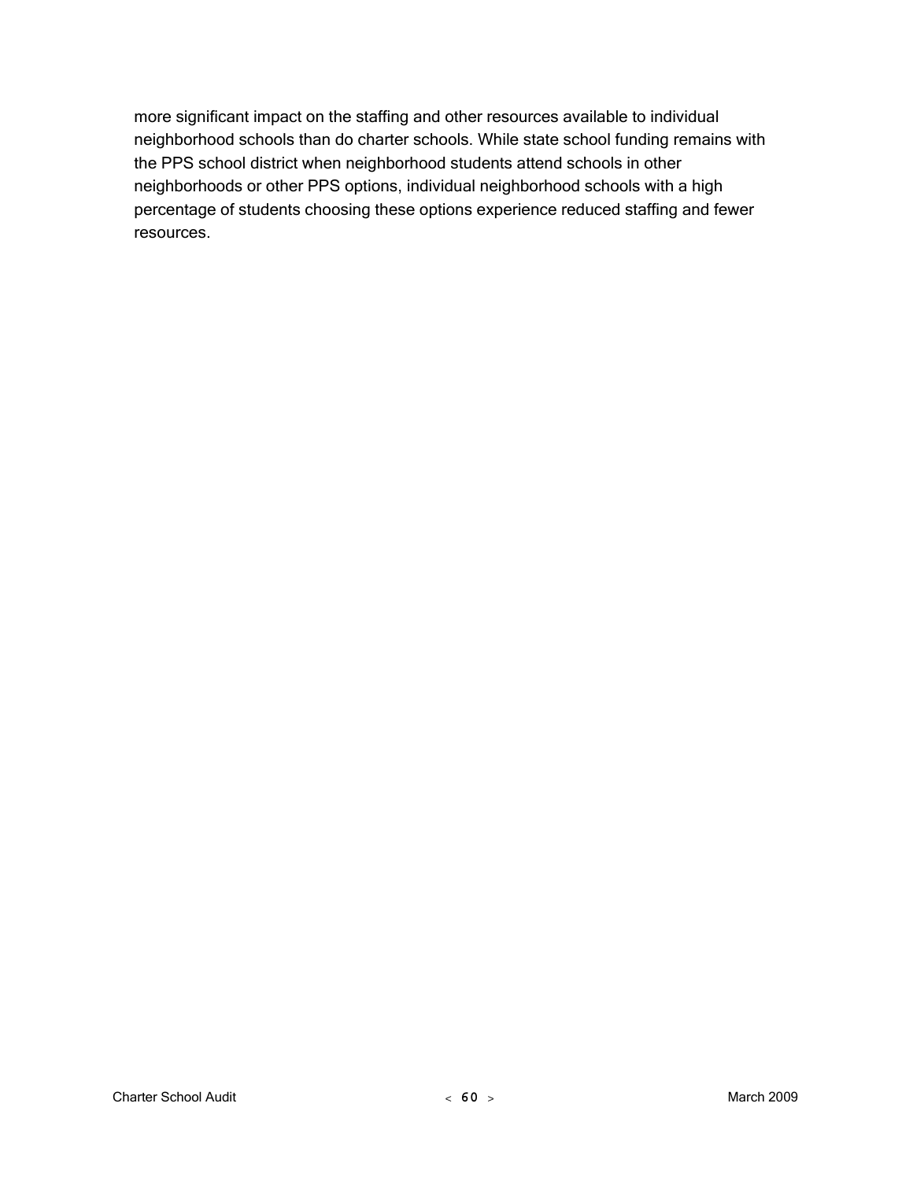more significant impact on the staffing and other resources available to individual neighborhood schools than do charter schools. While state school funding remains with the PPS school district when neighborhood students attend schools in other neighborhoods or other PPS options, individual neighborhood schools with a high percentage of students choosing these options experience reduced staffing and fewer resources.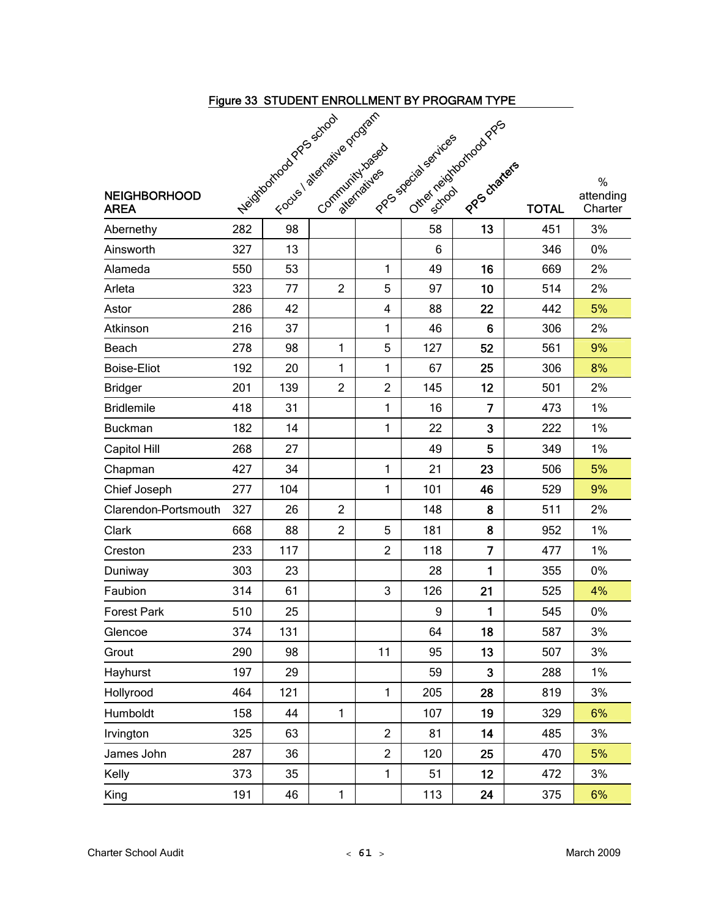Figure 33 STUDENT ENROLLMENT BY PROGRAM TYPE

| NEIGHBORHOOD AREA | Neighborhood PPS school | Focus / alternative program | Community-based alternatives | PPS special services | Other neighborhood PPS school | PPS charters | TOTAL | % attending Charter |
|---|---|---|---|---|---|---|---|---|
| Abernethy | 282 | 98 | | | 58 | 13 | 451 | 3% |
| Ainsworth | 327 | 13 | | | 6 | | 346 | 0% |
| Alameda | 550 | 53 | | 1 | 49 | 16 | 669 | 2% |
| Arleta | 323 | 77 | 2 | 5 | 97 | 10 | 514 | 2% |
| Astor | 286 | 42 | | 4 | 88 | 22 | 442 | 5% |
| Atkinson | 216 | 37 | | 1 | 46 | 6 | 306 | 2% |
| Beach | 278 | 98 | 1 | 5 | 127 | 52 | 561 | 9% |
| Boise-Eliot | 192 | 20 | 1 | 1 | 67 | 25 | 306 | 8% |
| Bridger | 201 | 139 | 2 | 2 | 145 | 12 | 501 | 2% |
| Bridlemile | 418 | 31 | | 1 | 16 | 7 | 473 | 1% |
| Buckman | 182 | 14 | | 1 | 22 | 3 | 222 | 1% |
| Capitol Hill | 268 | 27 | | | 49 | 5 | 349 | 1% |
| Chapman | 427 | 34 | | 1 | 21 | 23 | 506 | 5% |
| Chief Joseph | 277 | 104 | | 1 | 101 | 46 | 529 | 9% |
| Clarendon-Portsmouth | 327 | 26 | 2 | | 148 | 8 | 511 | 2% |
| Clark | 668 | 88 | 2 | 5 | 181 | 8 | 952 | 1% |
| Creston | 233 | 117 | | 2 | 118 | 7 | 477 | 1% |
| Duniway | 303 | 23 | | | 28 | 1 | 355 | 0% |
| Faubion | 314 | 61 | | 3 | 126 | 21 | 525 | 4% |
| Forest Park | 510 | 25 | | | 9 | 1 | 545 | 0% |
| Glencoe | 374 | 131 | | | 64 | 18 | 587 | 3% |
| Grout | 290 | 98 | | 11 | 95 | 13 | 507 | 3% |
| Hayhurst | 197 | 29 | | | 59 | 3 | 288 | 1% |
| Hollyrood | 464 | 121 | | 1 | 205 | 28 | 819 | 3% |
| Humboldt | 158 | 44 | 1 | | 107 | 19 | 329 | 6% |
| Irvington | 325 | 63 | | 2 | 81 | 14 | 485 | 3% |
| James John | 287 | 36 | | 2 | 120 | 25 | 470 | 5% |
| Kelly | 373 | 35 | | 1 | 51 | 12 | 472 | 3% |
| King | 191 | 46 | 1 | | 113 | 24 | 375 | 6% |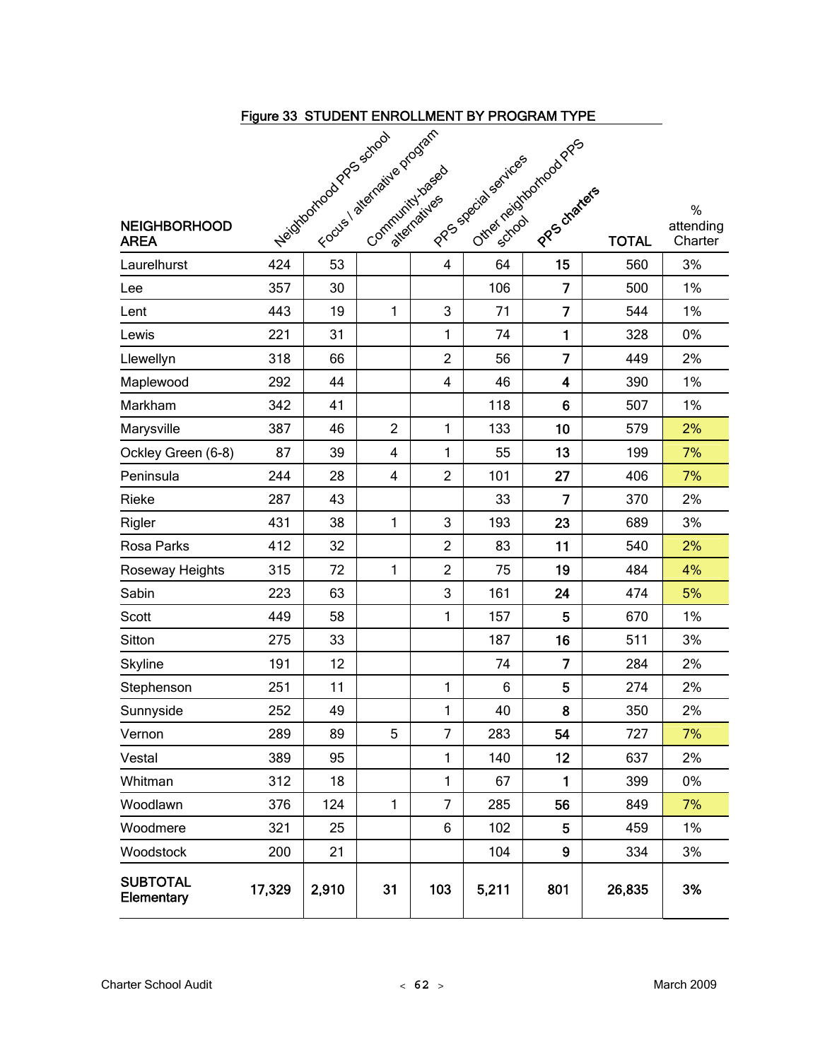### Figure 33 STUDENT ENROLLMENT BY PROGRAM TYPE

| NEIGHBORHOOD AREA | Neighborhood PPS school | Focus / alternative program | Community-based alternatives | PPS special services | Other neighborhood PPS school | PPS charters | TOTAL | % attending Charter |
|---|---|---|---|---|---|---|---|---|
| Laurelhurst | 424 | 53 | | 4 | 64 | **15** | 560 | 3% |
| Lee | 357 | 30 | | | 106 | **7** | 500 | 1% |
| Lent | 443 | 19 | 1 | 3 | 71 | **7** | 544 | 1% |
| Lewis | 221 | 31 | | 1 | 74 | **1** | 328 | 0% |
| Llewellyn | 318 | 66 | | 2 | 56 | **7** | 449 | 2% |
| Maplewood | 292 | 44 | | 4 | 46 | **4** | 390 | 1% |
| Markham | 342 | 41 | | | 118 | **6** | 507 | 1% |
| Marysville | 387 | 46 | 2 | 1 | 133 | **10** | 579 | 2% |
| Ockley Green (6-8) | 87 | 39 | 4 | 1 | 55 | **13** | 199 | 7% |
| Peninsula | 244 | 28 | 4 | 2 | 101 | **27** | 406 | 7% |
| Rieke | 287 | 43 | | | 33 | **7** | 370 | 2% |
| Rigler | 431 | 38 | 1 | 3 | 193 | **23** | 689 | 3% |
| Rosa Parks | 412 | 32 | | 2 | 83 | **11** | 540 | 2% |
| Roseway Heights | 315 | 72 | 1 | 2 | 75 | **19** | 484 | 4% |
| Sabin | 223 | 63 | | 3 | 161 | **24** | 474 | 5% |
| Scott | 449 | 58 | | 1 | 157 | **5** | 670 | 1% |
| Sitton | 275 | 33 | | | 187 | **16** | 511 | 3% |
| Skyline | 191 | 12 | | | 74 | **7** | 284 | 2% |
| Stephenson | 251 | 11 | | 1 | 6 | **5** | 274 | 2% |
| Sunnyside | 252 | 49 | | 1 | 40 | **8** | 350 | 2% |
| Vernon | 289 | 89 | 5 | 7 | 283 | **54** | 727 | 7% |
| Vestal | 389 | 95 | | 1 | 140 | **12** | 637 | 2% |
| Whitman | 312 | 18 | | 1 | 67 | **1** | 399 | 0% |
| Woodlawn | 376 | 124 | 1 | 7 | 285 | **56** | 849 | 7% |
| Woodmere | 321 | 25 | | 6 | 102 | **5** | 459 | 1% |
| Woodstock | 200 | 21 | | | 104 | **9** | 334 | 3% |
| **SUBTOTAL Elementary** | **17,329** | **2,910** | **31** | **103** | **5,211** | **801** | **26,835** | **3%** |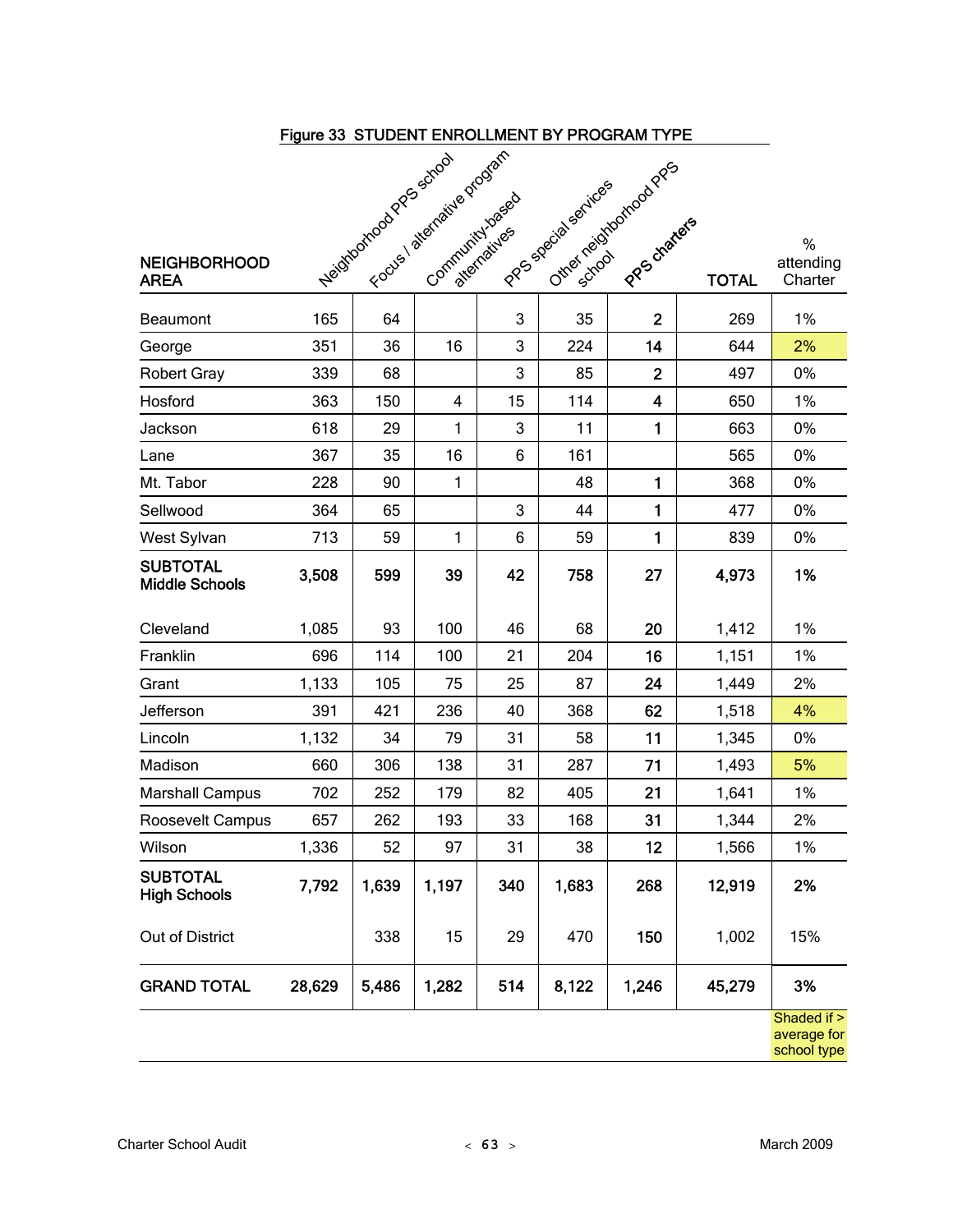## Figure 33 STUDENT ENROLLMENT BY PROGRAM TYPE

| NEIGHBORHOOD AREA | Neighborhood PPS school | Focus / alternative program | Community-based alternatives | PPS special services | Other neighborhood PPS school | PPS charters | TOTAL | % attending Charter |
|---|---|---|---|---|---|---|---|---|
| Beaumont | 165 | 64 | | 3 | 35 | **2** | 269 | 1% |
| George | 351 | 36 | 16 | 3 | 224 | **14** | 644 | 2% |
| Robert Gray | 339 | 68 | | 3 | 85 | **2** | 497 | 0% |
| Hosford | 363 | 150 | 4 | 15 | 114 | **4** | 650 | 1% |
| Jackson | 618 | 29 | 1 | 3 | 11 | **1** | 663 | 0% |
| Lane | 367 | 35 | 16 | 6 | 161 | | 565 | 0% |
| Mt. Tabor | 228 | 90 | 1 | | 48 | **1** | 368 | 0% |
| Sellwood | 364 | 65 | | 3 | 44 | **1** | 477 | 0% |
| West Sylvan | 713 | 59 | 1 | 6 | 59 | **1** | 839 | 0% |
| **SUBTOTAL Middle Schools** | **3,508** | **599** | **39** | **42** | **758** | **27** | **4,973** | **1%** |
| Cleveland | 1,085 | 93 | 100 | 46 | 68 | **20** | 1,412 | 1% |
| Franklin | 696 | 114 | 100 | 21 | 204 | **16** | 1,151 | 1% |
| Grant | 1,133 | 105 | 75 | 25 | 87 | **24** | 1,449 | 2% |
| Jefferson | 391 | 421 | 236 | 40 | 368 | **62** | 1,518 | 4% |
| Lincoln | 1,132 | 34 | 79 | 31 | 58 | **11** | 1,345 | 0% |
| Madison | 660 | 306 | 138 | 31 | 287 | **71** | 1,493 | 5% |
| Marshall Campus | 702 | 252 | 179 | 82 | 405 | **21** | 1,641 | 1% |
| Roosevelt Campus | 657 | 262 | 193 | 33 | 168 | **31** | 1,344 | 2% |
| Wilson | 1,336 | 52 | 97 | 31 | 38 | **12** | 1,566 | 1% |
| **SUBTOTAL High Schools** | **7,792** | **1,639** | **1,197** | **340** | **1,683** | **268** | **12,919** | **2%** |
| Out of District | | 338 | 15 | 29 | 470 | **150** | 1,002 | 15% |
| **GRAND TOTAL** | **28,629** | **5,486** | **1,282** | **514** | **8,122** | **1,246** | **45,279** | **3%** |

Shaded if > average for school type (shaded: George 2%, Jefferson 4%, Madison 5%)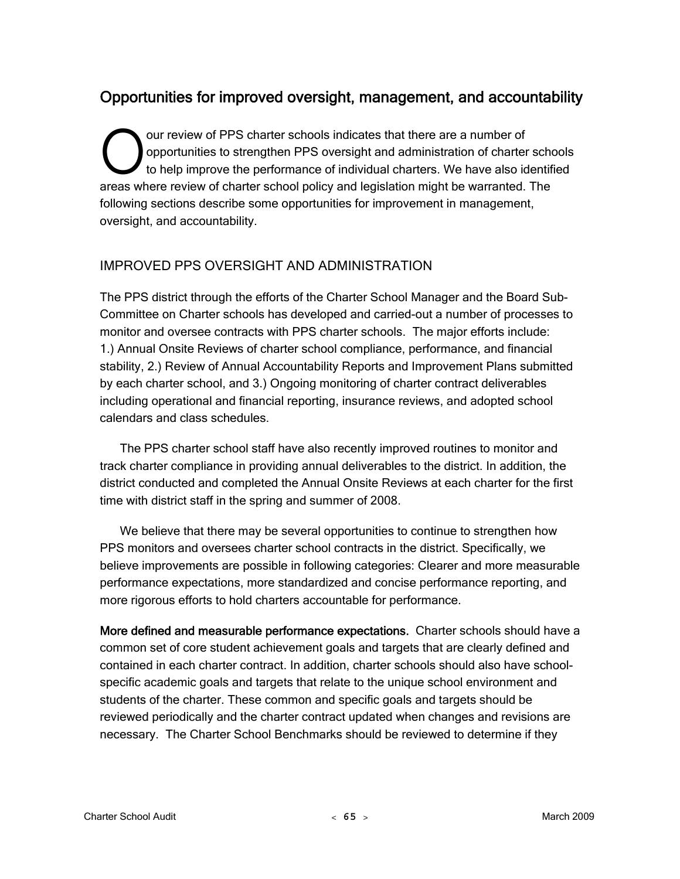## Opportunities for improved oversight, management, and accountability

Our review of PPS charter schools indicates that there are a number of opportunities to strengthen PPS oversight and administration of charter schools to help improve the performance of individual charters. We have also identified areas where review of charter school policy and legislation might be warranted. The following sections describe some opportunities for improvement in management, oversight, and accountability.

### IMPROVED PPS OVERSIGHT AND ADMINISTRATION

The PPS district through the efforts of the Charter School Manager and the Board Sub-Committee on Charter schools has developed and carried-out a number of processes to monitor and oversee contracts with PPS charter schools. The major efforts include: 1.) Annual Onsite Reviews of charter school compliance, performance, and financial stability, 2.) Review of Annual Accountability Reports and Improvement Plans submitted by each charter school, and 3.) Ongoing monitoring of charter contract deliverables including operational and financial reporting, insurance reviews, and adopted school calendars and class schedules.

The PPS charter school staff have also recently improved routines to monitor and track charter compliance in providing annual deliverables to the district. In addition, the district conducted and completed the Annual Onsite Reviews at each charter for the first time with district staff in the spring and summer of 2008.

We believe that there may be several opportunities to continue to strengthen how PPS monitors and oversees charter school contracts in the district. Specifically, we believe improvements are possible in following categories: Clearer and more measurable performance expectations, more standardized and concise performance reporting, and more rigorous efforts to hold charters accountable for performance.

**More defined and measurable performance expectations.** Charter schools should have a common set of core student achievement goals and targets that are clearly defined and contained in each charter contract. In addition, charter schools should also have school-specific academic goals and targets that relate to the unique school environment and students of the charter. These common and specific goals and targets should be reviewed periodically and the charter contract updated when changes and revisions are necessary. The Charter School Benchmarks should be reviewed to determine if they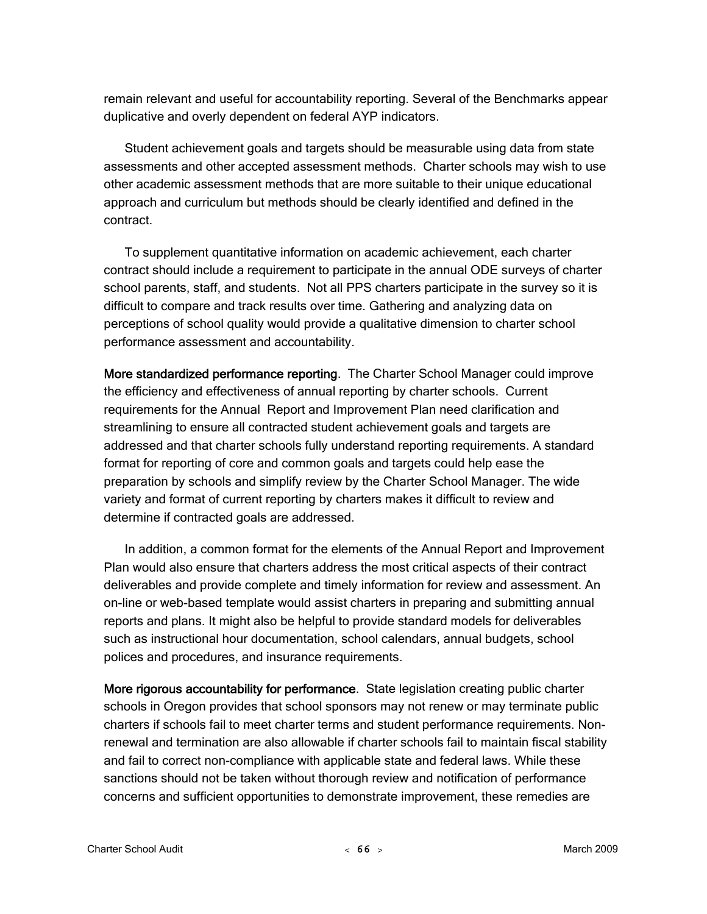remain relevant and useful for accountability reporting. Several of the Benchmarks appear duplicative and overly dependent on federal AYP indicators.

Student achievement goals and targets should be measurable using data from state assessments and other accepted assessment methods. Charter schools may wish to use other academic assessment methods that are more suitable to their unique educational approach and curriculum but methods should be clearly identified and defined in the contract.

To supplement quantitative information on academic achievement, each charter contract should include a requirement to participate in the annual ODE surveys of charter school parents, staff, and students. Not all PPS charters participate in the survey so it is difficult to compare and track results over time. Gathering and analyzing data on perceptions of school quality would provide a qualitative dimension to charter school performance assessment and accountability.

**More standardized performance reporting**. The Charter School Manager could improve the efficiency and effectiveness of annual reporting by charter schools. Current requirements for the Annual Report and Improvement Plan need clarification and streamlining to ensure all contracted student achievement goals and targets are addressed and that charter schools fully understand reporting requirements. A standard format for reporting of core and common goals and targets could help ease the preparation by schools and simplify review by the Charter School Manager. The wide variety and format of current reporting by charters makes it difficult to review and determine if contracted goals are addressed.

In addition, a common format for the elements of the Annual Report and Improvement Plan would also ensure that charters address the most critical aspects of their contract deliverables and provide complete and timely information for review and assessment. An on-line or web-based template would assist charters in preparing and submitting annual reports and plans. It might also be helpful to provide standard models for deliverables such as instructional hour documentation, school calendars, annual budgets, school polices and procedures, and insurance requirements.

**More rigorous accountability for performance**. State legislation creating public charter schools in Oregon provides that school sponsors may not renew or may terminate public charters if schools fail to meet charter terms and student performance requirements. Non-renewal and termination are also allowable if charter schools fail to maintain fiscal stability and fail to correct non-compliance with applicable state and federal laws. While these sanctions should not be taken without thorough review and notification of performance concerns and sufficient opportunities to demonstrate improvement, these remedies are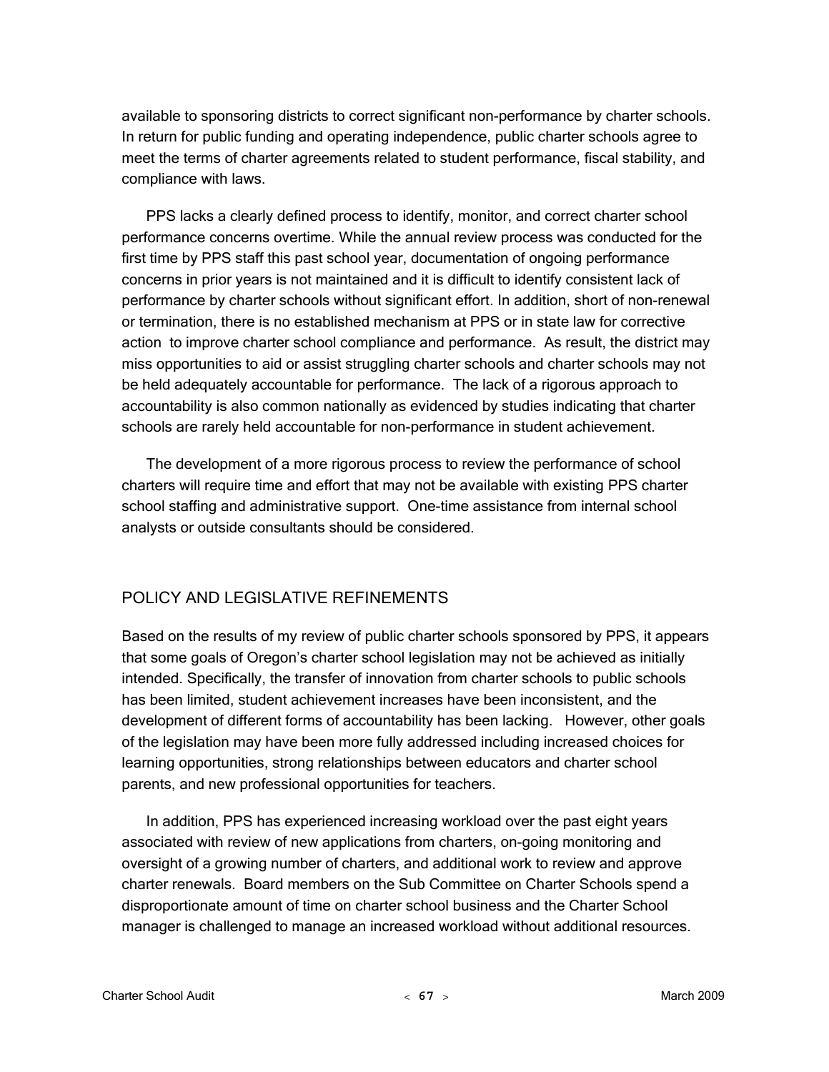available to sponsoring districts to correct significant non-performance by charter schools. In return for public funding and operating independence, public charter schools agree to meet the terms of charter agreements related to student performance, fiscal stability, and compliance with laws.

PPS lacks a clearly defined process to identify, monitor, and correct charter school performance concerns overtime. While the annual review process was conducted for the first time by PPS staff this past school year, documentation of ongoing performance concerns in prior years is not maintained and it is difficult to identify consistent lack of performance by charter schools without significant effort. In addition, short of non-renewal or termination, there is no established mechanism at PPS or in state law for corrective action to improve charter school compliance and performance. As result, the district may miss opportunities to aid or assist struggling charter schools and charter schools may not be held adequately accountable for performance. The lack of a rigorous approach to accountability is also common nationally as evidenced by studies indicating that charter schools are rarely held accountable for non-performance in student achievement.

The development of a more rigorous process to review the performance of school charters will require time and effort that may not be available with existing PPS charter school staffing and administrative support. One-time assistance from internal school analysts or outside consultants should be considered.

## POLICY AND LEGISLATIVE REFINEMENTS

Based on the results of my review of public charter schools sponsored by PPS, it appears that some goals of Oregon's charter school legislation may not be achieved as initially intended. Specifically, the transfer of innovation from charter schools to public schools has been limited, student achievement increases have been inconsistent, and the development of different forms of accountability has been lacking. However, other goals of the legislation may have been more fully addressed including increased choices for learning opportunities, strong relationships between educators and charter school parents, and new professional opportunities for teachers.

In addition, PPS has experienced increasing workload over the past eight years associated with review of new applications from charters, on-going monitoring and oversight of a growing number of charters, and additional work to review and approve charter renewals. Board members on the Sub Committee on Charter Schools spend a disproportionate amount of time on charter school business and the Charter School manager is challenged to manage an increased workload without additional resources.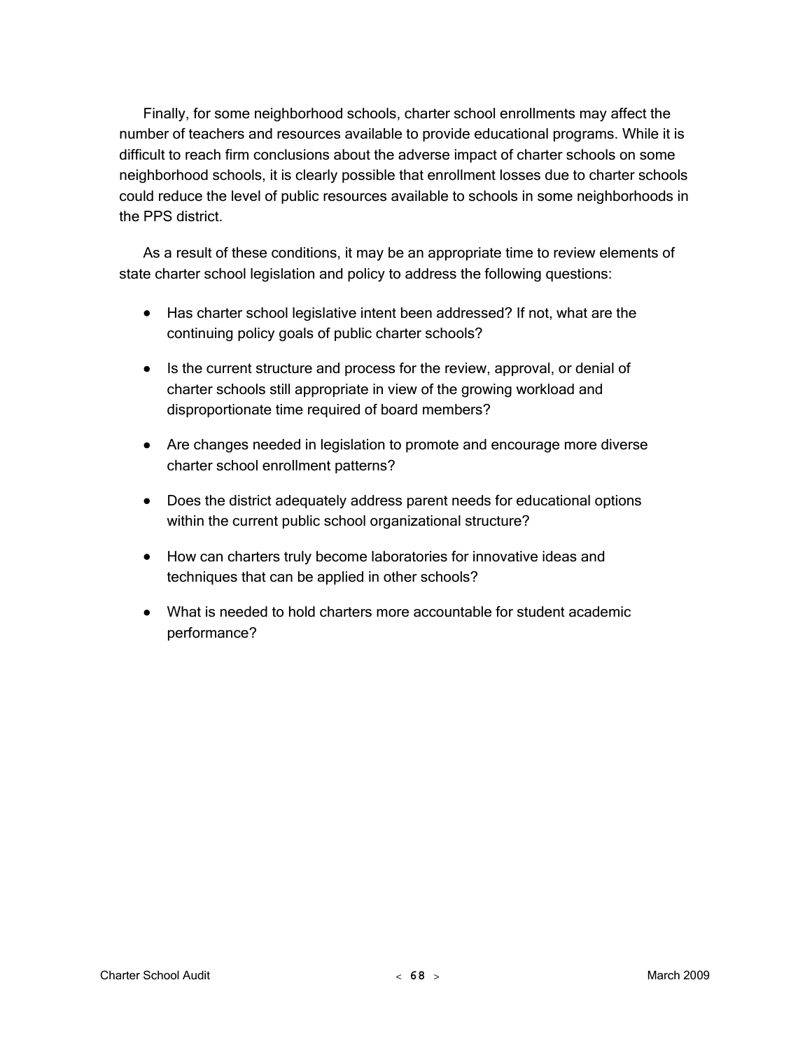Finally, for some neighborhood schools, charter school enrollments may affect the number of teachers and resources available to provide educational programs. While it is difficult to reach firm conclusions about the adverse impact of charter schools on some neighborhood schools, it is clearly possible that enrollment losses due to charter schools could reduce the level of public resources available to schools in some neighborhoods in the PPS district.

As a result of these conditions, it may be an appropriate time to review elements of state charter school legislation and policy to address the following questions:

- Has charter school legislative intent been addressed? If not, what are the continuing policy goals of public charter schools?
- Is the current structure and process for the review, approval, or denial of charter schools still appropriate in view of the growing workload and disproportionate time required of board members?
- Are changes needed in legislation to promote and encourage more diverse charter school enrollment patterns?
- Does the district adequately address parent needs for educational options within the current public school organizational structure?
- How can charters truly become laboratories for innovative ideas and techniques that can be applied in other schools?
- What is needed to hold charters more accountable for student academic performance?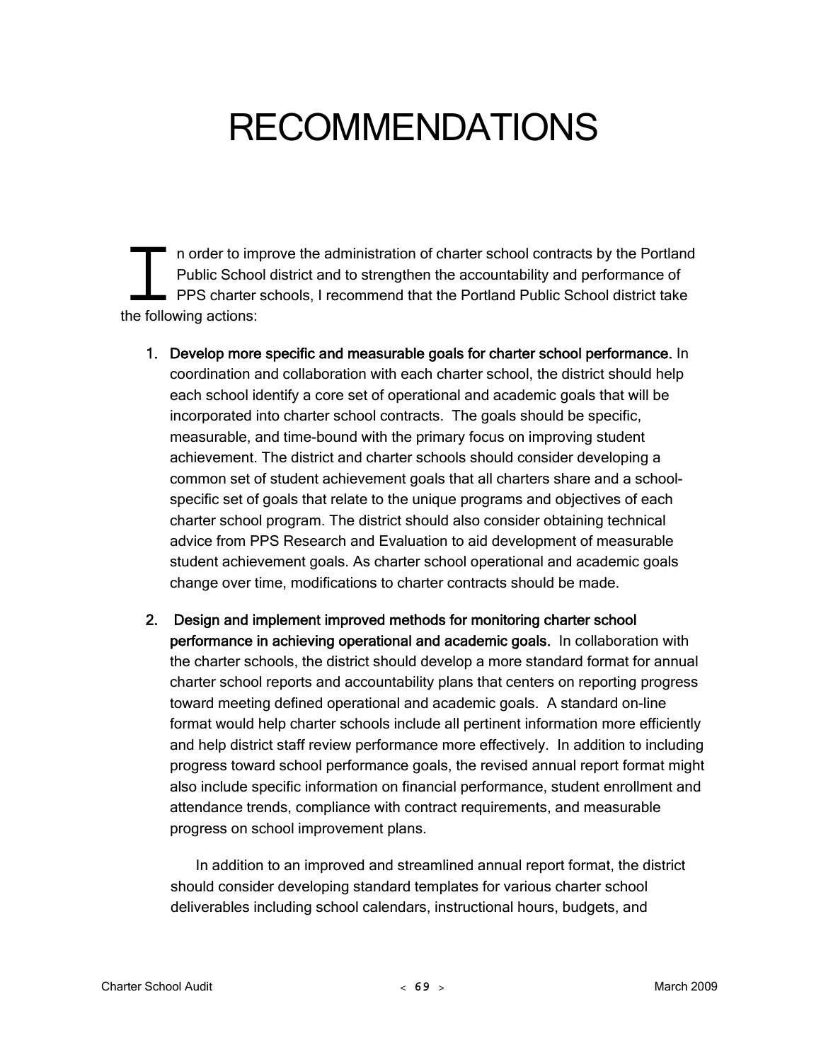# RECOMMENDATIONS

In order to improve the administration of charter school contracts by the Portland Public School district and to strengthen the accountability and performance of PPS charter schools, I recommend that the Portland Public School district take the following actions:

1. **Develop more specific and measurable goals for charter school performance.** In coordination and collaboration with each charter school, the district should help each school identify a core set of operational and academic goals that will be incorporated into charter school contracts. The goals should be specific, measurable, and time-bound with the primary focus on improving student achievement. The district and charter schools should consider developing a common set of student achievement goals that all charters share and a school-specific set of goals that relate to the unique programs and objectives of each charter school program. The district should also consider obtaining technical advice from PPS Research and Evaluation to aid development of measurable student achievement goals. As charter school operational and academic goals change over time, modifications to charter contracts should be made.

2. **Design and implement improved methods for monitoring charter school performance in achieving operational and academic goals.** In collaboration with the charter schools, the district should develop a more standard format for annual charter school reports and accountability plans that centers on reporting progress toward meeting defined operational and academic goals. A standard on-line format would help charter schools include all pertinent information more efficiently and help district staff review performance more effectively. In addition to including progress toward school performance goals, the revised annual report format might also include specific information on financial performance, student enrollment and attendance trends, compliance with contract requirements, and measurable progress on school improvement plans.

   In addition to an improved and streamlined annual report format, the district should consider developing standard templates for various charter school deliverables including school calendars, instructional hours, budgets, and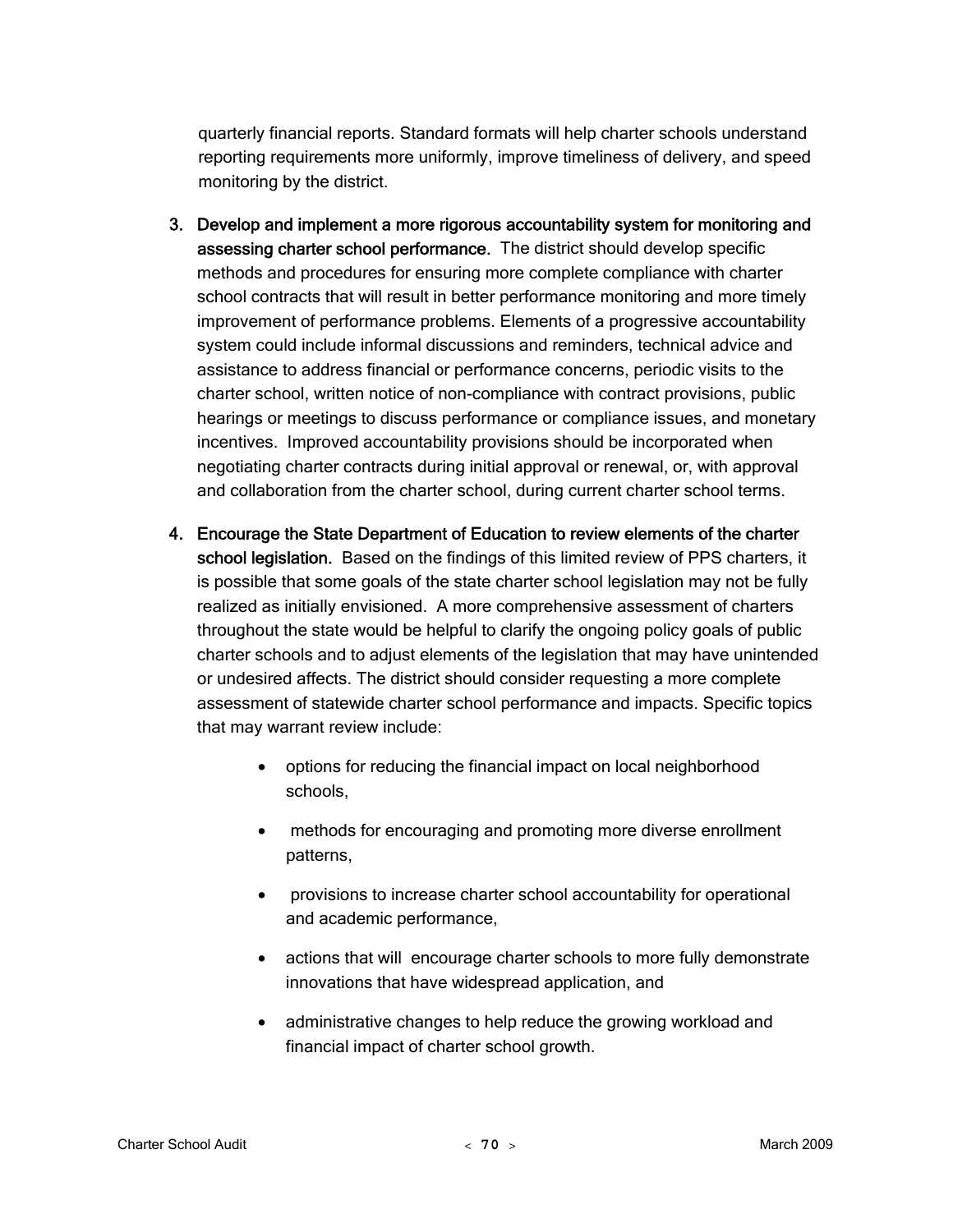quarterly financial reports. Standard formats will help charter schools understand reporting requirements more uniformly, improve timeliness of delivery, and speed monitoring by the district.

3. **Develop and implement a more rigorous accountability system for monitoring and assessing charter school performance.** The district should develop specific methods and procedures for ensuring more complete compliance with charter school contracts that will result in better performance monitoring and more timely improvement of performance problems. Elements of a progressive accountability system could include informal discussions and reminders, technical advice and assistance to address financial or performance concerns, periodic visits to the charter school, written notice of non-compliance with contract provisions, public hearings or meetings to discuss performance or compliance issues, and monetary incentives. Improved accountability provisions should be incorporated when negotiating charter contracts during initial approval or renewal, or, with approval and collaboration from the charter school, during current charter school terms.

4. **Encourage the State Department of Education to review elements of the charter school legislation.** Based on the findings of this limited review of PPS charters, it is possible that some goals of the state charter school legislation may not be fully realized as initially envisioned. A more comprehensive assessment of charters throughout the state would be helpful to clarify the ongoing policy goals of public charter schools and to adjust elements of the legislation that may have unintended or undesired affects. The district should consider requesting a more complete assessment of statewide charter school performance and impacts. Specific topics that may warrant review include:

   - options for reducing the financial impact on local neighborhood schools,
   - methods for encouraging and promoting more diverse enrollment patterns,
   - provisions to increase charter school accountability for operational and academic performance,
   - actions that will encourage charter schools to more fully demonstrate innovations that have widespread application, and
   - administrative changes to help reduce the growing workload and financial impact of charter school growth.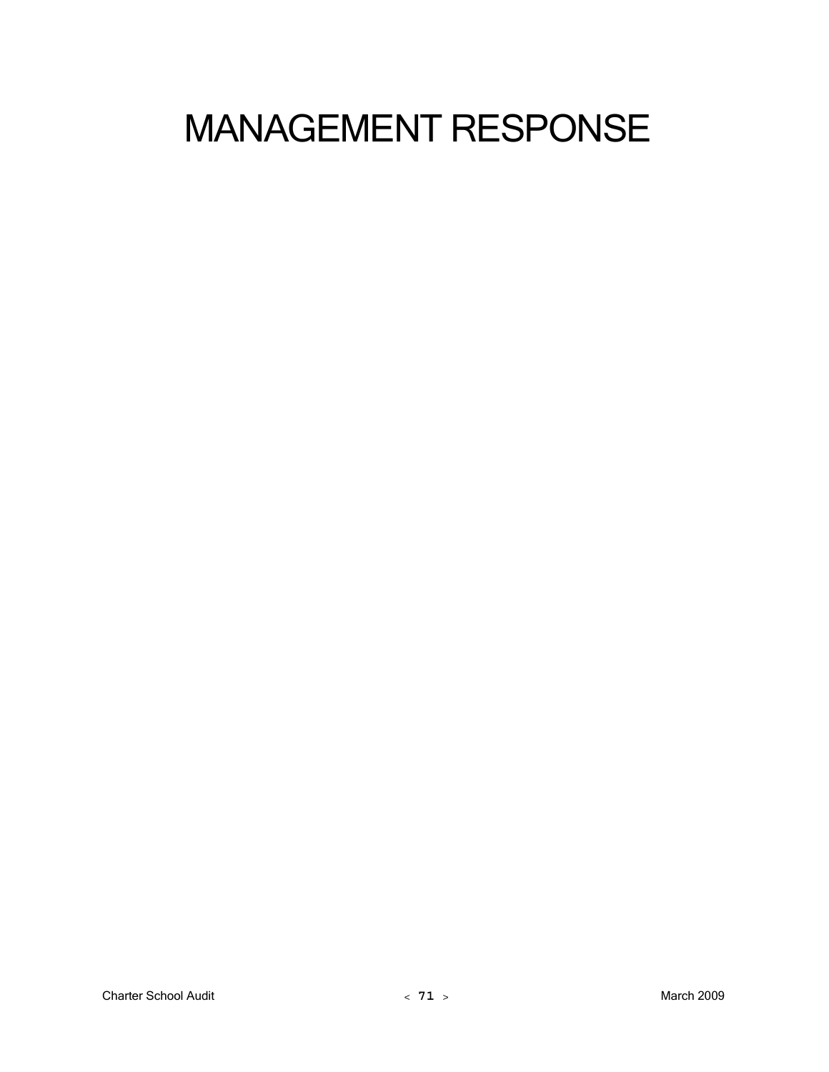# MANAGEMENT RESPONSE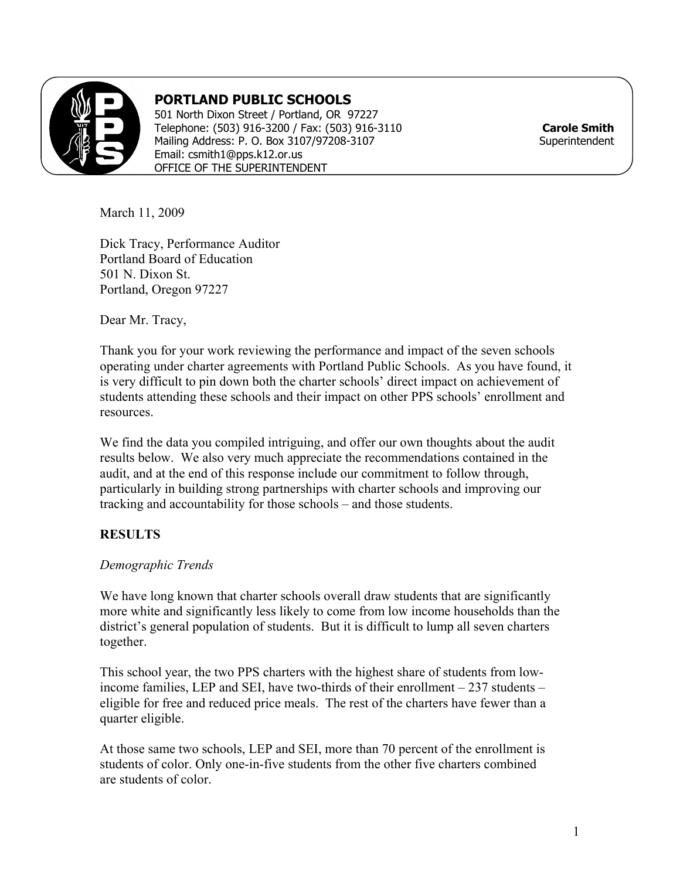**PORTLAND PUBLIC SCHOOLS**
501 North Dixon Street / Portland, OR 97227
Telephone: (503) 916-3200 / Fax: (503) 916-3110
Mailing Address: P. O. Box 3107/97208-3107
Email: csmith1@pps.k12.or.us
OFFICE OF THE SUPERINTENDENT

**Carole Smith**
Superintendent

March 11, 2009

Dick Tracy, Performance Auditor
Portland Board of Education
501 N. Dixon St.
Portland, Oregon 97227

Dear Mr. Tracy,

Thank you for your work reviewing the performance and impact of the seven schools operating under charter agreements with Portland Public Schools. As you have found, it is very difficult to pin down both the charter schools' direct impact on achievement of students attending these schools and their impact on other PPS schools' enrollment and resources.

We find the data you compiled intriguing, and offer our own thoughts about the audit results below. We also very much appreciate the recommendations contained in the audit, and at the end of this response include our commitment to follow through, particularly in building strong partnerships with charter schools and improving our tracking and accountability for those schools – and those students.

**RESULTS**

*Demographic Trends*

We have long known that charter schools overall draw students that are significantly more white and significantly less likely to come from low income households than the district's general population of students. But it is difficult to lump all seven charters together.

This school year, the two PPS charters with the highest share of students from low-income families, LEP and SEI, have two-thirds of their enrollment – 237 students – eligible for free and reduced price meals. The rest of the charters have fewer than a quarter eligible.

At those same two schools, LEP and SEI, more than 70 percent of the enrollment is students of color. Only one-in-five students from the other five charters combined are students of color.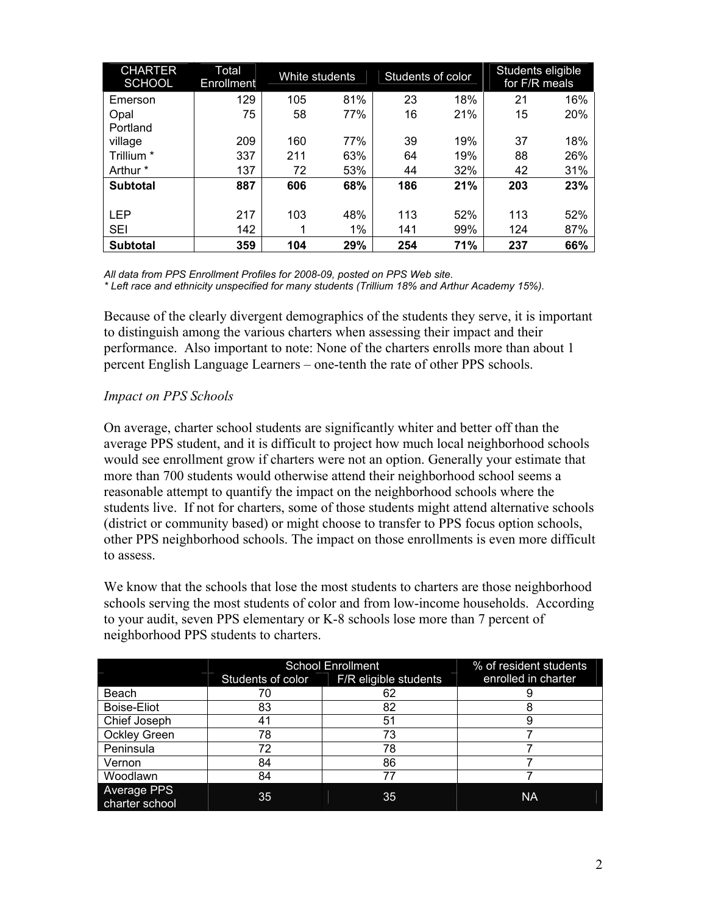| CHARTER SCHOOL | Total Enrollment | White students | | Students of color | | Students eligible for F/R meals | |
|---|---|---|---|---|---|---|---|
| Emerson | 129 | 105 | 81% | 23 | 18% | 21 | 16% |
| Opal | 75 | 58 | 77% | 16 | 21% | 15 | 20% |
| Portland village | 209 | 160 | 77% | 39 | 19% | 37 | 18% |
| Trillium * | 337 | 211 | 63% | 64 | 19% | 88 | 26% |
| Arthur * | 137 | 72 | 53% | 44 | 32% | 42 | 31% |
| **Subtotal** | **887** | **606** | **68%** | **186** | **21%** | **203** | **23%** |
| | | | | | | | |
| LEP | 217 | 103 | 48% | 113 | 52% | 113 | 52% |
| SEI | 142 | 1 | 1% | 141 | 99% | 124 | 87% |
| **Subtotal** | **359** | **104** | **29%** | **254** | **71%** | **237** | **66%** |

*All data from PPS Enrollment Profiles for 2008-09, posted on PPS Web site.*
*\* Left race and ethnicity unspecified for many students (Trillium 18% and Arthur Academy 15%).*

Because of the clearly divergent demographics of the students they serve, it is important to distinguish among the various charters when assessing their impact and their performance. Also important to note: None of the charters enrolls more than about 1 percent English Language Learners – one-tenth the rate of other PPS schools.

*Impact on PPS Schools*

On average, charter school students are significantly whiter and better off than the average PPS student, and it is difficult to project how much local neighborhood schools would see enrollment grow if charters were not an option. Generally your estimate that more than 700 students would otherwise attend their neighborhood school seems a reasonable attempt to quantify the impact on the neighborhood schools where the students live. If not for charters, some of those students might attend alternative schools (district or community based) or might choose to transfer to PPS focus option schools, other PPS neighborhood schools. The impact on those enrollments is even more difficult to assess.

We know that the schools that lose the most students to charters are those neighborhood schools serving the most students of color and from low-income households. According to your audit, seven PPS elementary or K-8 schools lose more than 7 percent of neighborhood PPS students to charters.

| | School Enrollment | | % of resident students |
|---|---|---|---|
| | Students of color | F/R eligible students | enrolled in charter |
| Beach | 70 | 62 | 9 |
| Boise-Eliot | 83 | 82 | 8 |
| Chief Joseph | 41 | 51 | 9 |
| Ockley Green | 78 | 73 | 7 |
| Peninsula | 72 | 78 | 7 |
| Vernon | 84 | 86 | 7 |
| Woodlawn | 84 | 77 | 7 |
| Average PPS charter school | 35 | 35 | NA |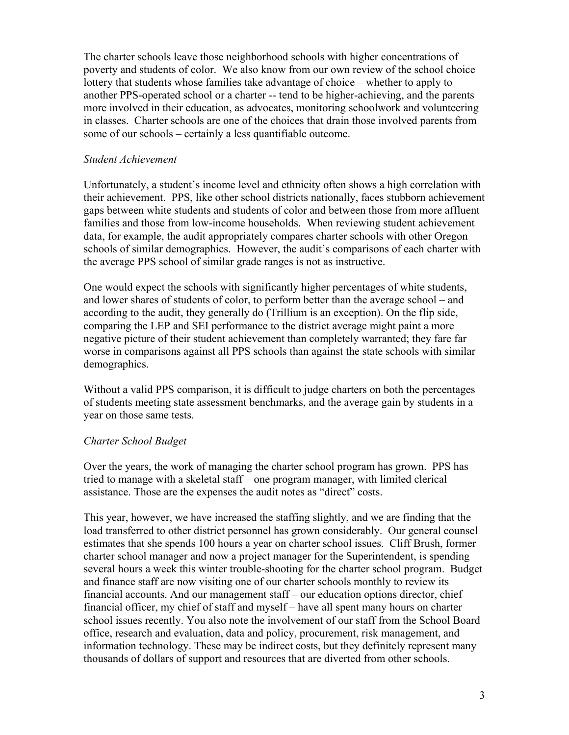The charter schools leave those neighborhood schools with higher concentrations of poverty and students of color. We also know from our own review of the school choice lottery that students whose families take advantage of choice – whether to apply to another PPS-operated school or a charter -- tend to be higher-achieving, and the parents more involved in their education, as advocates, monitoring schoolwork and volunteering in classes. Charter schools are one of the choices that drain those involved parents from some of our schools – certainly a less quantifiable outcome.

*Student Achievement*

Unfortunately, a student's income level and ethnicity often shows a high correlation with their achievement. PPS, like other school districts nationally, faces stubborn achievement gaps between white students and students of color and between those from more affluent families and those from low-income households. When reviewing student achievement data, for example, the audit appropriately compares charter schools with other Oregon schools of similar demographics. However, the audit's comparisons of each charter with the average PPS school of similar grade ranges is not as instructive.

One would expect the schools with significantly higher percentages of white students, and lower shares of students of color, to perform better than the average school – and according to the audit, they generally do (Trillium is an exception). On the flip side, comparing the LEP and SEI performance to the district average might paint a more negative picture of their student achievement than completely warranted; they fare far worse in comparisons against all PPS schools than against the state schools with similar demographics.

Without a valid PPS comparison, it is difficult to judge charters on both the percentages of students meeting state assessment benchmarks, and the average gain by students in a year on those same tests.

*Charter School Budget*

Over the years, the work of managing the charter school program has grown. PPS has tried to manage with a skeletal staff – one program manager, with limited clerical assistance. Those are the expenses the audit notes as "direct" costs.

This year, however, we have increased the staffing slightly, and we are finding that the load transferred to other district personnel has grown considerably. Our general counsel estimates that she spends 100 hours a year on charter school issues. Cliff Brush, former charter school manager and now a project manager for the Superintendent, is spending several hours a week this winter trouble-shooting for the charter school program. Budget and finance staff are now visiting one of our charter schools monthly to review its financial accounts. And our management staff – our education options director, chief financial officer, my chief of staff and myself – have all spent many hours on charter school issues recently. You also note the involvement of our staff from the School Board office, research and evaluation, data and policy, procurement, risk management, and information technology. These may be indirect costs, but they definitely represent many thousands of dollars of support and resources that are diverted from other schools.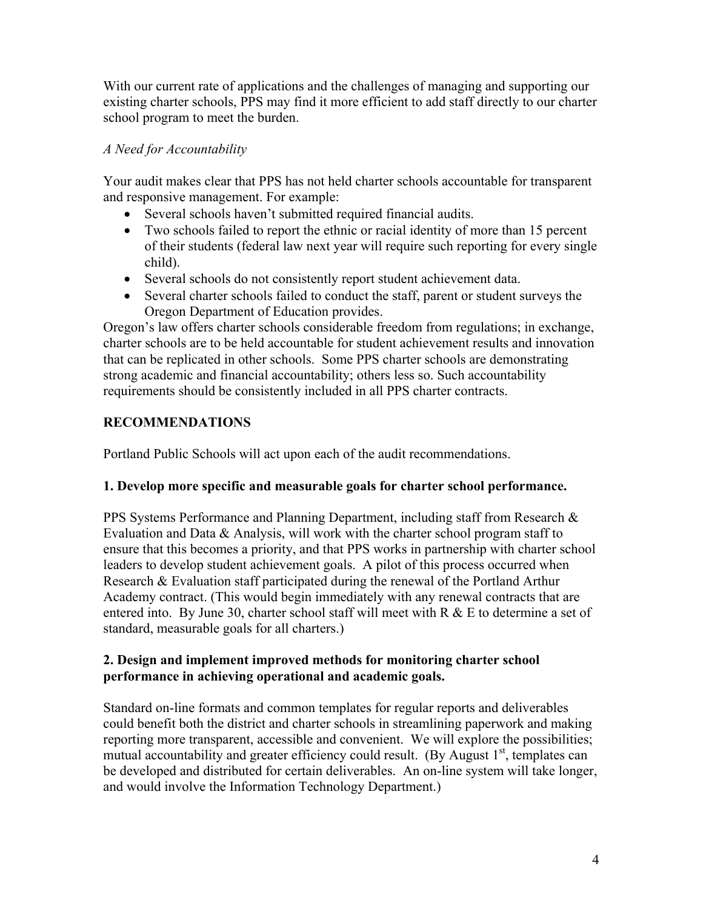With our current rate of applications and the challenges of managing and supporting our existing charter schools, PPS may find it more efficient to add staff directly to our charter school program to meet the burden.

*A Need for Accountability*

Your audit makes clear that PPS has not held charter schools accountable for transparent and responsive management. For example:

- Several schools haven't submitted required financial audits.
- Two schools failed to report the ethnic or racial identity of more than 15 percent of their students (federal law next year will require such reporting for every single child).
- Several schools do not consistently report student achievement data.
- Several charter schools failed to conduct the staff, parent or student surveys the Oregon Department of Education provides.

Oregon's law offers charter schools considerable freedom from regulations; in exchange, charter schools are to be held accountable for student achievement results and innovation that can be replicated in other schools. Some PPS charter schools are demonstrating strong academic and financial accountability; others less so. Such accountability requirements should be consistently included in all PPS charter contracts.

**RECOMMENDATIONS**

Portland Public Schools will act upon each of the audit recommendations.

**1. Develop more specific and measurable goals for charter school performance.**

PPS Systems Performance and Planning Department, including staff from Research & Evaluation and Data & Analysis, will work with the charter school program staff to ensure that this becomes a priority, and that PPS works in partnership with charter school leaders to develop student achievement goals. A pilot of this process occurred when Research & Evaluation staff participated during the renewal of the Portland Arthur Academy contract. (This would begin immediately with any renewal contracts that are entered into. By June 30, charter school staff will meet with R & E to determine a set of standard, measurable goals for all charters.)

**2. Design and implement improved methods for monitoring charter school performance in achieving operational and academic goals.**

Standard on-line formats and common templates for regular reports and deliverables could benefit both the district and charter schools in streamlining paperwork and making reporting more transparent, accessible and convenient. We will explore the possibilities; mutual accountability and greater efficiency could result. (By August 1st, templates can be developed and distributed for certain deliverables. An on-line system will take longer, and would involve the Information Technology Department.)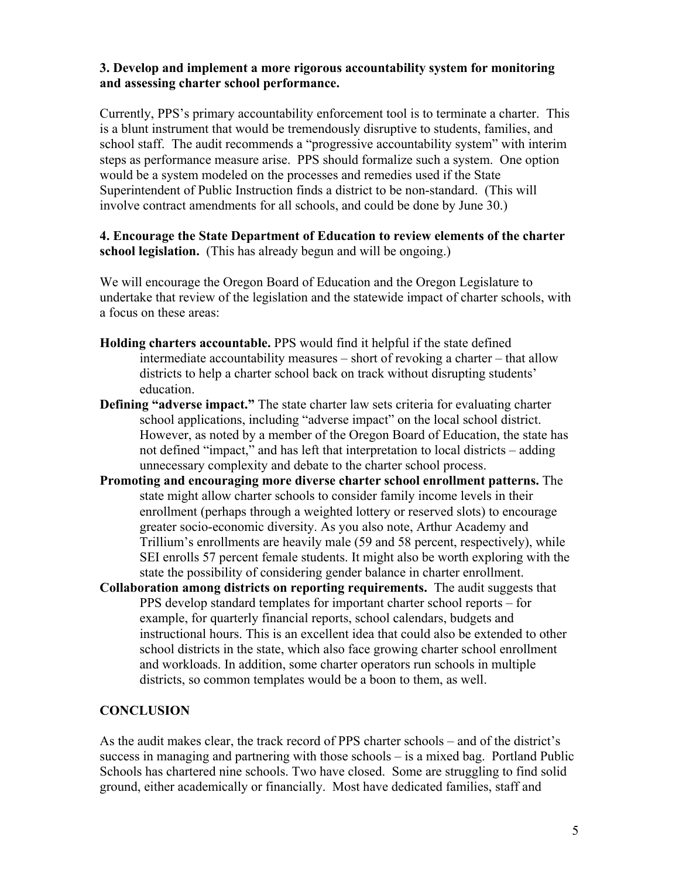**3. Develop and implement a more rigorous accountability system for monitoring and assessing charter school performance.**

Currently, PPS's primary accountability enforcement tool is to terminate a charter. This is a blunt instrument that would be tremendously disruptive to students, families, and school staff. The audit recommends a "progressive accountability system" with interim steps as performance measure arise. PPS should formalize such a system. One option would be a system modeled on the processes and remedies used if the State Superintendent of Public Instruction finds a district to be non-standard. (This will involve contract amendments for all schools, and could be done by June 30.)

**4. Encourage the State Department of Education to review elements of the charter school legislation.** (This has already begun and will be ongoing.)

We will encourage the Oregon Board of Education and the Oregon Legislature to undertake that review of the legislation and the statewide impact of charter schools, with a focus on these areas:

**Holding charters accountable.** PPS would find it helpful if the state defined intermediate accountability measures – short of revoking a charter – that allow districts to help a charter school back on track without disrupting students' education.

**Defining "adverse impact."** The state charter law sets criteria for evaluating charter school applications, including "adverse impact" on the local school district. However, as noted by a member of the Oregon Board of Education, the state has not defined "impact," and has left that interpretation to local districts – adding unnecessary complexity and debate to the charter school process.

**Promoting and encouraging more diverse charter school enrollment patterns.** The state might allow charter schools to consider family income levels in their enrollment (perhaps through a weighted lottery or reserved slots) to encourage greater socio-economic diversity. As you also note, Arthur Academy and Trillium's enrollments are heavily male (59 and 58 percent, respectively), while SEI enrolls 57 percent female students. It might also be worth exploring with the state the possibility of considering gender balance in charter enrollment.

**Collaboration among districts on reporting requirements.** The audit suggests that PPS develop standard templates for important charter school reports – for example, for quarterly financial reports, school calendars, budgets and instructional hours. This is an excellent idea that could also be extended to other school districts in the state, which also face growing charter school enrollment and workloads. In addition, some charter operators run schools in multiple districts, so common templates would be a boon to them, as well.

## CONCLUSION

As the audit makes clear, the track record of PPS charter schools – and of the district's success in managing and partnering with those schools – is a mixed bag. Portland Public Schools has chartered nine schools. Two have closed. Some are struggling to find solid ground, either academically or financially. Most have dedicated families, staff and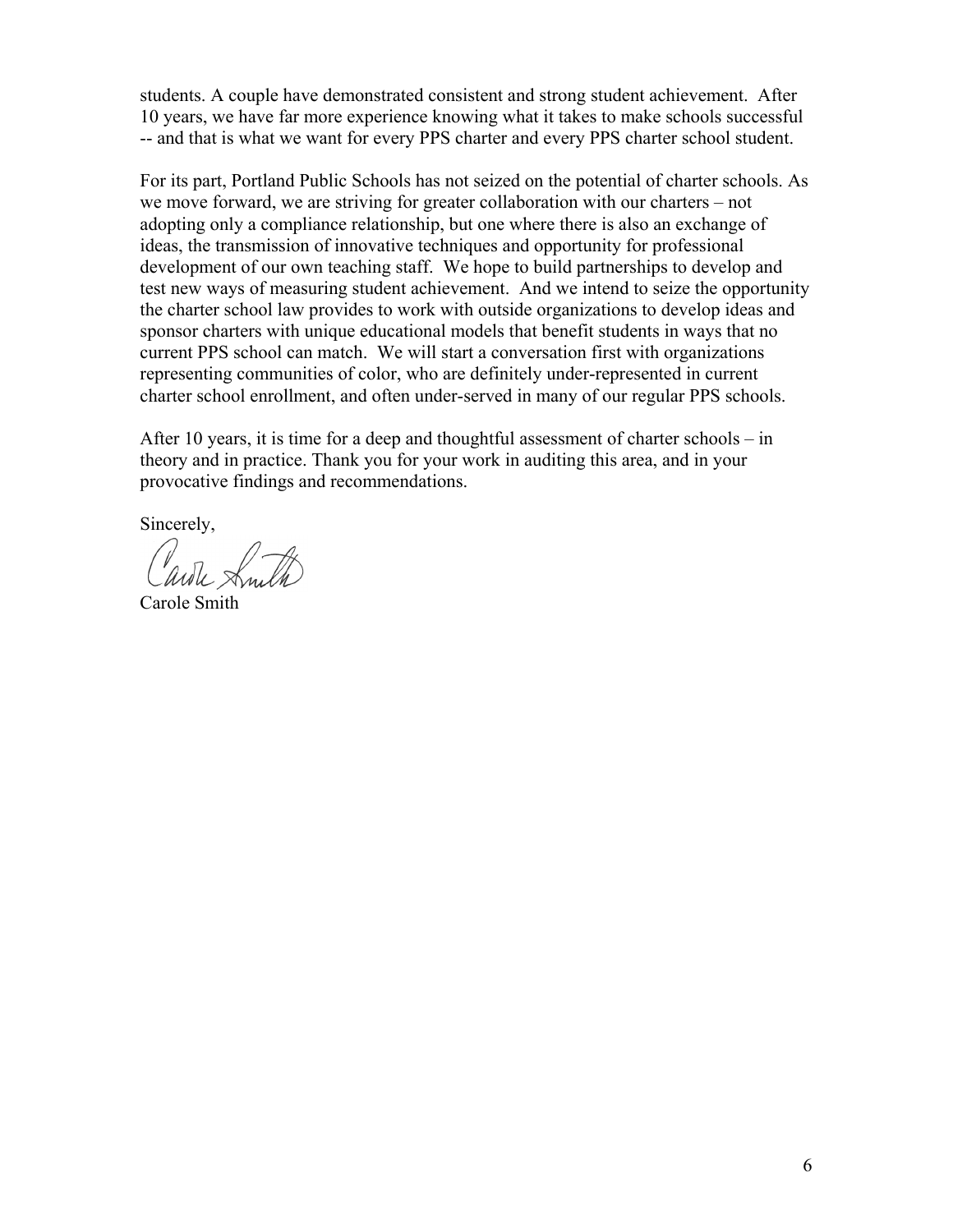students. A couple have demonstrated consistent and strong student achievement. After 10 years, we have far more experience knowing what it takes to make schools successful -- and that is what we want for every PPS charter and every PPS charter school student.

For its part, Portland Public Schools has not seized on the potential of charter schools. As we move forward, we are striving for greater collaboration with our charters – not adopting only a compliance relationship, but one where there is also an exchange of ideas, the transmission of innovative techniques and opportunity for professional development of our own teaching staff. We hope to build partnerships to develop and test new ways of measuring student achievement. And we intend to seize the opportunity the charter school law provides to work with outside organizations to develop ideas and sponsor charters with unique educational models that benefit students in ways that no current PPS school can match. We will start a conversation first with organizations representing communities of color, who are definitely under-represented in current charter school enrollment, and often under-served in many of our regular PPS schools.

After 10 years, it is time for a deep and thoughtful assessment of charter schools – in theory and in practice. Thank you for your work in auditing this area, and in your provocative findings and recommendations.

Sincerely,

Carole Smith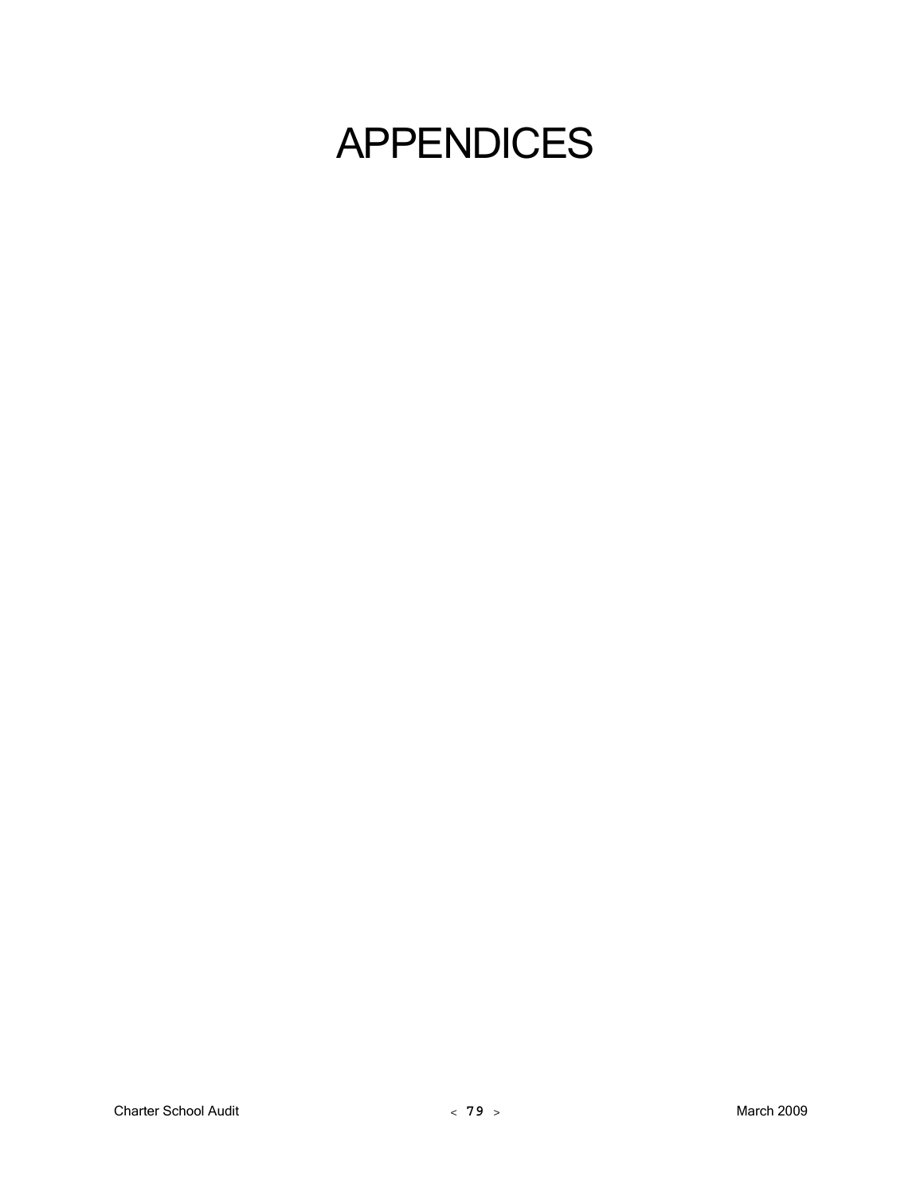# APPENDICES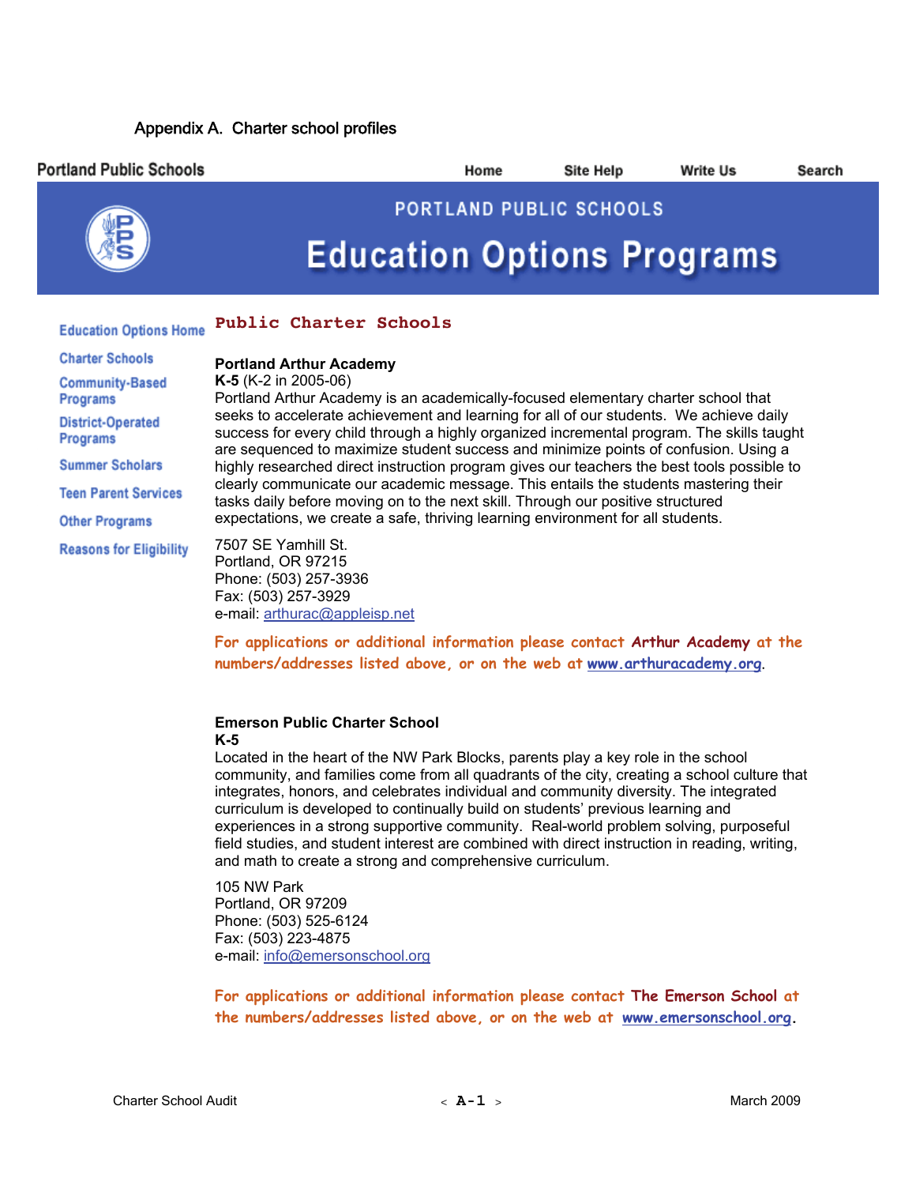# Appendix A. Charter school profiles

Portland Public Schools | Home | Site Help | Write Us | Search

PORTLAND PUBLIC SCHOOLS

## Education Options Programs

- Education Options Home
- Charter Schools
- Community-Based Programs
- District-Operated Programs
- Summer Scholars
- Teen Parent Services
- Other Programs
- Reasons for Eligibility

## Public Charter Schools

**Portland Arthur Academy**
**K-5** (K-2 in 2005-06)
Portland Arthur Academy is an academically-focused elementary charter school that seeks to accelerate achievement and learning for all of our students. We achieve daily success for every child through a highly organized incremental program. The skills taught are sequenced to maximize student success and minimize points of confusion. Using a highly researched direct instruction program gives our teachers the best tools possible to clearly communicate our academic message. This entails the students mastering their tasks daily before moving on to the next skill. Through our positive structured expectations, we create a safe, thriving learning environment for all students.

7507 SE Yamhill St.
Portland, OR 97215
Phone: (503) 257-3936
Fax: (503) 257-3929
e-mail: arthurac@appleisp.net

For applications or additional information please contact **Arthur Academy** at the numbers/addresses listed above, or on the web at www.arthuracademy.org.

**Emerson Public Charter School**
**K-5**
Located in the heart of the NW Park Blocks, parents play a key role in the school community, and families come from all quadrants of the city, creating a school culture that integrates, honors, and celebrates individual and community diversity. The integrated curriculum is developed to continually build on students' previous learning and experiences in a strong supportive community. Real-world problem solving, purposeful field studies, and student interest are combined with direct instruction in reading, writing, and math to create a strong and comprehensive curriculum.

105 NW Park
Portland, OR 97209
Phone: (503) 525-6124
Fax: (503) 223-4875
e-mail: info@emersonschool.org

For applications or additional information please contact **The Emerson School** at the numbers/addresses listed above, or on the web at www.emersonschool.org.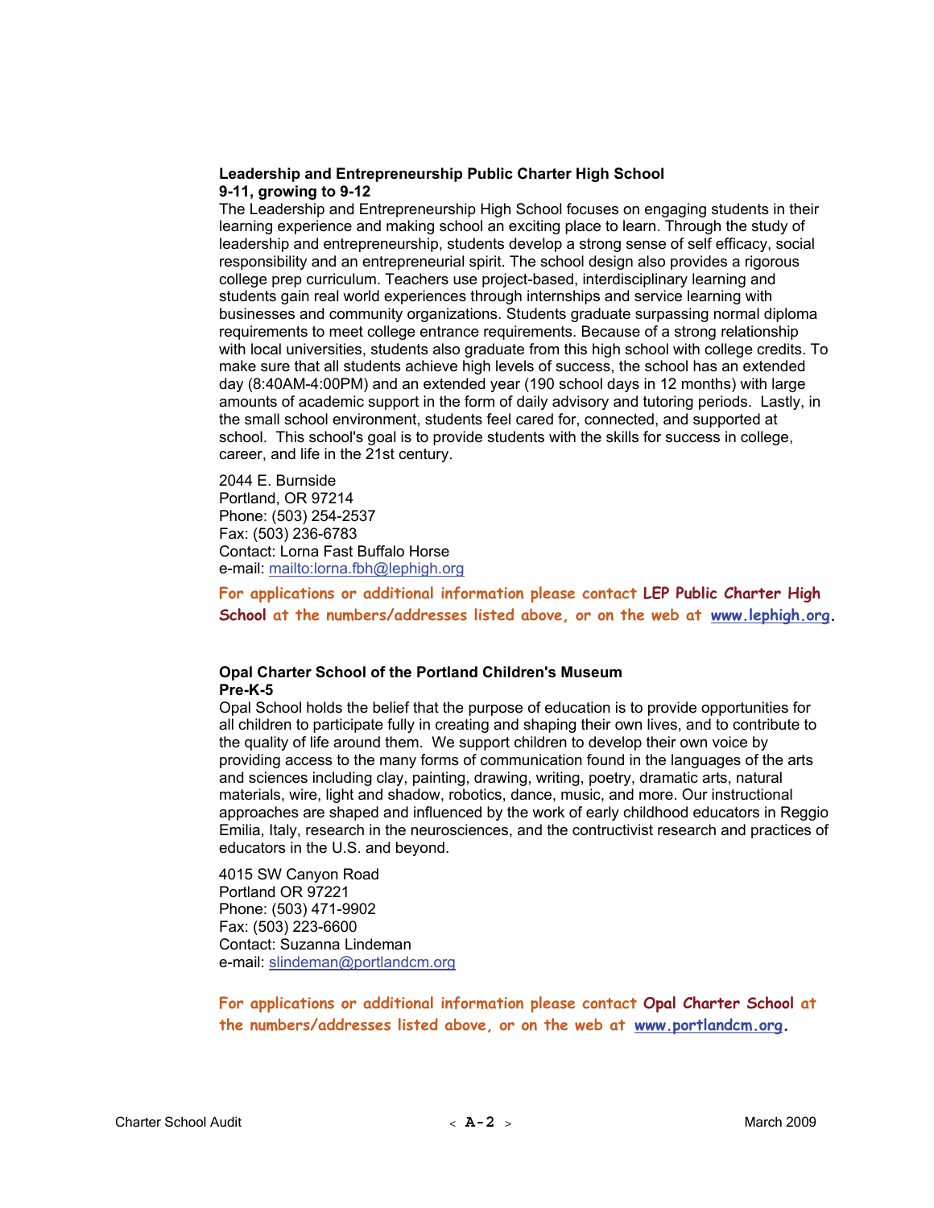**Leadership and Entrepreneurship Public Charter High School**
**9-11, growing to 9-12**

The Leadership and Entrepreneurship High School focuses on engaging students in their learning experience and making school an exciting place to learn. Through the study of leadership and entrepreneurship, students develop a strong sense of self efficacy, social responsibility and an entrepreneurial spirit. The school design also provides a rigorous college prep curriculum. Teachers use project-based, interdisciplinary learning and students gain real world experiences through internships and service learning with businesses and community organizations. Students graduate surpassing normal diploma requirements to meet college entrance requirements. Because of a strong relationship with local universities, students also graduate from this high school with college credits. To make sure that all students achieve high levels of success, the school has an extended day (8:40AM-4:00PM) and an extended year (190 school days in 12 months) with large amounts of academic support in the form of daily advisory and tutoring periods. Lastly, in the small school environment, students feel cared for, connected, and supported at school. This school's goal is to provide students with the skills for success in college, career, and life in the 21st century.

2044 E. Burnside
Portland, OR 97214
Phone: (503) 254-2537
Fax: (503) 236-6783
Contact: Lorna Fast Buffalo Horse
e-mail: mailto:lorna.fbh@lephigh.org

For applications or additional information please contact **LEP Public Charter High School** at the numbers/addresses listed above, or on the web at **www.lephigh.org**.

**Opal Charter School of the Portland Children's Museum**
**Pre-K-5**

Opal School holds the belief that the purpose of education is to provide opportunities for all children to participate fully in creating and shaping their own lives, and to contribute to the quality of life around them. We support children to develop their own voice by providing access to the many forms of communication found in the languages of the arts and sciences including clay, painting, drawing, writing, poetry, dramatic arts, natural materials, wire, light and shadow, robotics, dance, music, and more. Our instructional approaches are shaped and influenced by the work of early childhood educators in Reggio Emilia, Italy, research in the neurosciences, and the contructivist research and practices of educators in the U.S. and beyond.

4015 SW Canyon Road
Portland OR 97221
Phone: (503) 471-9902
Fax: (503) 223-6600
Contact: Suzanna Lindeman
e-mail: slindeman@portlandcm.org

For applications or additional information please contact **Opal Charter School** at the numbers/addresses listed above, or on the web at **www.portlandcm.org**.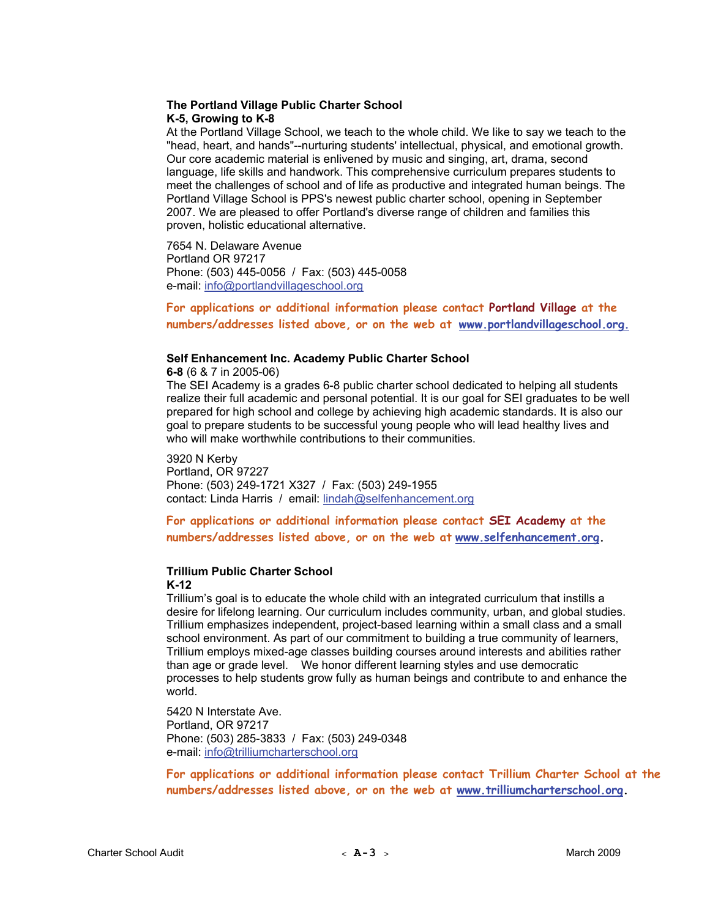**The Portland Village Public Charter School**
**K-5, Growing to K-8**

At the Portland Village School, we teach to the whole child. We like to say we teach to the "head, heart, and hands"--nurturing students' intellectual, physical, and emotional growth. Our core academic material is enlivened by music and singing, art, drama, second language, life skills and handwork. This comprehensive curriculum prepares students to meet the challenges of school and of life as productive and integrated human beings. The Portland Village School is PPS's newest public charter school, opening in September 2007. We are pleased to offer Portland's diverse range of children and families this proven, holistic educational alternative.

7654 N. Delaware Avenue
Portland OR 97217
Phone: (503) 445-0056 / Fax: (503) 445-0058
e-mail: info@portlandvillageschool.org

**For applications or additional information please contact Portland Village at the numbers/addresses listed above, or on the web at www.portlandvillageschool.org.**

**Self Enhancement Inc. Academy Public Charter School**
**6-8** (6 & 7 in 2005-06)

The SEI Academy is a grades 6-8 public charter school dedicated to helping all students realize their full academic and personal potential. It is our goal for SEI graduates to be well prepared for high school and college by achieving high academic standards. It is also our goal to prepare students to be successful young people who will lead healthy lives and who will make worthwhile contributions to their communities.

3920 N Kerby
Portland, OR 97227
Phone: (503) 249-1721 X327 / Fax: (503) 249-1955
contact: Linda Harris / email: lindah@selfenhancement.org

**For applications or additional information please contact SEI Academy at the numbers/addresses listed above, or on the web at www.selfenhancement.org.**

**Trillium Public Charter School**
**K-12**

Trillium's goal is to educate the whole child with an integrated curriculum that instills a desire for lifelong learning. Our curriculum includes community, urban, and global studies. Trillium emphasizes independent, project-based learning within a small class and a small school environment. As part of our commitment to building a true community of learners, Trillium employs mixed-age classes building courses around interests and abilities rather than age or grade level. We honor different learning styles and use democratic processes to help students grow fully as human beings and contribute to and enhance the world.

5420 N Interstate Ave.
Portland, OR 97217
Phone: (503) 285-3833 / Fax: (503) 249-0348
e-mail: info@trilliumcharterschool.org

**For applications or additional information please contact Trillium Charter School at the numbers/addresses listed above, or on the web at www.trilliumcharterschool.org.**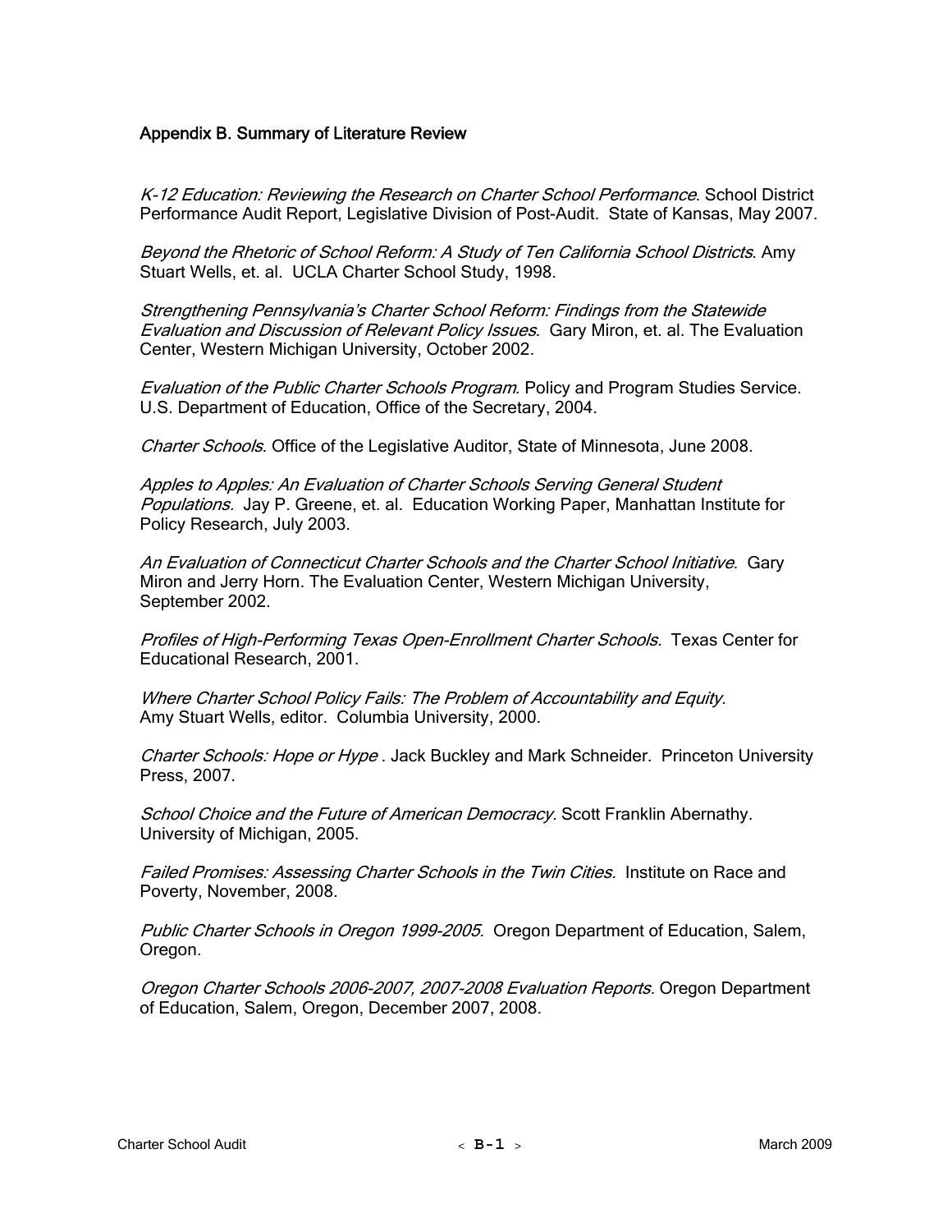## Appendix B. Summary of Literature Review

*K-12 Education: Reviewing the Research on Charter School Performance*. School District Performance Audit Report, Legislative Division of Post-Audit. State of Kansas, May 2007.

*Beyond the Rhetoric of School Reform: A Study of Ten California School Districts*. Amy Stuart Wells, et. al. UCLA Charter School Study, 1998.

*Strengthening Pennsylvania's Charter School Reform: Findings from the Statewide Evaluation and Discussion of Relevant Policy Issues*. Gary Miron, et. al. The Evaluation Center, Western Michigan University, October 2002.

*Evaluation of the Public Charter Schools Program*. Policy and Program Studies Service. U.S. Department of Education, Office of the Secretary, 2004.

*Charter Schools*. Office of the Legislative Auditor, State of Minnesota, June 2008.

*Apples to Apples: An Evaluation of Charter Schools Serving General Student Populations.* Jay P. Greene, et. al. Education Working Paper, Manhattan Institute for Policy Research, July 2003.

*An Evaluation of Connecticut Charter Schools and the Charter School Initiative*. Gary Miron and Jerry Horn. The Evaluation Center, Western Michigan University, September 2002.

*Profiles of High-Performing Texas Open-Enrollment Charter Schools.* Texas Center for Educational Research, 2001.

*Where Charter School Policy Fails: The Problem of Accountability and Equity.* Amy Stuart Wells, editor. Columbia University, 2000.

*Charter Schools: Hope or Hype* . Jack Buckley and Mark Schneider. Princeton University Press, 2007.

*School Choice and the Future of American Democracy.* Scott Franklin Abernathy. University of Michigan, 2005.

*Failed Promises: Assessing Charter Schools in the Twin Cities.* Institute on Race and Poverty, November, 2008.

*Public Charter Schools in Oregon 1999-2005.* Oregon Department of Education, Salem, Oregon.

*Oregon Charter Schools 2006-2007, 2007-2008 Evaluation Reports.* Oregon Department of Education, Salem, Oregon, December 2007, 2008.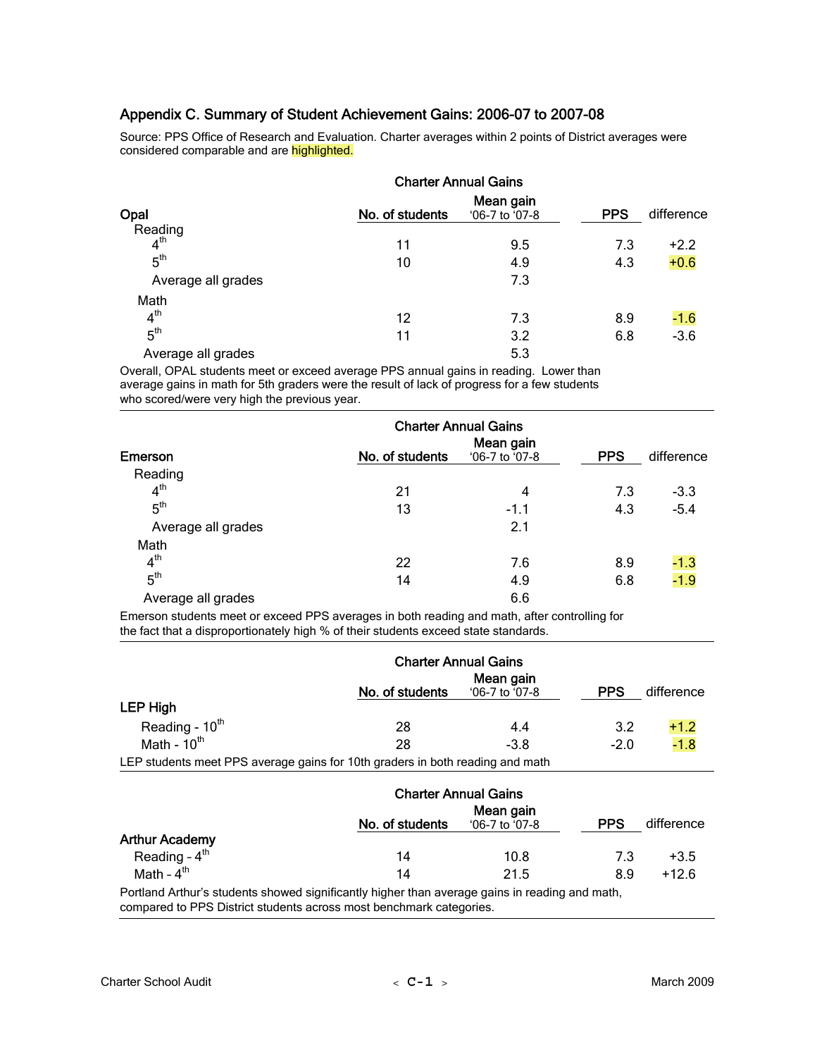## Appendix C. Summary of Student Achievement Gains: 2006-07 to 2007-08

Source: PPS Office of Research and Evaluation. Charter averages within 2 points of District averages were considered comparable and are highlighted.

| | Charter Annual Gains | | | |
|---|---|---|---|---|
| **Opal** | **No. of students** | **Mean gain '06-7 to '07-8** | **PPS** | **difference** |
| Reading | | | | |
| 4th | 11 | 9.5 | 7.3 | +2.2 |
| 5th | 10 | 4.9 | 4.3 | +0.6 |
| Average all grades | | 7.3 | | |
| Math | | | | |
| 4th | 12 | 7.3 | 8.9 | -1.6 |
| 5th | 11 | 3.2 | 6.8 | -3.6 |
| Average all grades | | 5.3 | | |

Overall, OPAL students meet or exceed average PPS annual gains in reading. Lower than average gains in math for 5th graders were the result of lack of progress for a few students who scored/were very high the previous year.

| | Charter Annual Gains | | | |
|---|---|---|---|---|
| **Emerson** | **No. of students** | **Mean gain '06-7 to '07-8** | **PPS** | **difference** |
| Reading | | | | |
| 4th | 21 | 4 | 7.3 | -3.3 |
| 5th | 13 | -1.1 | 4.3 | -5.4 |
| Average all grades | | 2.1 | | |
| Math | | | | |
| 4th | 22 | 7.6 | 8.9 | -1.3 |
| 5th | 14 | 4.9 | 6.8 | -1.9 |
| Average all grades | | 6.6 | | |

Emerson students meet or exceed PPS averages in both reading and math, after controlling for the fact that a disproportionately high % of their students exceed state standards.

| | Charter Annual Gains | | | |
|---|---|---|---|---|
| | **No. of students** | **Mean gain '06-7 to '07-8** | **PPS** | **difference** |
| **LEP High** | | | | |
| Reading - 10th | 28 | 4.4 | 3.2 | +1.2 |
| Math - 10th | 28 | -3.8 | -2.0 | -1.8 |

LEP students meet PPS average gains for 10th graders in both reading and math

| | Charter Annual Gains | | | |
|---|---|---|---|---|
| | **No. of students** | **Mean gain '06-7 to '07-8** | **PPS** | **difference** |
| **Arthur Academy** | | | | |
| Reading - 4th | 14 | 10.8 | 7.3 | +3.5 |
| Math - 4th | 14 | 21.5 | 8.9 | +12.6 |

Portland Arthur's students showed significantly higher than average gains in reading and math, compared to PPS District students across most benchmark categories.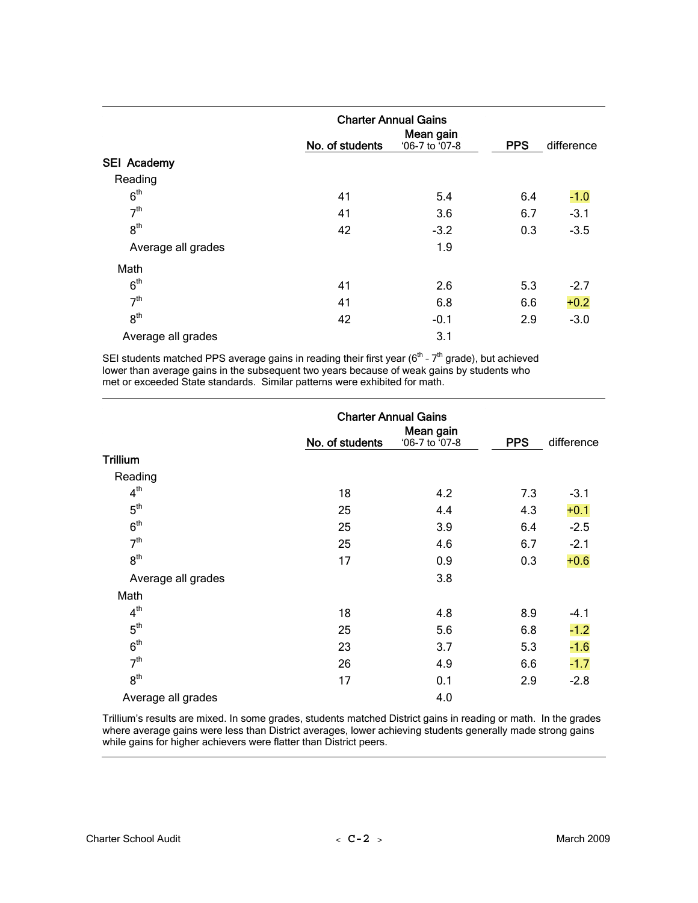| | Charter Annual Gains | | | |
|---|---|---|---|---|
| | No. of students | Mean gain '06-7 to '07-8 | PPS | difference |
| **SEI Academy** | | | | |
| Reading | | | | |
| 6th | 41 | 5.4 | 6.4 | -1.0 |
| 7th | 41 | 3.6 | 6.7 | -3.1 |
| 8th | 42 | -3.2 | 0.3 | -3.5 |
| Average all grades | | 1.9 | | |
| Math | | | | |
| 6th | 41 | 2.6 | 5.3 | -2.7 |
| 7th | 41 | 6.8 | 6.6 | +0.2 |
| 8th | 42 | -0.1 | 2.9 | -3.0 |
| Average all grades | | 3.1 | | |

SEI students matched PPS average gains in reading their first year (6th - 7th grade), but achieved lower than average gains in the subsequent two years because of weak gains by students who met or exceeded State standards. Similar patterns were exhibited for math.

| | Charter Annual Gains | | | |
|---|---|---|---|---|
| | No. of students | Mean gain '06-7 to '07-8 | PPS | difference |
| **Trillium** | | | | |
| Reading | | | | |
| 4th | 18 | 4.2 | 7.3 | -3.1 |
| 5th | 25 | 4.4 | 4.3 | +0.1 |
| 6th | 25 | 3.9 | 6.4 | -2.5 |
| 7th | 25 | 4.6 | 6.7 | -2.1 |
| 8th | 17 | 0.9 | 0.3 | +0.6 |
| Average all grades | | 3.8 | | |
| Math | | | | |
| 4th | 18 | 4.8 | 8.9 | -4.1 |
| 5th | 25 | 5.6 | 6.8 | -1.2 |
| 6th | 23 | 3.7 | 5.3 | -1.6 |
| 7th | 26 | 4.9 | 6.6 | -1.7 |
| 8th | 17 | 0.1 | 2.9 | -2.8 |
| Average all grades | | 4.0 | | |

Trillium's results are mixed. In some grades, students matched District gains in reading or math. In the grades where average gains were less than District averages, lower achieving students generally made strong gains while gains for higher achievers were flatter than District peers.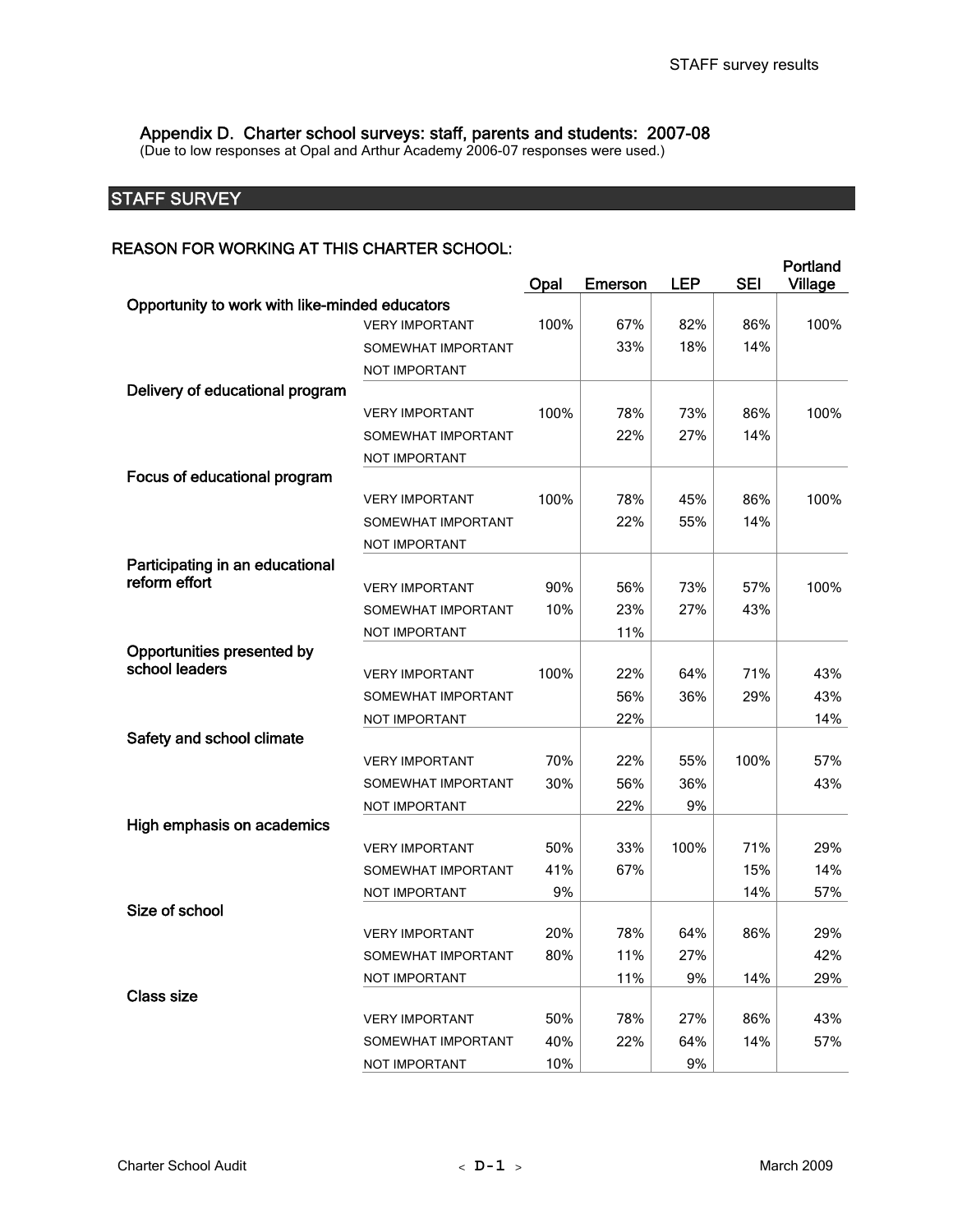## Appendix D. Charter school surveys: staff, parents and students: 2007-08

(Due to low responses at Opal and Arthur Academy 2006-07 responses were used.)

## STAFF SURVEY

### REASON FOR WORKING AT THIS CHARTER SCHOOL:

| | | Opal | Emerson | LEP | SEI | Portland Village |
|---|---|---|---|---|---|---|
| **Opportunity to work with like-minded educators** | VERY IMPORTANT | 100% | 67% | 82% | 86% | 100% |
| | SOMEWHAT IMPORTANT | | 33% | 18% | 14% | |
| | NOT IMPORTANT | | | | | |
| **Delivery of educational program** | VERY IMPORTANT | 100% | 78% | 73% | 86% | 100% |
| | SOMEWHAT IMPORTANT | | 22% | 27% | 14% | |
| | NOT IMPORTANT | | | | | |
| **Focus of educational program** | VERY IMPORTANT | 100% | 78% | 45% | 86% | 100% |
| | SOMEWHAT IMPORTANT | | 22% | 55% | 14% | |
| | NOT IMPORTANT | | | | | |
| **Participating in an educational reform effort** | VERY IMPORTANT | 90% | 56% | 73% | 57% | 100% |
| | SOMEWHAT IMPORTANT | 10% | 23% | 27% | 43% | |
| | NOT IMPORTANT | | 11% | | | |
| **Opportunities presented by school leaders** | VERY IMPORTANT | 100% | 22% | 64% | 71% | 43% |
| | SOMEWHAT IMPORTANT | | 56% | 36% | 29% | 43% |
| | NOT IMPORTANT | | 22% | | | 14% |
| **Safety and school climate** | VERY IMPORTANT | 70% | 22% | 55% | 100% | 57% |
| | SOMEWHAT IMPORTANT | 30% | 56% | 36% | | 43% |
| | NOT IMPORTANT | | 22% | 9% | | |
| **High emphasis on academics** | VERY IMPORTANT | 50% | 33% | 100% | 71% | 29% |
| | SOMEWHAT IMPORTANT | 41% | 67% | | 15% | 14% |
| | NOT IMPORTANT | 9% | | | 14% | 57% |
| **Size of school** | VERY IMPORTANT | 20% | 78% | 64% | 86% | 29% |
| | SOMEWHAT IMPORTANT | 80% | 11% | 27% | | 42% |
| | NOT IMPORTANT | | 11% | 9% | 14% | 29% |
| **Class size** | VERY IMPORTANT | 50% | 78% | 27% | 86% | 43% |
| | SOMEWHAT IMPORTANT | 40% | 22% | 64% | 14% | 57% |
| | NOT IMPORTANT | 10% | | 9% | | |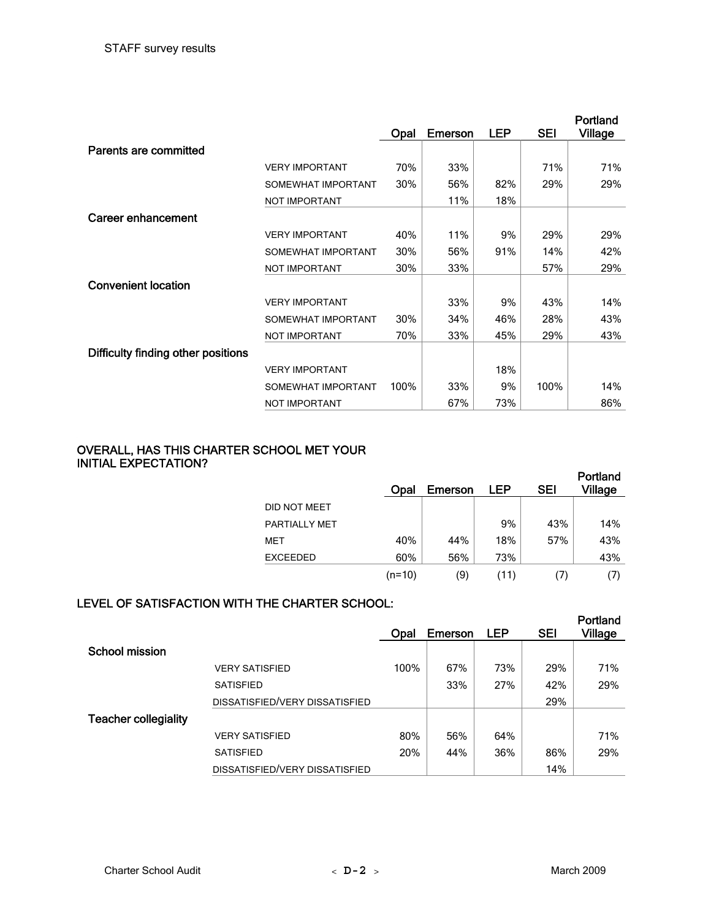STAFF survey results

| | | Opal | Emerson | LEP | SEI | Portland Village |
|---|---|---|---|---|---|---|
| **Parents are committed** | | | | | | |
| | VERY IMPORTANT | 70% | 33% | | 71% | 71% |
| | SOMEWHAT IMPORTANT | 30% | 56% | 82% | 29% | 29% |
| | NOT IMPORTANT | | 11% | 18% | | |
| **Career enhancement** | | | | | | |
| | VERY IMPORTANT | 40% | 11% | 9% | 29% | 29% |
| | SOMEWHAT IMPORTANT | 30% | 56% | 91% | 14% | 42% |
| | NOT IMPORTANT | 30% | 33% | | 57% | 29% |
| **Convenient location** | | | | | | |
| | VERY IMPORTANT | | 33% | 9% | 43% | 14% |
| | SOMEWHAT IMPORTANT | 30% | 34% | 46% | 28% | 43% |
| | NOT IMPORTANT | 70% | 33% | 45% | 29% | 43% |
| **Difficulty finding other positions** | | | | | | |
| | VERY IMPORTANT | | | 18% | | |
| | SOMEWHAT IMPORTANT | 100% | 33% | 9% | 100% | 14% |
| | NOT IMPORTANT | | 67% | 73% | | 86% |

## OVERALL, HAS THIS CHARTER SCHOOL MET YOUR INITIAL EXPECTATION?

| | Opal | Emerson | LEP | SEI | Portland Village |
|---|---|---|---|---|---|
| DID NOT MEET | | | | | |
| PARTIALLY MET | | | 9% | 43% | 14% |
| MET | 40% | 44% | 18% | 57% | 43% |
| EXCEEDED | 60% | 56% | 73% | | 43% |
| | (n=10) | (9) | (11) | (7) | (7) |

## LEVEL OF SATISFACTION WITH THE CHARTER SCHOOL:

| | | Opal | Emerson | LEP | SEI | Portland Village |
|---|---|---|---|---|---|---|
| **School mission** | | | | | | |
| | VERY SATISFIED | 100% | 67% | 73% | 29% | 71% |
| | SATISFIED | | 33% | 27% | 42% | 29% |
| | DISSATISFIED/VERY DISSATISFIED | | | | 29% | |
| **Teacher collegiality** | | | | | | |
| | VERY SATISFIED | 80% | 56% | 64% | | 71% |
| | SATISFIED | 20% | 44% | 36% | 86% | 29% |
| | DISSATISFIED/VERY DISSATISFIED | | | | 14% | |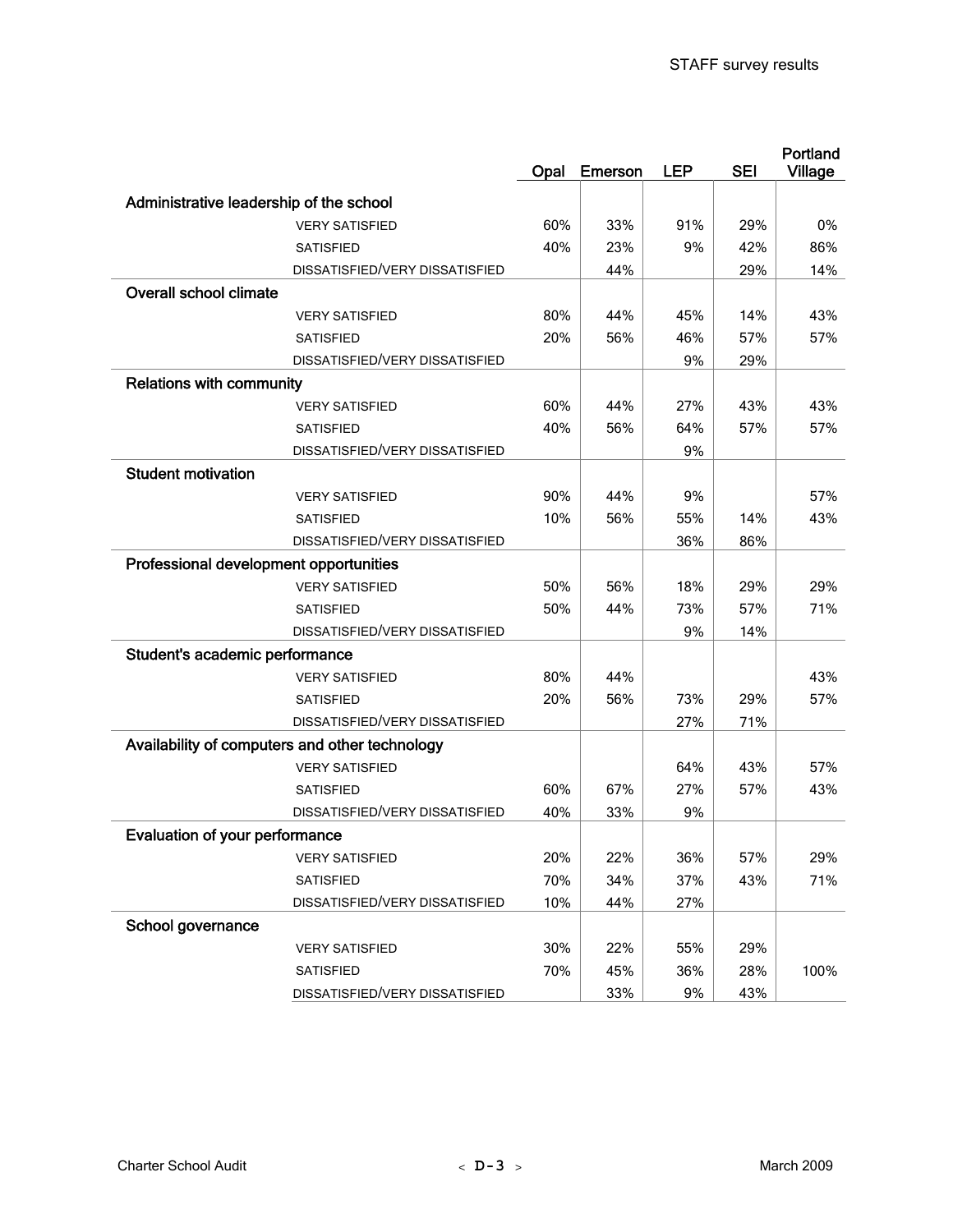STAFF survey results

| | Opal | Emerson | LEP | SEI | Portland Village |
|---|---|---|---|---|---|
| **Administrative leadership of the school** | | | | | |
| VERY SATISFIED | 60% | 33% | 91% | 29% | 0% |
| SATISFIED | 40% | 23% | 9% | 42% | 86% |
| DISSATISFIED/VERY DISSATISFIED | | 44% | | 29% | 14% |
| **Overall school climate** | | | | | |
| VERY SATISFIED | 80% | 44% | 45% | 14% | 43% |
| SATISFIED | 20% | 56% | 46% | 57% | 57% |
| DISSATISFIED/VERY DISSATISFIED | | | 9% | 29% | |
| **Relations with community** | | | | | |
| VERY SATISFIED | 60% | 44% | 27% | 43% | 43% |
| SATISFIED | 40% | 56% | 64% | 57% | 57% |
| DISSATISFIED/VERY DISSATISFIED | | | 9% | | |
| **Student motivation** | | | | | |
| VERY SATISFIED | 90% | 44% | 9% | | 57% |
| SATISFIED | 10% | 56% | 55% | 14% | 43% |
| DISSATISFIED/VERY DISSATISFIED | | | 36% | 86% | |
| **Professional development opportunities** | | | | | |
| VERY SATISFIED | 50% | 56% | 18% | 29% | 29% |
| SATISFIED | 50% | 44% | 73% | 57% | 71% |
| DISSATISFIED/VERY DISSATISFIED | | | 9% | 14% | |
| **Student's academic performance** | | | | | |
| VERY SATISFIED | 80% | 44% | | | 43% |
| SATISFIED | 20% | 56% | 73% | 29% | 57% |
| DISSATISFIED/VERY DISSATISFIED | | | 27% | 71% | |
| **Availability of computers and other technology** | | | | | |
| VERY SATISFIED | | | 64% | 43% | 57% |
| SATISFIED | 60% | 67% | 27% | 57% | 43% |
| DISSATISFIED/VERY DISSATISFIED | 40% | 33% | 9% | | |
| **Evaluation of your performance** | | | | | |
| VERY SATISFIED | 20% | 22% | 36% | 57% | 29% |
| SATISFIED | 70% | 34% | 37% | 43% | 71% |
| DISSATISFIED/VERY DISSATISFIED | 10% | 44% | 27% | | |
| **School governance** | | | | | |
| VERY SATISFIED | 30% | 22% | 55% | 29% | |
| SATISFIED | 70% | 45% | 36% | 28% | 100% |
| DISSATISFIED/VERY DISSATISFIED | | 33% | 9% | 43% | |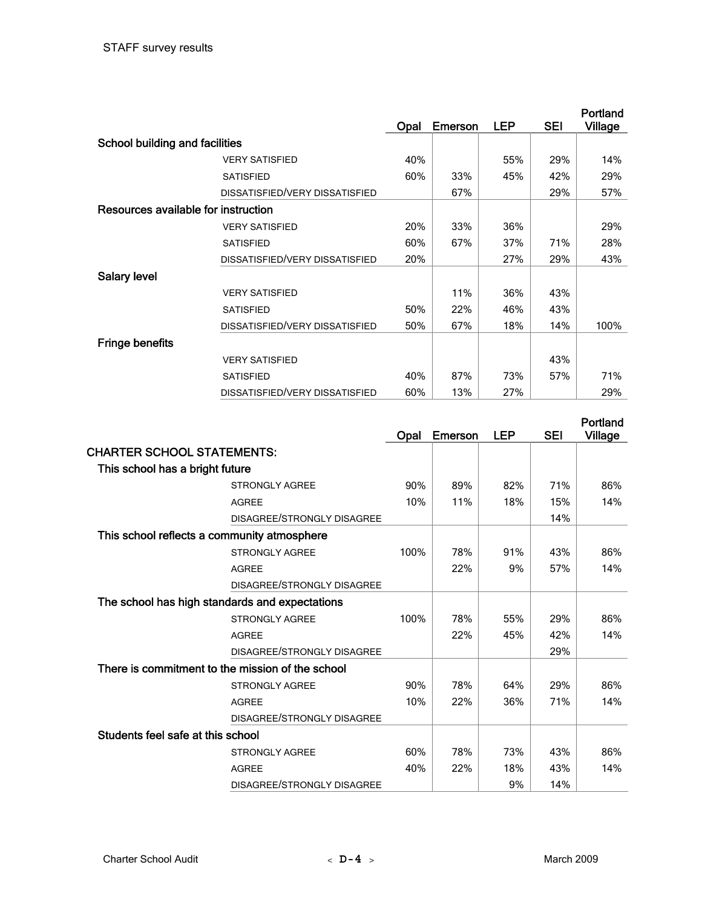STAFF survey results

| | | Opal | Emerson | LEP | SEI | Portland Village |
|---|---|---|---|---|---|---|
| **School building and facilities** | | | | | | |
| | VERY SATISFIED | 40% | | 55% | 29% | 14% |
| | SATISFIED | 60% | 33% | 45% | 42% | 29% |
| | DISSATISFIED/VERY DISSATISFIED | | 67% | | 29% | 57% |
| **Resources available for instruction** | | | | | | |
| | VERY SATISFIED | 20% | 33% | 36% | | 29% |
| | SATISFIED | 60% | 67% | 37% | 71% | 28% |
| | DISSATISFIED/VERY DISSATISFIED | 20% | | 27% | 29% | 43% |
| **Salary level** | | | | | | |
| | VERY SATISFIED | | 11% | 36% | 43% | |
| | SATISFIED | 50% | 22% | 46% | 43% | |
| | DISSATISFIED/VERY DISSATISFIED | 50% | 67% | 18% | 14% | 100% |
| **Fringe benefits** | | | | | | |
| | VERY SATISFIED | | | | 43% | |
| | SATISFIED | 40% | 87% | 73% | 57% | 71% |
| | DISSATISFIED/VERY DISSATISFIED | 60% | 13% | 27% | | 29% |

| | | Opal | Emerson | LEP | SEI | Portland Village |
|---|---|---|---|---|---|---|
| **CHARTER SCHOOL STATEMENTS:** | | | | | | |
| **This school has a bright future** | | | | | | |
| | STRONGLY AGREE | 90% | 89% | 82% | 71% | 86% |
| | AGREE | 10% | 11% | 18% | 15% | 14% |
| | DISAGREE/STRONGLY DISAGREE | | | | 14% | |
| **This school reflects a community atmosphere** | | | | | | |
| | STRONGLY AGREE | 100% | 78% | 91% | 43% | 86% |
| | AGREE | | 22% | 9% | 57% | 14% |
| | DISAGREE/STRONGLY DISAGREE | | | | | |
| **The school has high standards and expectations** | | | | | | |
| | STRONGLY AGREE | 100% | 78% | 55% | 29% | 86% |
| | AGREE | | 22% | 45% | 42% | 14% |
| | DISAGREE/STRONGLY DISAGREE | | | | 29% | |
| **There is commitment to the mission of the school** | | | | | | |
| | STRONGLY AGREE | 90% | 78% | 64% | 29% | 86% |
| | AGREE | 10% | 22% | 36% | 71% | 14% |
| | DISAGREE/STRONGLY DISAGREE | | | | | |
| **Students feel safe at this school** | | | | | | |
| | STRONGLY AGREE | 60% | 78% | 73% | 43% | 86% |
| | AGREE | 40% | 22% | 18% | 43% | 14% |
| | DISAGREE/STRONGLY DISAGREE | | | 9% | 14% | |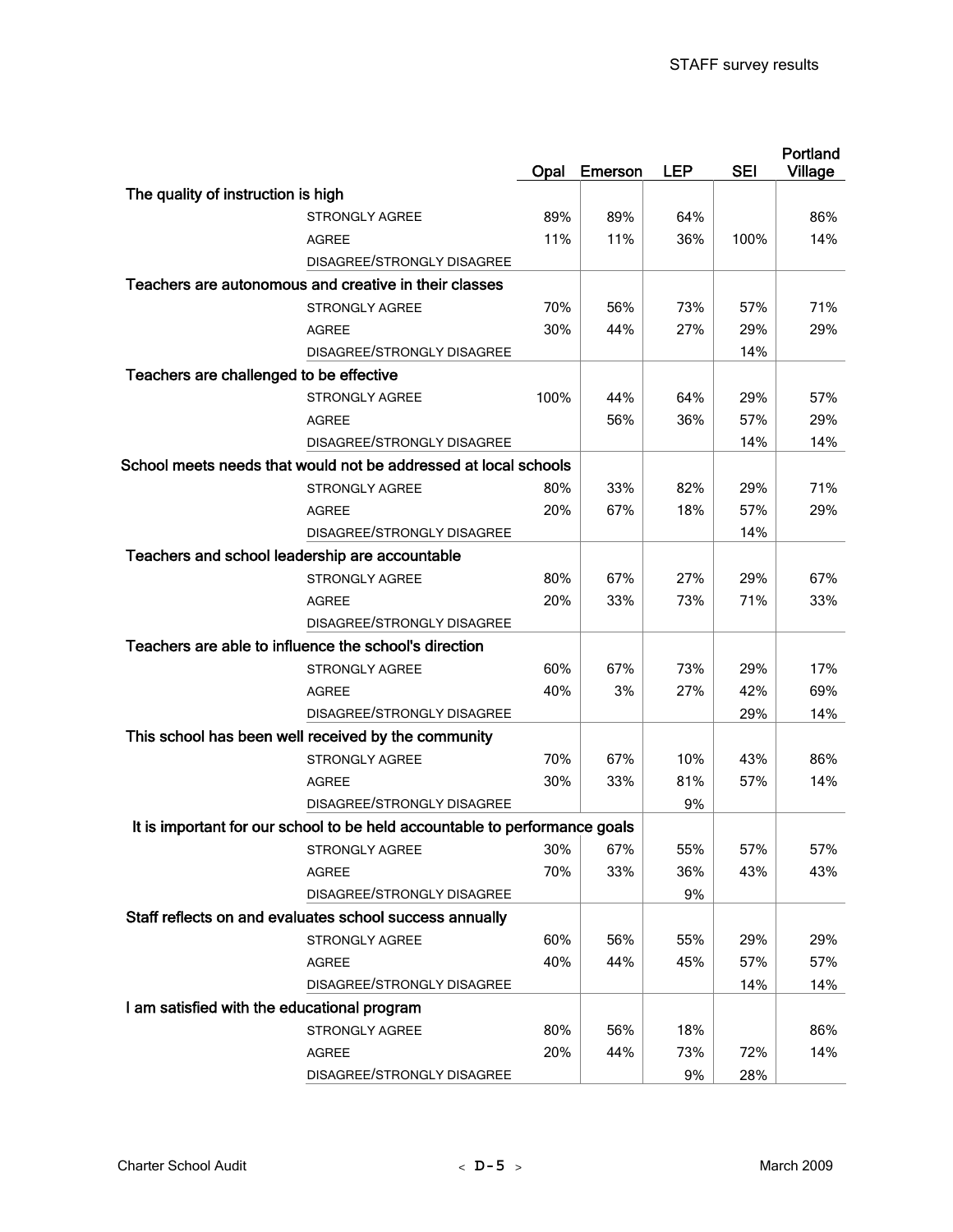## STAFF survey results

| | | Opal | Emerson | LEP | SEI | Portland Village |
|---|---|---|---|---|---|---|
| **The quality of instruction is high** | | | | | | |
| | STRONGLY AGREE | 89% | 89% | 64% | | 86% |
| | AGREE | 11% | 11% | 36% | 100% | 14% |
| | DISAGREE/STRONGLY DISAGREE | | | | | |
| **Teachers are autonomous and creative in their classes** | | | | | | |
| | STRONGLY AGREE | 70% | 56% | 73% | 57% | 71% |
| | AGREE | 30% | 44% | 27% | 29% | 29% |
| | DISAGREE/STRONGLY DISAGREE | | | | 14% | |
| **Teachers are challenged to be effective** | | | | | | |
| | STRONGLY AGREE | 100% | 44% | 64% | 29% | 57% |
| | AGREE | | 56% | 36% | 57% | 29% |
| | DISAGREE/STRONGLY DISAGREE | | | | 14% | 14% |
| **School meets needs that would not be addressed at local schools** | | | | | | |
| | STRONGLY AGREE | 80% | 33% | 82% | 29% | 71% |
| | AGREE | 20% | 67% | 18% | 57% | 29% |
| | DISAGREE/STRONGLY DISAGREE | | | | 14% | |
| **Teachers and school leadership are accountable** | | | | | | |
| | STRONGLY AGREE | 80% | 67% | 27% | 29% | 67% |
| | AGREE | 20% | 33% | 73% | 71% | 33% |
| | DISAGREE/STRONGLY DISAGREE | | | | | |
| **Teachers are able to influence the school's direction** | | | | | | |
| | STRONGLY AGREE | 60% | 67% | 73% | 29% | 17% |
| | AGREE | 40% | 3% | 27% | 42% | 69% |
| | DISAGREE/STRONGLY DISAGREE | | | | 29% | 14% |
| **This school has been well received by the community** | | | | | | |
| | STRONGLY AGREE | 70% | 67% | 10% | 43% | 86% |
| | AGREE | 30% | 33% | 81% | 57% | 14% |
| | DISAGREE/STRONGLY DISAGREE | | | 9% | | |
| **It is important for our school to be held accountable to performance goals** | | | | | | |
| | STRONGLY AGREE | 30% | 67% | 55% | 57% | 57% |
| | AGREE | 70% | 33% | 36% | 43% | 43% |
| | DISAGREE/STRONGLY DISAGREE | | | 9% | | |
| **Staff reflects on and evaluates school success annually** | | | | | | |
| | STRONGLY AGREE | 60% | 56% | 55% | 29% | 29% |
| | AGREE | 40% | 44% | 45% | 57% | 57% |
| | DISAGREE/STRONGLY DISAGREE | | | | 14% | 14% |
| **I am satisfied with the educational program** | | | | | | |
| | STRONGLY AGREE | 80% | 56% | 18% | | 86% |
| | AGREE | 20% | 44% | 73% | 72% | 14% |
| | DISAGREE/STRONGLY DISAGREE | | | 9% | 28% | |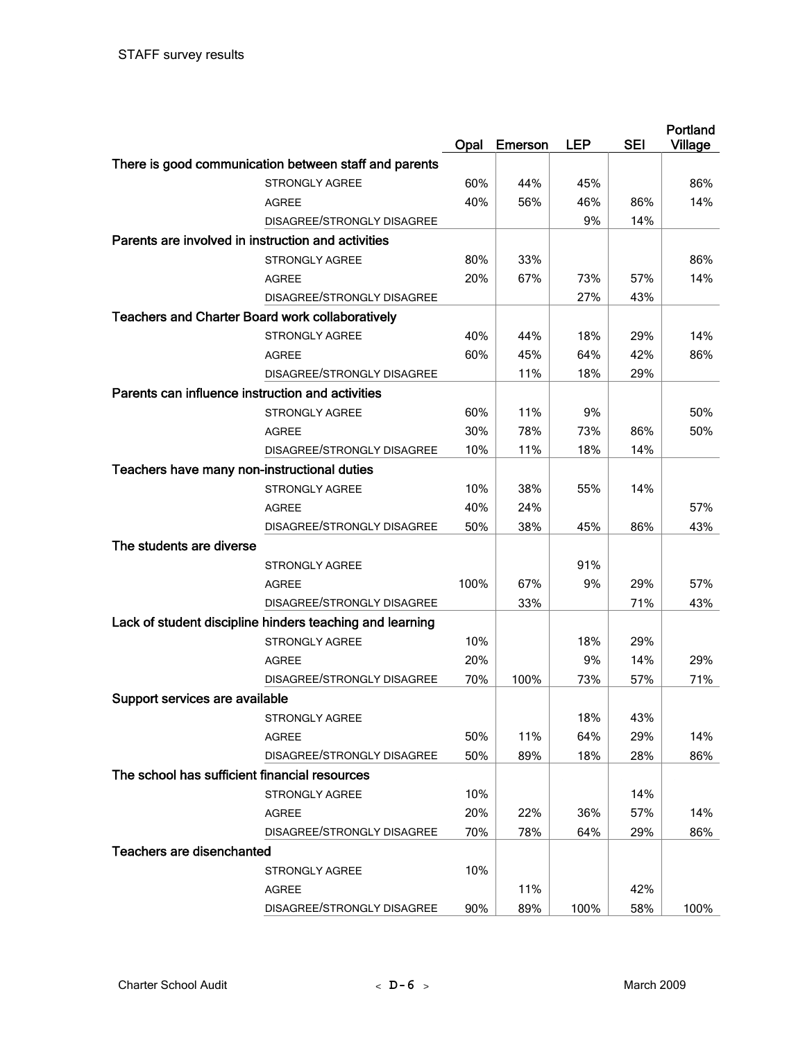STAFF survey results

| | Opal | Emerson | LEP | SEI | Portland Village |
|---|---|---|---|---|---|
| **There is good communication between staff and parents** | | | | | |
| STRONGLY AGREE | 60% | 44% | 45% | | 86% |
| AGREE | 40% | 56% | 46% | 86% | 14% |
| DISAGREE/STRONGLY DISAGREE | | | 9% | 14% | |
| **Parents are involved in instruction and activities** | | | | | |
| STRONGLY AGREE | 80% | 33% | | | 86% |
| AGREE | 20% | 67% | 73% | 57% | 14% |
| DISAGREE/STRONGLY DISAGREE | | | 27% | 43% | |
| **Teachers and Charter Board work collaboratively** | | | | | |
| STRONGLY AGREE | 40% | 44% | 18% | 29% | 14% |
| AGREE | 60% | 45% | 64% | 42% | 86% |
| DISAGREE/STRONGLY DISAGREE | | 11% | 18% | 29% | |
| **Parents can influence instruction and activities** | | | | | |
| STRONGLY AGREE | 60% | 11% | 9% | | 50% |
| AGREE | 30% | 78% | 73% | 86% | 50% |
| DISAGREE/STRONGLY DISAGREE | 10% | 11% | 18% | 14% | |
| **Teachers have many non-instructional duties** | | | | | |
| STRONGLY AGREE | 10% | 38% | 55% | 14% | |
| AGREE | 40% | 24% | | | 57% |
| DISAGREE/STRONGLY DISAGREE | 50% | 38% | 45% | 86% | 43% |
| **The students are diverse** | | | | | |
| STRONGLY AGREE | | | 91% | | |
| AGREE | 100% | 67% | 9% | 29% | 57% |
| DISAGREE/STRONGLY DISAGREE | | 33% | | 71% | 43% |
| **Lack of student discipline hinders teaching and learning** | | | | | |
| STRONGLY AGREE | 10% | | 18% | 29% | |
| AGREE | 20% | | 9% | 14% | 29% |
| DISAGREE/STRONGLY DISAGREE | 70% | 100% | 73% | 57% | 71% |
| **Support services are available** | | | | | |
| STRONGLY AGREE | | | 18% | 43% | |
| AGREE | 50% | 11% | 64% | 29% | 14% |
| DISAGREE/STRONGLY DISAGREE | 50% | 89% | 18% | 28% | 86% |
| **The school has sufficient financial resources** | | | | | |
| STRONGLY AGREE | 10% | | | 14% | |
| AGREE | 20% | 22% | 36% | 57% | 14% |
| DISAGREE/STRONGLY DISAGREE | 70% | 78% | 64% | 29% | 86% |
| **Teachers are disenchanted** | | | | | |
| STRONGLY AGREE | 10% | | | | |
| AGREE | | 11% | | 42% | |
| DISAGREE/STRONGLY DISAGREE | 90% | 89% | 100% | 58% | 100% |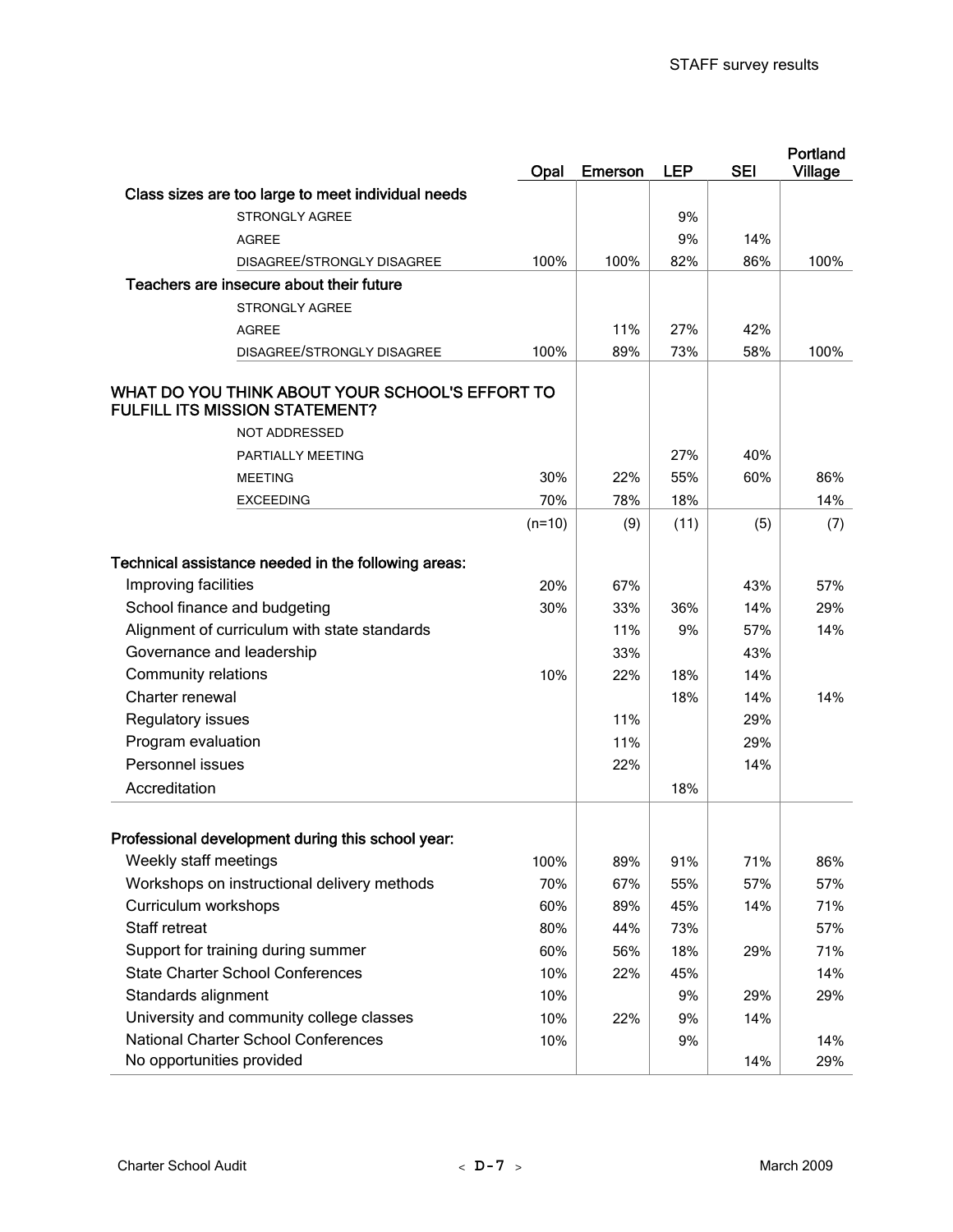| | Opal | Emerson | LEP | SEI | Portland Village |
|---|---|---|---|---|---|
| **Class sizes are too large to meet individual needs** | | | | | |
| STRONGLY AGREE | | | 9% | | |
| AGREE | | | 9% | 14% | |
| DISAGREE/STRONGLY DISAGREE | 100% | 100% | 82% | 86% | 100% |
| **Teachers are insecure about their future** | | | | | |
| STRONGLY AGREE | | | | | |
| AGREE | | 11% | 27% | 42% | |
| DISAGREE/STRONGLY DISAGREE | 100% | 89% | 73% | 58% | 100% |
| **WHAT DO YOU THINK ABOUT YOUR SCHOOL'S EFFORT TO FULFILL ITS MISSION STATEMENT?** | | | | | |
| NOT ADDRESSED | | | | | |
| PARTIALLY MEETING | | | 27% | 40% | |
| MEETING | 30% | 22% | 55% | 60% | 86% |
| EXCEEDING | 70% | 78% | 18% | | 14% |
| | (n=10) | (9) | (11) | (5) | (7) |
| **Technical assistance needed in the following areas:** | | | | | |
| Improving facilities | 20% | 67% | | 43% | 57% |
| School finance and budgeting | 30% | 33% | 36% | 14% | 29% |
| Alignment of curriculum with state standards | | 11% | 9% | 57% | 14% |
| Governance and leadership | | 33% | | 43% | |
| Community relations | 10% | 22% | 18% | 14% | |
| Charter renewal | | | 18% | 14% | 14% |
| Regulatory issues | | 11% | | 29% | |
| Program evaluation | | 11% | | 29% | |
| Personnel issues | | 22% | | 14% | |
| Accreditation | | | 18% | | |
| **Professional development during this school year:** | | | | | |
| Weekly staff meetings | 100% | 89% | 91% | 71% | 86% |
| Workshops on instructional delivery methods | 70% | 67% | 55% | 57% | 57% |
| Curriculum workshops | 60% | 89% | 45% | 14% | 71% |
| Staff retreat | 80% | 44% | 73% | | 57% |
| Support for training during summer | 60% | 56% | 18% | 29% | 71% |
| State Charter School Conferences | 10% | 22% | 45% | | 14% |
| Standards alignment | 10% | | 9% | 29% | 29% |
| University and community college classes | 10% | 22% | 9% | 14% | |
| National Charter School Conferences | 10% | | 9% | | 14% |
| No opportunities provided | | | | 14% | 29% |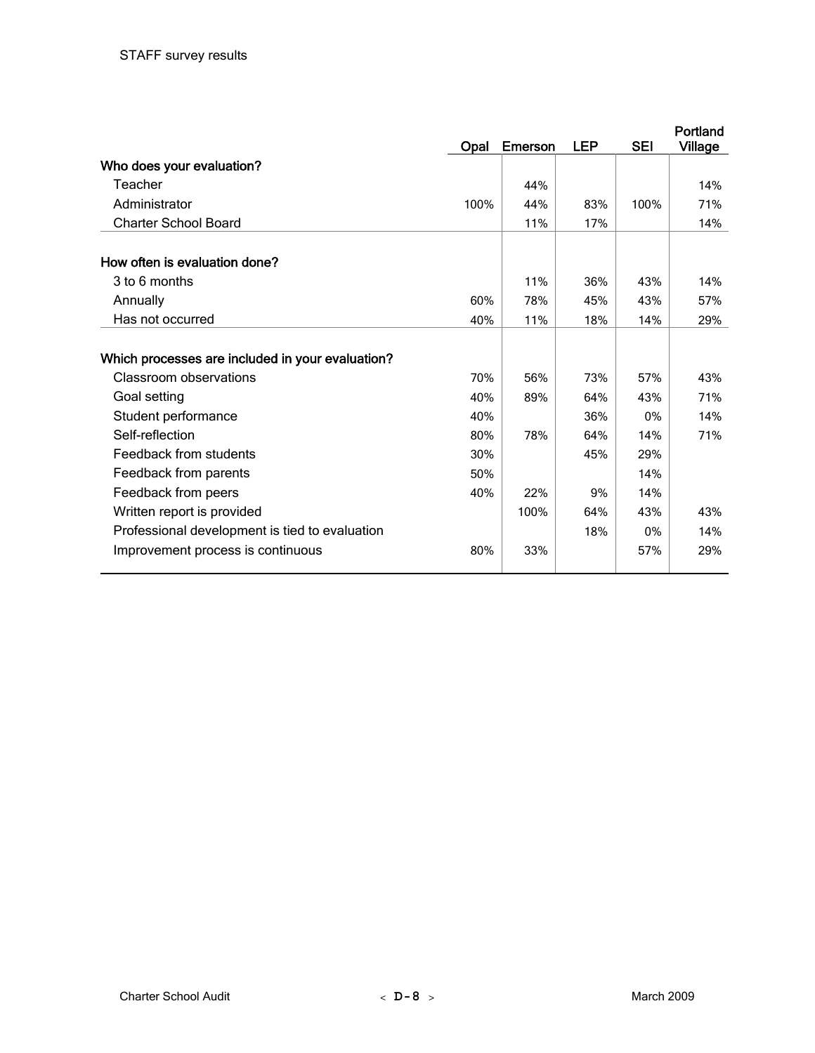STAFF survey results

| | Opal | Emerson | LEP | SEI | Portland Village |
|---|---|---|---|---|---|
| **Who does your evaluation?** | | | | | |
| Teacher | | 44% | | | 14% |
| Administrator | 100% | 44% | 83% | 100% | 71% |
| Charter School Board | | 11% | 17% | | 14% |
| **How often is evaluation done?** | | | | | |
| 3 to 6 months | | 11% | 36% | 43% | 14% |
| Annually | 60% | 78% | 45% | 43% | 57% |
| Has not occurred | 40% | 11% | 18% | 14% | 29% |
| **Which processes are included in your evaluation?** | | | | | |
| Classroom observations | 70% | 56% | 73% | 57% | 43% |
| Goal setting | 40% | 89% | 64% | 43% | 71% |
| Student performance | 40% | | 36% | 0% | 14% |
| Self-reflection | 80% | 78% | 64% | 14% | 71% |
| Feedback from students | 30% | | 45% | 29% | |
| Feedback from parents | 50% | | | 14% | |
| Feedback from peers | 40% | 22% | 9% | 14% | |
| Written report is provided | | 100% | 64% | 43% | 43% |
| Professional development is tied to evaluation | | | 18% | 0% | 14% |
| Improvement process is continuous | 80% | 33% | | 57% | 29% |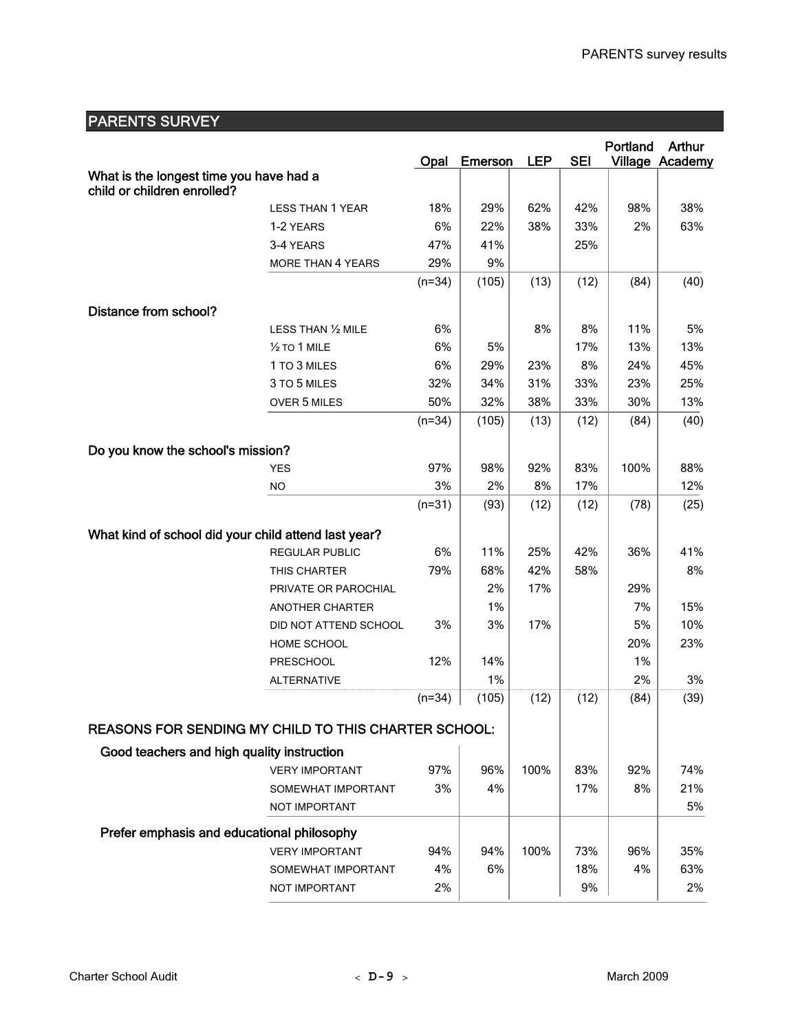## PARENTS SURVEY

| | | Opal | Emerson | LEP | SEI | Portland Village | Arthur Academy |
|---|---|---|---|---|---|---|---|
| **What is the longest time you have had a child or children enrolled?** | | | | | | | |
| | LESS THAN 1 YEAR | 18% | 29% | 62% | 42% | 98% | 38% |
| | 1-2 YEARS | 6% | 22% | 38% | 33% | 2% | 63% |
| | 3-4 YEARS | 47% | 41% | | 25% | | |
| | MORE THAN 4 YEARS | 29% | 9% | | | | |
| | | (n=34) | (105) | (13) | (12) | (84) | (40) |
| **Distance from school?** | | | | | | | |
| | LESS THAN ½ MILE | 6% | | 8% | 8% | 11% | 5% |
| | ½ TO 1 MILE | 6% | 5% | | 17% | 13% | 13% |
| | 1 TO 3 MILES | 6% | 29% | 23% | 8% | 24% | 45% |
| | 3 TO 5 MILES | 32% | 34% | 31% | 33% | 23% | 25% |
| | OVER 5 MILES | 50% | 32% | 38% | 33% | 30% | 13% |
| | | (n=34) | (105) | (13) | (12) | (84) | (40) |
| **Do you know the school's mission?** | | | | | | | |
| | YES | 97% | 98% | 92% | 83% | 100% | 88% |
| | NO | 3% | 2% | 8% | 17% | | 12% |
| | | (n=31) | (93) | (12) | (12) | (78) | (25) |
| **What kind of school did your child attend last year?** | | | | | | | |
| | REGULAR PUBLIC | 6% | 11% | 25% | 42% | 36% | 41% |
| | THIS CHARTER | 79% | 68% | 42% | 58% | | 8% |
| | PRIVATE OR PAROCHIAL | | 2% | 17% | | 29% | |
| | ANOTHER CHARTER | | 1% | | | 7% | 15% |
| | DID NOT ATTEND SCHOOL | 3% | 3% | 17% | | 5% | 10% |
| | HOME SCHOOL | | | | | 20% | 23% |
| | PRESCHOOL | 12% | 14% | | | 1% | |
| | ALTERNATIVE | | 1% | | | 2% | 3% |
| | | (n=34) | (105) | (12) | (12) | (84) | (39) |
| **REASONS FOR SENDING MY CHILD TO THIS CHARTER SCHOOL:** | | | | | | | |
| **Good teachers and high quality instruction** | | | | | | | |
| | VERY IMPORTANT | 97% | 96% | 100% | 83% | 92% | 74% |
| | SOMEWHAT IMPORTANT | 3% | 4% | | 17% | 8% | 21% |
| | NOT IMPORTANT | | | | | | 5% |
| **Prefer emphasis and educational philosophy** | | | | | | | |
| | VERY IMPORTANT | 94% | 94% | 100% | 73% | 96% | 35% |
| | SOMEWHAT IMPORTANT | 4% | 6% | | 18% | 4% | 63% |
| | NOT IMPORTANT | 2% | | | 9% | | 2% |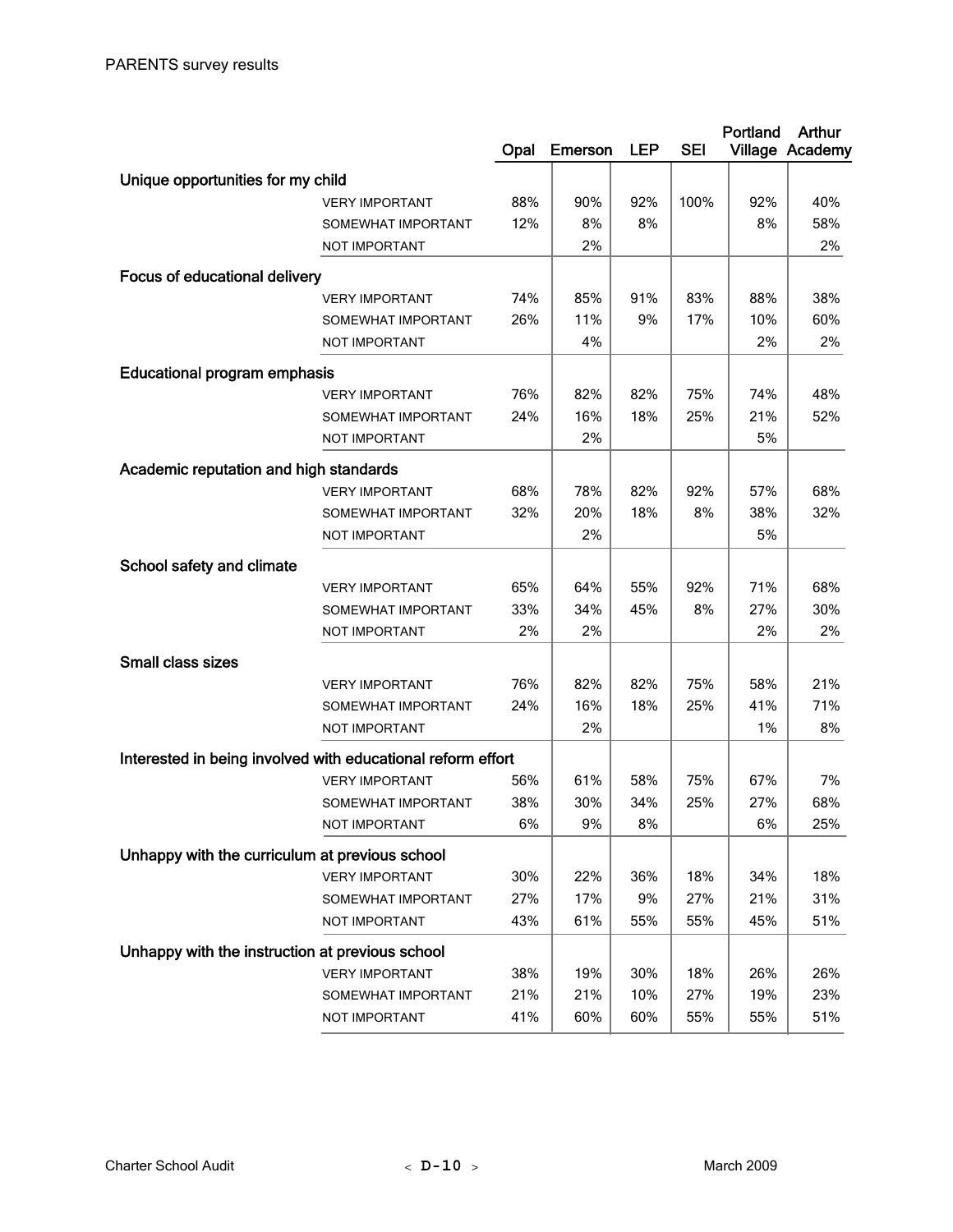PARENTS survey results

| | | Opal | Emerson | LEP | SEI | Portland Village | Arthur Academy |
|---|---|---|---|---|---|---|---|
| **Unique opportunities for my child** | | | | | | | |
| | VERY IMPORTANT | 88% | 90% | 92% | 100% | 92% | 40% |
| | SOMEWHAT IMPORTANT | 12% | 8% | 8% | | 8% | 58% |
| | NOT IMPORTANT | | 2% | | | | 2% |
| **Focus of educational delivery** | | | | | | | |
| | VERY IMPORTANT | 74% | 85% | 91% | 83% | 88% | 38% |
| | SOMEWHAT IMPORTANT | 26% | 11% | 9% | 17% | 10% | 60% |
| | NOT IMPORTANT | | 4% | | | 2% | 2% |
| **Educational program emphasis** | | | | | | | |
| | VERY IMPORTANT | 76% | 82% | 82% | 75% | 74% | 48% |
| | SOMEWHAT IMPORTANT | 24% | 16% | 18% | 25% | 21% | 52% |
| | NOT IMPORTANT | | 2% | | | 5% | |
| **Academic reputation and high standards** | | | | | | | |
| | VERY IMPORTANT | 68% | 78% | 82% | 92% | 57% | 68% |
| | SOMEWHAT IMPORTANT | 32% | 20% | 18% | 8% | 38% | 32% |
| | NOT IMPORTANT | | 2% | | | 5% | |
| **School safety and climate** | | | | | | | |
| | VERY IMPORTANT | 65% | 64% | 55% | 92% | 71% | 68% |
| | SOMEWHAT IMPORTANT | 33% | 34% | 45% | 8% | 27% | 30% |
| | NOT IMPORTANT | 2% | 2% | | | 2% | 2% |
| **Small class sizes** | | | | | | | |
| | VERY IMPORTANT | 76% | 82% | 82% | 75% | 58% | 21% |
| | SOMEWHAT IMPORTANT | 24% | 16% | 18% | 25% | 41% | 71% |
| | NOT IMPORTANT | | 2% | | | 1% | 8% |
| **Interested in being involved with educational reform effort** | | | | | | | |
| | VERY IMPORTANT | 56% | 61% | 58% | 75% | 67% | 7% |
| | SOMEWHAT IMPORTANT | 38% | 30% | 34% | 25% | 27% | 68% |
| | NOT IMPORTANT | 6% | 9% | 8% | | 6% | 25% |
| **Unhappy with the curriculum at previous school** | | | | | | | |
| | VERY IMPORTANT | 30% | 22% | 36% | 18% | 34% | 18% |
| | SOMEWHAT IMPORTANT | 27% | 17% | 9% | 27% | 21% | 31% |
| | NOT IMPORTANT | 43% | 61% | 55% | 55% | 45% | 51% |
| **Unhappy with the instruction at previous school** | | | | | | | |
| | VERY IMPORTANT | 38% | 19% | 30% | 18% | 26% | 26% |
| | SOMEWHAT IMPORTANT | 21% | 21% | 10% | 27% | 19% | 23% |
| | NOT IMPORTANT | 41% | 60% | 60% | 55% | 55% | 51% |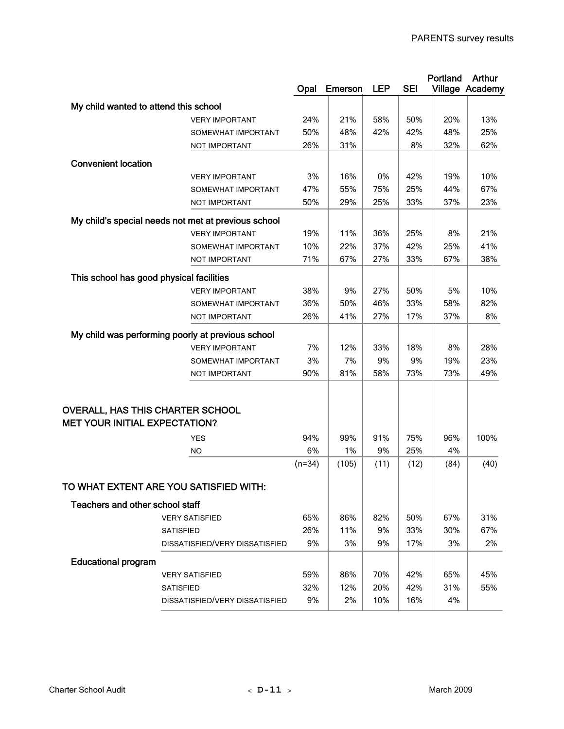| | Opal | Emerson | LEP | SEI | Portland Village | Arthur Academy |
|---|---|---|---|---|---|---|
| **My child wanted to attend this school** | | | | | | |
| VERY IMPORTANT | 24% | 21% | 58% | 50% | 20% | 13% |
| SOMEWHAT IMPORTANT | 50% | 48% | 42% | 42% | 48% | 25% |
| NOT IMPORTANT | 26% | 31% | | 8% | 32% | 62% |
| **Convenient location** | | | | | | |
| VERY IMPORTANT | 3% | 16% | 0% | 42% | 19% | 10% |
| SOMEWHAT IMPORTANT | 47% | 55% | 75% | 25% | 44% | 67% |
| NOT IMPORTANT | 50% | 29% | 25% | 33% | 37% | 23% |
| **My child's special needs not met at previous school** | | | | | | |
| VERY IMPORTANT | 19% | 11% | 36% | 25% | 8% | 21% |
| SOMEWHAT IMPORTANT | 10% | 22% | 37% | 42% | 25% | 41% |
| NOT IMPORTANT | 71% | 67% | 27% | 33% | 67% | 38% |
| **This school has good physical facilities** | | | | | | |
| VERY IMPORTANT | 38% | 9% | 27% | 50% | 5% | 10% |
| SOMEWHAT IMPORTANT | 36% | 50% | 46% | 33% | 58% | 82% |
| NOT IMPORTANT | 26% | 41% | 27% | 17% | 37% | 8% |
| **My child was performing poorly at previous school** | | | | | | |
| VERY IMPORTANT | 7% | 12% | 33% | 18% | 8% | 28% |
| SOMEWHAT IMPORTANT | 3% | 7% | 9% | 9% | 19% | 23% |
| NOT IMPORTANT | 90% | 81% | 58% | 73% | 73% | 49% |
| **OVERALL, HAS THIS CHARTER SCHOOL MET YOUR INITIAL EXPECTATION?** | | | | | | |
| YES | 94% | 99% | 91% | 75% | 96% | 100% |
| NO | 6% | 1% | 9% | 25% | 4% | |
| | (n=34) | (105) | (11) | (12) | (84) | (40) |
| **TO WHAT EXTENT ARE YOU SATISFIED WITH:** | | | | | | |
| **Teachers and other school staff** | | | | | | |
| VERY SATISFIED | 65% | 86% | 82% | 50% | 67% | 31% |
| SATISFIED | 26% | 11% | 9% | 33% | 30% | 67% |
| DISSATISFIED/VERY DISSATISFIED | 9% | 3% | 9% | 17% | 3% | 2% |
| **Educational program** | | | | | | |
| VERY SATISFIED | 59% | 86% | 70% | 42% | 65% | 45% |
| SATISFIED | 32% | 12% | 20% | 42% | 31% | 55% |
| DISSATISFIED/VERY DISSATISFIED | 9% | 2% | 10% | 16% | 4% | |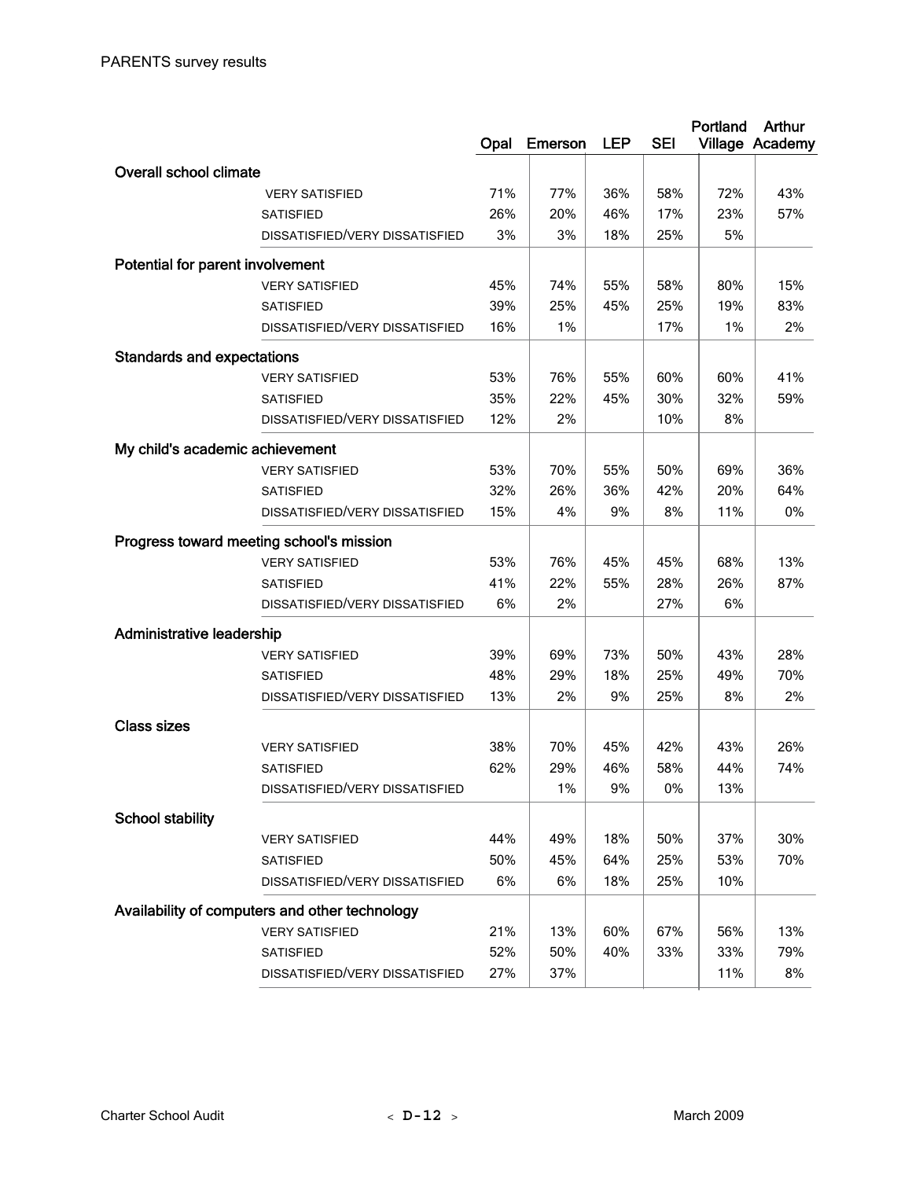PARENTS survey results

| | | Opal | Emerson | LEP | SEI | Portland Village | Arthur Academy |
|---|---|---|---|---|---|---|---|
| **Overall school climate** | | | | | | | |
| | VERY SATISFIED | 71% | 77% | 36% | 58% | 72% | 43% |
| | SATISFIED | 26% | 20% | 46% | 17% | 23% | 57% |
| | DISSATISFIED/VERY DISSATISFIED | 3% | 3% | 18% | 25% | 5% | |
| **Potential for parent involvement** | | | | | | | |
| | VERY SATISFIED | 45% | 74% | 55% | 58% | 80% | 15% |
| | SATISFIED | 39% | 25% | 45% | 25% | 19% | 83% |
| | DISSATISFIED/VERY DISSATISFIED | 16% | 1% | | 17% | 1% | 2% |
| **Standards and expectations** | | | | | | | |
| | VERY SATISFIED | 53% | 76% | 55% | 60% | 60% | 41% |
| | SATISFIED | 35% | 22% | 45% | 30% | 32% | 59% |
| | DISSATISFIED/VERY DISSATISFIED | 12% | 2% | | 10% | 8% | |
| **My child's academic achievement** | | | | | | | |
| | VERY SATISFIED | 53% | 70% | 55% | 50% | 69% | 36% |
| | SATISFIED | 32% | 26% | 36% | 42% | 20% | 64% |
| | DISSATISFIED/VERY DISSATISFIED | 15% | 4% | 9% | 8% | 11% | 0% |
| **Progress toward meeting school's mission** | | | | | | | |
| | VERY SATISFIED | 53% | 76% | 45% | 45% | 68% | 13% |
| | SATISFIED | 41% | 22% | 55% | 28% | 26% | 87% |
| | DISSATISFIED/VERY DISSATISFIED | 6% | 2% | | 27% | 6% | |
| **Administrative leadership** | | | | | | | |
| | VERY SATISFIED | 39% | 69% | 73% | 50% | 43% | 28% |
| | SATISFIED | 48% | 29% | 18% | 25% | 49% | 70% |
| | DISSATISFIED/VERY DISSATISFIED | 13% | 2% | 9% | 25% | 8% | 2% |
| **Class sizes** | | | | | | | |
| | VERY SATISFIED | 38% | 70% | 45% | 42% | 43% | 26% |
| | SATISFIED | 62% | 29% | 46% | 58% | 44% | 74% |
| | DISSATISFIED/VERY DISSATISFIED | | 1% | 9% | 0% | 13% | |
| **School stability** | | | | | | | |
| | VERY SATISFIED | 44% | 49% | 18% | 50% | 37% | 30% |
| | SATISFIED | 50% | 45% | 64% | 25% | 53% | 70% |
| | DISSATISFIED/VERY DISSATISFIED | 6% | 6% | 18% | 25% | 10% | |
| **Availability of computers and other technology** | | | | | | | |
| | VERY SATISFIED | 21% | 13% | 60% | 67% | 56% | 13% |
| | SATISFIED | 52% | 50% | 40% | 33% | 33% | 79% |
| | DISSATISFIED/VERY DISSATISFIED | 27% | 37% | | | 11% | 8% |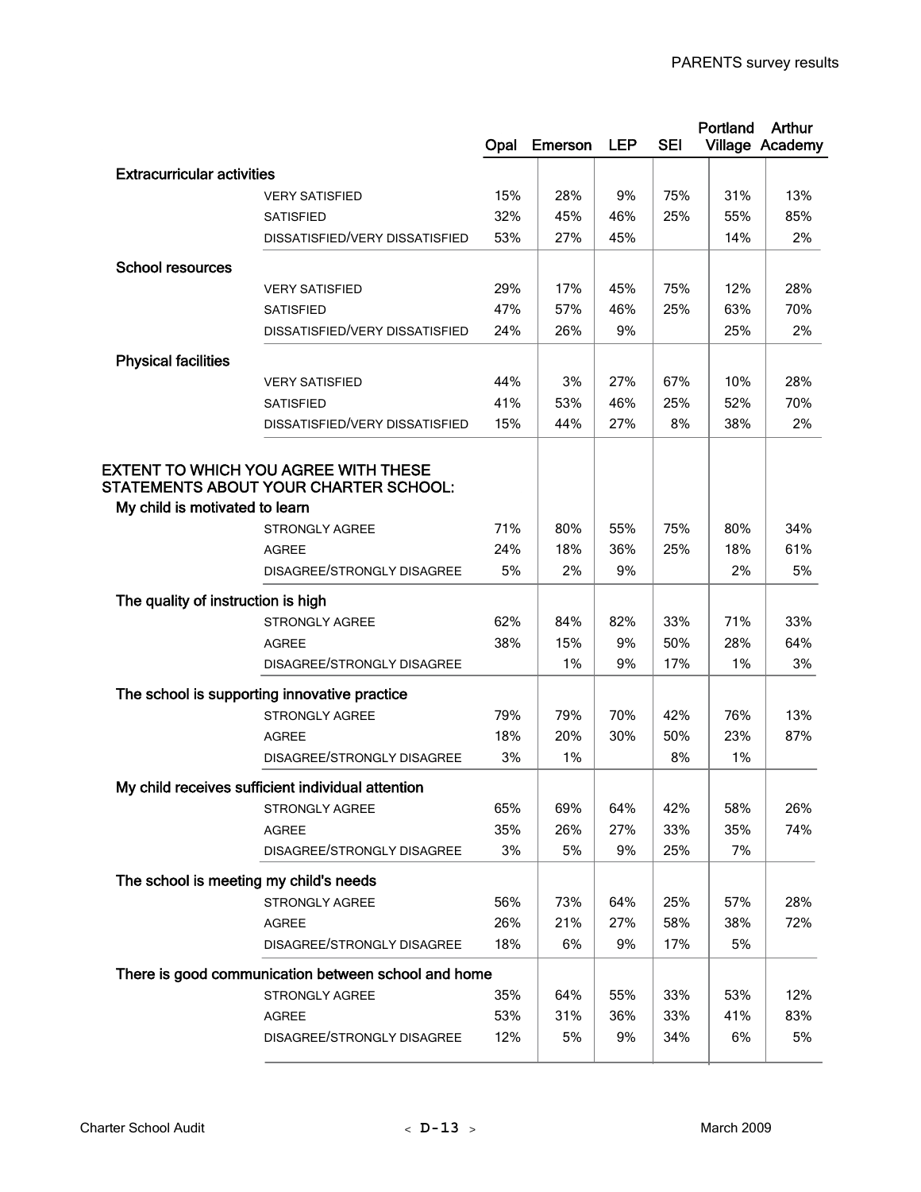| | | Opal | Emerson | LEP | SEI | Portland Village | Arthur Academy |
|---|---|---|---|---|---|---|---|
| **Extracurricular activities** | | | | | | | |
| | VERY SATISFIED | 15% | 28% | 9% | 75% | 31% | 13% |
| | SATISFIED | 32% | 45% | 46% | 25% | 55% | 85% |
| | DISSATISFIED/VERY DISSATISFIED | 53% | 27% | 45% | | 14% | 2% |
| **School resources** | | | | | | | |
| | VERY SATISFIED | 29% | 17% | 45% | 75% | 12% | 28% |
| | SATISFIED | 47% | 57% | 46% | 25% | 63% | 70% |
| | DISSATISFIED/VERY DISSATISFIED | 24% | 26% | 9% | | 25% | 2% |
| **Physical facilities** | | | | | | | |
| | VERY SATISFIED | 44% | 3% | 27% | 67% | 10% | 28% |
| | SATISFIED | 41% | 53% | 46% | 25% | 52% | 70% |
| | DISSATISFIED/VERY DISSATISFIED | 15% | 44% | 27% | 8% | 38% | 2% |
| **EXTENT TO WHICH YOU AGREE WITH THESE STATEMENTS ABOUT YOUR CHARTER SCHOOL:** | | | | | | | |
| **My child is motivated to learn** | | | | | | | |
| | STRONGLY AGREE | 71% | 80% | 55% | 75% | 80% | 34% |
| | AGREE | 24% | 18% | 36% | 25% | 18% | 61% |
| | DISAGREE/STRONGLY DISAGREE | 5% | 2% | 9% | | 2% | 5% |
| **The quality of instruction is high** | | | | | | | |
| | STRONGLY AGREE | 62% | 84% | 82% | 33% | 71% | 33% |
| | AGREE | 38% | 15% | 9% | 50% | 28% | 64% |
| | DISAGREE/STRONGLY DISAGREE | | 1% | 9% | 17% | 1% | 3% |
| **The school is supporting innovative practice** | | | | | | | |
| | STRONGLY AGREE | 79% | 79% | 70% | 42% | 76% | 13% |
| | AGREE | 18% | 20% | 30% | 50% | 23% | 87% |
| | DISAGREE/STRONGLY DISAGREE | 3% | 1% | | 8% | 1% | |
| **My child receives sufficient individual attention** | | | | | | | |
| | STRONGLY AGREE | 65% | 69% | 64% | 42% | 58% | 26% |
| | AGREE | 35% | 26% | 27% | 33% | 35% | 74% |
| | DISAGREE/STRONGLY DISAGREE | 3% | 5% | 9% | 25% | 7% | |
| **The school is meeting my child's needs** | | | | | | | |
| | STRONGLY AGREE | 56% | 73% | 64% | 25% | 57% | 28% |
| | AGREE | 26% | 21% | 27% | 58% | 38% | 72% |
| | DISAGREE/STRONGLY DISAGREE | 18% | 6% | 9% | 17% | 5% | |
| **There is good communication between school and home** | | | | | | | |
| | STRONGLY AGREE | 35% | 64% | 55% | 33% | 53% | 12% |
| | AGREE | 53% | 31% | 36% | 33% | 41% | 83% |
| | DISAGREE/STRONGLY DISAGREE | 12% | 5% | 9% | 34% | 6% | 5% |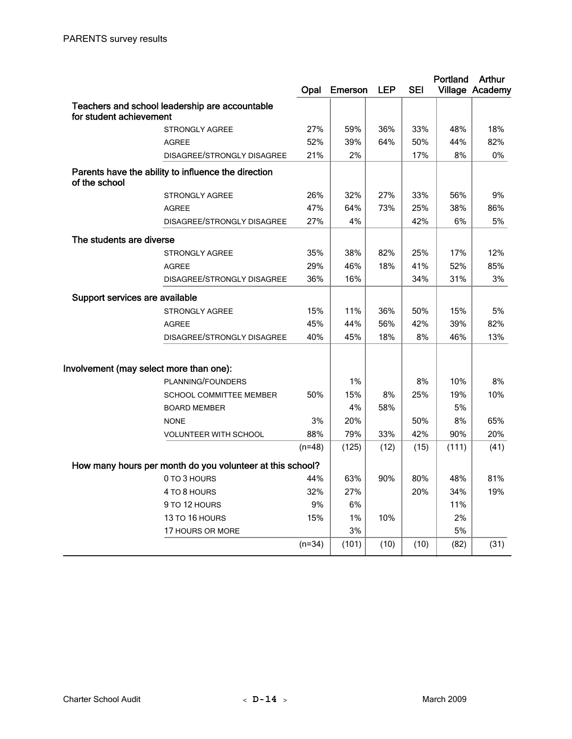PARENTS survey results

| | Opal | Emerson | LEP | SEI | Portland Village | Arthur Academy |
|---|---|---|---|---|---|---|
| **Teachers and school leadership are accountable for student achievement** | | | | | | |
| STRONGLY AGREE | 27% | 59% | 36% | 33% | 48% | 18% |
| AGREE | 52% | 39% | 64% | 50% | 44% | 82% |
| DISAGREE/STRONGLY DISAGREE | 21% | 2% | | 17% | 8% | 0% |
| **Parents have the ability to influence the direction of the school** | | | | | | |
| STRONGLY AGREE | 26% | 32% | 27% | 33% | 56% | 9% |
| AGREE | 47% | 64% | 73% | 25% | 38% | 86% |
| DISAGREE/STRONGLY DISAGREE | 27% | 4% | | 42% | 6% | 5% |
| **The students are diverse** | | | | | | |
| STRONGLY AGREE | 35% | 38% | 82% | 25% | 17% | 12% |
| AGREE | 29% | 46% | 18% | 41% | 52% | 85% |
| DISAGREE/STRONGLY DISAGREE | 36% | 16% | | 34% | 31% | 3% |
| **Support services are available** | | | | | | |
| STRONGLY AGREE | 15% | 11% | 36% | 50% | 15% | 5% |
| AGREE | 45% | 44% | 56% | 42% | 39% | 82% |
| DISAGREE/STRONGLY DISAGREE | 40% | 45% | 18% | 8% | 46% | 13% |
| **Involvement (may select more than one):** | | | | | | |
| PLANNING/FOUNDERS | | 1% | | 8% | 10% | 8% |
| SCHOOL COMMITTEE MEMBER | 50% | 15% | 8% | 25% | 19% | 10% |
| BOARD MEMBER | | 4% | 58% | | 5% | |
| NONE | 3% | 20% | | 50% | 8% | 65% |
| VOLUNTEER WITH SCHOOL | 88% | 79% | 33% | 42% | 90% | 20% |
| | (n=48) | (125) | (12) | (15) | (111) | (41) |
| **How many hours per month do you volunteer at this school?** | | | | | | |
| 0 TO 3 HOURS | 44% | 63% | 90% | 80% | 48% | 81% |
| 4 TO 8 HOURS | 32% | 27% | | 20% | 34% | 19% |
| 9 TO 12 HOURS | 9% | 6% | | | 11% | |
| 13 TO 16 HOURS | 15% | 1% | 10% | | 2% | |
| 17 HOURS OR MORE | | 3% | | | 5% | |
| | (n=34) | (101) | (10) | (10) | (82) | (31) |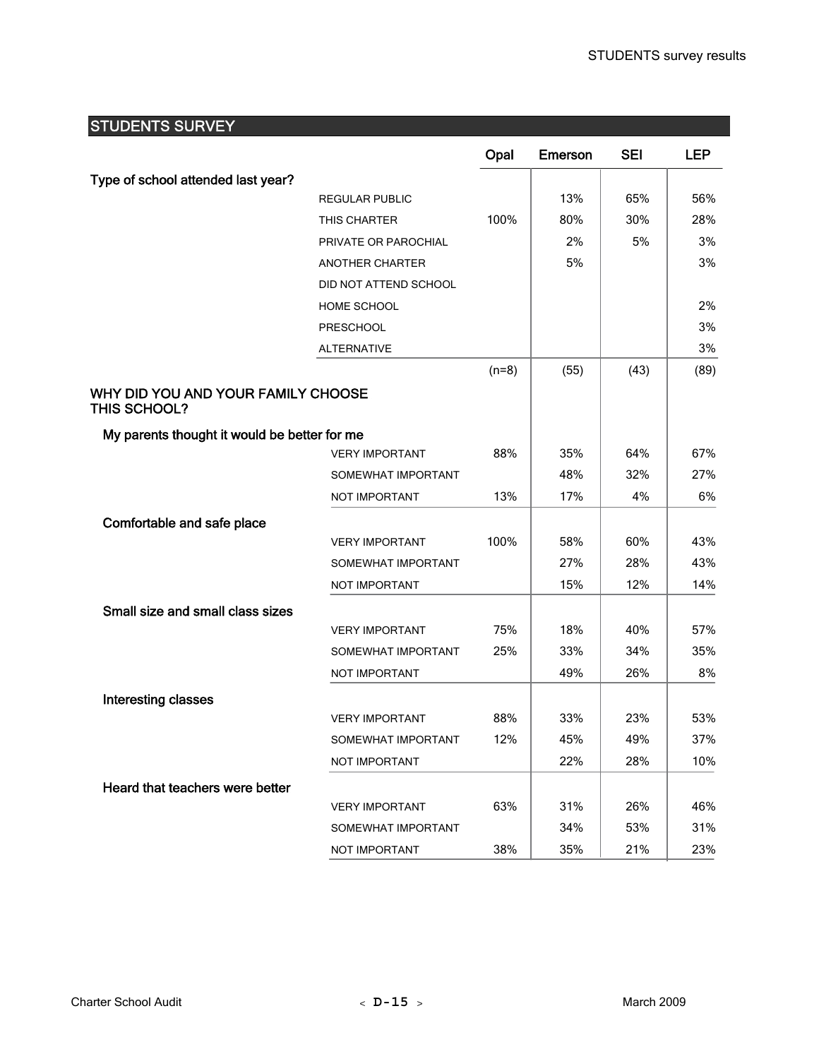## STUDENTS SURVEY

| | | Opal | Emerson | SEI | LEP |
|---|---|---|---|---|---|
| **Type of school attended last year?** | | | | | |
| | REGULAR PUBLIC | | 13% | 65% | 56% |
| | THIS CHARTER | 100% | 80% | 30% | 28% |
| | PRIVATE OR PAROCHIAL | | 2% | 5% | 3% |
| | ANOTHER CHARTER | | 5% | | 3% |
| | DID NOT ATTEND SCHOOL | | | | |
| | HOME SCHOOL | | | | 2% |
| | PRESCHOOL | | | | 3% |
| | ALTERNATIVE | | | | 3% |
| | | (n=8) | (55) | (43) | (89) |
| **WHY DID YOU AND YOUR FAMILY CHOOSE THIS SCHOOL?** | | | | | |
| **My parents thought it would be better for me** | | | | | |
| | VERY IMPORTANT | 88% | 35% | 64% | 67% |
| | SOMEWHAT IMPORTANT | | 48% | 32% | 27% |
| | NOT IMPORTANT | 13% | 17% | 4% | 6% |
| **Comfortable and safe place** | | | | | |
| | VERY IMPORTANT | 100% | 58% | 60% | 43% |
| | SOMEWHAT IMPORTANT | | 27% | 28% | 43% |
| | NOT IMPORTANT | | 15% | 12% | 14% |
| **Small size and small class sizes** | | | | | |
| | VERY IMPORTANT | 75% | 18% | 40% | 57% |
| | SOMEWHAT IMPORTANT | 25% | 33% | 34% | 35% |
| | NOT IMPORTANT | | 49% | 26% | 8% |
| **Interesting classes** | | | | | |
| | VERY IMPORTANT | 88% | 33% | 23% | 53% |
| | SOMEWHAT IMPORTANT | 12% | 45% | 49% | 37% |
| | NOT IMPORTANT | | 22% | 28% | 10% |
| **Heard that teachers were better** | | | | | |
| | VERY IMPORTANT | 63% | 31% | 26% | 46% |
| | SOMEWHAT IMPORTANT | | 34% | 53% | 31% |
| | NOT IMPORTANT | 38% | 35% | 21% | 23% |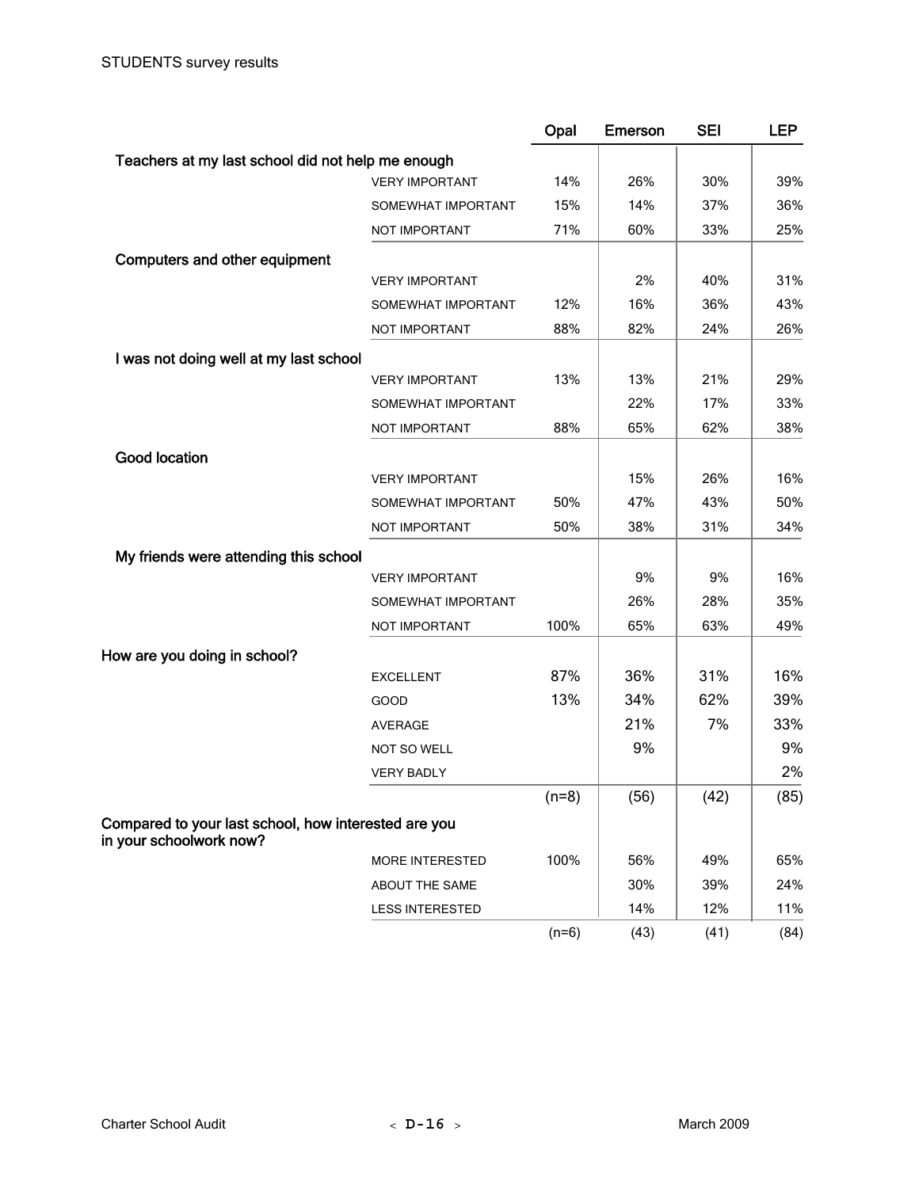STUDENTS survey results

| | | Opal | Emerson | SEI | LEP |
|---|---|---|---|---|---|
| **Teachers at my last school did not help me enough** | | | | | |
| | VERY IMPORTANT | 14% | 26% | 30% | 39% |
| | SOMEWHAT IMPORTANT | 15% | 14% | 37% | 36% |
| | NOT IMPORTANT | 71% | 60% | 33% | 25% |
| **Computers and other equipment** | | | | | |
| | VERY IMPORTANT | | 2% | 40% | 31% |
| | SOMEWHAT IMPORTANT | 12% | 16% | 36% | 43% |
| | NOT IMPORTANT | 88% | 82% | 24% | 26% |
| **I was not doing well at my last school** | | | | | |
| | VERY IMPORTANT | 13% | 13% | 21% | 29% |
| | SOMEWHAT IMPORTANT | | 22% | 17% | 33% |
| | NOT IMPORTANT | 88% | 65% | 62% | 38% |
| **Good location** | | | | | |
| | VERY IMPORTANT | | 15% | 26% | 16% |
| | SOMEWHAT IMPORTANT | 50% | 47% | 43% | 50% |
| | NOT IMPORTANT | 50% | 38% | 31% | 34% |
| **My friends were attending this school** | | | | | |
| | VERY IMPORTANT | | 9% | 9% | 16% |
| | SOMEWHAT IMPORTANT | | 26% | 28% | 35% |
| | NOT IMPORTANT | 100% | 65% | 63% | 49% |
| **How are you doing in school?** | | | | | |
| | EXCELLENT | 87% | 36% | 31% | 16% |
| | GOOD | 13% | 34% | 62% | 39% |
| | AVERAGE | | 21% | 7% | 33% |
| | NOT SO WELL | | 9% | | 9% |
| | VERY BADLY | | | | 2% |
| | | (n=8) | (56) | (42) | (85) |
| **Compared to your last school, how interested are you in your schoolwork now?** | | | | | |
| | MORE INTERESTED | 100% | 56% | 49% | 65% |
| | ABOUT THE SAME | | 30% | 39% | 24% |
| | LESS INTERESTED | | 14% | 12% | 11% |
| | | (n=6) | (43) | (41) | (84) |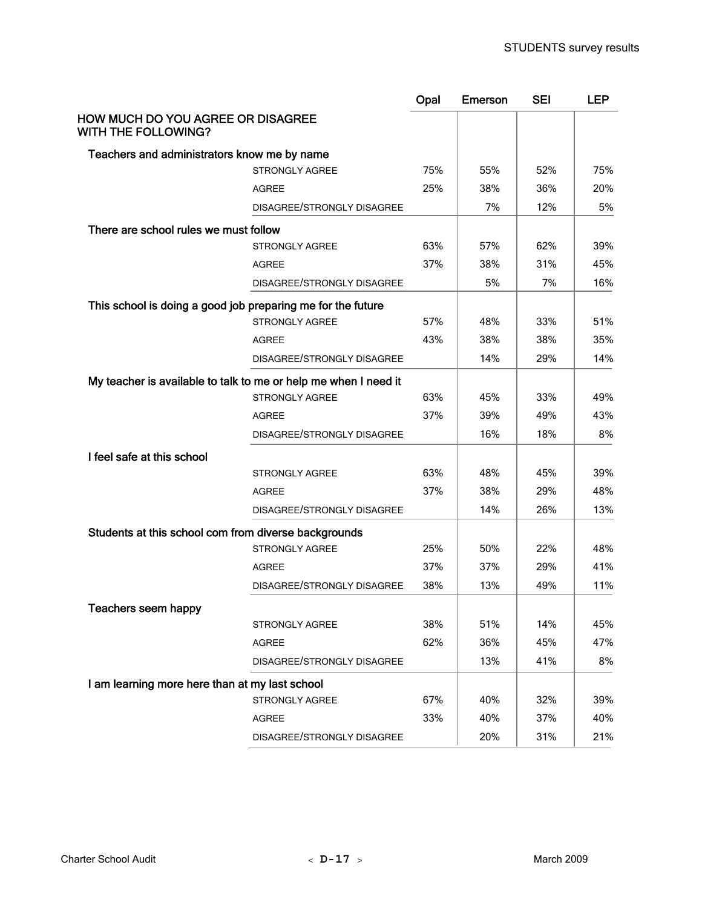| HOW MUCH DO YOU AGREE OR DISAGREE WITH THE FOLLOWING? | | Opal | Emerson | SEI | LEP |
|---|---|---|---|---|---|
| **Teachers and administrators know me by name** | | | | | |
| | STRONGLY AGREE | 75% | 55% | 52% | 75% |
| | AGREE | 25% | 38% | 36% | 20% |
| | DISAGREE/STRONGLY DISAGREE | | 7% | 12% | 5% |
| **There are school rules we must follow** | | | | | |
| | STRONGLY AGREE | 63% | 57% | 62% | 39% |
| | AGREE | 37% | 38% | 31% | 45% |
| | DISAGREE/STRONGLY DISAGREE | | 5% | 7% | 16% |
| **This school is doing a good job preparing me for the future** | | | | | |
| | STRONGLY AGREE | 57% | 48% | 33% | 51% |
| | AGREE | 43% | 38% | 38% | 35% |
| | DISAGREE/STRONGLY DISAGREE | | 14% | 29% | 14% |
| **My teacher is available to talk to me or help me when I need it** | | | | | |
| | STRONGLY AGREE | 63% | 45% | 33% | 49% |
| | AGREE | 37% | 39% | 49% | 43% |
| | DISAGREE/STRONGLY DISAGREE | | 16% | 18% | 8% |
| **I feel safe at this school** | | | | | |
| | STRONGLY AGREE | 63% | 48% | 45% | 39% |
| | AGREE | 37% | 38% | 29% | 48% |
| | DISAGREE/STRONGLY DISAGREE | | 14% | 26% | 13% |
| **Students at this school com from diverse backgrounds** | | | | | |
| | STRONGLY AGREE | 25% | 50% | 22% | 48% |
| | AGREE | 37% | 37% | 29% | 41% |
| | DISAGREE/STRONGLY DISAGREE | 38% | 13% | 49% | 11% |
| **Teachers seem happy** | | | | | |
| | STRONGLY AGREE | 38% | 51% | 14% | 45% |
| | AGREE | 62% | 36% | 45% | 47% |
| | DISAGREE/STRONGLY DISAGREE | | 13% | 41% | 8% |
| **I am learning more here than at my last school** | | | | | |
| | STRONGLY AGREE | 67% | 40% | 32% | 39% |
| | AGREE | 33% | 40% | 37% | 40% |
| | DISAGREE/STRONGLY DISAGREE | | 20% | 31% | 21% |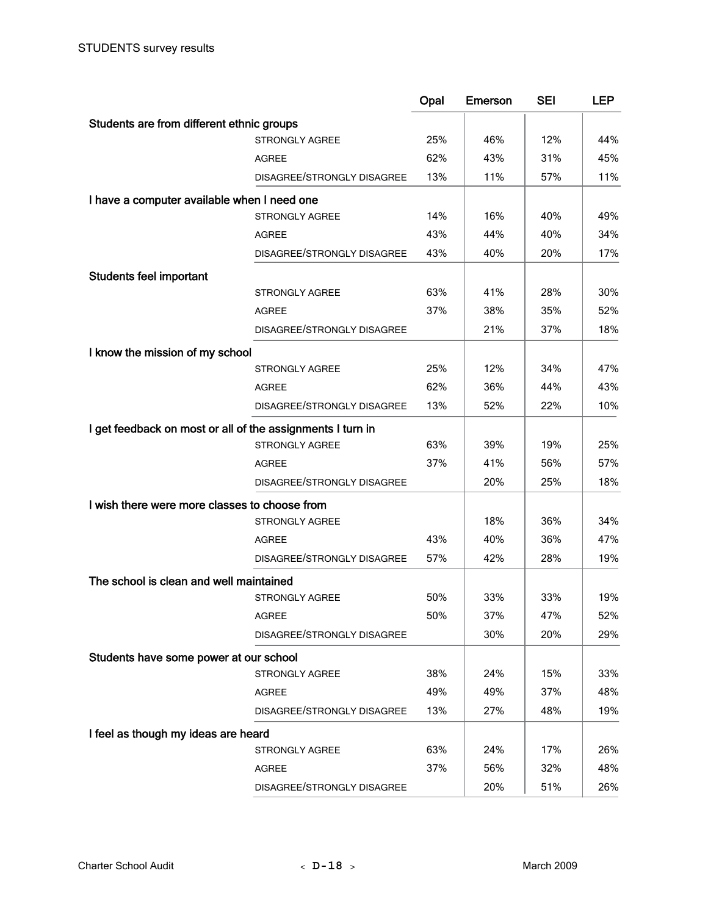STUDENTS survey results

| | | Opal | Emerson | SEI | LEP |
|---|---|---|---|---|---|
| **Students are from different ethnic groups** | | | | | |
| | STRONGLY AGREE | 25% | 46% | 12% | 44% |
| | AGREE | 62% | 43% | 31% | 45% |
| | DISAGREE/STRONGLY DISAGREE | 13% | 11% | 57% | 11% |
| **I have a computer available when I need one** | | | | | |
| | STRONGLY AGREE | 14% | 16% | 40% | 49% |
| | AGREE | 43% | 44% | 40% | 34% |
| | DISAGREE/STRONGLY DISAGREE | 43% | 40% | 20% | 17% |
| **Students feel important** | | | | | |
| | STRONGLY AGREE | 63% | 41% | 28% | 30% |
| | AGREE | 37% | 38% | 35% | 52% |
| | DISAGREE/STRONGLY DISAGREE | | 21% | 37% | 18% |
| **I know the mission of my school** | | | | | |
| | STRONGLY AGREE | 25% | 12% | 34% | 47% |
| | AGREE | 62% | 36% | 44% | 43% |
| | DISAGREE/STRONGLY DISAGREE | 13% | 52% | 22% | 10% |
| **I get feedback on most or all of the assignments I turn in** | | | | | |
| | STRONGLY AGREE | 63% | 39% | 19% | 25% |
| | AGREE | 37% | 41% | 56% | 57% |
| | DISAGREE/STRONGLY DISAGREE | | 20% | 25% | 18% |
| **I wish there were more classes to choose from** | | | | | |
| | STRONGLY AGREE | | 18% | 36% | 34% |
| | AGREE | 43% | 40% | 36% | 47% |
| | DISAGREE/STRONGLY DISAGREE | 57% | 42% | 28% | 19% |
| **The school is clean and well maintained** | | | | | |
| | STRONGLY AGREE | 50% | 33% | 33% | 19% |
| | AGREE | 50% | 37% | 47% | 52% |
| | DISAGREE/STRONGLY DISAGREE | | 30% | 20% | 29% |
| **Students have some power at our school** | | | | | |
| | STRONGLY AGREE | 38% | 24% | 15% | 33% |
| | AGREE | 49% | 49% | 37% | 48% |
| | DISAGREE/STRONGLY DISAGREE | 13% | 27% | 48% | 19% |
| **I feel as though my ideas are heard** | | | | | |
| | STRONGLY AGREE | 63% | 24% | 17% | 26% |
| | AGREE | 37% | 56% | 32% | 48% |
| | DISAGREE/STRONGLY DISAGREE | | 20% | 51% | 26% |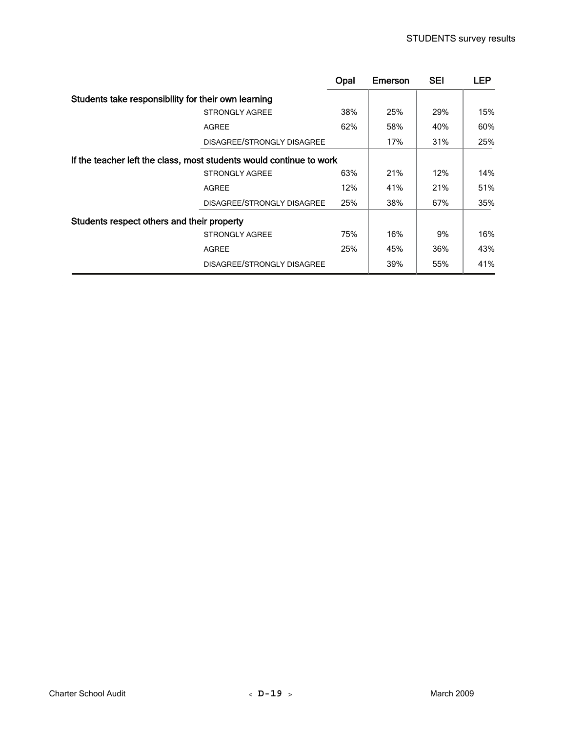| | Opal | Emerson | SEI | LEP |
|---|---|---|---|---|
| **Students take responsibility for their own learning** | | | | |
| STRONGLY AGREE | 38% | 25% | 29% | 15% |
| AGREE | 62% | 58% | 40% | 60% |
| DISAGREE/STRONGLY DISAGREE | | 17% | 31% | 25% |
| **If the teacher left the class, most students would continue to work** | | | | |
| STRONGLY AGREE | 63% | 21% | 12% | 14% |
| AGREE | 12% | 41% | 21% | 51% |
| DISAGREE/STRONGLY DISAGREE | 25% | 38% | 67% | 35% |
| **Students respect others and their property** | | | | |
| STRONGLY AGREE | 75% | 16% | 9% | 16% |
| AGREE | 25% | 45% | 36% | 43% |
| DISAGREE/STRONGLY DISAGREE | | 39% | 55% | 41% |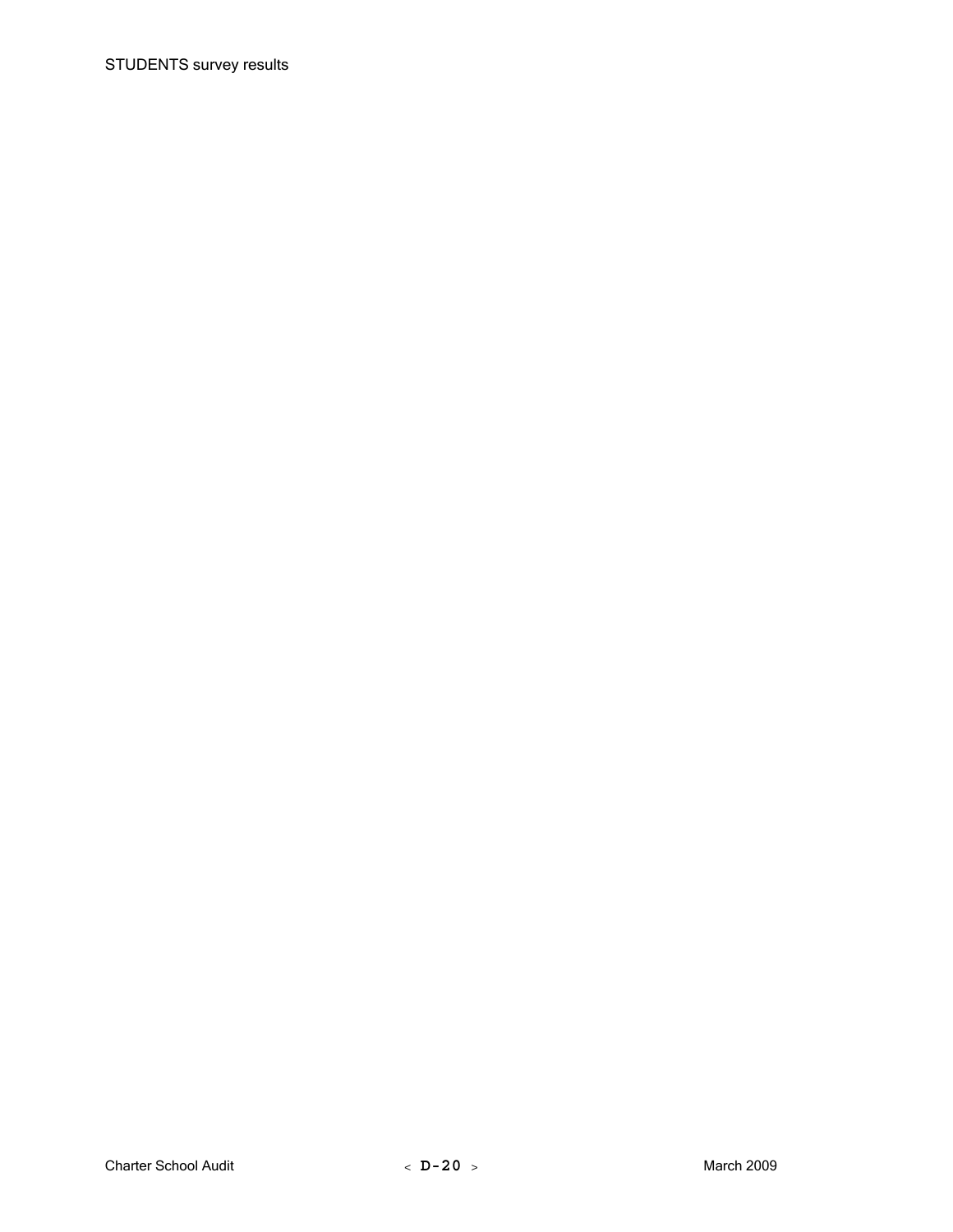STUDENTS survey results